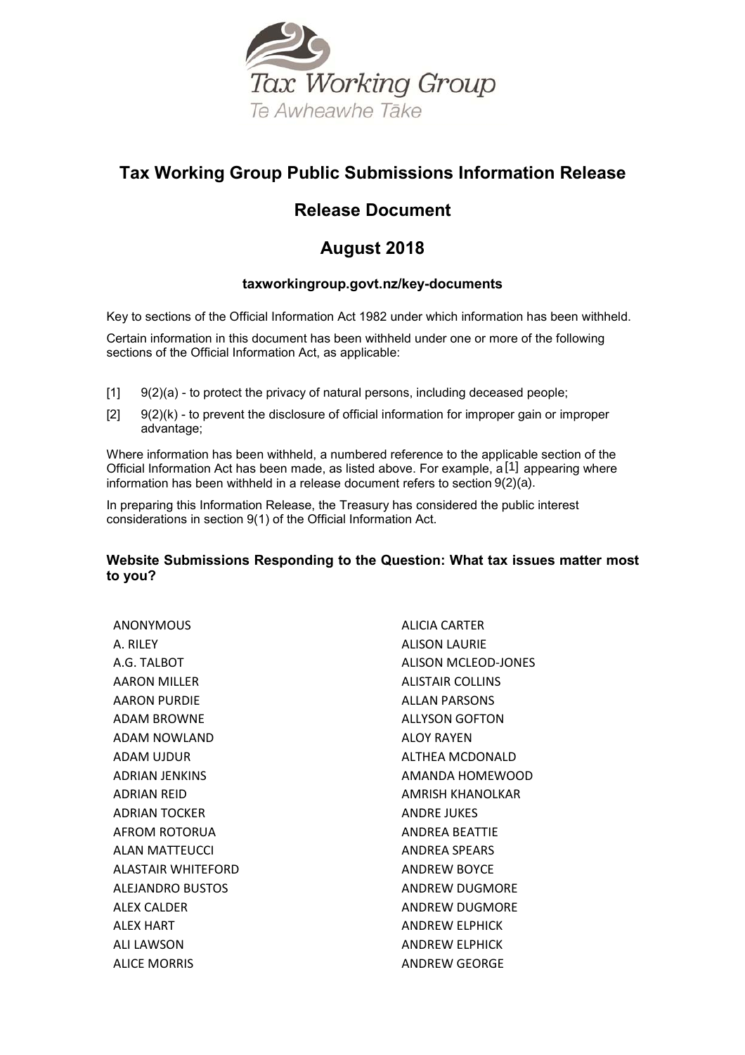Tax Working Group

Te Awheawhe Tāke

# Tax Working Group Public Submissions Information Release

## Release Document

## August 2018

**taxworkingroup.govt.nz/key-documents**

Key to sections of the Official Information Act 1982 under which information has been withheld.

Certain information in this document has been withheld under one or more of the following sections of the Official Information Act, as applicable:

[1] 9(2)(a) - to protect the privacy of natural persons, including deceased people;

[2] 9(2)(k) - to prevent the disclosure of official information for improper gain or improper advantage;

Where information has been withheld, a numbered reference to the applicable section of the Official Information Act has been made, as listed above. For example, a [1] appearing where information has been withheld in a release document refers to section 9(2)(a).

In preparing this Information Release, the Treasury has considered the public interest considerations in section 9(1) of the Official Information Act.

### Website Submissions Responding to the Question: What tax issues matter most to you?

ANONYMOUS
A. RILEY
A.G. TALBOT
AARON MILLER
AARON PURDIE
ADAM BROWNE
ADAM NOWLAND
ADAM UJDUR
ADRIAN JENKINS
ADRIAN REID
ADRIAN TOCKER
AFROM ROTORUA
ALAN MATTEUCCI
ALASTAIR WHITEFORD
ALEJANDRO BUSTOS
ALEX CALDER
ALEX HART
ALI LAWSON
ALICE MORRIS
ALICIA CARTER
ALISON LAURIE
ALISON MCLEOD-JONES
ALISTAIR COLLINS
ALLAN PARSONS
ALLYSON GOFTON
ALOY RAYEN
ALTHEA MCDONALD
AMANDA HOMEWOOD
AMRISH KHANOLKAR
ANDRE JUKES
ANDREA BEATTIE
ANDREA SPEARS
ANDREW BOYCE
ANDREW DUGMORE
ANDREW DUGMORE
ANDREW ELPHICK
ANDREW ELPHICK
ANDREW GEORGE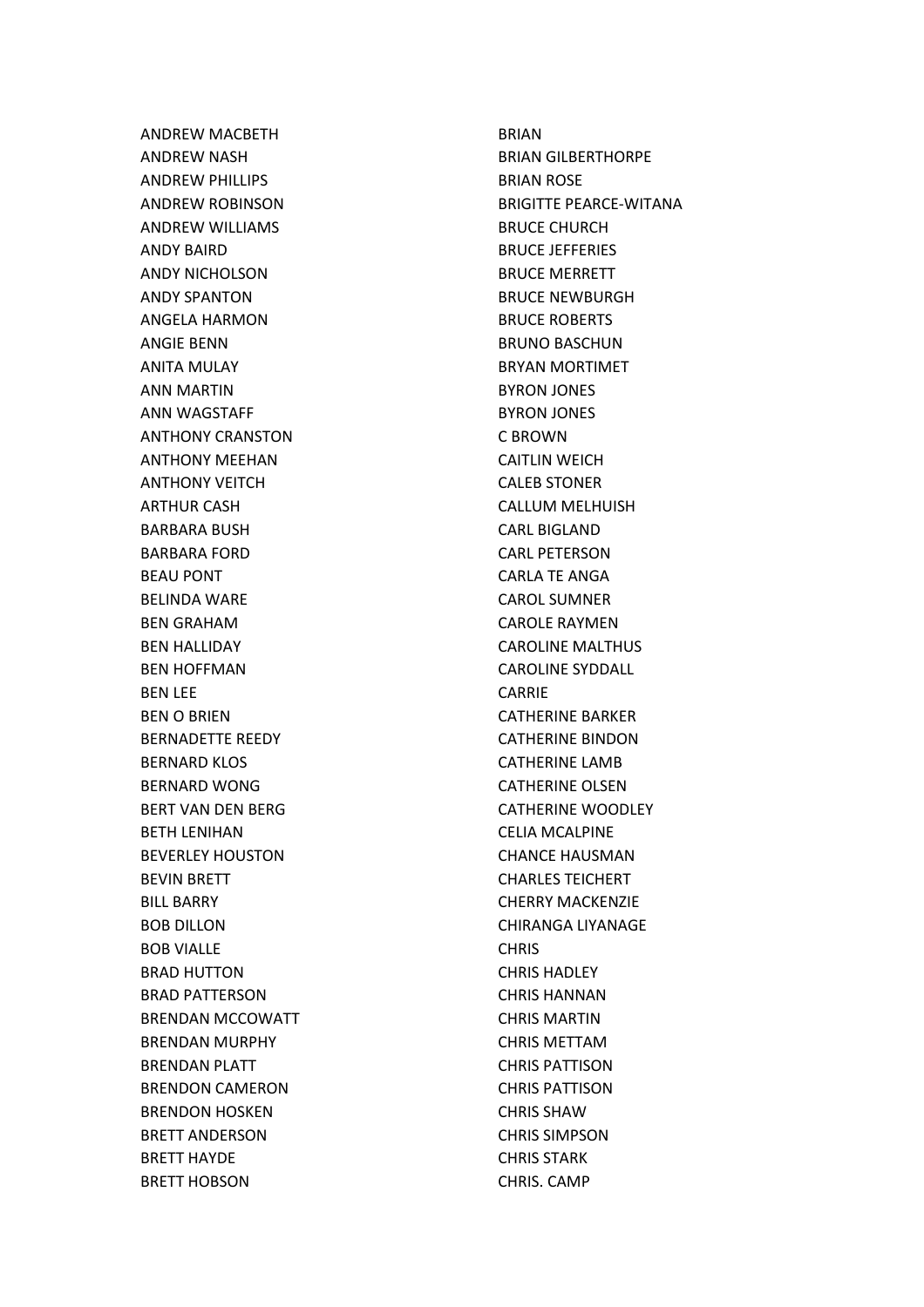ANDREW MACBETH
ANDREW NASH
ANDREW PHILLIPS
ANDREW ROBINSON
ANDREW WILLIAMS
ANDY BAIRD
ANDY NICHOLSON
ANDY SPANTON
ANGELA HARMON
ANGIE BENN
ANITA MULAY
ANN MARTIN
ANN WAGSTAFF
ANTHONY CRANSTON
ANTHONY MEEHAN
ANTHONY VEITCH
ARTHUR CASH
BARBARA BUSH
BARBARA FORD
BEAU PONT
BELINDA WARE
BEN GRAHAM
BEN HALLIDAY
BEN HOFFMAN
BEN LEE
BEN O BRIEN
BERNADETTE REEDY
BERNARD KLOS
BERNARD WONG
BERT VAN DEN BERG
BETH LENIHAN
BEVERLEY HOUSTON
BEVIN BRETT
BILL BARRY
BOB DILLON
BOB VIALLE
BRAD HUTTON
BRAD PATTERSON
BRENDAN MCCOWATT
BRENDAN MURPHY
BRENDAN PLATT
BRENDON CAMERON
BRENDON HOSKEN
BRETT ANDERSON
BRETT HAYDE
BRETT HOBSON
BRIAN
BRIAN GILBERTHORPE
BRIAN ROSE
BRIGITTE PEARCE-WITANA
BRUCE CHURCH
BRUCE JEFFERIES
BRUCE MERRETT
BRUCE NEWBURGH
BRUCE ROBERTS
BRUNO BASCHUN
BRYAN MORTIMET
BYRON JONES
BYRON JONES
C BROWN
CAITLIN WEICH
CALEB STONER
CALLUM MELHUISH
CARL BIGLAND
CARL PETERSON
CARLA TE ANGA
CAROL SUMNER
CAROLE RAYMEN
CAROLINE MALTHUS
CAROLINE SYDDALL
CARRIE
CATHERINE BARKER
CATHERINE BINDON
CATHERINE LAMB
CATHERINE OLSEN
CATHERINE WOODLEY
CELIA MCALPINE
CHANCE HAUSMAN
CHARLES TEICHERT
CHERRY MACKENZIE
CHIRANGA LIYANAGE
CHRIS
CHRIS HADLEY
CHRIS HANNAN
CHRIS MARTIN
CHRIS METTAM
CHRIS PATTISON
CHRIS PATTISON
CHRIS SHAW
CHRIS SIMPSON
CHRIS STARK
CHRIS. CAMP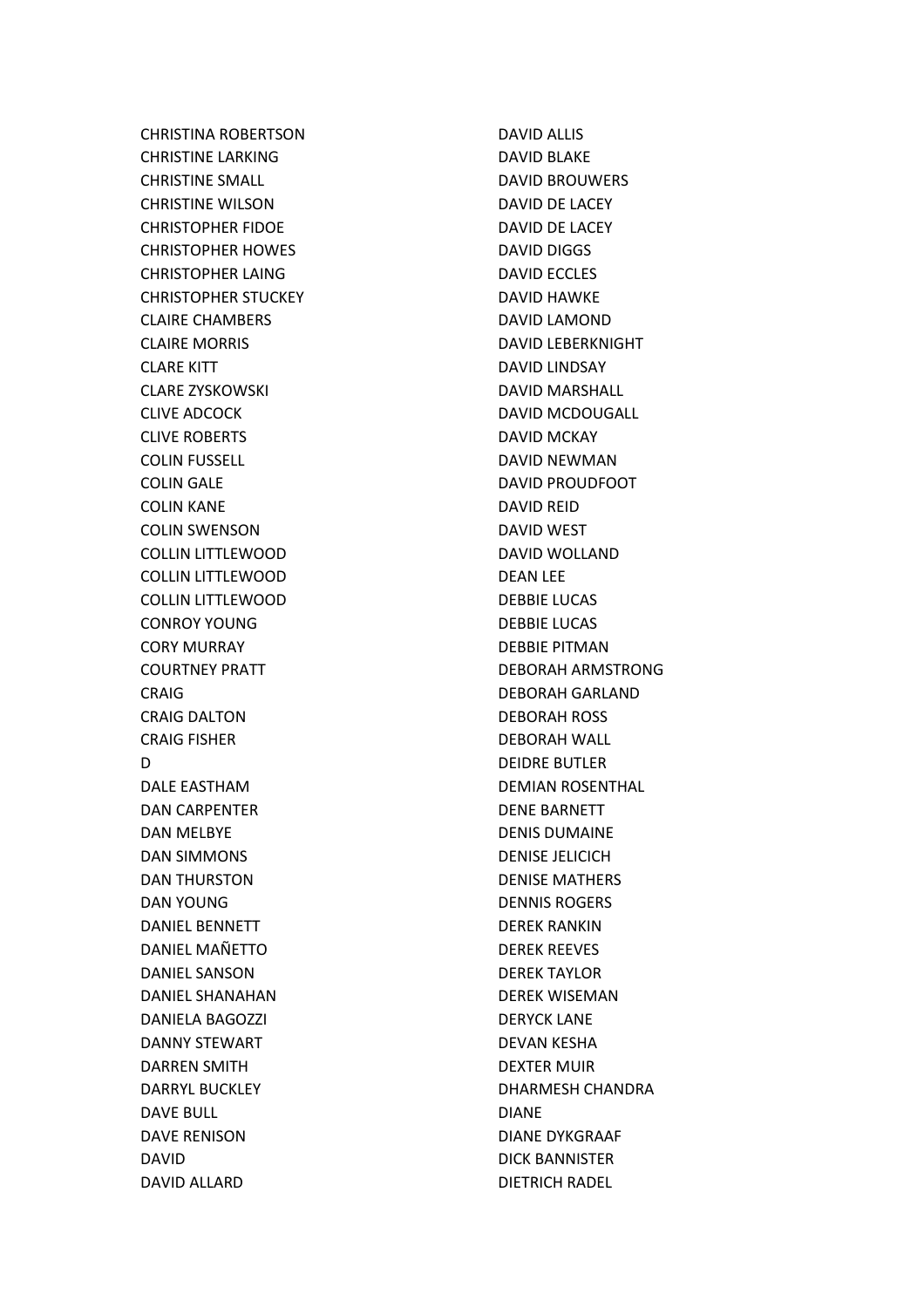CHRISTINA ROBERTSON
CHRISTINE LARKING
CHRISTINE SMALL
CHRISTINE WILSON
CHRISTOPHER FIDOE
CHRISTOPHER HOWES
CHRISTOPHER LAING
CHRISTOPHER STUCKEY
CLAIRE CHAMBERS
CLAIRE MORRIS
CLARE KITT
CLARE ZYSKOWSKI
CLIVE ADCOCK
CLIVE ROBERTS
COLIN FUSSELL
COLIN GALE
COLIN KANE
COLIN SWENSON
COLLIN LITTLEWOOD
COLLIN LITTLEWOOD
COLLIN LITTLEWOOD
CONROY YOUNG
CORY MURRAY
COURTNEY PRATT
CRAIG
CRAIG DALTON
CRAIG FISHER
D
DALE EASTHAM
DAN CARPENTER
DAN MELBYE
DAN SIMMONS
DAN THURSTON
DAN YOUNG
DANIEL BENNETT
DANIEL MAÑETTO
DANIEL SANSON
DANIEL SHANAHAN
DANIELA BAGOZZI
DANNY STEWART
DARREN SMITH
DARRYL BUCKLEY
DAVE BULL
DAVE RENISON
DAVID
DAVID ALLARD
DAVID ALLIS
DAVID BLAKE
DAVID BROUWERS
DAVID DE LACEY
DAVID DE LACEY
DAVID DIGGS
DAVID ECCLES
DAVID HAWKE
DAVID LAMOND
DAVID LEBERKNIGHT
DAVID LINDSAY
DAVID MARSHALL
DAVID MCDOUGALL
DAVID MCKAY
DAVID NEWMAN
DAVID PROUDFOOT
DAVID REID
DAVID WEST
DAVID WOLLAND
DEAN LEE
DEBBIE LUCAS
DEBBIE LUCAS
DEBBIE PITMAN
DEBORAH ARMSTRONG
DEBORAH GARLAND
DEBORAH ROSS
DEBORAH WALL
DEIDRE BUTLER
DEMIAN ROSENTHAL
DENE BARNETT
DENIS DUMAINE
DENISE JELICICH
DENISE MATHERS
DENNIS ROGERS
DEREK RANKIN
DEREK REEVES
DEREK TAYLOR
DEREK WISEMAN
DERYCK LANE
DEVAN KESHA
DEXTER MUIR
DHARMESH CHANDRA
DIANE
DIANE DYKGRAAF
DICK BANNISTER
DIETRICH RADEL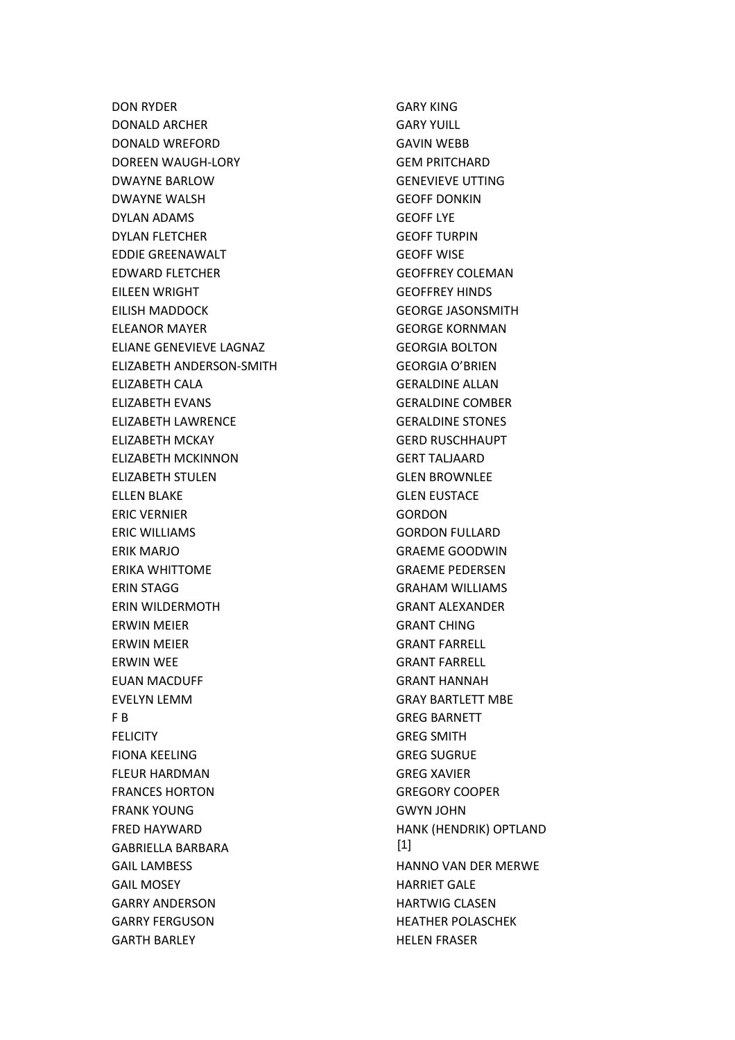DON RYDER
DONALD ARCHER
DONALD WREFORD
DOREEN WAUGH-LORY
DWAYNE BARLOW
DWAYNE WALSH
DYLAN ADAMS
DYLAN FLETCHER
EDDIE GREENAWALT
EDWARD FLETCHER
EILEEN WRIGHT
EILISH MADDOCK
ELEANOR MAYER
ELIANE GENEVIEVE LAGNAZ
ELIZABETH ANDERSON-SMITH
ELIZABETH CALA
ELIZABETH EVANS
ELIZABETH LAWRENCE
ELIZABETH MCKAY
ELIZABETH MCKINNON
ELIZABETH STULEN
ELLEN BLAKE
ERIC VERNIER
ERIC WILLIAMS
ERIK MARJO
ERIKA WHITTOME
ERIN STAGG
ERIN WILDERMOTH
ERWIN MEIER
ERWIN MEIER
ERWIN WEE
EUAN MACDUFF
EVELYN LEMM
F B
FELICITY
FIONA KEELING
FLEUR HARDMAN
FRANCES HORTON
FRANK YOUNG
FRED HAYWARD
GABRIELLA BARBARA
GAIL LAMBESS
GAIL MOSEY
GARRY ANDERSON
GARRY FERGUSON
GARTH BARLEY
GARY KING
GARY YUILL
GAVIN WEBB
GEM PRITCHARD
GENEVIEVE UTTING
GEOFF DONKIN
GEOFF LYE
GEOFF TURPIN
GEOFF WISE
GEOFFREY COLEMAN
GEOFFREY HINDS
GEORGE JASONSMITH
GEORGE KORNMAN
GEORGIA BOLTON
GEORGIA O'BRIEN
GERALDINE ALLAN
GERALDINE COMBER
GERALDINE STONES
GERD RUSCHHAUPT
GERT TALJAARD
GLEN BROWNLEE
GLEN EUSTACE
GORDON
GORDON FULLARD
GRAEME GOODWIN
GRAEME PEDERSEN
GRAHAM WILLIAMS
GRANT ALEXANDER
GRANT CHING
GRANT FARRELL
GRANT FARRELL
GRANT HANNAH
GRAY BARTLETT MBE
GREG BARNETT
GREG SMITH
GREG SUGRUE
GREG XAVIER
GREGORY COOPER
GWYN JOHN
HANK (HENDRIK) OPTLAND [1]
HANNO VAN DER MERWE
HARRIET GALE
HARTWIG CLASEN
HEATHER POLASCHEK
HELEN FRASER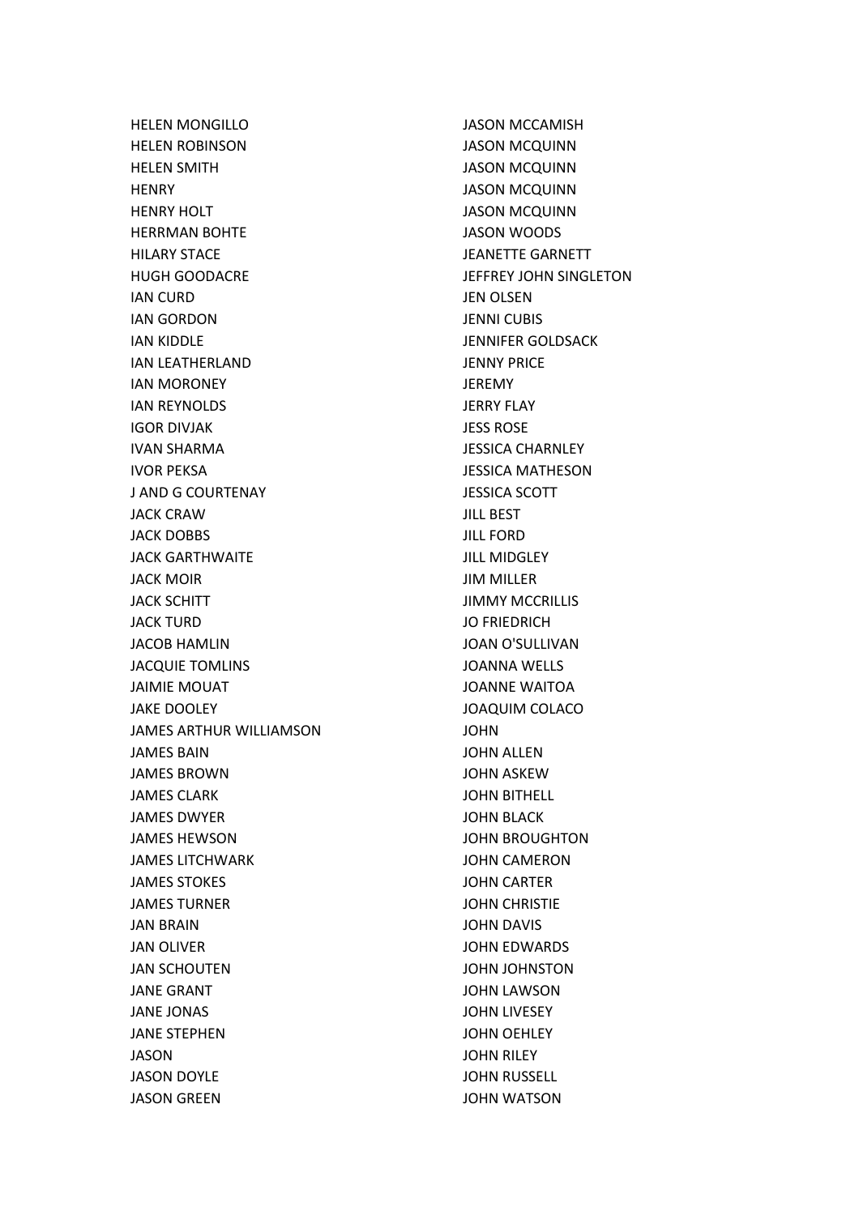HELEN MONGILLO
HELEN ROBINSON
HELEN SMITH
HENRY
HENRY HOLT
HERRMAN BOHTE
HILARY STACE
HUGH GOODACRE
IAN CURD
IAN GORDON
IAN KIDDLE
IAN LEATHERLAND
IAN MORONEY
IAN REYNOLDS
IGOR DIVJAK
IVAN SHARMA
IVOR PEKSA
J AND G COURTENAY
JACK CRAW
JACK DOBBS
JACK GARTHWAITE
JACK MOIR
JACK SCHITT
JACK TURD
JACOB HAMLIN
JACQUIE TOMLINS
JAIMIE MOUAT
JAKE DOOLEY
JAMES ARTHUR WILLIAMSON
JAMES BAIN
JAMES BROWN
JAMES CLARK
JAMES DWYER
JAMES HEWSON
JAMES LITCHWARK
JAMES STOKES
JAMES TURNER
JAN BRAIN
JAN OLIVER
JAN SCHOUTEN
JANE GRANT
JANE JONAS
JANE STEPHEN
JASON
JASON DOYLE
JASON GREEN
JASON MCCAMISH
JASON MCQUINN
JASON MCQUINN
JASON MCQUINN
JASON MCQUINN
JASON WOODS
JEANETTE GARNETT
JEFFREY JOHN SINGLETON
JEN OLSEN
JENNI CUBIS
JENNIFER GOLDSACK
JENNY PRICE
JEREMY
JERRY FLAY
JESS ROSE
JESSICA CHARNLEY
JESSICA MATHESON
JESSICA SCOTT
JILL BEST
JILL FORD
JILL MIDGLEY
JIM MILLER
JIMMY MCCRILLIS
JO FRIEDRICH
JOAN O'SULLIVAN
JOANNA WELLS
JOANNE WAITOA
JOAQUIM COLACO
JOHN
JOHN ALLEN
JOHN ASKEW
JOHN BITHELL
JOHN BLACK
JOHN BROUGHTON
JOHN CAMERON
JOHN CARTER
JOHN CHRISTIE
JOHN DAVIS
JOHN EDWARDS
JOHN JOHNSTON
JOHN LAWSON
JOHN LIVESEY
JOHN OEHLEY
JOHN RILEY
JOHN RUSSELL
JOHN WATSON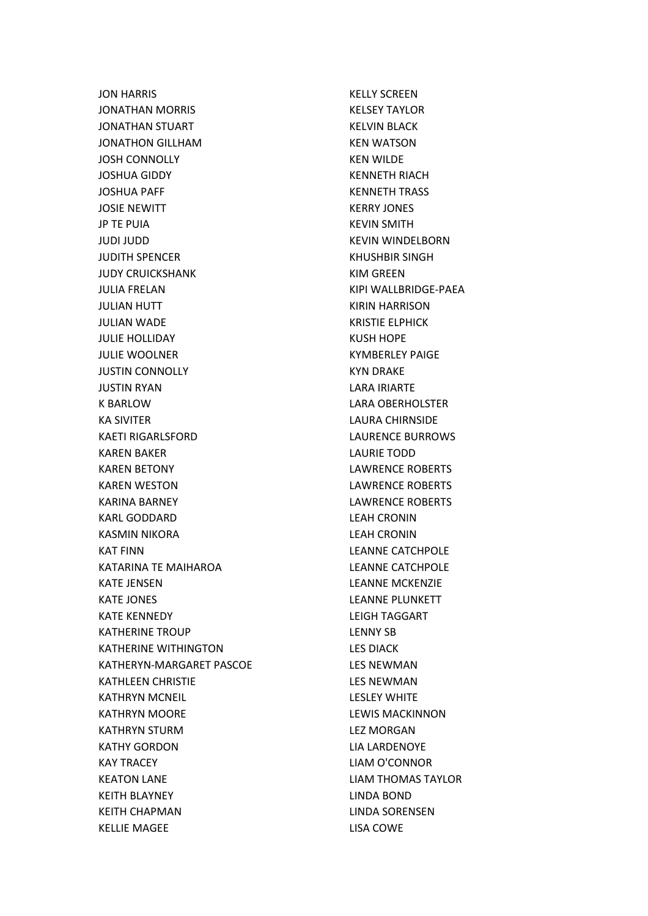JON HARRIS
JONATHAN MORRIS
JONATHAN STUART
JONATHON GILLHAM
JOSH CONNOLLY
JOSHUA GIDDY
JOSHUA PAFF
JOSIE NEWITT
JP TE PUIA
JUDI JUDD
JUDITH SPENCER
JUDY CRUICKSHANK
JULIA FRELAN
JULIAN HUTT
JULIAN WADE
JULIE HOLLIDAY
JULIE WOOLNER
JUSTIN CONNOLLY
JUSTIN RYAN
K BARLOW
KA SIVITER
KAETI RIGARLSFORD
KAREN BAKER
KAREN BETONY
KAREN WESTON
KARINA BARNEY
KARL GODDARD
KASMIN NIKORA
KAT FINN
KATARINA TE MAIHAROA
KATE JENSEN
KATE JONES
KATE KENNEDY
KATHERINE TROUP
KATHERINE WITHINGTON
KATHERYN-MARGARET PASCOE
KATHLEEN CHRISTIE
KATHRYN MCNEIL
KATHRYN MOORE
KATHRYN STURM
KATHY GORDON
KAY TRACEY
KEATON LANE
KEITH BLAYNEY
KEITH CHAPMAN
KELLIE MAGEE
KELLY SCREEN
KELSEY TAYLOR
KELVIN BLACK
KEN WATSON
KEN WILDE
KENNETH RIACH
KENNETH TRASS
KERRY JONES
KEVIN SMITH
KEVIN WINDELBORN
KHUSHBIR SINGH
KIM GREEN
KIPI WALLBRIDGE-PAEA
KIRIN HARRISON
KRISTIE ELPHICK
KUSH HOPE
KYMBERLEY PAIGE
KYN DRAKE
LARA IRIARTE
LARA OBERHOLSTER
LAURA CHIRNSIDE
LAURENCE BURROWS
LAURIE TODD
LAWRENCE ROBERTS
LAWRENCE ROBERTS
LAWRENCE ROBERTS
LEAH CRONIN
LEAH CRONIN
LEANNE CATCHPOLE
LEANNE CATCHPOLE
LEANNE MCKENZIE
LEANNE PLUNKETT
LEIGH TAGGART
LENNY SB
LES DIACK
LES NEWMAN
LES NEWMAN
LESLEY WHITE
LEWIS MACKINNON
LEZ MORGAN
LIA LARDENOYE
LIAM O'CONNOR
LIAM THOMAS TAYLOR
LINDA BOND
LINDA SORENSEN
LISA COWE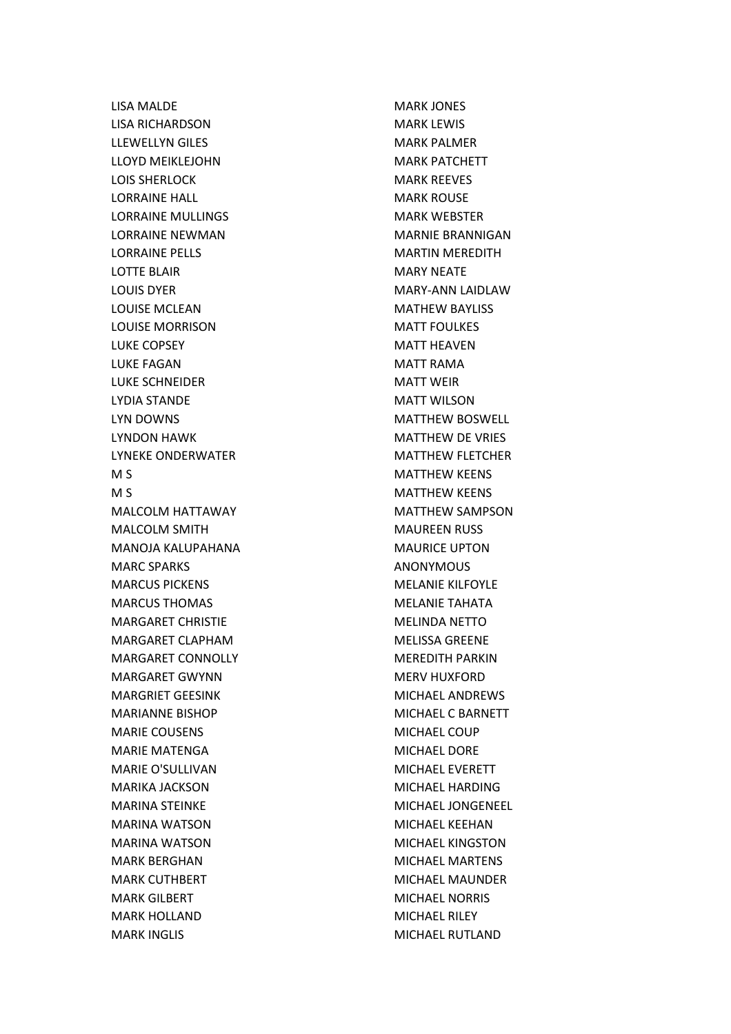LISA MALDE
LISA RICHARDSON
LLEWELLYN GILES
LLOYD MEIKLEJOHN
LOIS SHERLOCK
LORRAINE HALL
LORRAINE MULLINGS
LORRAINE NEWMAN
LORRAINE PELLS
LOTTE BLAIR
LOUIS DYER
LOUISE MCLEAN
LOUISE MORRISON
LUKE COPSEY
LUKE FAGAN
LUKE SCHNEIDER
LYDIA STANDE
LYN DOWNS
LYNDON HAWK
LYNEKE ONDERWATER
M S
M S
MALCOLM HATTAWAY
MALCOLM SMITH
MANOJA KALUPAHANA
MARC SPARKS
MARCUS PICKENS
MARCUS THOMAS
MARGARET CHRISTIE
MARGARET CLAPHAM
MARGARET CONNOLLY
MARGARET GWYNN
MARGRIET GEESINK
MARIANNE BISHOP
MARIE COUSENS
MARIE MATENGA
MARIE O'SULLIVAN
MARIKA JACKSON
MARINA STEINKE
MARINA WATSON
MARINA WATSON
MARK BERGHAN
MARK CUTHBERT
MARK GILBERT
MARK HOLLAND
MARK INGLIS
MARK JONES
MARK LEWIS
MARK PALMER
MARK PATCHETT
MARK REEVES
MARK ROUSE
MARK WEBSTER
MARNIE BRANNIGAN
MARTIN MEREDITH
MARY NEATE
MARY-ANN LAIDLAW
MATHEW BAYLISS
MATT FOULKES
MATT HEAVEN
MATT RAMA
MATT WEIR
MATT WILSON
MATTHEW BOSWELL
MATTHEW DE VRIES
MATTHEW FLETCHER
MATTHEW KEENS
MATTHEW KEENS
MATTHEW SAMPSON
MAUREEN RUSS
MAURICE UPTON
ANONYMOUS
MELANIE KILFOYLE
MELANIE TAHATA
MELINDA NETTO
MELISSA GREENE
MEREDITH PARKIN
MERV HUXFORD
MICHAEL ANDREWS
MICHAEL C BARNETT
MICHAEL COUP
MICHAEL DORE
MICHAEL EVERETT
MICHAEL HARDING
MICHAEL JONGENEEL
MICHAEL KEEHAN
MICHAEL KINGSTON
MICHAEL MARTENS
MICHAEL MAUNDER
MICHAEL NORRIS
MICHAEL RILEY
MICHAEL RUTLAND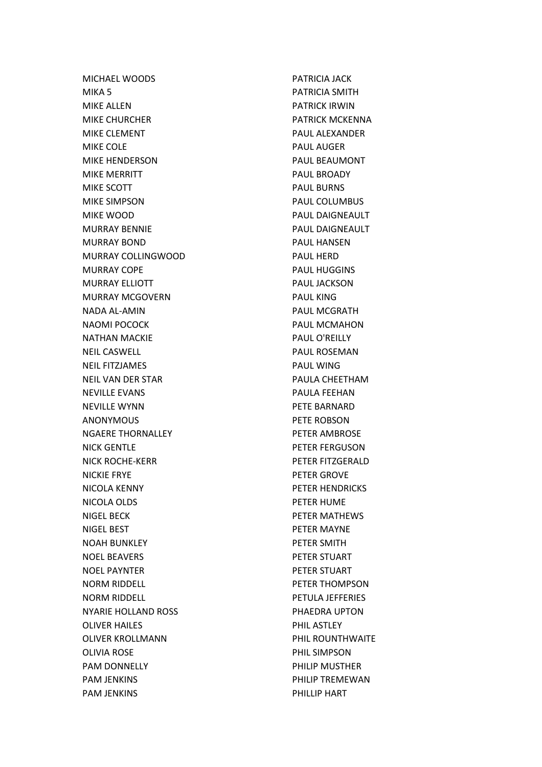MICHAEL WOODS
MIKA 5
MIKE ALLEN
MIKE CHURCHER
MIKE CLEMENT
MIKE COLE
MIKE HENDERSON
MIKE MERRITT
MIKE SCOTT
MIKE SIMPSON
MIKE WOOD
MURRAY BENNIE
MURRAY BOND
MURRAY COLLINGWOOD
MURRAY COPE
MURRAY ELLIOTT
MURRAY MCGOVERN
NADA AL-AMIN
NAOMI POCOCK
NATHAN MACKIE
NEIL CASWELL
NEIL FITZJAMES
NEIL VAN DER STAR
NEVILLE EVANS
NEVILLE WYNN
ANONYMOUS
NGAERE THORNALLEY
NICK GENTLE
NICK ROCHE-KERR
NICKIE FRYE
NICOLA KENNY
NICOLA OLDS
NIGEL BECK
NIGEL BEST
NOAH BUNKLEY
NOEL BEAVERS
NOEL PAYNTER
NORM RIDDELL
NORM RIDDELL
NYARIE HOLLAND ROSS
OLIVER HAILES
OLIVER KROLLMANN
OLIVIA ROSE
PAM DONNELLY
PAM JENKINS
PAM JENKINS
PATRICIA JACK
PATRICIA SMITH
PATRICK IRWIN
PATRICK MCKENNA
PAUL ALEXANDER
PAUL AUGER
PAUL BEAUMONT
PAUL BROADY
PAUL BURNS
PAUL COLUMBUS
PAUL DAIGNEAULT
PAUL DAIGNEAULT
PAUL HANSEN
PAUL HERD
PAUL HUGGINS
PAUL JACKSON
PAUL KING
PAUL MCGRATH
PAUL MCMAHON
PAUL O'REILLY
PAUL ROSEMAN
PAUL WING
PAULA CHEETHAM
PAULA FEEHAN
PETE BARNARD
PETE ROBSON
PETER AMBROSE
PETER FERGUSON
PETER FITZGERALD
PETER GROVE
PETER HENDRICKS
PETER HUME
PETER MATHEWS
PETER MAYNE
PETER SMITH
PETER STUART
PETER STUART
PETER THOMPSON
PETULA JEFFERIES
PHAEDRA UPTON
PHIL ASTLEY
PHIL ROUNTHWAITE
PHIL SIMPSON
PHILIP MUSTHER
PHILIP TREMEWAN
PHILLIP HART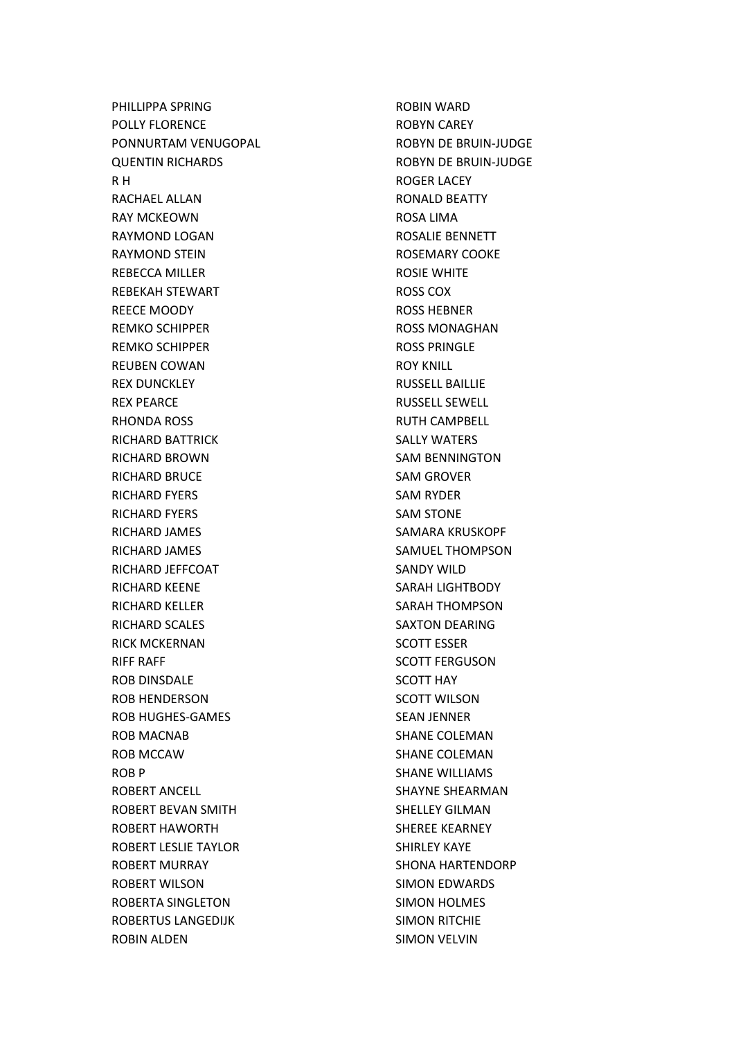PHILLIPPA SPRING
POLLY FLORENCE
PONNURTAM VENUGOPAL
QUENTIN RICHARDS
R H
RACHAEL ALLAN
RAY MCKEOWN
RAYMOND LOGAN
RAYMOND STEIN
REBECCA MILLER
REBEKAH STEWART
REECE MOODY
REMKO SCHIPPER
REMKO SCHIPPER
REUBEN COWAN
REX DUNCKLEY
REX PEARCE
RHONDA ROSS
RICHARD BATTRICK
RICHARD BROWN
RICHARD BRUCE
RICHARD FYERS
RICHARD FYERS
RICHARD JAMES
RICHARD JAMES
RICHARD JEFFCOAT
RICHARD KEENE
RICHARD KELLER
RICHARD SCALES
RICK MCKERNAN
RIFF RAFF
ROB DINSDALE
ROB HENDERSON
ROB HUGHES-GAMES
ROB MACNAB
ROB MCCAW
ROB P
ROBERT ANCELL
ROBERT BEVAN SMITH
ROBERT HAWORTH
ROBERT LESLIE TAYLOR
ROBERT MURRAY
ROBERT WILSON
ROBERTA SINGLETON
ROBERTUS LANGEDIJK
ROBIN ALDEN
ROBIN WARD
ROBYN CAREY
ROBYN DE BRUIN-JUDGE
ROBYN DE BRUIN-JUDGE
ROGER LACEY
RONALD BEATTY
ROSA LIMA
ROSALIE BENNETT
ROSEMARY COOKE
ROSIE WHITE
ROSS COX
ROSS HEBNER
ROSS MONAGHAN
ROSS PRINGLE
ROY KNILL
RUSSELL BAILLIE
RUSSELL SEWELL
RUTH CAMPBELL
SALLY WATERS
SAM BENNINGTON
SAM GROVER
SAM RYDER
SAM STONE
SAMARA KRUSKOPF
SAMUEL THOMPSON
SANDY WILD
SARAH LIGHTBODY
SARAH THOMPSON
SAXTON DEARING
SCOTT ESSER
SCOTT FERGUSON
SCOTT HAY
SCOTT WILSON
SEAN JENNER
SHANE COLEMAN
SHANE COLEMAN
SHANE WILLIAMS
SHAYNE SHEARMAN
SHELLEY GILMAN
SHEREE KEARNEY
SHIRLEY KAYE
SHONA HARTENDORP
SIMON EDWARDS
SIMON HOLMES
SIMON RITCHIE
SIMON VELVIN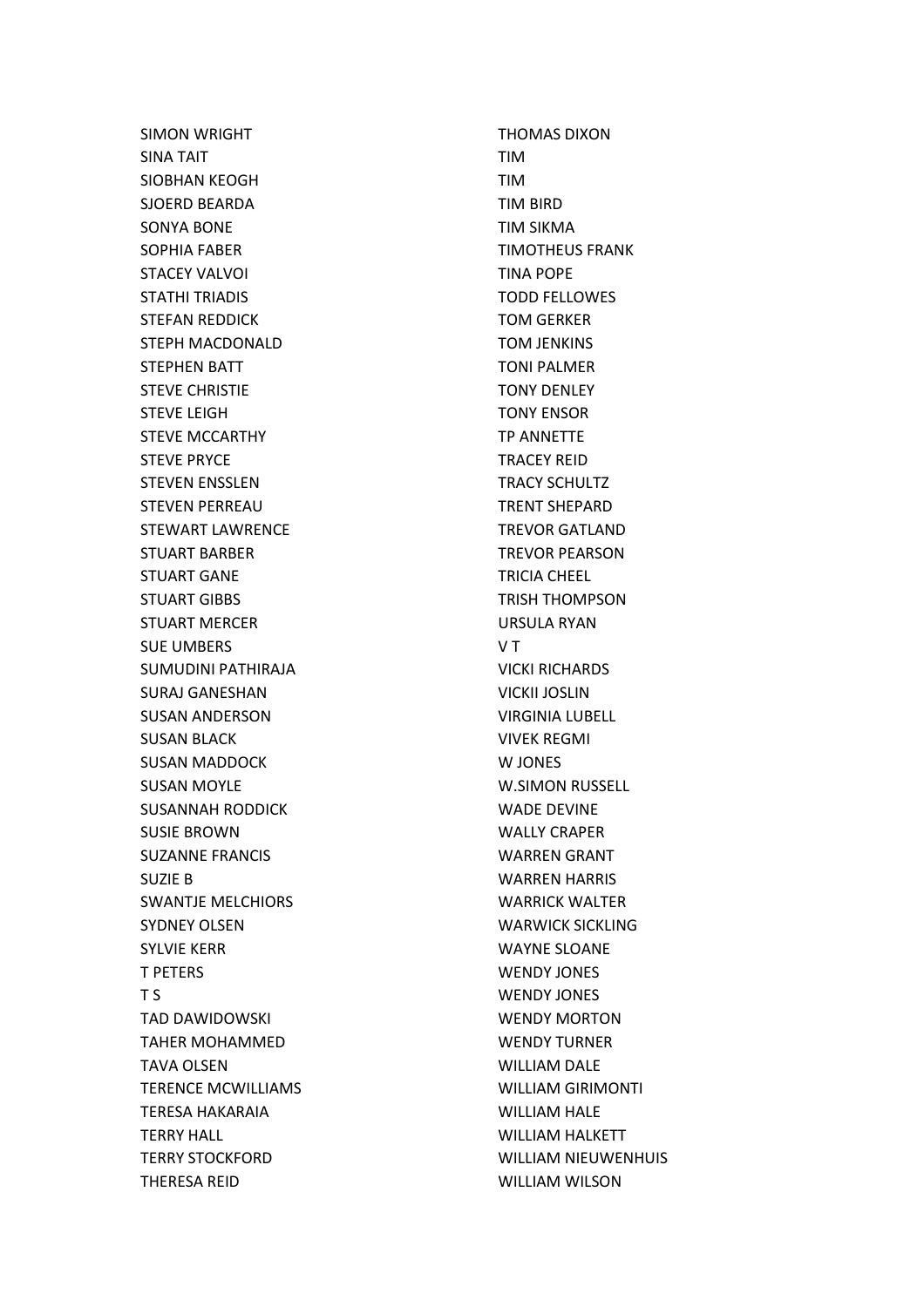SIMON WRIGHT
SINA TAIT
SIOBHAN KEOGH
SJOERD BEARDA
SONYA BONE
SOPHIA FABER
STACEY VALVOI
STATHI TRIADIS
STEFAN REDDICK
STEPH MACDONALD
STEPHEN BATT
STEVE CHRISTIE
STEVE LEIGH
STEVE MCCARTHY
STEVE PRYCE
STEVEN ENSSLEN
STEVEN PERREAU
STEWART LAWRENCE
STUART BARBER
STUART GANE
STUART GIBBS
STUART MERCER
SUE UMBERS
SUMUDINI PATHIRAJA
SURAJ GANESHAN
SUSAN ANDERSON
SUSAN BLACK
SUSAN MADDOCK
SUSAN MOYLE
SUSANNAH RODDICK
SUSIE BROWN
SUZANNE FRANCIS
SUZIE B
SWANTJE MELCHIORS
SYDNEY OLSEN
SYLVIE KERR
T PETERS
T S
TAD DAWIDOWSKI
TAHER MOHAMMED
TAVA OLSEN
TERENCE MCWILLIAMS
TERESA HAKARAIA
TERRY HALL
TERRY STOCKFORD
THERESA REID
THOMAS DIXON
TIM
TIM
TIM BIRD
TIM SIKMA
TIMOTHEUS FRANK
TINA POPE
TODD FELLOWES
TOM GERKER
TOM JENKINS
TONI PALMER
TONY DENLEY
TONY ENSOR
TP ANNETTE
TRACEY REID
TRACY SCHULTZ
TRENT SHEPARD
TREVOR GATLAND
TREVOR PEARSON
TRICIA CHEEL
TRISH THOMPSON
URSULA RYAN
V T
VICKI RICHARDS
VICKII JOSLIN
VIRGINIA LUBELL
VIVEK REGMI
W JONES
W.SIMON RUSSELL
WADE DEVINE
WALLY CRAPER
WARREN GRANT
WARREN HARRIS
WARRICK WALTER
WARWICK SICKLING
WAYNE SLOANE
WENDY JONES
WENDY JONES
WENDY MORTON
WENDY TURNER
WILLIAM DALE
WILLIAM GIRIMONTI
WILLIAM HALE
WILLIAM HALKETT
WILLIAM NIEUWENHUIS
WILLIAM WILSON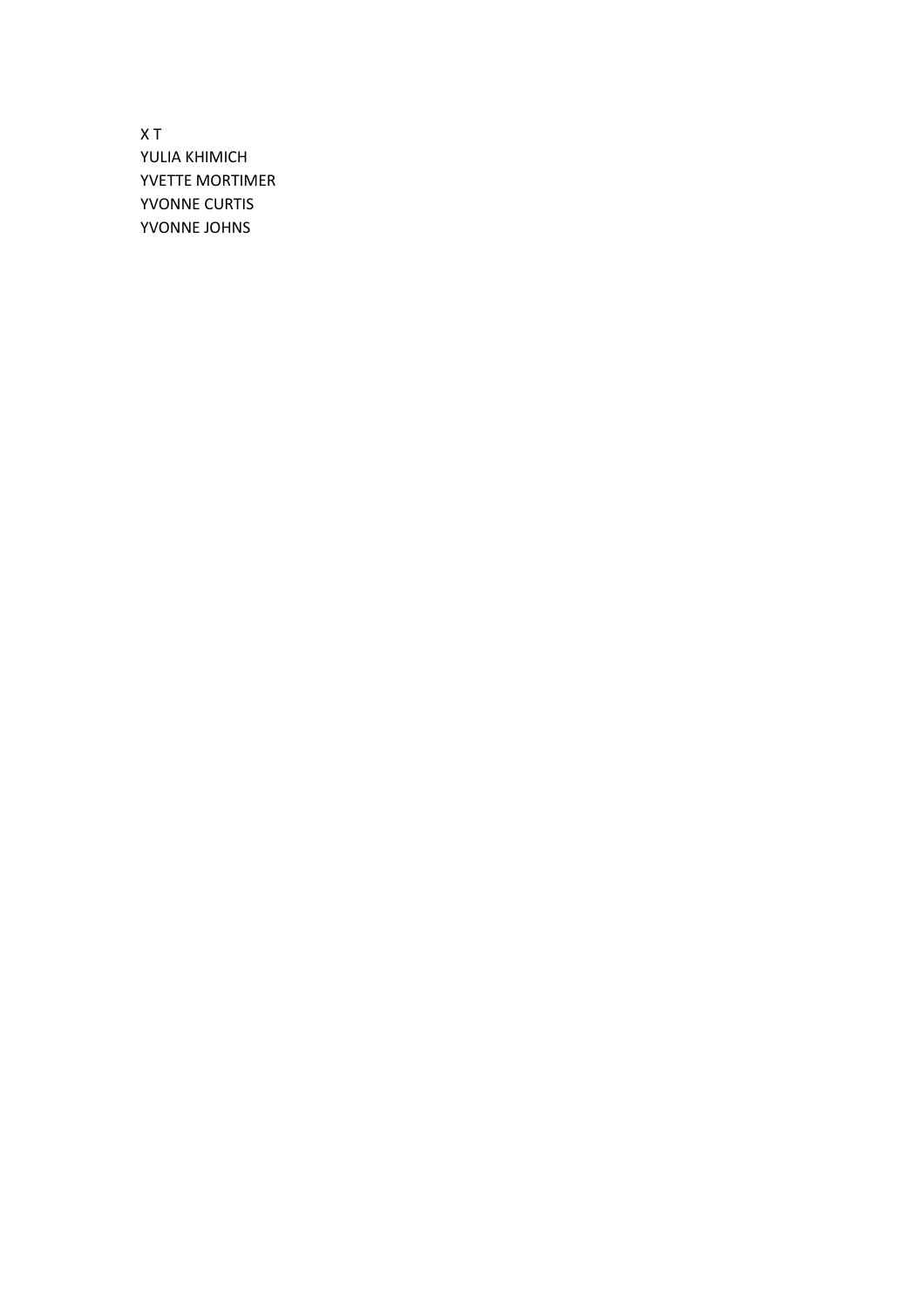X T
YULIA KHIMICH
YVETTE MORTIMER
YVONNE CURTIS
YVONNE JOHNS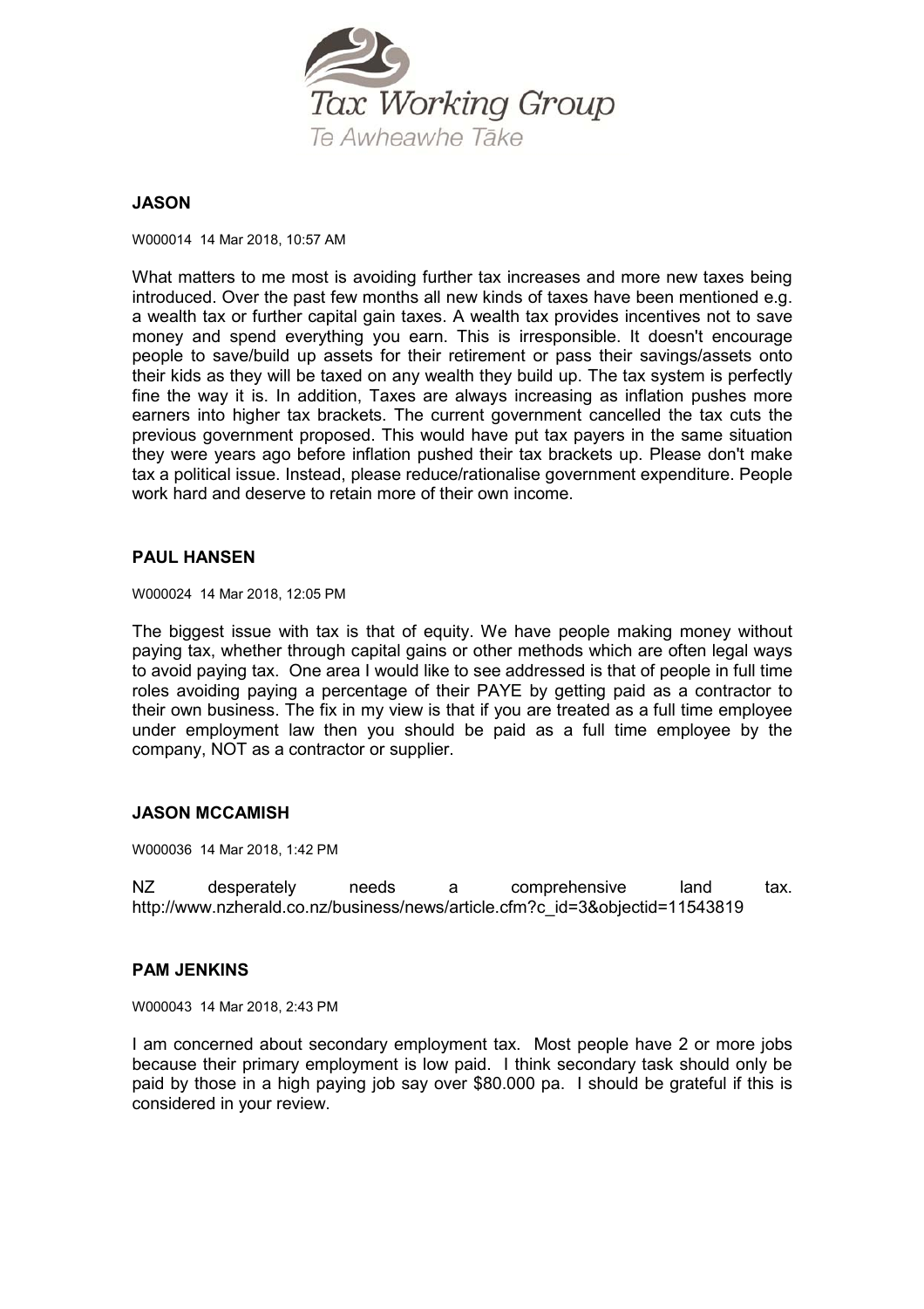## JASON

W000014 14 Mar 2018, 10:57 AM

What matters to me most is avoiding further tax increases and more new taxes being introduced. Over the past few months all new kinds of taxes have been mentioned e.g. a wealth tax or further capital gain taxes. A wealth tax provides incentives not to save money and spend everything you earn. This is irresponsible. It doesn't encourage people to save/build up assets for their retirement or pass their savings/assets onto their kids as they will be taxed on any wealth they build up. The tax system is perfectly fine the way it is. In addition, Taxes are always increasing as inflation pushes more earners into higher tax brackets. The current government cancelled the tax cuts the previous government proposed. This would have put tax payers in the same situation they were years ago before inflation pushed their tax brackets up. Please don't make tax a political issue. Instead, please reduce/rationalise government expenditure. People work hard and deserve to retain more of their own income.

## PAUL HANSEN

W000024 14 Mar 2018, 12:05 PM

The biggest issue with tax is that of equity. We have people making money without paying tax, whether through capital gains or other methods which are often legal ways to avoid paying tax. One area I would like to see addressed is that of people in full time roles avoiding paying a percentage of their PAYE by getting paid as a contractor to their own business. The fix in my view is that if you are treated as a full time employee under employment law then you should be paid as a full time employee by the company, NOT as a contractor or supplier.

## JASON MCCAMISH

W000036 14 Mar 2018, 1:42 PM

NZ desperately needs a comprehensive land tax. http://www.nzherald.co.nz/business/news/article.cfm?c_id=3&objectid=11543819

## PAM JENKINS

W000043 14 Mar 2018, 2:43 PM

I am concerned about secondary employment tax. Most people have 2 or more jobs because their primary employment is low paid. I think secondary task should only be paid by those in a high paying job say over $80.000 pa. I should be grateful if this is considered in your review.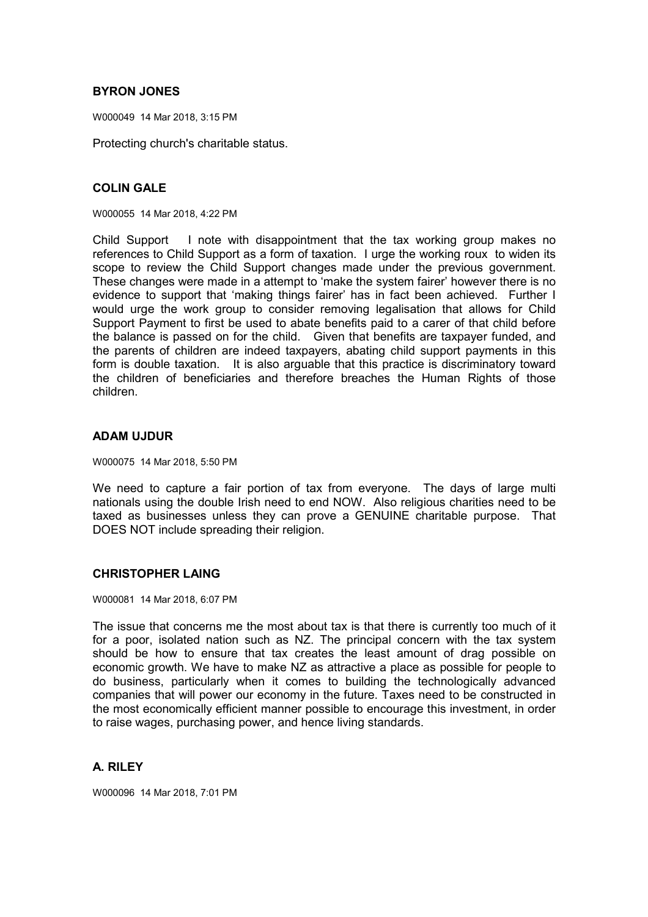**BYRON JONES**

W000049 14 Mar 2018, 3:15 PM

Protecting church's charitable status.

**COLIN GALE**

W000055 14 Mar 2018, 4:22 PM

Child Support I note with disappointment that the tax working group makes no references to Child Support as a form of taxation. I urge the working roux to widen its scope to review the Child Support changes made under the previous government. These changes were made in a attempt to 'make the system fairer' however there is no evidence to support that 'making things fairer' has in fact been achieved. Further I would urge the work group to consider removing legalisation that allows for Child Support Payment to first be used to abate benefits paid to a carer of that child before the balance is passed on for the child. Given that benefits are taxpayer funded, and the parents of children are indeed taxpayers, abating child support payments in this form is double taxation. It is also arguable that this practice is discriminatory toward the children of beneficiaries and therefore breaches the Human Rights of those children.

**ADAM UJDUR**

W000075 14 Mar 2018, 5:50 PM

We need to capture a fair portion of tax from everyone. The days of large multi nationals using the double Irish need to end NOW. Also religious charities need to be taxed as businesses unless they can prove a GENUINE charitable purpose. That DOES NOT include spreading their religion.

**CHRISTOPHER LAING**

W000081 14 Mar 2018, 6:07 PM

The issue that concerns me the most about tax is that there is currently too much of it for a poor, isolated nation such as NZ. The principal concern with the tax system should be how to ensure that tax creates the least amount of drag possible on economic growth. We have to make NZ as attractive a place as possible for people to do business, particularly when it comes to building the technologically advanced companies that will power our economy in the future. Taxes need to be constructed in the most economically efficient manner possible to encourage this investment, in order to raise wages, purchasing power, and hence living standards.

**A. RILEY**

W000096 14 Mar 2018, 7:01 PM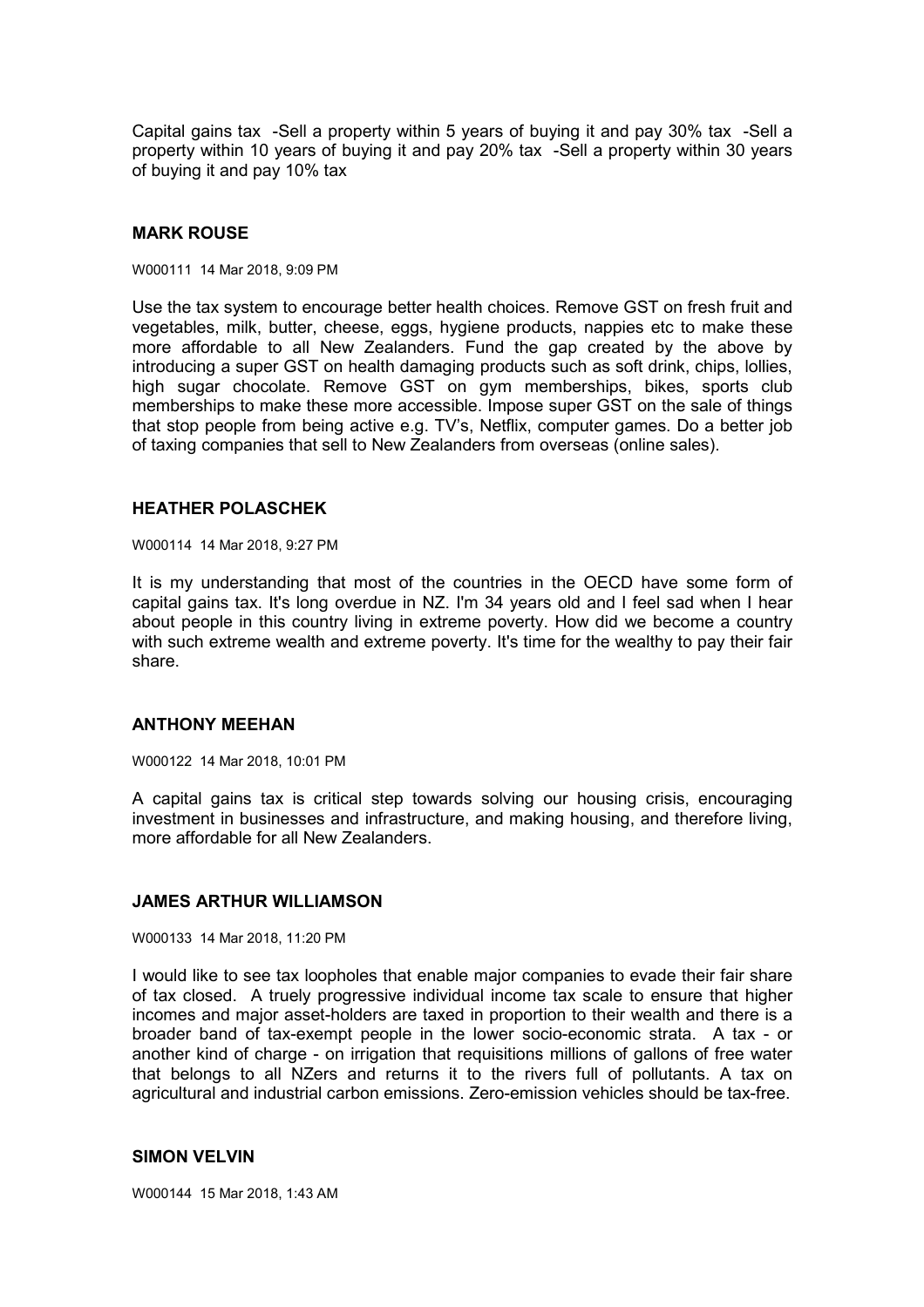Capital gains tax -Sell a property within 5 years of buying it and pay 30% tax -Sell a property within 10 years of buying it and pay 20% tax -Sell a property within 30 years of buying it and pay 10% tax

**MARK ROUSE**

W000111 14 Mar 2018, 9:09 PM

Use the tax system to encourage better health choices. Remove GST on fresh fruit and vegetables, milk, butter, cheese, eggs, hygiene products, nappies etc to make these more affordable to all New Zealanders. Fund the gap created by the above by introducing a super GST on health damaging products such as soft drink, chips, lollies, high sugar chocolate. Remove GST on gym memberships, bikes, sports club memberships to make these more accessible. Impose super GST on the sale of things that stop people from being active e.g. TV's, Netflix, computer games. Do a better job of taxing companies that sell to New Zealanders from overseas (online sales).

**HEATHER POLASCHEK**

W000114 14 Mar 2018, 9:27 PM

It is my understanding that most of the countries in the OECD have some form of capital gains tax. It's long overdue in NZ. I'm 34 years old and I feel sad when I hear about people in this country living in extreme poverty. How did we become a country with such extreme wealth and extreme poverty. It's time for the wealthy to pay their fair share.

**ANTHONY MEEHAN**

W000122 14 Mar 2018, 10:01 PM

A capital gains tax is critical step towards solving our housing crisis, encouraging investment in businesses and infrastructure, and making housing, and therefore living, more affordable for all New Zealanders.

**JAMES ARTHUR WILLIAMSON**

W000133 14 Mar 2018, 11:20 PM

I would like to see tax loopholes that enable major companies to evade their fair share of tax closed. A truely progressive individual income tax scale to ensure that higher incomes and major asset-holders are taxed in proportion to their wealth and there is a broader band of tax-exempt people in the lower socio-economic strata. A tax - or another kind of charge - on irrigation that requisitions millions of gallons of free water that belongs to all NZers and returns it to the rivers full of pollutants. A tax on agricultural and industrial carbon emissions. Zero-emission vehicles should be tax-free.

**SIMON VELVIN**

W000144 15 Mar 2018, 1:43 AM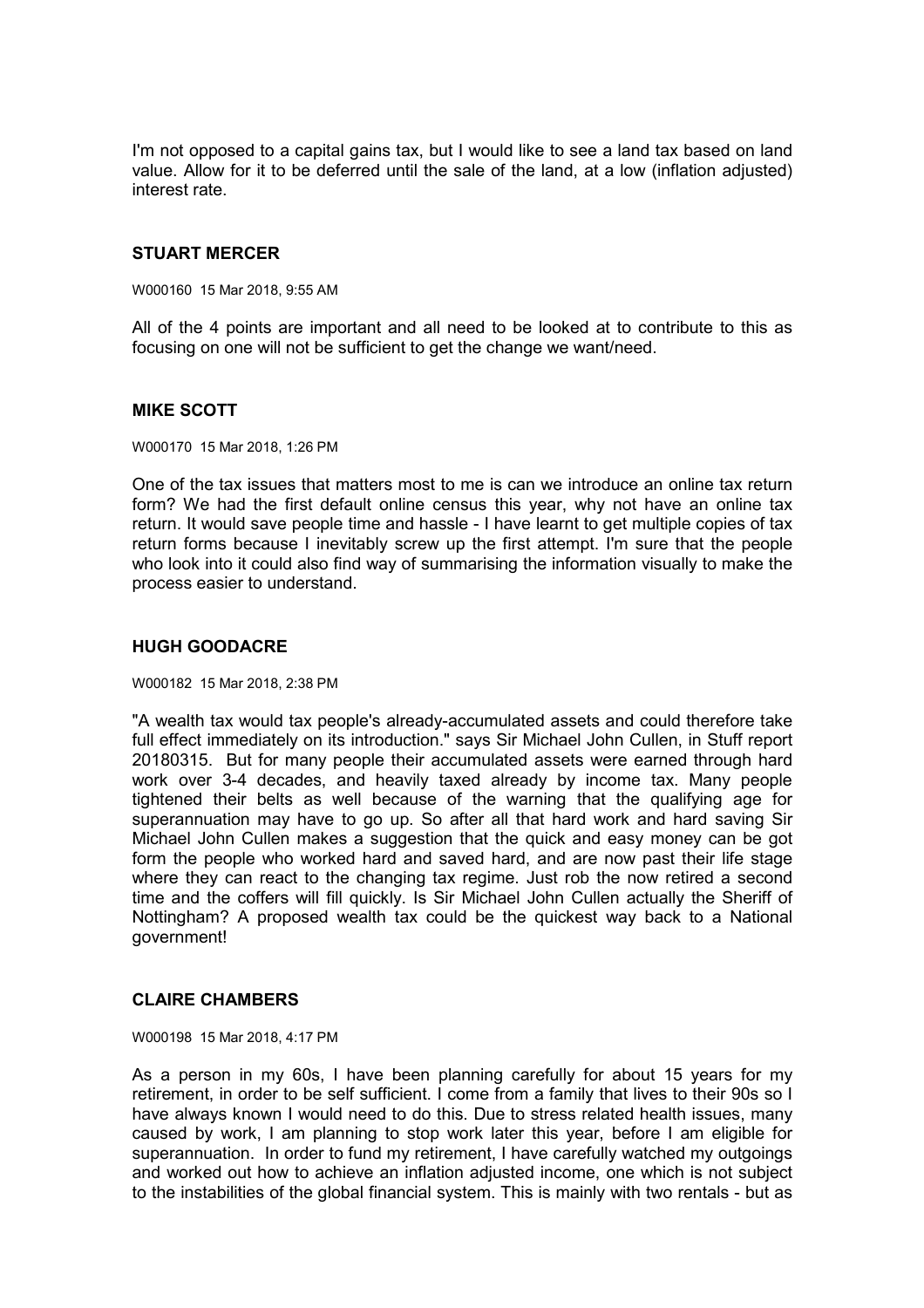I'm not opposed to a capital gains tax, but I would like to see a land tax based on land value. Allow for it to be deferred until the sale of the land, at a low (inflation adjusted) interest rate.

### STUART MERCER

W000160 15 Mar 2018, 9:55 AM

All of the 4 points are important and all need to be looked at to contribute to this as focusing on one will not be sufficient to get the change we want/need.

### MIKE SCOTT

W000170 15 Mar 2018, 1:26 PM

One of the tax issues that matters most to me is can we introduce an online tax return form? We had the first default online census this year, why not have an online tax return. It would save people time and hassle - I have learnt to get multiple copies of tax return forms because I inevitably screw up the first attempt. I'm sure that the people who look into it could also find way of summarising the information visually to make the process easier to understand.

### HUGH GOODACRE

W000182 15 Mar 2018, 2:38 PM

"A wealth tax would tax people's already-accumulated assets and could therefore take full effect immediately on its introduction." says Sir Michael John Cullen, in Stuff report 20180315. But for many people their accumulated assets were earned through hard work over 3-4 decades, and heavily taxed already by income tax. Many people tightened their belts as well because of the warning that the qualifying age for superannuation may have to go up. So after all that hard work and hard saving Sir Michael John Cullen makes a suggestion that the quick and easy money can be got form the people who worked hard and saved hard, and are now past their life stage where they can react to the changing tax regime. Just rob the now retired a second time and the coffers will fill quickly. Is Sir Michael John Cullen actually the Sheriff of Nottingham? A proposed wealth tax could be the quickest way back to a National government!

### CLAIRE CHAMBERS

W000198 15 Mar 2018, 4:17 PM

As a person in my 60s, I have been planning carefully for about 15 years for my retirement, in order to be self sufficient. I come from a family that lives to their 90s so I have always known I would need to do this. Due to stress related health issues, many caused by work, I am planning to stop work later this year, before I am eligible for superannuation. In order to fund my retirement, I have carefully watched my outgoings and worked out how to achieve an inflation adjusted income, one which is not subject to the instabilities of the global financial system. This is mainly with two rentals - but as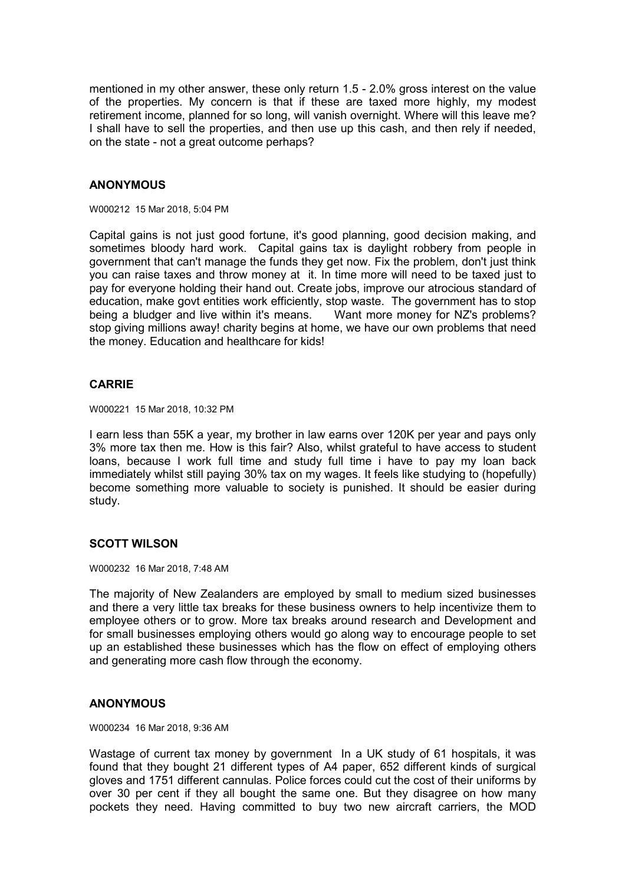mentioned in my other answer, these only return 1.5 - 2.0% gross interest on the value of the properties. My concern is that if these are taxed more highly, my modest retirement income, planned for so long, will vanish overnight. Where will this leave me? I shall have to sell the properties, and then use up this cash, and then rely if needed, on the state - not a great outcome perhaps?

**ANONYMOUS**

W000212 15 Mar 2018, 5:04 PM

Capital gains is not just good fortune, it's good planning, good decision making, and sometimes bloody hard work. Capital gains tax is daylight robbery from people in government that can't manage the funds they get now. Fix the problem, don't just think you can raise taxes and throw money at it. In time more will need to be taxed just to pay for everyone holding their hand out. Create jobs, improve our atrocious standard of education, make govt entities work efficiently, stop waste. The government has to stop being a bludger and live within it's means. Want more money for NZ's problems? stop giving millions away! charity begins at home, we have our own problems that need the money. Education and healthcare for kids!

**CARRIE**

W000221 15 Mar 2018, 10:32 PM

I earn less than 55K a year, my brother in law earns over 120K per year and pays only 3% more tax then me. How is this fair? Also, whilst grateful to have access to student loans, because I work full time and study full time i have to pay my loan back immediately whilst still paying 30% tax on my wages. It feels like studying to (hopefully) become something more valuable to society is punished. It should be easier during study.

**SCOTT WILSON**

W000232 16 Mar 2018, 7:48 AM

The majority of New Zealanders are employed by small to medium sized businesses and there a very little tax breaks for these business owners to help incentivize them to employee others or to grow. More tax breaks around research and Development and for small businesses employing others would go along way to encourage people to set up an established these businesses which has the flow on effect of employing others and generating more cash flow through the economy.

**ANONYMOUS**

W000234 16 Mar 2018, 9:36 AM

Wastage of current tax money by government In a UK study of 61 hospitals, it was found that they bought 21 different types of A4 paper, 652 different kinds of surgical gloves and 1751 different cannulas. Police forces could cut the cost of their uniforms by over 30 per cent if they all bought the same one. But they disagree on how many pockets they need. Having committed to buy two new aircraft carriers, the MOD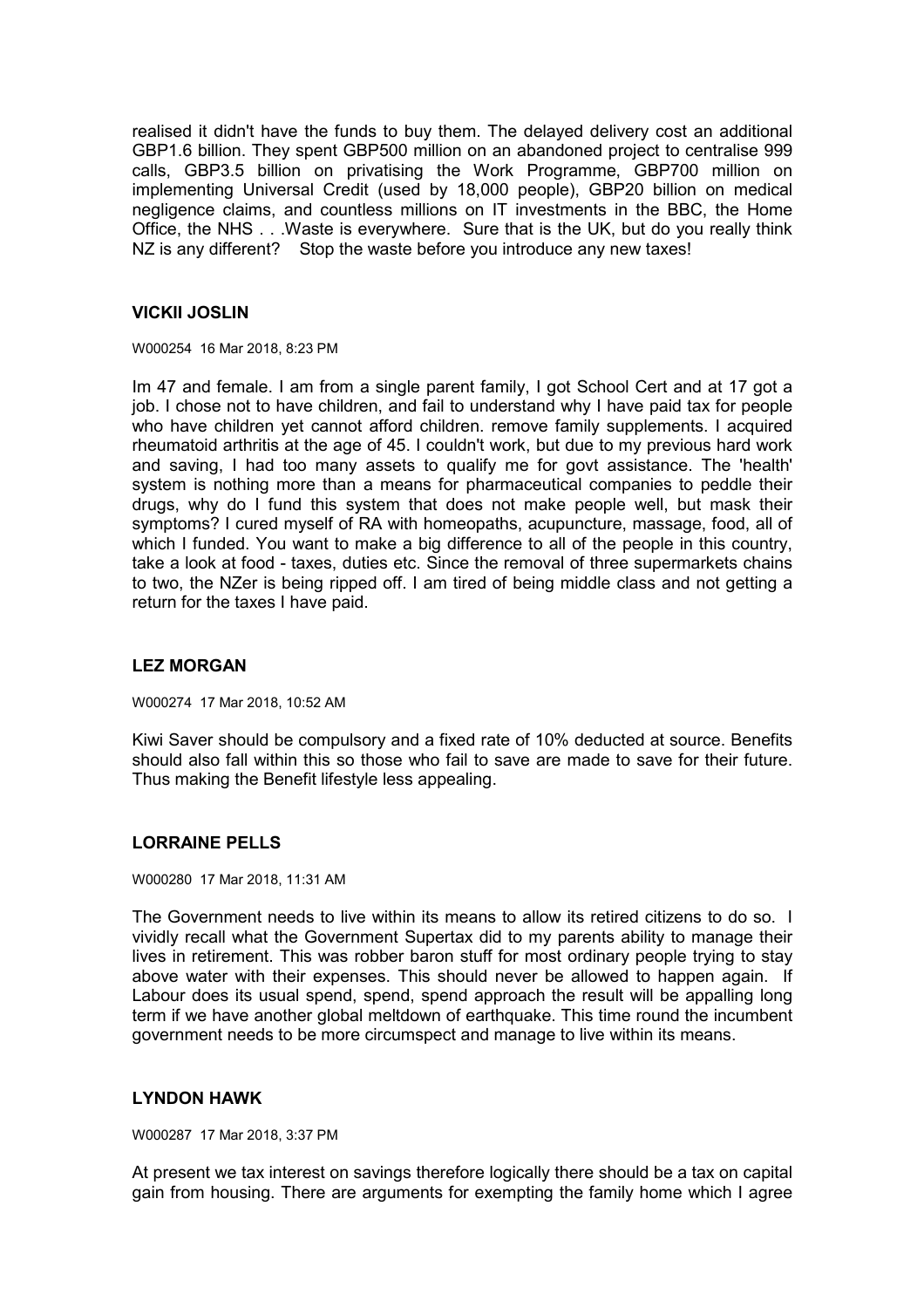realised it didn't have the funds to buy them. The delayed delivery cost an additional GBP1.6 billion. They spent GBP500 million on an abandoned project to centralise 999 calls, GBP3.5 billion on privatising the Work Programme, GBP700 million on implementing Universal Credit (used by 18,000 people), GBP20 billion on medical negligence claims, and countless millions on IT investments in the BBC, the Home Office, the NHS . . .Waste is everywhere. Sure that is the UK, but do you really think NZ is any different? Stop the waste before you introduce any new taxes!

### VICKII JOSLIN

W000254 16 Mar 2018, 8:23 PM

Im 47 and female. I am from a single parent family, I got School Cert and at 17 got a job. I chose not to have children, and fail to understand why I have paid tax for people who have children yet cannot afford children. remove family supplements. I acquired rheumatoid arthritis at the age of 45. I couldn't work, but due to my previous hard work and saving, I had too many assets to qualify me for govt assistance. The 'health' system is nothing more than a means for pharmaceutical companies to peddle their drugs, why do I fund this system that does not make people well, but mask their symptoms? I cured myself of RA with homeopaths, acupuncture, massage, food, all of which I funded. You want to make a big difference to all of the people in this country, take a look at food - taxes, duties etc. Since the removal of three supermarkets chains to two, the NZer is being ripped off. I am tired of being middle class and not getting a return for the taxes I have paid.

### LEZ MORGAN

W000274 17 Mar 2018, 10:52 AM

Kiwi Saver should be compulsory and a fixed rate of 10% deducted at source. Benefits should also fall within this so those who fail to save are made to save for their future. Thus making the Benefit lifestyle less appealing.

### LORRAINE PELLS

W000280 17 Mar 2018, 11:31 AM

The Government needs to live within its means to allow its retired citizens to do so. I vividly recall what the Government Supertax did to my parents ability to manage their lives in retirement. This was robber baron stuff for most ordinary people trying to stay above water with their expenses. This should never be allowed to happen again. If Labour does its usual spend, spend, spend approach the result will be appalling long term if we have another global meltdown of earthquake. This time round the incumbent government needs to be more circumspect and manage to live within its means.

### LYNDON HAWK

W000287 17 Mar 2018, 3:37 PM

At present we tax interest on savings therefore logically there should be a tax on capital gain from housing. There are arguments for exempting the family home which I agree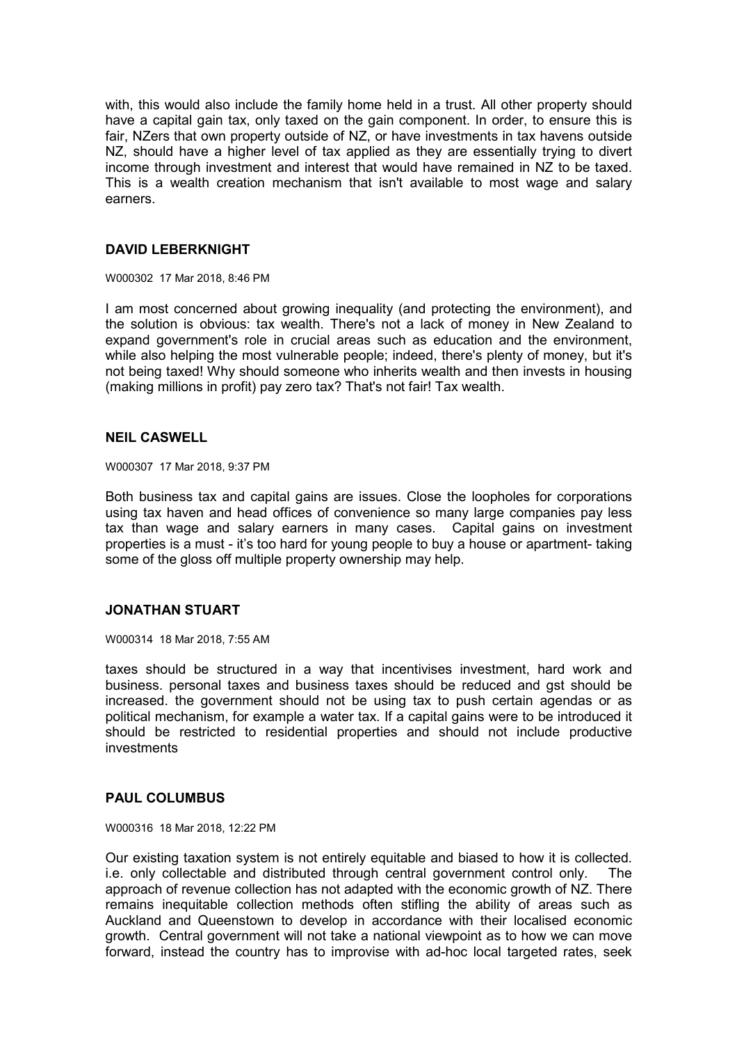with, this would also include the family home held in a trust. All other property should have a capital gain tax, only taxed on the gain component. In order, to ensure this is fair, NZers that own property outside of NZ, or have investments in tax havens outside NZ, should have a higher level of tax applied as they are essentially trying to divert income through investment and interest that would have remained in NZ to be taxed. This is a wealth creation mechanism that isn't available to most wage and salary earners.

### DAVID LEBERKNIGHT

W000302 17 Mar 2018, 8:46 PM

I am most concerned about growing inequality (and protecting the environment), and the solution is obvious: tax wealth. There's not a lack of money in New Zealand to expand government's role in crucial areas such as education and the environment, while also helping the most vulnerable people; indeed, there's plenty of money, but it's not being taxed! Why should someone who inherits wealth and then invests in housing (making millions in profit) pay zero tax? That's not fair! Tax wealth.

### NEIL CASWELL

W000307 17 Mar 2018, 9:37 PM

Both business tax and capital gains are issues. Close the loopholes for corporations using tax haven and head offices of convenience so many large companies pay less tax than wage and salary earners in many cases. Capital gains on investment properties is a must - it's too hard for young people to buy a house or apartment- taking some of the gloss off multiple property ownership may help.

### JONATHAN STUART

W000314 18 Mar 2018, 7:55 AM

taxes should be structured in a way that incentivises investment, hard work and business. personal taxes and business taxes should be reduced and gst should be increased. the government should not be using tax to push certain agendas or as political mechanism, for example a water tax. If a capital gains were to be introduced it should be restricted to residential properties and should not include productive investments

### PAUL COLUMBUS

W000316 18 Mar 2018, 12:22 PM

Our existing taxation system is not entirely equitable and biased to how it is collected. i.e. only collectable and distributed through central government control only. The approach of revenue collection has not adapted with the economic growth of NZ. There remains inequitable collection methods often stifling the ability of areas such as Auckland and Queenstown to develop in accordance with their localised economic growth. Central government will not take a national viewpoint as to how we can move forward, instead the country has to improvise with ad-hoc local targeted rates, seek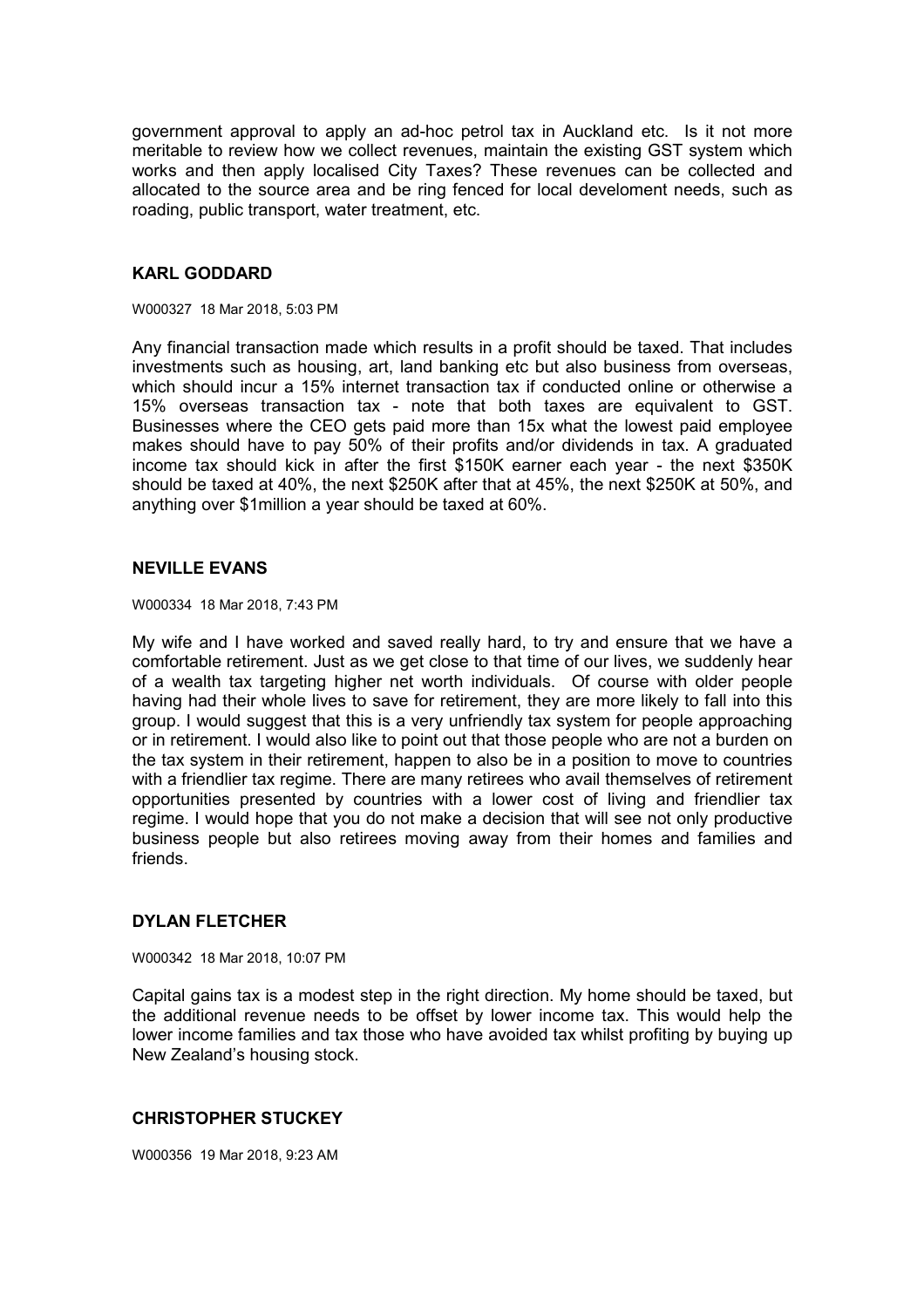government approval to apply an ad-hoc petrol tax in Auckland etc. Is it not more meritable to review how we collect revenues, maintain the existing GST system which works and then apply localised City Taxes? These revenues can be collected and allocated to the source area and be ring fenced for local develoment needs, such as roading, public transport, water treatment, etc.

### KARL GODDARD

W000327 18 Mar 2018, 5:03 PM

Any financial transaction made which results in a profit should be taxed. That includes investments such as housing, art, land banking etc but also business from overseas, which should incur a 15% internet transaction tax if conducted online or otherwise a 15% overseas transaction tax - note that both taxes are equivalent to GST. Businesses where the CEO gets paid more than 15x what the lowest paid employee makes should have to pay 50% of their profits and/or dividends in tax. A graduated income tax should kick in after the first $150K earner each year - the next $350K should be taxed at 40%, the next $250K after that at 45%, the next $250K at 50%, and anything over $1million a year should be taxed at 60%.

### NEVILLE EVANS

W000334 18 Mar 2018, 7:43 PM

My wife and I have worked and saved really hard, to try and ensure that we have a comfortable retirement. Just as we get close to that time of our lives, we suddenly hear of a wealth tax targeting higher net worth individuals. Of course with older people having had their whole lives to save for retirement, they are more likely to fall into this group. I would suggest that this is a very unfriendly tax system for people approaching or in retirement. I would also like to point out that those people who are not a burden on the tax system in their retirement, happen to also be in a position to move to countries with a friendlier tax regime. There are many retirees who avail themselves of retirement opportunities presented by countries with a lower cost of living and friendlier tax regime. I would hope that you do not make a decision that will see not only productive business people but also retirees moving away from their homes and families and friends.

### DYLAN FLETCHER

W000342 18 Mar 2018, 10:07 PM

Capital gains tax is a modest step in the right direction. My home should be taxed, but the additional revenue needs to be offset by lower income tax. This would help the lower income families and tax those who have avoided tax whilst profiting by buying up New Zealand's housing stock.

### CHRISTOPHER STUCKEY

W000356 19 Mar 2018, 9:23 AM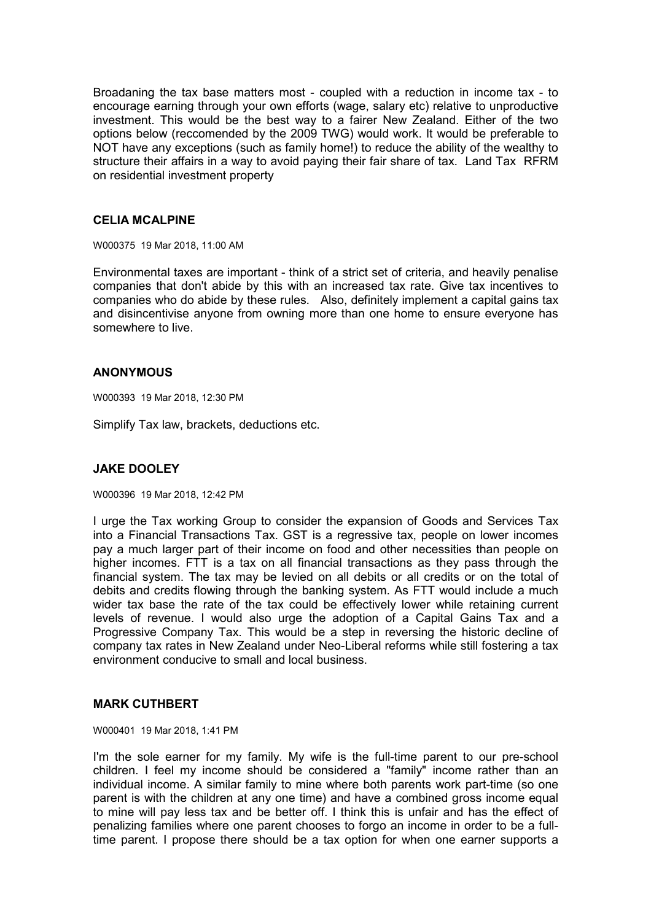Broadaning the tax base matters most - coupled with a reduction in income tax - to encourage earning through your own efforts (wage, salary etc) relative to unproductive investment. This would be the best way to a fairer New Zealand. Either of the two options below (reccomended by the 2009 TWG) would work. It would be preferable to NOT have any exceptions (such as family home!) to reduce the ability of the wealthy to structure their affairs in a way to avoid paying their fair share of tax. Land Tax RFRM on residential investment property

### CELIA MCALPINE

W000375 19 Mar 2018, 11:00 AM

Environmental taxes are important - think of a strict set of criteria, and heavily penalise companies that don't abide by this with an increased tax rate. Give tax incentives to companies who do abide by these rules. Also, definitely implement a capital gains tax and disincentivise anyone from owning more than one home to ensure everyone has somewhere to live.

### ANONYMOUS

W000393 19 Mar 2018, 12:30 PM

Simplify Tax law, brackets, deductions etc.

### JAKE DOOLEY

W000396 19 Mar 2018, 12:42 PM

I urge the Tax working Group to consider the expansion of Goods and Services Tax into a Financial Transactions Tax. GST is a regressive tax, people on lower incomes pay a much larger part of their income on food and other necessities than people on higher incomes. FTT is a tax on all financial transactions as they pass through the financial system. The tax may be levied on all debits or all credits or on the total of debits and credits flowing through the banking system. As FTT would include a much wider tax base the rate of the tax could be effectively lower while retaining current levels of revenue. I would also urge the adoption of a Capital Gains Tax and a Progressive Company Tax. This would be a step in reversing the historic decline of company tax rates in New Zealand under Neo-Liberal reforms while still fostering a tax environment conducive to small and local business.

### MARK CUTHBERT

W000401 19 Mar 2018, 1:41 PM

I'm the sole earner for my family. My wife is the full-time parent to our pre-school children. I feel my income should be considered a "family" income rather than an individual income. A similar family to mine where both parents work part-time (so one parent is with the children at any one time) and have a combined gross income equal to mine will pay less tax and be better off. I think this is unfair and has the effect of penalizing families where one parent chooses to forgo an income in order to be a full-time parent. I propose there should be a tax option for when one earner supports a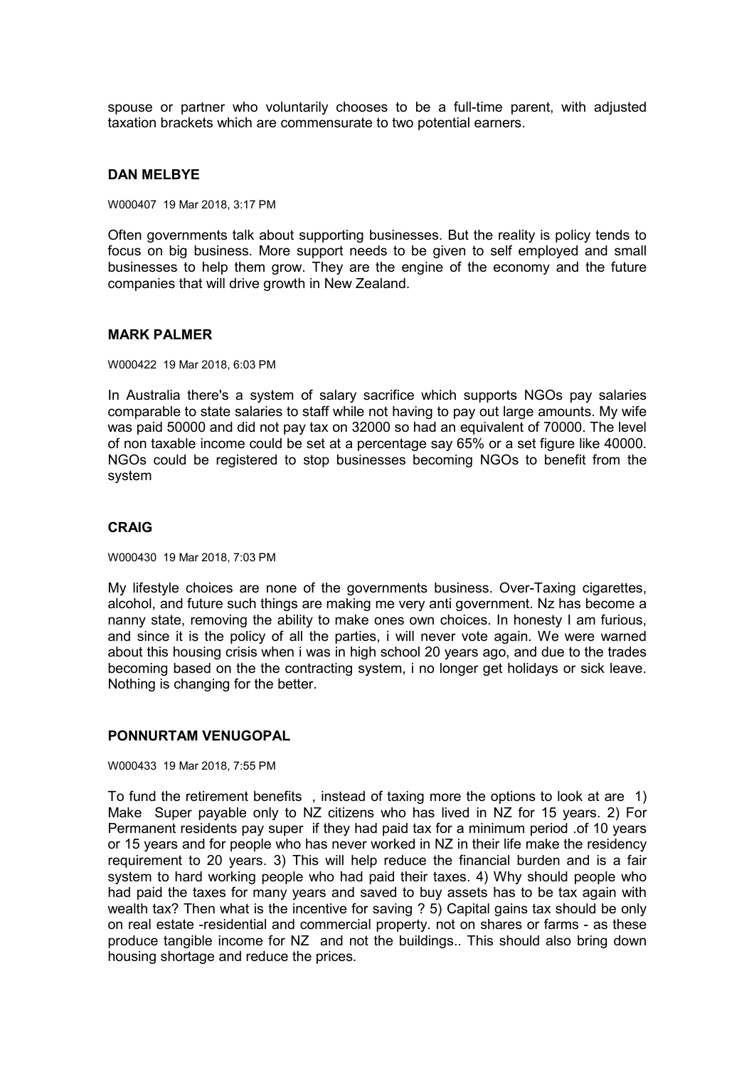spouse or partner who voluntarily chooses to be a full-time parent, with adjusted taxation brackets which are commensurate to two potential earners.

### DAN MELBYE

W000407 19 Mar 2018, 3:17 PM

Often governments talk about supporting businesses. But the reality is policy tends to focus on big business. More support needs to be given to self employed and small businesses to help them grow. They are the engine of the economy and the future companies that will drive growth in New Zealand.

### MARK PALMER

W000422 19 Mar 2018, 6:03 PM

In Australia there's a system of salary sacrifice which supports NGOs pay salaries comparable to state salaries to staff while not having to pay out large amounts. My wife was paid 50000 and did not pay tax on 32000 so had an equivalent of 70000. The level of non taxable income could be set at a percentage say 65% or a set figure like 40000. NGOs could be registered to stop businesses becoming NGOs to benefit from the system

### CRAIG

W000430 19 Mar 2018, 7:03 PM

My lifestyle choices are none of the governments business. Over-Taxing cigarettes, alcohol, and future such things are making me very anti government. Nz has become a nanny state, removing the ability to make ones own choices. In honesty I am furious, and since it is the policy of all the parties, i will never vote again. We were warned about this housing crisis when i was in high school 20 years ago, and due to the trades becoming based on the the contracting system, i no longer get holidays or sick leave. Nothing is changing for the better.

### PONNURTAM VENUGOPAL

W000433 19 Mar 2018, 7:55 PM

To fund the retirement benefits , instead of taxing more the options to look at are 1) Make Super payable only to NZ citizens who has lived in NZ for 15 years. 2) For Permanent residents pay super if they had paid tax for a minimum period .of 10 years or 15 years and for people who has never worked in NZ in their life make the residency requirement to 20 years. 3) This will help reduce the financial burden and is a fair system to hard working people who had paid their taxes. 4) Why should people who had paid the taxes for many years and saved to buy assets has to be tax again with wealth tax? Then what is the incentive for saving ? 5) Capital gains tax should be only on real estate -residential and commercial property. not on shares or farms - as these produce tangible income for NZ and not the buildings.. This should also bring down housing shortage and reduce the prices.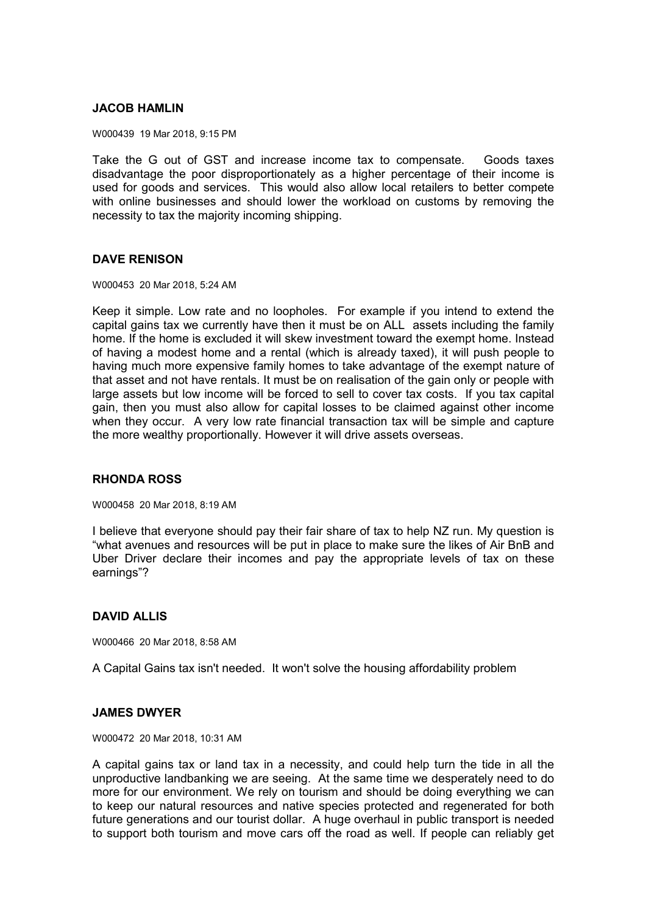### JACOB HAMLIN

W000439 19 Mar 2018, 9:15 PM

Take the G out of GST and increase income tax to compensate. Goods taxes disadvantage the poor disproportionately as a higher percentage of their income is used for goods and services. This would also allow local retailers to better compete with online businesses and should lower the workload on customs by removing the necessity to tax the majority incoming shipping.

### DAVE RENISON

W000453 20 Mar 2018, 5:24 AM

Keep it simple. Low rate and no loopholes. For example if you intend to extend the capital gains tax we currently have then it must be on ALL assets including the family home. If the home is excluded it will skew investment toward the exempt home. Instead of having a modest home and a rental (which is already taxed), it will push people to having much more expensive family homes to take advantage of the exempt nature of that asset and not have rentals. It must be on realisation of the gain only or people with large assets but low income will be forced to sell to cover tax costs. If you tax capital gain, then you must also allow for capital losses to be claimed against other income when they occur. A very low rate financial transaction tax will be simple and capture the more wealthy proportionally. However it will drive assets overseas.

### RHONDA ROSS

W000458 20 Mar 2018, 8:19 AM

I believe that everyone should pay their fair share of tax to help NZ run. My question is "what avenues and resources will be put in place to make sure the likes of Air BnB and Uber Driver declare their incomes and pay the appropriate levels of tax on these earnings"?

### DAVID ALLIS

W000466 20 Mar 2018, 8:58 AM

A Capital Gains tax isn't needed. It won't solve the housing affordability problem

### JAMES DWYER

W000472 20 Mar 2018, 10:31 AM

A capital gains tax or land tax in a necessity, and could help turn the tide in all the unproductive landbanking we are seeing. At the same time we desperately need to do more for our environment. We rely on tourism and should be doing everything we can to keep our natural resources and native species protected and regenerated for both future generations and our tourist dollar. A huge overhaul in public transport is needed to support both tourism and move cars off the road as well. If people can reliably get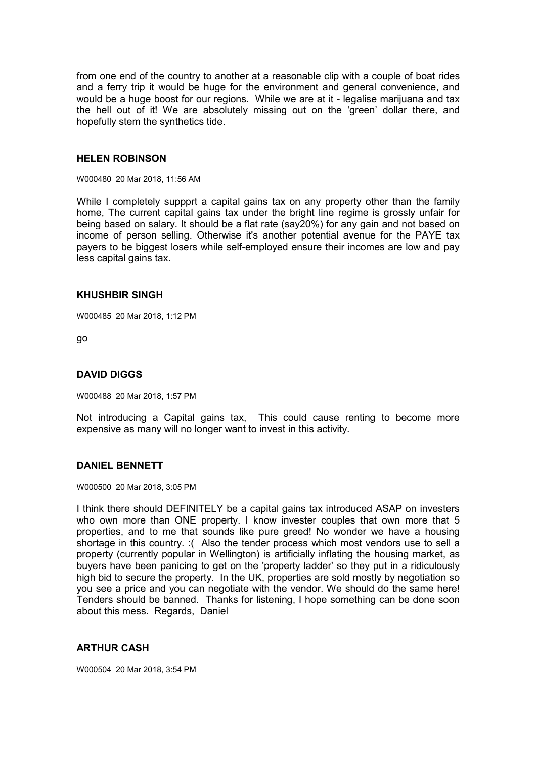from one end of the country to another at a reasonable clip with a couple of boat rides and a ferry trip it would be huge for the environment and general convenience, and would be a huge boost for our regions. While we are at it - legalise marijuana and tax the hell out of it! We are absolutely missing out on the 'green' dollar there, and hopefully stem the synthetics tide.

### HELEN ROBINSON

W000480 20 Mar 2018, 11:56 AM

While I completely suppprt a capital gains tax on any property other than the family home, The current capital gains tax under the bright line regime is grossly unfair for being based on salary. It should be a flat rate (say20%) for any gain and not based on income of person selling. Otherwise it's another potential avenue for the PAYE tax payers to be biggest losers while self-employed ensure their incomes are low and pay less capital gains tax.

### KHUSHBIR SINGH

W000485 20 Mar 2018, 1:12 PM

go

### DAVID DIGGS

W000488 20 Mar 2018, 1:57 PM

Not introducing a Capital gains tax, This could cause renting to become more expensive as many will no longer want to invest in this activity.

### DANIEL BENNETT

W000500 20 Mar 2018, 3:05 PM

I think there should DEFINITELY be a capital gains tax introduced ASAP on investers who own more than ONE property. I know invester couples that own more that 5 properties, and to me that sounds like pure greed! No wonder we have a housing shortage in this country. :( Also the tender process which most vendors use to sell a property (currently popular in Wellington) is artificially inflating the housing market, as buyers have been panicing to get on the 'property ladder' so they put in a ridiculously high bid to secure the property. In the UK, properties are sold mostly by negotiation so you see a price and you can negotiate with the vendor. We should do the same here! Tenders should be banned. Thanks for listening, I hope something can be done soon about this mess. Regards, Daniel

### ARTHUR CASH

W000504 20 Mar 2018, 3:54 PM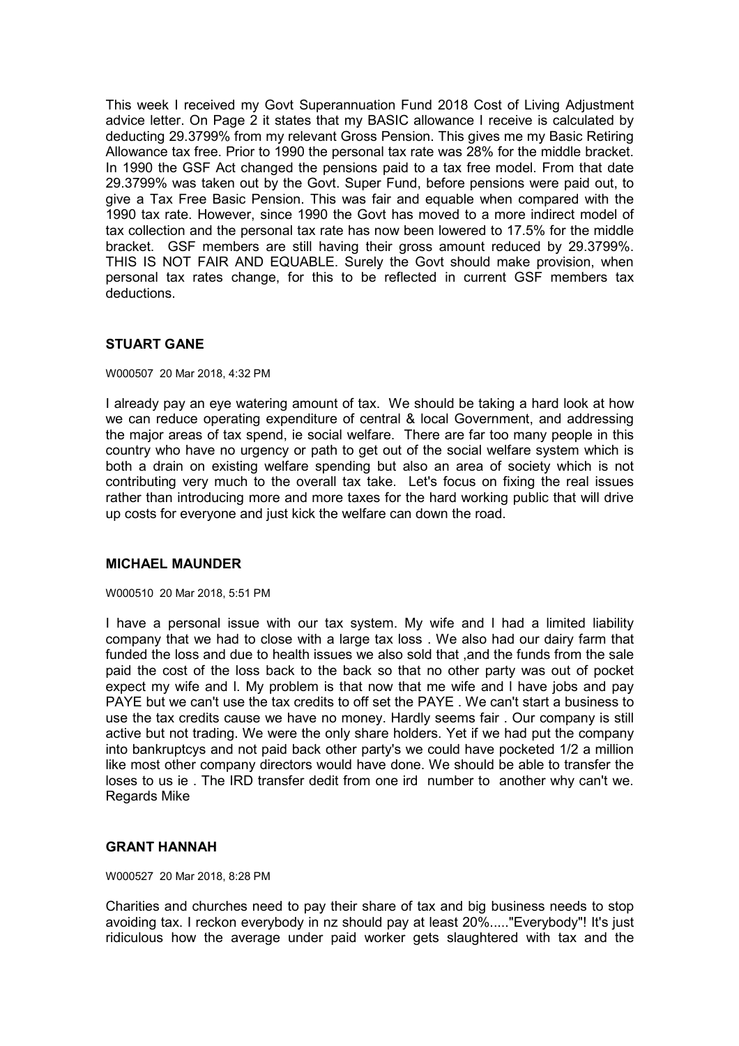This week I received my Govt Superannuation Fund 2018 Cost of Living Adjustment advice letter. On Page 2 it states that my BASIC allowance I receive is calculated by deducting 29.3799% from my relevant Gross Pension. This gives me my Basic Retiring Allowance tax free. Prior to 1990 the personal tax rate was 28% for the middle bracket. In 1990 the GSF Act changed the pensions paid to a tax free model. From that date 29.3799% was taken out by the Govt. Super Fund, before pensions were paid out, to give a Tax Free Basic Pension. This was fair and equable when compared with the 1990 tax rate. However, since 1990 the Govt has moved to a more indirect model of tax collection and the personal tax rate has now been lowered to 17.5% for the middle bracket. GSF members are still having their gross amount reduced by 29.3799%. THIS IS NOT FAIR AND EQUABLE. Surely the Govt should make provision, when personal tax rates change, for this to be reflected in current GSF members tax deductions.

### STUART GANE

W000507 20 Mar 2018, 4:32 PM

I already pay an eye watering amount of tax. We should be taking a hard look at how we can reduce operating expenditure of central & local Government, and addressing the major areas of tax spend, ie social welfare. There are far too many people in this country who have no urgency or path to get out of the social welfare system which is both a drain on existing welfare spending but also an area of society which is not contributing very much to the overall tax take. Let's focus on fixing the real issues rather than introducing more and more taxes for the hard working public that will drive up costs for everyone and just kick the welfare can down the road.

### MICHAEL MAUNDER

W000510 20 Mar 2018, 5:51 PM

I have a personal issue with our tax system. My wife and I had a limited liability company that we had to close with a large tax loss . We also had our dairy farm that funded the loss and due to health issues we also sold that ,and the funds from the sale paid the cost of the loss back to the back so that no other party was out of pocket expect my wife and I. My problem is that now that me wife and I have jobs and pay PAYE but we can't use the tax credits to off set the PAYE . We can't start a business to use the tax credits cause we have no money. Hardly seems fair . Our company is still active but not trading. We were the only share holders. Yet if we had put the company into bankruptcys and not paid back other party's we could have pocketed 1/2 a million like most other company directors would have done. We should be able to transfer the loses to us ie . The IRD transfer dedit from one ird number to another why can't we. Regards Mike

### GRANT HANNAH

W000527 20 Mar 2018, 8:28 PM

Charities and churches need to pay their share of tax and big business needs to stop avoiding tax. I reckon everybody in nz should pay at least 20%....."Everybody"! It's just ridiculous how the average under paid worker gets slaughtered with tax and the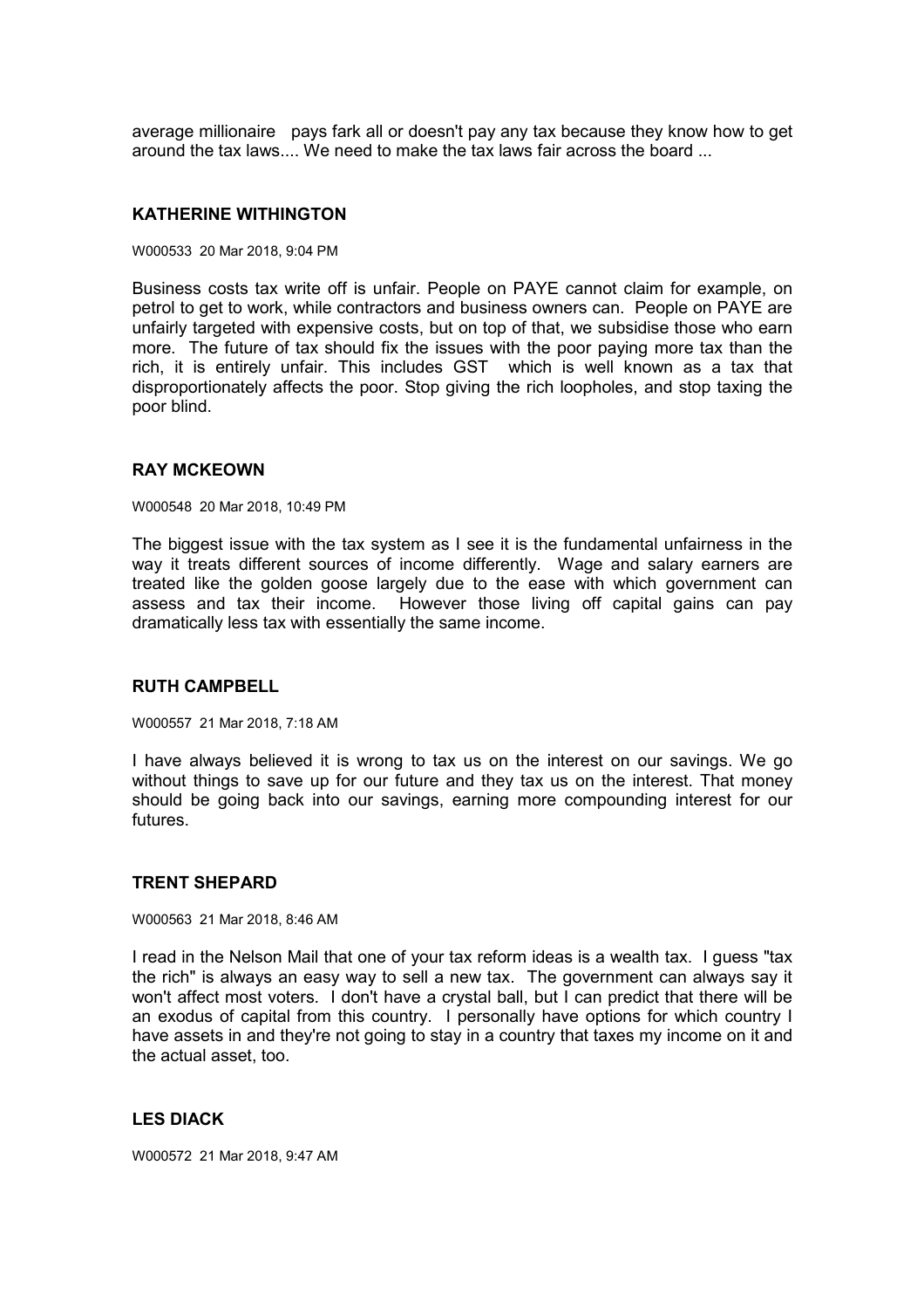average millionaire pays fark all or doesn't pay any tax because they know how to get around the tax laws.... We need to make the tax laws fair across the board ...

**KATHERINE WITHINGTON**

W000533 20 Mar 2018, 9:04 PM

Business costs tax write off is unfair. People on PAYE cannot claim for example, on petrol to get to work, while contractors and business owners can. People on PAYE are unfairly targeted with expensive costs, but on top of that, we subsidise those who earn more. The future of tax should fix the issues with the poor paying more tax than the rich, it is entirely unfair. This includes GST which is well known as a tax that disproportionately affects the poor. Stop giving the rich loopholes, and stop taxing the poor blind.

**RAY MCKEOWN**

W000548 20 Mar 2018, 10:49 PM

The biggest issue with the tax system as I see it is the fundamental unfairness in the way it treats different sources of income differently. Wage and salary earners are treated like the golden goose largely due to the ease with which government can assess and tax their income. However those living off capital gains can pay dramatically less tax with essentially the same income.

**RUTH CAMPBELL**

W000557 21 Mar 2018, 7:18 AM

I have always believed it is wrong to tax us on the interest on our savings. We go without things to save up for our future and they tax us on the interest. That money should be going back into our savings, earning more compounding interest for our futures.

**TRENT SHEPARD**

W000563 21 Mar 2018, 8:46 AM

I read in the Nelson Mail that one of your tax reform ideas is a wealth tax. I guess "tax the rich" is always an easy way to sell a new tax. The government can always say it won't affect most voters. I don't have a crystal ball, but I can predict that there will be an exodus of capital from this country. I personally have options for which country I have assets in and they're not going to stay in a country that taxes my income on it and the actual asset, too.

**LES DIACK**

W000572 21 Mar 2018, 9:47 AM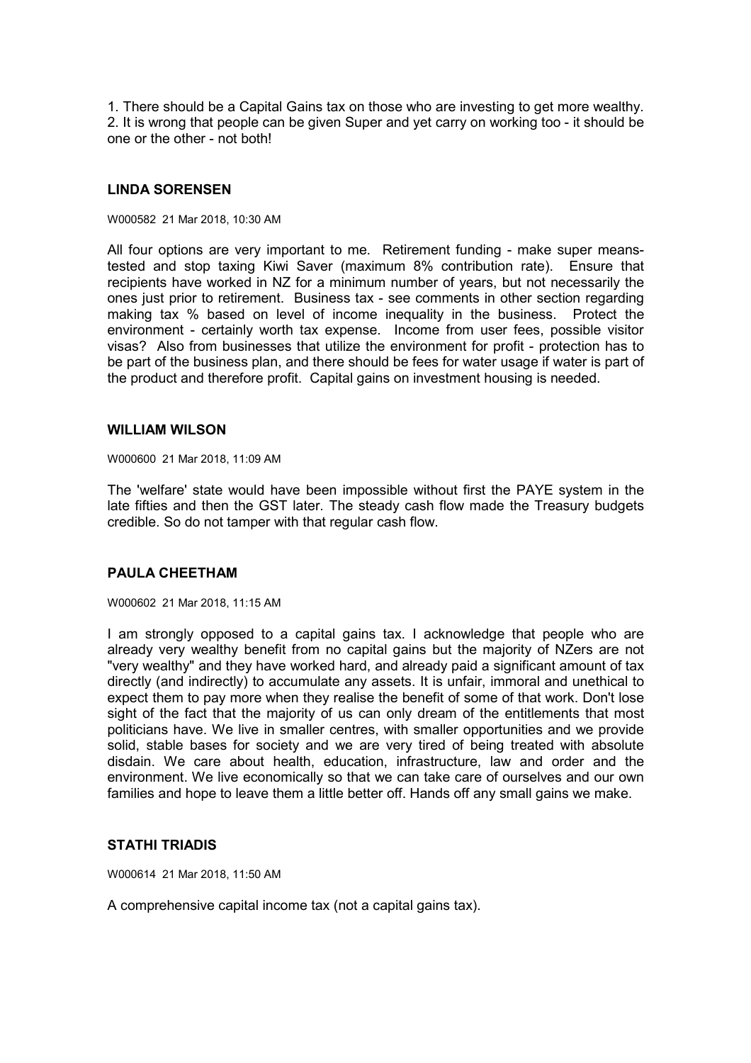1. There should be a Capital Gains tax on those who are investing to get more wealthy.
2. It is wrong that people can be given Super and yet carry on working too - it should be one or the other - not both!

### LINDA SORENSEN

W000582 21 Mar 2018, 10:30 AM

All four options are very important to me. Retirement funding - make super means-tested and stop taxing Kiwi Saver (maximum 8% contribution rate). Ensure that recipients have worked in NZ for a minimum number of years, but not necessarily the ones just prior to retirement. Business tax - see comments in other section regarding making tax % based on level of income inequality in the business. Protect the environment - certainly worth tax expense. Income from user fees, possible visitor visas? Also from businesses that utilize the environment for profit - protection has to be part of the business plan, and there should be fees for water usage if water is part of the product and therefore profit. Capital gains on investment housing is needed.

### WILLIAM WILSON

W000600 21 Mar 2018, 11:09 AM

The 'welfare' state would have been impossible without first the PAYE system in the late fifties and then the GST later. The steady cash flow made the Treasury budgets credible. So do not tamper with that regular cash flow.

### PAULA CHEETHAM

W000602 21 Mar 2018, 11:15 AM

I am strongly opposed to a capital gains tax. I acknowledge that people who are already very wealthy benefit from no capital gains but the majority of NZers are not "very wealthy" and they have worked hard, and already paid a significant amount of tax directly (and indirectly) to accumulate any assets. It is unfair, immoral and unethical to expect them to pay more when they realise the benefit of some of that work. Don't lose sight of the fact that the majority of us can only dream of the entitlements that most politicians have. We live in smaller centres, with smaller opportunities and we provide solid, stable bases for society and we are very tired of being treated with absolute disdain. We care about health, education, infrastructure, law and order and the environment. We live economically so that we can take care of ourselves and our own families and hope to leave them a little better off. Hands off any small gains we make.

### STATHI TRIADIS

W000614 21 Mar 2018, 11:50 AM

A comprehensive capital income tax (not a capital gains tax).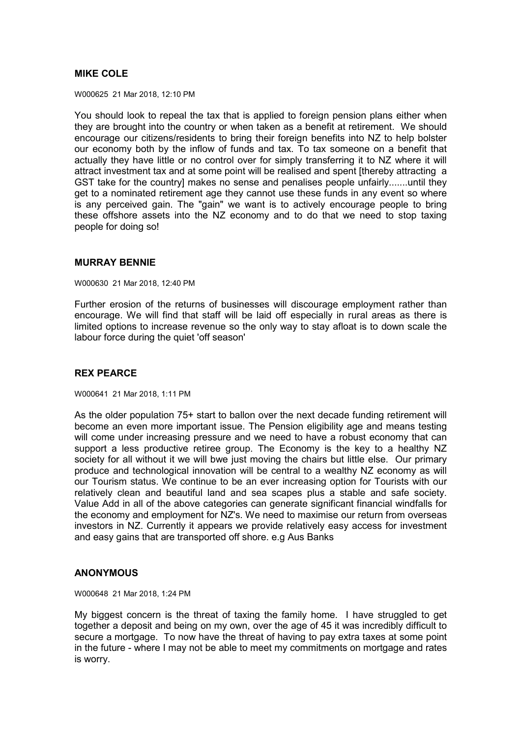**MIKE COLE**

W000625 21 Mar 2018, 12:10 PM

You should look to repeal the tax that is applied to foreign pension plans either when they are brought into the country or when taken as a benefit at retirement. We should encourage our citizens/residents to bring their foreign benefits into NZ to help bolster our economy both by the inflow of funds and tax. To tax someone on a benefit that actually they have little or no control over for simply transferring it to NZ where it will attract investment tax and at some point will be realised and spent [thereby attracting a GST take for the country] makes no sense and penalises people unfairly.......until they get to a nominated retirement age they cannot use these funds in any event so where is any perceived gain. The "gain" we want is to actively encourage people to bring these offshore assets into the NZ economy and to do that we need to stop taxing people for doing so!

**MURRAY BENNIE**

W000630 21 Mar 2018, 12:40 PM

Further erosion of the returns of businesses will discourage employment rather than encourage. We will find that staff will be laid off especially in rural areas as there is limited options to increase revenue so the only way to stay afloat is to down scale the labour force during the quiet 'off season'

**REX PEARCE**

W000641 21 Mar 2018, 1:11 PM

As the older population 75+ start to ballon over the next decade funding retirement will become an even more important issue. The Pension eligibility age and means testing will come under increasing pressure and we need to have a robust economy that can support a less productive retiree group. The Economy is the key to a healthy NZ society for all without it we will bwe just moving the chairs but little else. Our primary produce and technological innovation will be central to a wealthy NZ economy as will our Tourism status. We continue to be an ever increasing option for Tourists with our relatively clean and beautiful land and sea scapes plus a stable and safe society. Value Add in all of the above categories can generate significant financial windfalls for the economy and employment for NZ's. We need to maximise our return from overseas investors in NZ. Currently it appears we provide relatively easy access for investment and easy gains that are transported off shore. e.g Aus Banks

**ANONYMOUS**

W000648 21 Mar 2018, 1:24 PM

My biggest concern is the threat of taxing the family home. I have struggled to get together a deposit and being on my own, over the age of 45 it was incredibly difficult to secure a mortgage. To now have the threat of having to pay extra taxes at some point in the future - where I may not be able to meet my commitments on mortgage and rates is worry.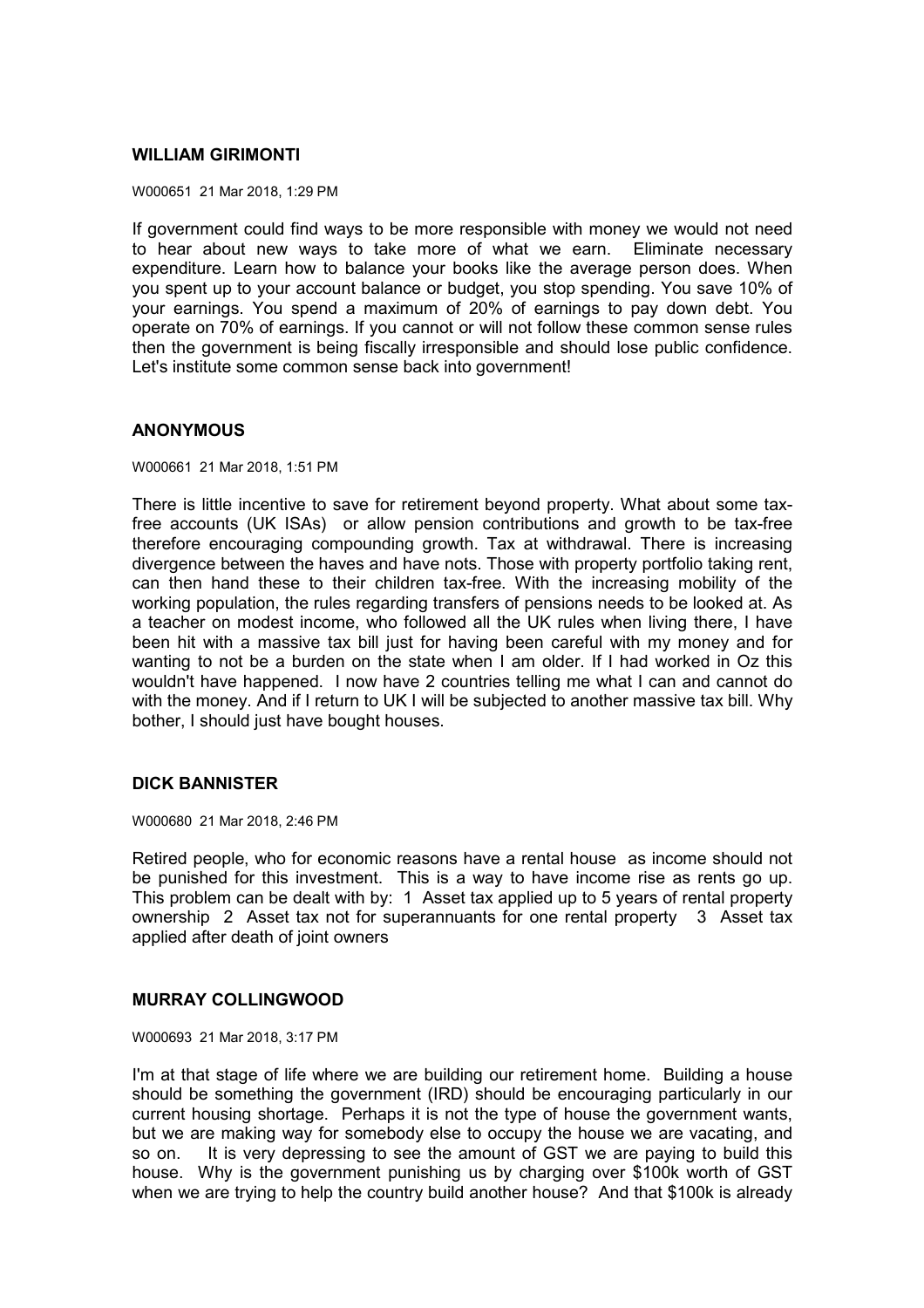**WILLIAM GIRIMONTI**

W000651 21 Mar 2018, 1:29 PM

If government could find ways to be more responsible with money we would not need to hear about new ways to take more of what we earn. Eliminate necessary expenditure. Learn how to balance your books like the average person does. When you spent up to your account balance or budget, you stop spending. You save 10% of your earnings. You spend a maximum of 20% of earnings to pay down debt. You operate on 70% of earnings. If you cannot or will not follow these common sense rules then the government is being fiscally irresponsible and should lose public confidence. Let's institute some common sense back into government!

**ANONYMOUS**

W000661 21 Mar 2018, 1:51 PM

There is little incentive to save for retirement beyond property. What about some tax-free accounts (UK ISAs) or allow pension contributions and growth to be tax-free therefore encouraging compounding growth. Tax at withdrawal. There is increasing divergence between the haves and have nots. Those with property portfolio taking rent, can then hand these to their children tax-free. With the increasing mobility of the working population, the rules regarding transfers of pensions needs to be looked at. As a teacher on modest income, who followed all the UK rules when living there, I have been hit with a massive tax bill just for having been careful with my money and for wanting to not be a burden on the state when I am older. If I had worked in Oz this wouldn't have happened. I now have 2 countries telling me what I can and cannot do with the money. And if I return to UK I will be subjected to another massive tax bill. Why bother, I should just have bought houses.

**DICK BANNISTER**

W000680 21 Mar 2018, 2:46 PM

Retired people, who for economic reasons have a rental house as income should not be punished for this investment. This is a way to have income rise as rents go up. This problem can be dealt with by: 1 Asset tax applied up to 5 years of rental property ownership 2 Asset tax not for superannuants for one rental property 3 Asset tax applied after death of joint owners

**MURRAY COLLINGWOOD**

W000693 21 Mar 2018, 3:17 PM

I'm at that stage of life where we are building our retirement home. Building a house should be something the government (IRD) should be encouraging particularly in our current housing shortage. Perhaps it is not the type of house the government wants, but we are making way for somebody else to occupy the house we are vacating, and so on. It is very depressing to see the amount of GST we are paying to build this house. Why is the government punishing us by charging over $100k worth of GST when we are trying to help the country build another house? And that $100k is already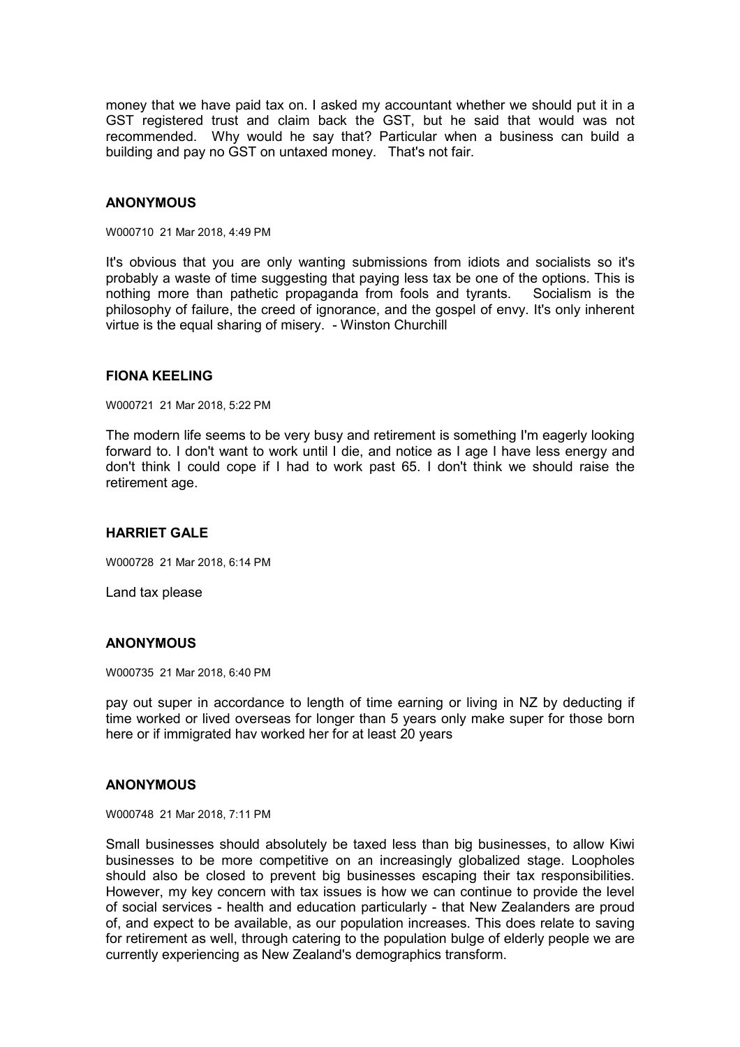money that we have paid tax on. I asked my accountant whether we should put it in a GST registered trust and claim back the GST, but he said that would was not recommended. Why would he say that? Particular when a business can build a building and pay no GST on untaxed money. That's not fair.

### ANONYMOUS

W000710 21 Mar 2018, 4:49 PM

It's obvious that you are only wanting submissions from idiots and socialists so it's probably a waste of time suggesting that paying less tax be one of the options. This is nothing more than pathetic propaganda from fools and tyrants. Socialism is the philosophy of failure, the creed of ignorance, and the gospel of envy. It's only inherent virtue is the equal sharing of misery. - Winston Churchill

### FIONA KEELING

W000721 21 Mar 2018, 5:22 PM

The modern life seems to be very busy and retirement is something I'm eagerly looking forward to. I don't want to work until I die, and notice as I age I have less energy and don't think I could cope if I had to work past 65. I don't think we should raise the retirement age.

### HARRIET GALE

W000728 21 Mar 2018, 6:14 PM

Land tax please

### ANONYMOUS

W000735 21 Mar 2018, 6:40 PM

pay out super in accordance to length of time earning or living in NZ by deducting if time worked or lived overseas for longer than 5 years only make super for those born here or if immigrated hav worked her for at least 20 years

### ANONYMOUS

W000748 21 Mar 2018, 7:11 PM

Small businesses should absolutely be taxed less than big businesses, to allow Kiwi businesses to be more competitive on an increasingly globalized stage. Loopholes should also be closed to prevent big businesses escaping their tax responsibilities. However, my key concern with tax issues is how we can continue to provide the level of social services - health and education particularly - that New Zealanders are proud of, and expect to be available, as our population increases. This does relate to saving for retirement as well, through catering to the population bulge of elderly people we are currently experiencing as New Zealand's demographics transform.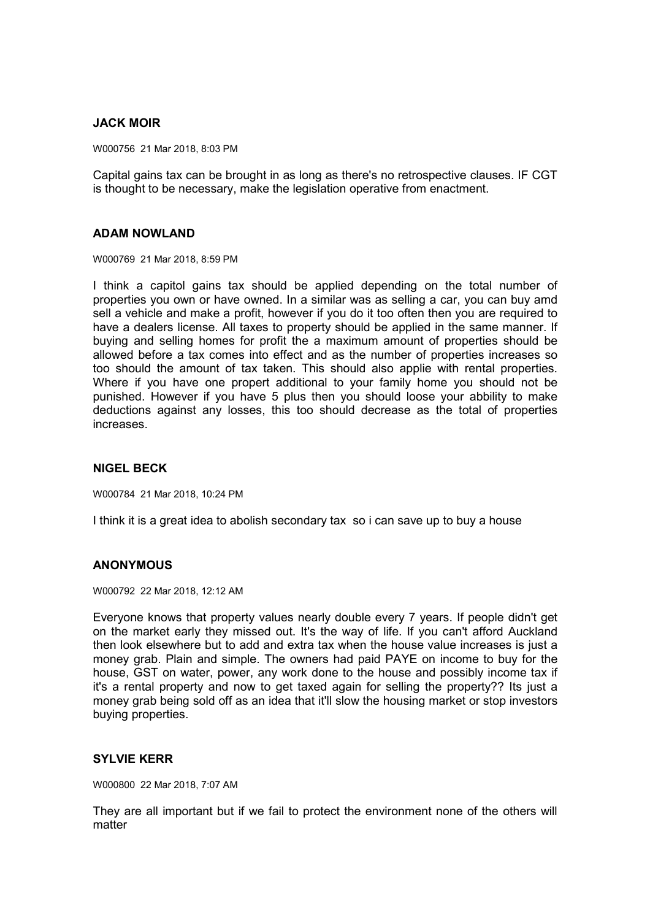### JACK MOIR

W000756 21 Mar 2018, 8:03 PM

Capital gains tax can be brought in as long as there's no retrospective clauses. IF CGT is thought to be necessary, make the legislation operative from enactment.

### ADAM NOWLAND

W000769 21 Mar 2018, 8:59 PM

I think a capitol gains tax should be applied depending on the total number of properties you own or have owned. In a similar was as selling a car, you can buy amd sell a vehicle and make a profit, however if you do it too often then you are required to have a dealers license. All taxes to property should be applied in the same manner. If buying and selling homes for profit the a maximum amount of properties should be allowed before a tax comes into effect and as the number of properties increases so too should the amount of tax taken. This should also applie with rental properties. Where if you have one propert additional to your family home you should not be punished. However if you have 5 plus then you should loose your abbility to make deductions against any losses, this too should decrease as the total of properties increases.

### NIGEL BECK

W000784 21 Mar 2018, 10:24 PM

I think it is a great idea to abolish secondary tax so i can save up to buy a house

### ANONYMOUS

W000792 22 Mar 2018, 12:12 AM

Everyone knows that property values nearly double every 7 years. If people didn't get on the market early they missed out. It's the way of life. If you can't afford Auckland then look elsewhere but to add and extra tax when the house value increases is just a money grab. Plain and simple. The owners had paid PAYE on income to buy for the house, GST on water, power, any work done to the house and possibly income tax if it's a rental property and now to get taxed again for selling the property?? Its just a money grab being sold off as an idea that it'll slow the housing market or stop investors buying properties.

### SYLVIE KERR

W000800 22 Mar 2018, 7:07 AM

They are all important but if we fail to protect the environment none of the others will matter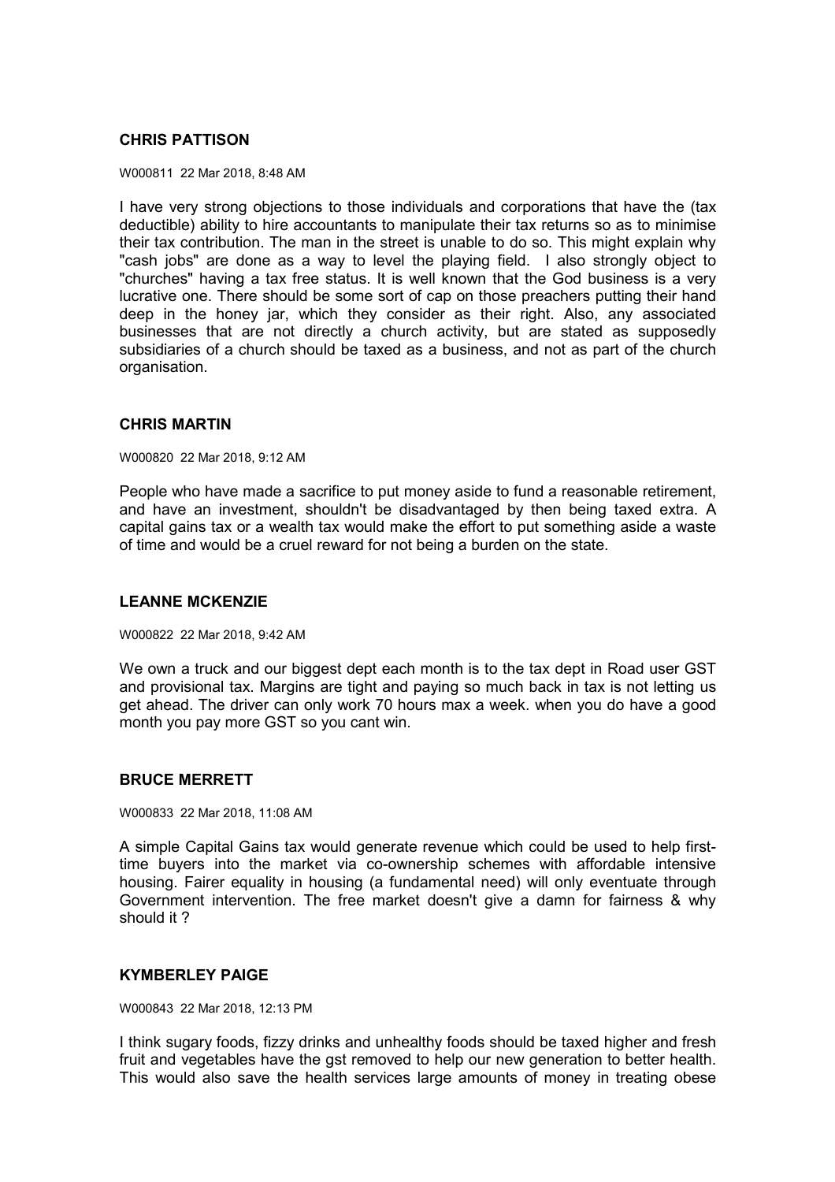**CHRIS PATTISON**

W000811 22 Mar 2018, 8:48 AM

I have very strong objections to those individuals and corporations that have the (tax deductible) ability to hire accountants to manipulate their tax returns so as to minimise their tax contribution. The man in the street is unable to do so. This might explain why "cash jobs" are done as a way to level the playing field. I also strongly object to "churches" having a tax free status. It is well known that the God business is a very lucrative one. There should be some sort of cap on those preachers putting their hand deep in the honey jar, which they consider as their right. Also, any associated businesses that are not directly a church activity, but are stated as supposedly subsidiaries of a church should be taxed as a business, and not as part of the church organisation.

**CHRIS MARTIN**

W000820 22 Mar 2018, 9:12 AM

People who have made a sacrifice to put money aside to fund a reasonable retirement, and have an investment, shouldn't be disadvantaged by then being taxed extra. A capital gains tax or a wealth tax would make the effort to put something aside a waste of time and would be a cruel reward for not being a burden on the state.

**LEANNE MCKENZIE**

W000822 22 Mar 2018, 9:42 AM

We own a truck and our biggest dept each month is to the tax dept in Road user GST and provisional tax. Margins are tight and paying so much back in tax is not letting us get ahead. The driver can only work 70 hours max a week. when you do have a good month you pay more GST so you cant win.

**BRUCE MERRETT**

W000833 22 Mar 2018, 11:08 AM

A simple Capital Gains tax would generate revenue which could be used to help first-time buyers into the market via co-ownership schemes with affordable intensive housing. Fairer equality in housing (a fundamental need) will only eventuate through Government intervention. The free market doesn't give a damn for fairness & why should it ?

**KYMBERLEY PAIGE**

W000843 22 Mar 2018, 12:13 PM

I think sugary foods, fizzy drinks and unhealthy foods should be taxed higher and fresh fruit and vegetables have the gst removed to help our new generation to better health. This would also save the health services large amounts of money in treating obese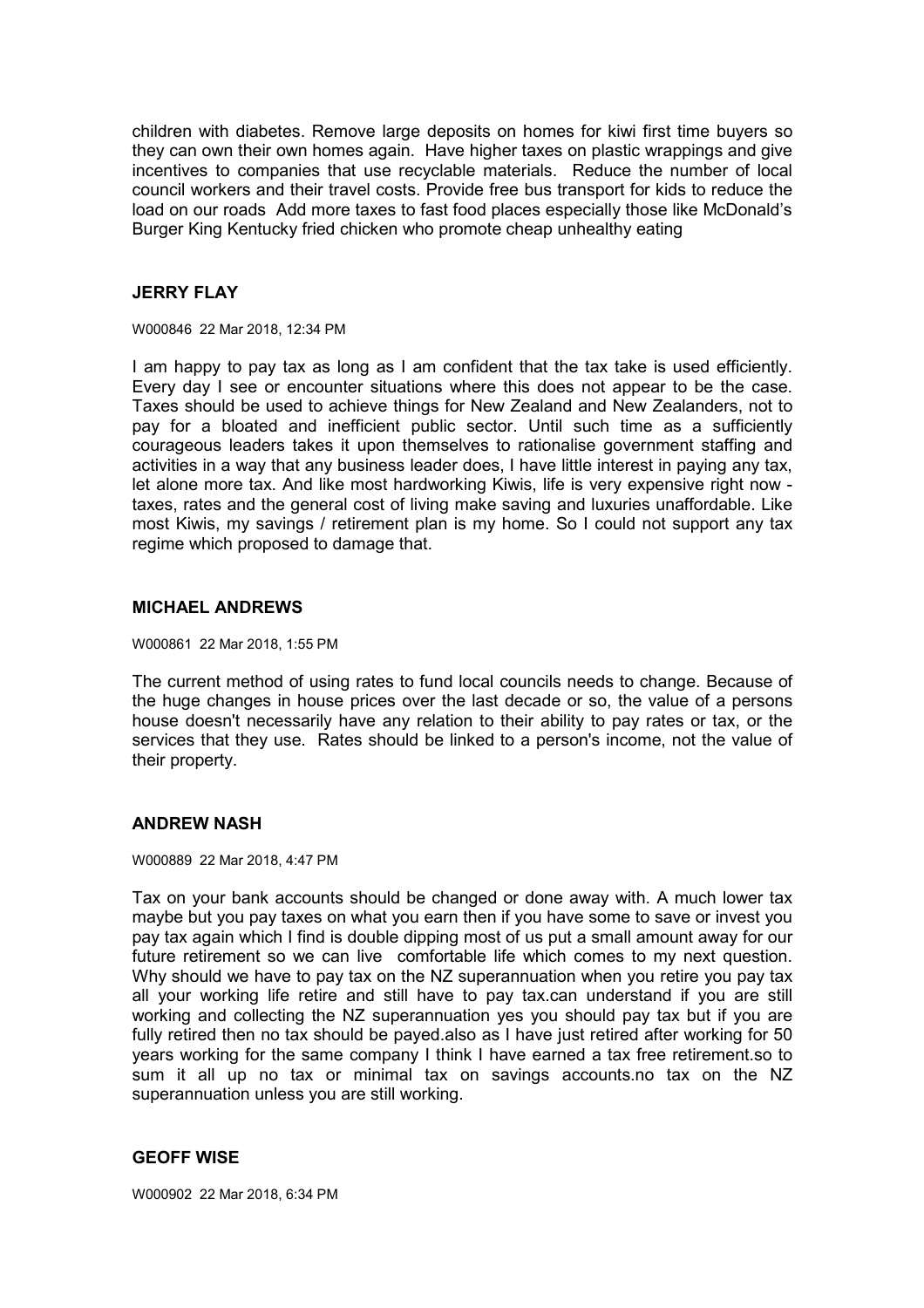children with diabetes. Remove large deposits on homes for kiwi first time buyers so they can own their own homes again. Have higher taxes on plastic wrappings and give incentives to companies that use recyclable materials. Reduce the number of local council workers and their travel costs. Provide free bus transport for kids to reduce the load on our roads Add more taxes to fast food places especially those like McDonald's Burger King Kentucky fried chicken who promote cheap unhealthy eating

### JERRY FLAY

W000846 22 Mar 2018, 12:34 PM

I am happy to pay tax as long as I am confident that the tax take is used efficiently. Every day I see or encounter situations where this does not appear to be the case. Taxes should be used to achieve things for New Zealand and New Zealanders, not to pay for a bloated and inefficient public sector. Until such time as a sufficiently courageous leaders takes it upon themselves to rationalise government staffing and activities in a way that any business leader does, I have little interest in paying any tax, let alone more tax. And like most hardworking Kiwis, life is very expensive right now - taxes, rates and the general cost of living make saving and luxuries unaffordable. Like most Kiwis, my savings / retirement plan is my home. So I could not support any tax regime which proposed to damage that.

### MICHAEL ANDREWS

W000861 22 Mar 2018, 1:55 PM

The current method of using rates to fund local councils needs to change. Because of the huge changes in house prices over the last decade or so, the value of a persons house doesn't necessarily have any relation to their ability to pay rates or tax, or the services that they use. Rates should be linked to a person's income, not the value of their property.

### ANDREW NASH

W000889 22 Mar 2018, 4:47 PM

Tax on your bank accounts should be changed or done away with. A much lower tax maybe but you pay taxes on what you earn then if you have some to save or invest you pay tax again which I find is double dipping most of us put a small amount away for our future retirement so we can live comfortable life which comes to my next question. Why should we have to pay tax on the NZ superannuation when you retire you pay tax all your working life retire and still have to pay tax.can understand if you are still working and collecting the NZ superannuation yes you should pay tax but if you are fully retired then no tax should be payed.also as I have just retired after working for 50 years working for the same company I think I have earned a tax free retirement.so to sum it all up no tax or minimal tax on savings accounts.no tax on the NZ superannuation unless you are still working.

### GEOFF WISE

W000902 22 Mar 2018, 6:34 PM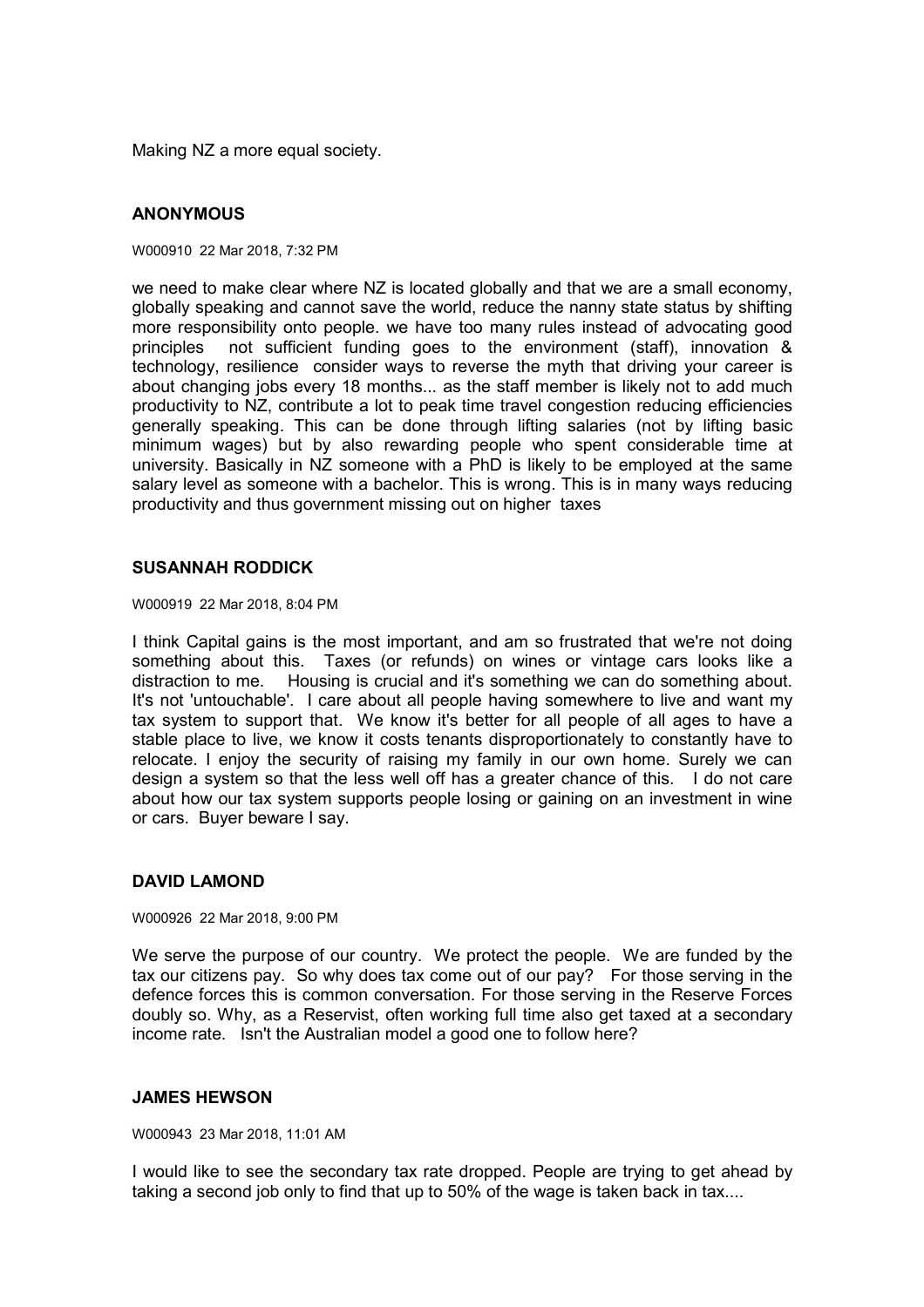Making NZ a more equal society.

### ANONYMOUS

W000910 22 Mar 2018, 7:32 PM

we need to make clear where NZ is located globally and that we are a small economy, globally speaking and cannot save the world, reduce the nanny state status by shifting more responsibility onto people. we have too many rules instead of advocating good principles not sufficient funding goes to the environment (staff), innovation & technology, resilience consider ways to reverse the myth that driving your career is about changing jobs every 18 months... as the staff member is likely not to add much productivity to NZ, contribute a lot to peak time travel congestion reducing efficiencies generally speaking. This can be done through lifting salaries (not by lifting basic minimum wages) but by also rewarding people who spent considerable time at university. Basically in NZ someone with a PhD is likely to be employed at the same salary level as someone with a bachelor. This is wrong. This is in many ways reducing productivity and thus government missing out on higher taxes

### SUSANNAH RODDICK

W000919 22 Mar 2018, 8:04 PM

I think Capital gains is the most important, and am so frustrated that we're not doing something about this. Taxes (or refunds) on wines or vintage cars looks like a distraction to me. Housing is crucial and it's something we can do something about. It's not 'untouchable'. I care about all people having somewhere to live and want my tax system to support that. We know it's better for all people of all ages to have a stable place to live, we know it costs tenants disproportionately to constantly have to relocate. I enjoy the security of raising my family in our own home. Surely we can design a system so that the less well off has a greater chance of this. I do not care about how our tax system supports people losing or gaining on an investment in wine or cars. Buyer beware I say.

### DAVID LAMOND

W000926 22 Mar 2018, 9:00 PM

We serve the purpose of our country. We protect the people. We are funded by the tax our citizens pay. So why does tax come out of our pay? For those serving in the defence forces this is common conversation. For those serving in the Reserve Forces doubly so. Why, as a Reservist, often working full time also get taxed at a secondary income rate. Isn't the Australian model a good one to follow here?

### JAMES HEWSON

W000943 23 Mar 2018, 11:01 AM

I would like to see the secondary tax rate dropped. People are trying to get ahead by taking a second job only to find that up to 50% of the wage is taken back in tax....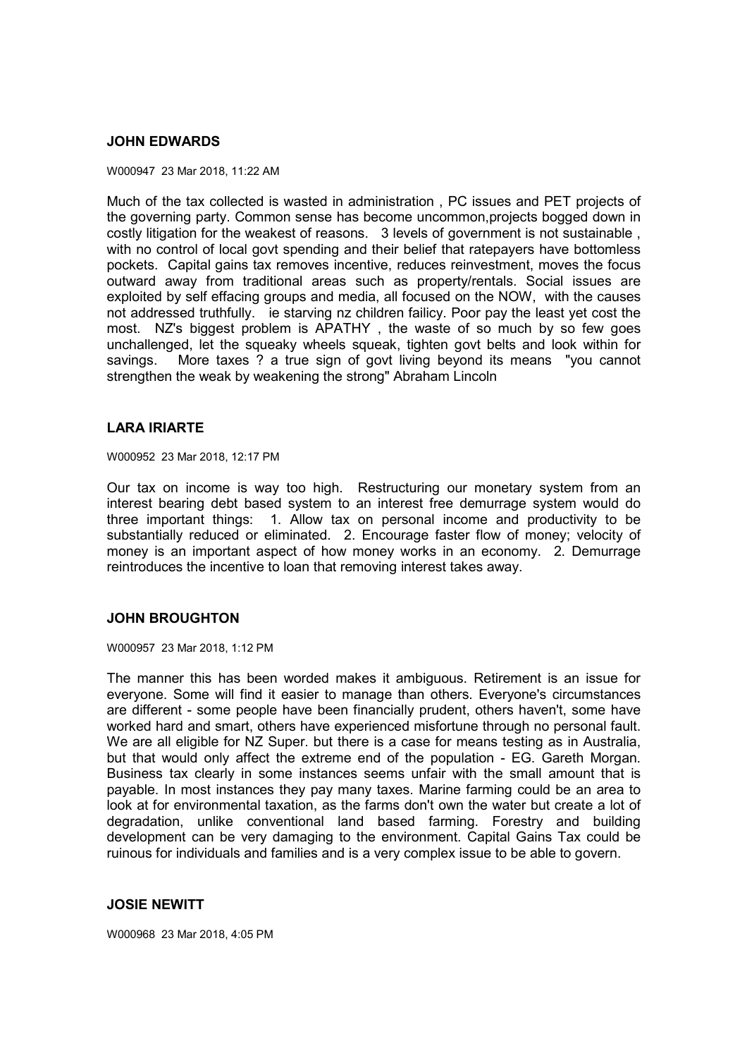**JOHN EDWARDS**

W000947 23 Mar 2018, 11:22 AM

Much of the tax collected is wasted in administration , PC issues and PET projects of the governing party. Common sense has become uncommon,projects bogged down in costly litigation for the weakest of reasons. 3 levels of government is not sustainable , with no control of local govt spending and their belief that ratepayers have bottomless pockets. Capital gains tax removes incentive, reduces reinvestment, moves the focus outward away from traditional areas such as property/rentals. Social issues are exploited by self effacing groups and media, all focused on the NOW, with the causes not addressed truthfully. ie starving nz children failicy. Poor pay the least yet cost the most. NZ's biggest problem is APATHY , the waste of so much by so few goes unchallenged, let the squeaky wheels squeak, tighten govt belts and look within for savings. More taxes ? a true sign of govt living beyond its means "you cannot strengthen the weak by weakening the strong" Abraham Lincoln

**LARA IRIARTE**

W000952 23 Mar 2018, 12:17 PM

Our tax on income is way too high. Restructuring our monetary system from an interest bearing debt based system to an interest free demurrage system would do three important things: 1. Allow tax on personal income and productivity to be substantially reduced or eliminated. 2. Encourage faster flow of money; velocity of money is an important aspect of how money works in an economy. 2. Demurrage reintroduces the incentive to loan that removing interest takes away.

**JOHN BROUGHTON**

W000957 23 Mar 2018, 1:12 PM

The manner this has been worded makes it ambiguous. Retirement is an issue for everyone. Some will find it easier to manage than others. Everyone's circumstances are different - some people have been financially prudent, others haven't, some have worked hard and smart, others have experienced misfortune through no personal fault. We are all eligible for NZ Super. but there is a case for means testing as in Australia, but that would only affect the extreme end of the population - EG. Gareth Morgan. Business tax clearly in some instances seems unfair with the small amount that is payable. In most instances they pay many taxes. Marine farming could be an area to look at for environmental taxation, as the farms don't own the water but create a lot of degradation, unlike conventional land based farming. Forestry and building development can be very damaging to the environment. Capital Gains Tax could be ruinous for individuals and families and is a very complex issue to be able to govern.

**JOSIE NEWITT**

W000968 23 Mar 2018, 4:05 PM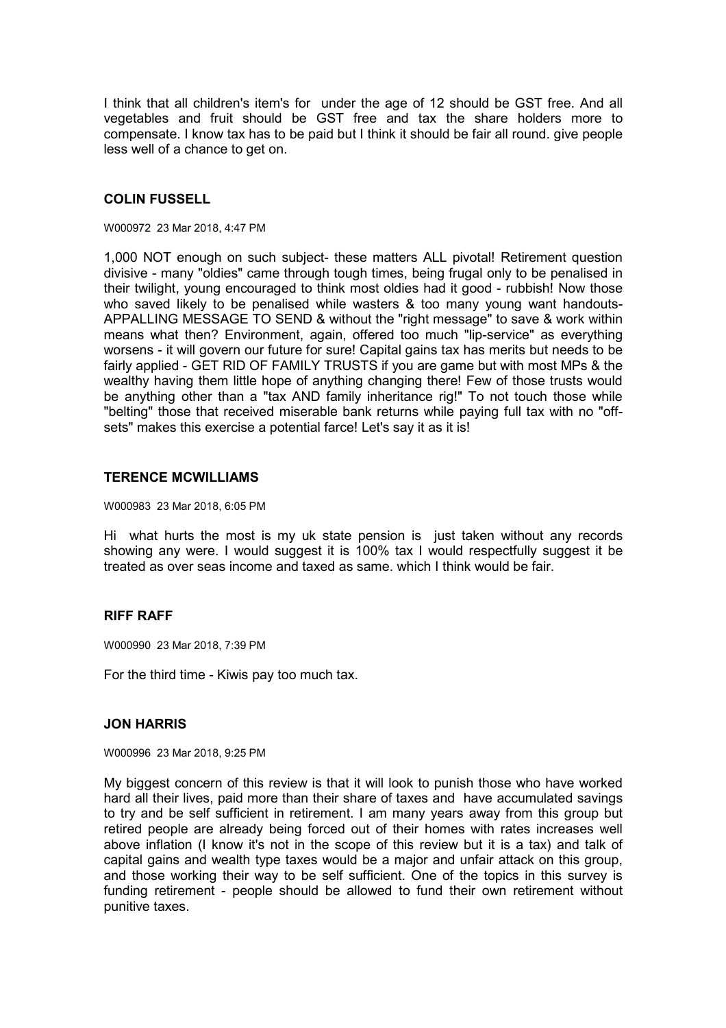I think that all children's item's for under the age of 12 should be GST free. And all vegetables and fruit should be GST free and tax the share holders more to compensate. I know tax has to be paid but I think it should be fair all round. give people less well of a chance to get on.

### COLIN FUSSELL

W000972 23 Mar 2018, 4:47 PM

1,000 NOT enough on such subject- these matters ALL pivotal! Retirement question divisive - many "oldies" came through tough times, being frugal only to be penalised in their twilight, young encouraged to think most oldies had it good - rubbish! Now those who saved likely to be penalised while wasters & too many young want handouts- APPALLING MESSAGE TO SEND & without the "right message" to save & work within means what then? Environment, again, offered too much "lip-service" as everything worsens - it will govern our future for sure! Capital gains tax has merits but needs to be fairly applied - GET RID OF FAMILY TRUSTS if you are game but with most MPs & the wealthy having them little hope of anything changing there! Few of those trusts would be anything other than a "tax AND family inheritance rig!" To not touch those while "belting" those that received miserable bank returns while paying full tax with no "off-sets" makes this exercise a potential farce! Let's say it as it is!

### TERENCE MCWILLIAMS

W000983 23 Mar 2018, 6:05 PM

Hi what hurts the most is my uk state pension is just taken without any records showing any were. I would suggest it is 100% tax I would respectfully suggest it be treated as over seas income and taxed as same. which I think would be fair.

### RIFF RAFF

W000990 23 Mar 2018, 7:39 PM

For the third time - Kiwis pay too much tax.

### JON HARRIS

W000996 23 Mar 2018, 9:25 PM

My biggest concern of this review is that it will look to punish those who have worked hard all their lives, paid more than their share of taxes and have accumulated savings to try and be self sufficient in retirement. I am many years away from this group but retired people are already being forced out of their homes with rates increases well above inflation (I know it's not in the scope of this review but it is a tax) and talk of capital gains and wealth type taxes would be a major and unfair attack on this group, and those working their way to be self sufficient. One of the topics in this survey is funding retirement - people should be allowed to fund their own retirement without punitive taxes.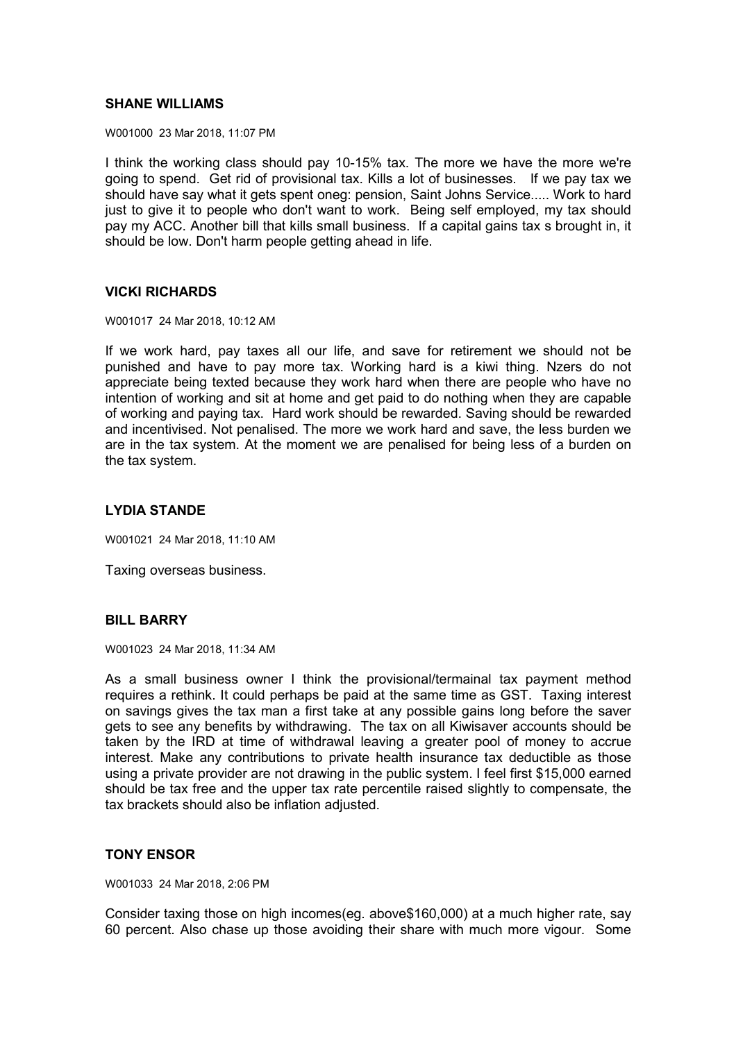### SHANE WILLIAMS

W001000 23 Mar 2018, 11:07 PM

I think the working class should pay 10-15% tax. The more we have the more we're going to spend. Get rid of provisional tax. Kills a lot of businesses. If we pay tax we should have say what it gets spent oneg: pension, Saint Johns Service..... Work to hard just to give it to people who don't want to work. Being self employed, my tax should pay my ACC. Another bill that kills small business. If a capital gains tax s brought in, it should be low. Don't harm people getting ahead in life.

### VICKI RICHARDS

W001017 24 Mar 2018, 10:12 AM

If we work hard, pay taxes all our life, and save for retirement we should not be punished and have to pay more tax. Working hard is a kiwi thing. Nzers do not appreciate being texted because they work hard when there are people who have no intention of working and sit at home and get paid to do nothing when they are capable of working and paying tax. Hard work should be rewarded. Saving should be rewarded and incentivised. Not penalised. The more we work hard and save, the less burden we are in the tax system. At the moment we are penalised for being less of a burden on the tax system.

### LYDIA STANDE

W001021 24 Mar 2018, 11:10 AM

Taxing overseas business.

### BILL BARRY

W001023 24 Mar 2018, 11:34 AM

As a small business owner I think the provisional/termainal tax payment method requires a rethink. It could perhaps be paid at the same time as GST. Taxing interest on savings gives the tax man a first take at any possible gains long before the saver gets to see any benefits by withdrawing. The tax on all Kiwisaver accounts should be taken by the IRD at time of withdrawal leaving a greater pool of money to accrue interest. Make any contributions to private health insurance tax deductible as those using a private provider are not drawing in the public system. I feel first $15,000 earned should be tax free and the upper tax rate percentile raised slightly to compensate, the tax brackets should also be inflation adjusted.

### TONY ENSOR

W001033 24 Mar 2018, 2:06 PM

Consider taxing those on high incomes(eg. above$160,000) at a much higher rate, say 60 percent. Also chase up those avoiding their share with much more vigour. Some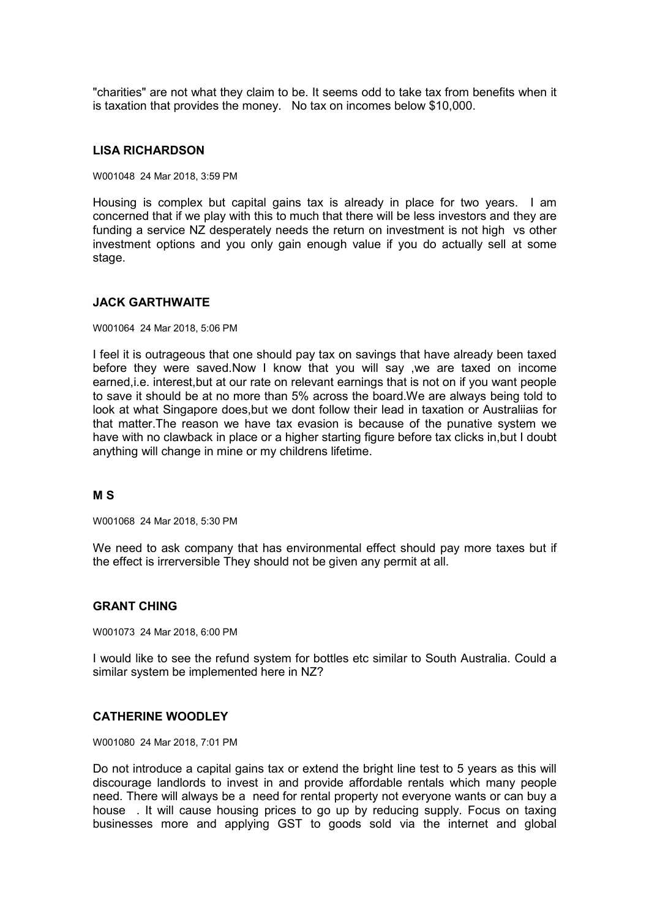"charities" are not what they claim to be. It seems odd to take tax from benefits when it is taxation that provides the money.   No tax on incomes below $10,000.

### LISA RICHARDSON

W001048  24 Mar 2018, 3:59 PM

Housing is complex but capital gains tax is already in place for two years.  I am concerned that if we play with this to much that there will be less investors and they are funding a service NZ desperately needs the return on investment is not high  vs other investment options and you only gain enough value if you do actually sell at some stage.

### JACK GARTHWAITE

W001064  24 Mar 2018, 5:06 PM

I feel it is outrageous that one should pay tax on savings that have already been taxed before they were saved.Now I know that you will say ,we are taxed on income earned,i.e. interest,but at our rate on relevant earnings that is not on if you want people to save it should be at no more than 5% across the board.We are always being told to look at what Singapore does,but we dont follow their lead in taxation or Australiias for that matter.The reason we have tax evasion is because of the punative system we have with no clawback in place or a higher starting figure before tax clicks in,but I doubt anything will change in mine or my childrens lifetime.

### M S

W001068  24 Mar 2018, 5:30 PM

We need to ask company that has environmental effect should pay more taxes but if the effect is irrerversible They should not be given any permit at all.

### GRANT CHING

W001073  24 Mar 2018, 6:00 PM

I would like to see the refund system for bottles etc similar to South Australia. Could a similar system be implemented here in NZ?

### CATHERINE WOODLEY

W001080  24 Mar 2018, 7:01 PM

Do not introduce a capital gains tax or extend the bright line test to 5 years as this will discourage landlords to invest in and provide affordable rentals which many people need. There will always be a  need for rental property not everyone wants or can buy a house  . It will cause housing prices to go up by reducing supply. Focus on taxing businesses more and applying GST to goods sold via the internet and global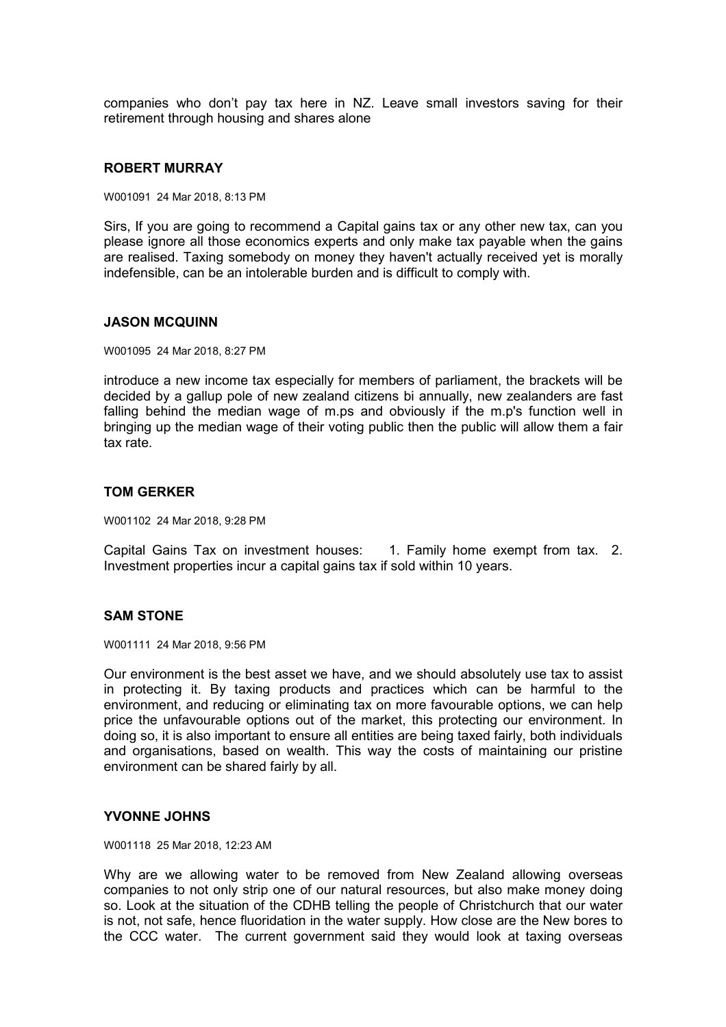companies who don’t pay tax here in NZ. Leave small investors saving for their retirement through housing and shares alone

### ROBERT MURRAY

W001091 24 Mar 2018, 8:13 PM

Sirs, If you are going to recommend a Capital gains tax or any other new tax, can you please ignore all those economics experts and only make tax payable when the gains are realised. Taxing somebody on money they haven't actually received yet is morally indefensible, can be an intolerable burden and is difficult to comply with.

### JASON MCQUINN

W001095 24 Mar 2018, 8:27 PM

introduce a new income tax especially for members of parliament, the brackets will be decided by a gallup pole of new zealand citizens bi annually, new zealanders are fast falling behind the median wage of m.ps and obviously if the m.p's function well in bringing up the median wage of their voting public then the public will allow them a fair tax rate.

### TOM GERKER

W001102 24 Mar 2018, 9:28 PM

Capital Gains Tax on investment houses: 1. Family home exempt from tax. 2. Investment properties incur a capital gains tax if sold within 10 years.

### SAM STONE

W001111 24 Mar 2018, 9:56 PM

Our environment is the best asset we have, and we should absolutely use tax to assist in protecting it. By taxing products and practices which can be harmful to the environment, and reducing or eliminating tax on more favourable options, we can help price the unfavourable options out of the market, this protecting our environment. In doing so, it is also important to ensure all entities are being taxed fairly, both individuals and organisations, based on wealth. This way the costs of maintaining our pristine environment can be shared fairly by all.

### YVONNE JOHNS

W001118 25 Mar 2018, 12:23 AM

Why are we allowing water to be removed from New Zealand allowing overseas companies to not only strip one of our natural resources, but also make money doing so. Look at the situation of the CDHB telling the people of Christchurch that our water is not, not safe, hence fluoridation in the water supply. How close are the New bores to the CCC water. The current government said they would look at taxing overseas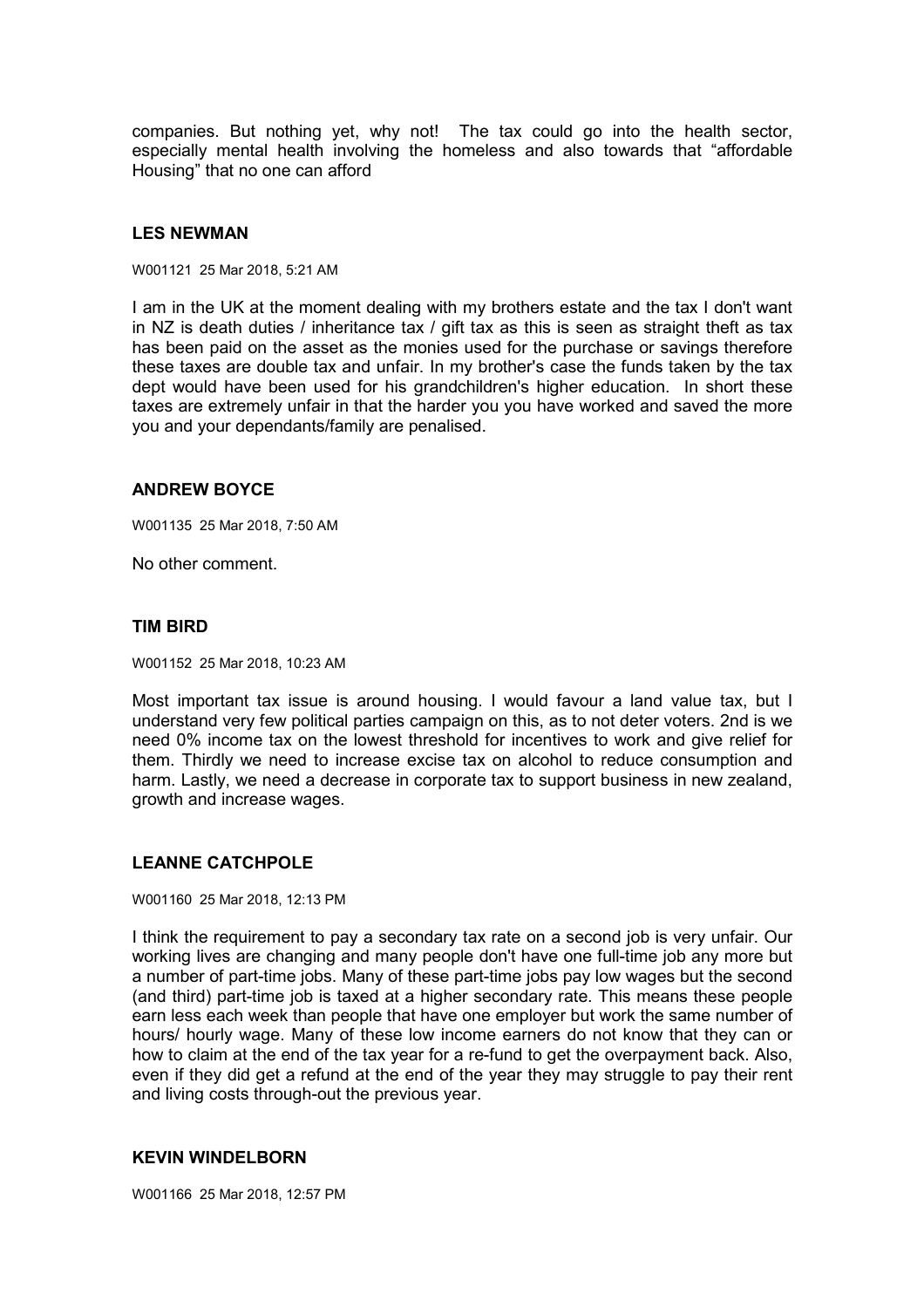companies. But nothing yet, why not! The tax could go into the health sector, especially mental health involving the homeless and also towards that “affordable Housing” that no one can afford

### LES NEWMAN

W001121 25 Mar 2018, 5:21 AM

I am in the UK at the moment dealing with my brothers estate and the tax I don't want in NZ is death duties / inheritance tax / gift tax as this is seen as straight theft as tax has been paid on the asset as the monies used for the purchase or savings therefore these taxes are double tax and unfair. In my brother's case the funds taken by the tax dept would have been used for his grandchildren's higher education. In short these taxes are extremely unfair in that the harder you you have worked and saved the more you and your dependants/family are penalised.

### ANDREW BOYCE

W001135 25 Mar 2018, 7:50 AM

No other comment.

### TIM BIRD

W001152 25 Mar 2018, 10:23 AM

Most important tax issue is around housing. I would favour a land value tax, but I understand very few political parties campaign on this, as to not deter voters. 2nd is we need 0% income tax on the lowest threshold for incentives to work and give relief for them. Thirdly we need to increase excise tax on alcohol to reduce consumption and harm. Lastly, we need a decrease in corporate tax to support business in new zealand, growth and increase wages.

### LEANNE CATCHPOLE

W001160 25 Mar 2018, 12:13 PM

I think the requirement to pay a secondary tax rate on a second job is very unfair. Our working lives are changing and many people don't have one full-time job any more but a number of part-time jobs. Many of these part-time jobs pay low wages but the second (and third) part-time job is taxed at a higher secondary rate. This means these people earn less each week than people that have one employer but work the same number of hours/ hourly wage. Many of these low income earners do not know that they can or how to claim at the end of the tax year for a re-fund to get the overpayment back. Also, even if they did get a refund at the end of the year they may struggle to pay their rent and living costs through-out the previous year.

### KEVIN WINDELBORN

W001166 25 Mar 2018, 12:57 PM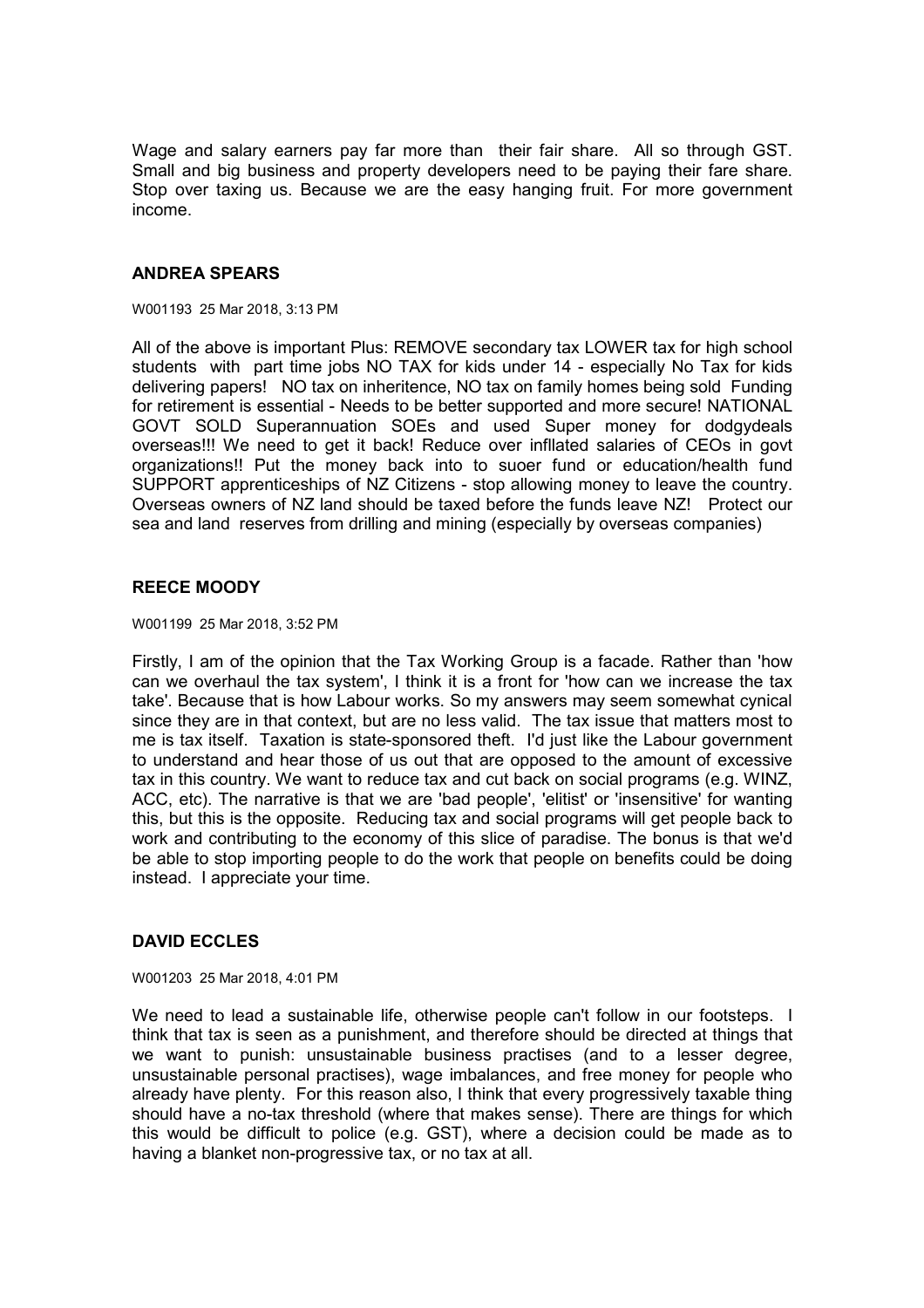Wage and salary earners pay far more than their fair share. All so through GST. Small and big business and property developers need to be paying their fare share. Stop over taxing us. Because we are the easy hanging fruit. For more government income.

### ANDREA SPEARS

W001193 25 Mar 2018, 3:13 PM

All of the above is important Plus: REMOVE secondary tax LOWER tax for high school students with part time jobs NO TAX for kids under 14 - especially No Tax for kids delivering papers! NO tax on inheritence, NO tax on family homes being sold Funding for retirement is essential - Needs to be better supported and more secure! NATIONAL GOVT SOLD Superannuation SOEs and used Super money for dodgydeals overseas!!! We need to get it back! Reduce over infllated salaries of CEOs in govt organizations!! Put the money back into to suoer fund or education/health fund SUPPORT apprenticeships of NZ Citizens - stop allowing money to leave the country. Overseas owners of NZ land should be taxed before the funds leave NZ! Protect our sea and land reserves from drilling and mining (especially by overseas companies)

### REECE MOODY

W001199 25 Mar 2018, 3:52 PM

Firstly, I am of the opinion that the Tax Working Group is a facade. Rather than 'how can we overhaul the tax system', I think it is a front for 'how can we increase the tax take'. Because that is how Labour works. So my answers may seem somewhat cynical since they are in that context, but are no less valid. The tax issue that matters most to me is tax itself. Taxation is state-sponsored theft. I'd just like the Labour government to understand and hear those of us out that are opposed to the amount of excessive tax in this country. We want to reduce tax and cut back on social programs (e.g. WINZ, ACC, etc). The narrative is that we are 'bad people', 'elitist' or 'insensitive' for wanting this, but this is the opposite. Reducing tax and social programs will get people back to work and contributing to the economy of this slice of paradise. The bonus is that we'd be able to stop importing people to do the work that people on benefits could be doing instead. I appreciate your time.

### DAVID ECCLES

W001203 25 Mar 2018, 4:01 PM

We need to lead a sustainable life, otherwise people can't follow in our footsteps. I think that tax is seen as a punishment, and therefore should be directed at things that we want to punish: unsustainable business practises (and to a lesser degree, unsustainable personal practises), wage imbalances, and free money for people who already have plenty. For this reason also, I think that every progressively taxable thing should have a no-tax threshold (where that makes sense). There are things for which this would be difficult to police (e.g. GST), where a decision could be made as to having a blanket non-progressive tax, or no tax at all.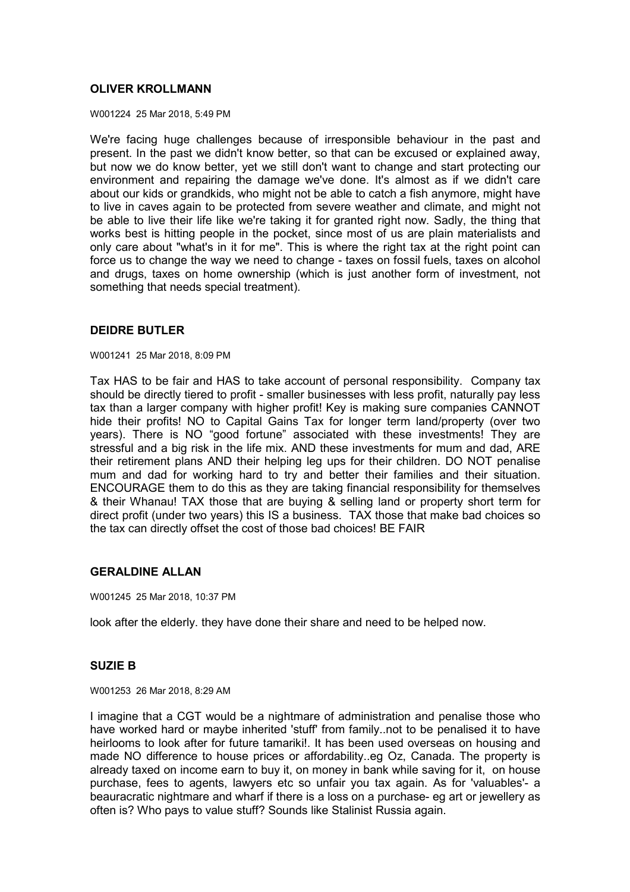### OLIVER KROLLMANN

W001224 25 Mar 2018, 5:49 PM

We're facing huge challenges because of irresponsible behaviour in the past and present. In the past we didn't know better, so that can be excused or explained away, but now we do know better, yet we still don't want to change and start protecting our environment and repairing the damage we've done. It's almost as if we didn't care about our kids or grandkids, who might not be able to catch a fish anymore, might have to live in caves again to be protected from severe weather and climate, and might not be able to live their life like we're taking it for granted right now. Sadly, the thing that works best is hitting people in the pocket, since most of us are plain materialists and only care about "what's in it for me". This is where the right tax at the right point can force us to change the way we need to change - taxes on fossil fuels, taxes on alcohol and drugs, taxes on home ownership (which is just another form of investment, not something that needs special treatment).

### DEIDRE BUTLER

W001241 25 Mar 2018, 8:09 PM

Tax HAS to be fair and HAS to take account of personal responsibility. Company tax should be directly tiered to profit - smaller businesses with less profit, naturally pay less tax than a larger company with higher profit! Key is making sure companies CANNOT hide their profits! NO to Capital Gains Tax for longer term land/property (over two years). There is NO "good fortune" associated with these investments! They are stressful and a big risk in the life mix. AND these investments for mum and dad, ARE their retirement plans AND their helping leg ups for their children. DO NOT penalise mum and dad for working hard to try and better their families and their situation. ENCOURAGE them to do this as they are taking financial responsibility for themselves & their Whanau! TAX those that are buying & selling land or property short term for direct profit (under two years) this IS a business. TAX those that make bad choices so the tax can directly offset the cost of those bad choices! BE FAIR

### GERALDINE ALLAN

W001245 25 Mar 2018, 10:37 PM

look after the elderly. they have done their share and need to be helped now.

### SUZIE B

W001253 26 Mar 2018, 8:29 AM

I imagine that a CGT would be a nightmare of administration and penalise those who have worked hard or maybe inherited 'stuff' from family..not to be penalised it to have heirlooms to look after for future tamariki!. It has been used overseas on housing and made NO difference to house prices or affordability..eg Oz, Canada. The property is already taxed on income earn to buy it, on money in bank while saving for it, on house purchase, fees to agents, lawyers etc so unfair you tax again. As for 'valuables'- a beauracratic nightmare and wharf if there is a loss on a purchase- eg art or jewellery as often is? Who pays to value stuff? Sounds like Stalinist Russia again.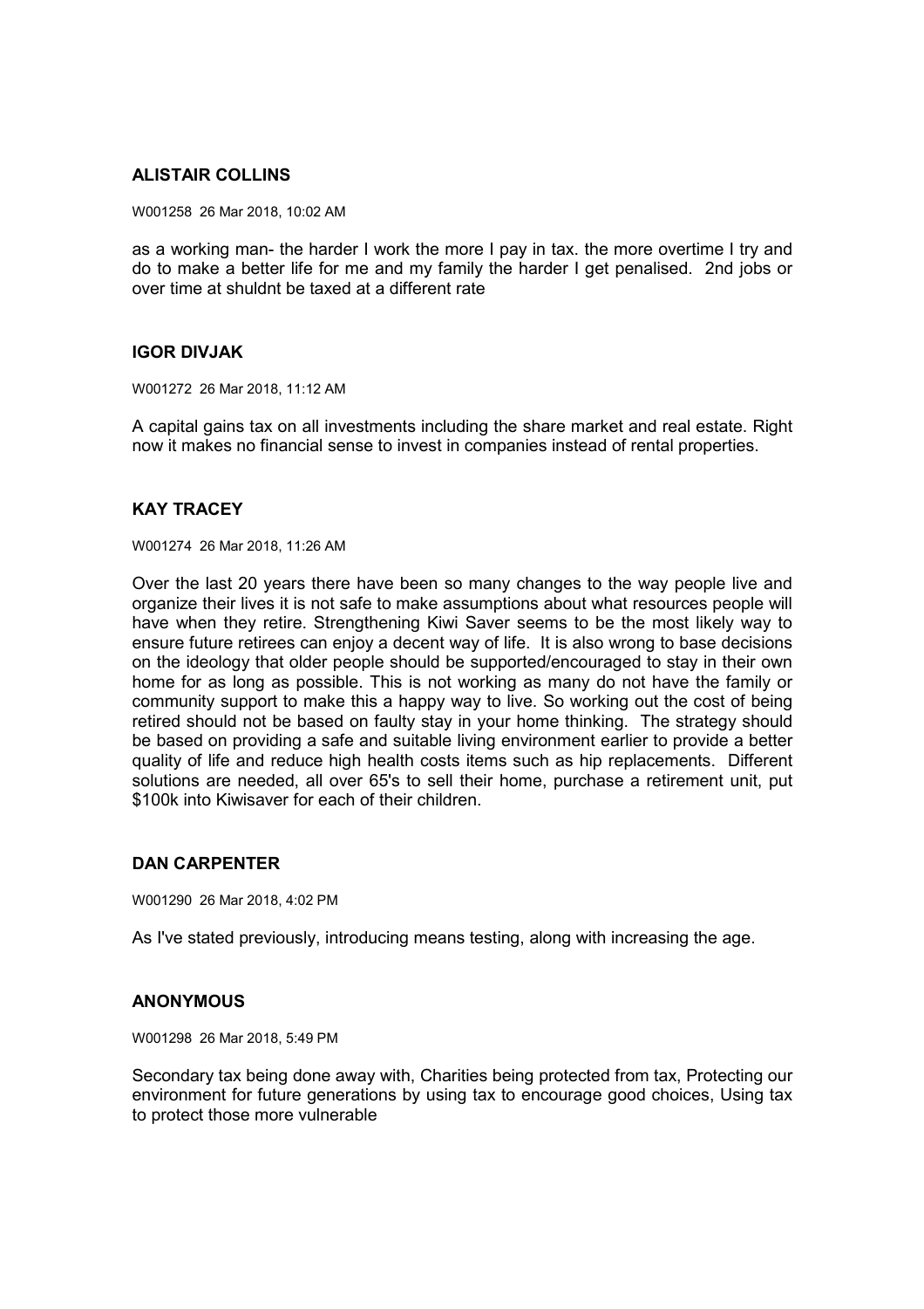### ALISTAIR COLLINS

W001258 26 Mar 2018, 10:02 AM

as a working man- the harder I work the more I pay in tax. the more overtime I try and do to make a better life for me and my family the harder I get penalised. 2nd jobs or over time at shuldnt be taxed at a different rate

### IGOR DIVJAK

W001272 26 Mar 2018, 11:12 AM

A capital gains tax on all investments including the share market and real estate. Right now it makes no financial sense to invest in companies instead of rental properties.

### KAY TRACEY

W001274 26 Mar 2018, 11:26 AM

Over the last 20 years there have been so many changes to the way people live and organize their lives it is not safe to make assumptions about what resources people will have when they retire. Strengthening Kiwi Saver seems to be the most likely way to ensure future retirees can enjoy a decent way of life. It is also wrong to base decisions on the ideology that older people should be supported/encouraged to stay in their own home for as long as possible. This is not working as many do not have the family or community support to make this a happy way to live. So working out the cost of being retired should not be based on faulty stay in your home thinking. The strategy should be based on providing a safe and suitable living environment earlier to provide a better quality of life and reduce high health costs items such as hip replacements. Different solutions are needed, all over 65's to sell their home, purchase a retirement unit, put $100k into Kiwisaver for each of their children.

### DAN CARPENTER

W001290 26 Mar 2018, 4:02 PM

As I've stated previously, introducing means testing, along with increasing the age.

### ANONYMOUS

W001298 26 Mar 2018, 5:49 PM

Secondary tax being done away with, Charities being protected from tax, Protecting our environment for future generations by using tax to encourage good choices, Using tax to protect those more vulnerable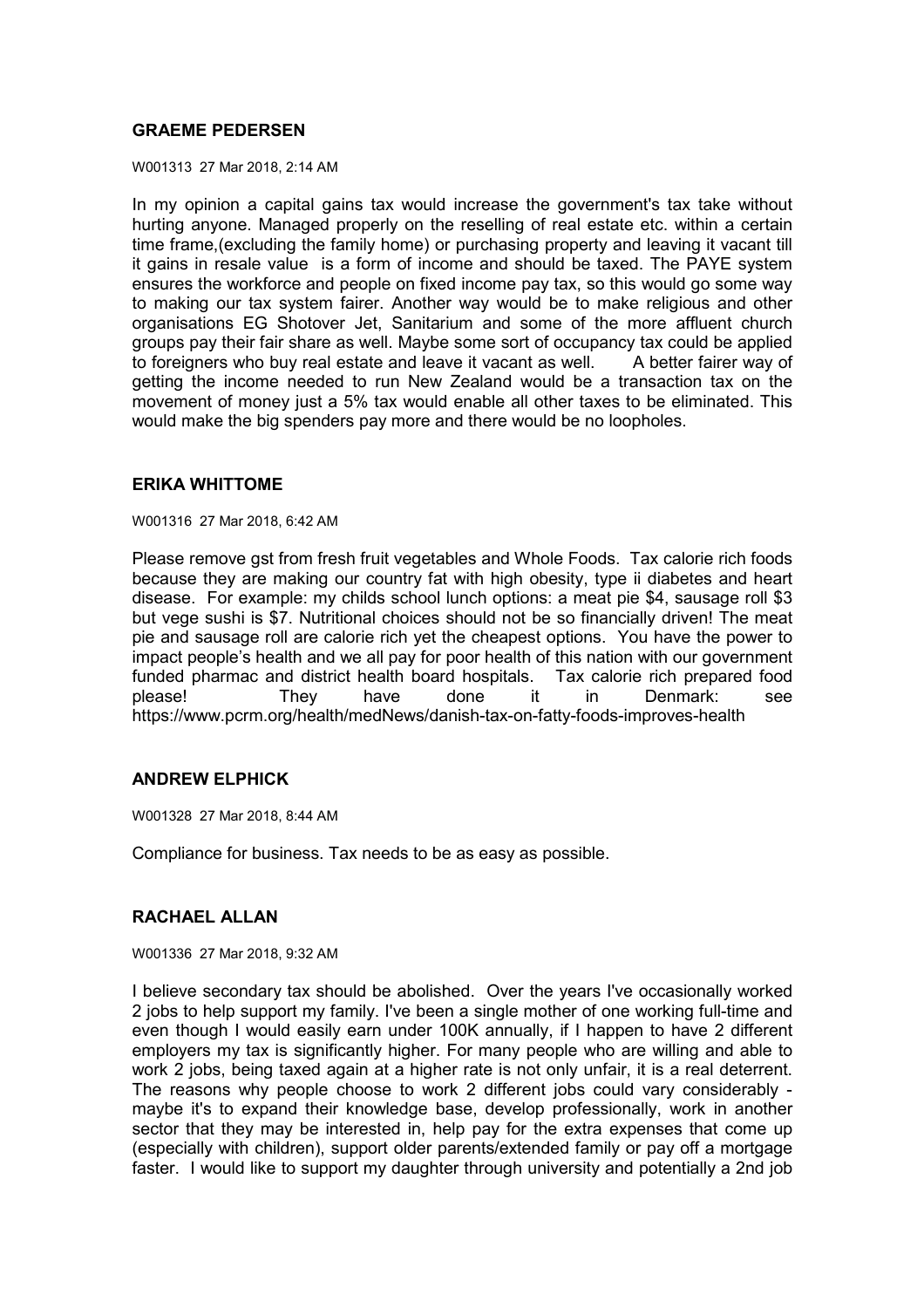## GRAEME PEDERSEN

W001313 27 Mar 2018, 2:14 AM

In my opinion a capital gains tax would increase the government's tax take without hurting anyone. Managed properly on the reselling of real estate etc. within a certain time frame,(excluding the family home) or purchasing property and leaving it vacant till it gains in resale value is a form of income and should be taxed. The PAYE system ensures the workforce and people on fixed income pay tax, so this would go some way to making our tax system fairer. Another way would be to make religious and other organisations EG Shotover Jet, Sanitarium and some of the more affluent church groups pay their fair share as well. Maybe some sort of occupancy tax could be applied to foreigners who buy real estate and leave it vacant as well. A better fairer way of getting the income needed to run New Zealand would be a transaction tax on the movement of money just a 5% tax would enable all other taxes to be eliminated. This would make the big spenders pay more and there would be no loopholes.

## ERIKA WHITTOME

W001316 27 Mar 2018, 6:42 AM

Please remove gst from fresh fruit vegetables and Whole Foods. Tax calorie rich foods because they are making our country fat with high obesity, type ii diabetes and heart disease. For example: my childs school lunch options: a meat pie $4, sausage roll $3 but vege sushi is $7. Nutritional choices should not be so financially driven! The meat pie and sausage roll are calorie rich yet the cheapest options. You have the power to impact people's health and we all pay for poor health of this nation with our government funded pharmac and district health board hospitals. Tax calorie rich prepared food please! They have done it in Denmark: see https://www.pcrm.org/health/medNews/danish-tax-on-fatty-foods-improves-health

## ANDREW ELPHICK

W001328 27 Mar 2018, 8:44 AM

Compliance for business. Tax needs to be as easy as possible.

## RACHAEL ALLAN

W001336 27 Mar 2018, 9:32 AM

I believe secondary tax should be abolished. Over the years I've occasionally worked 2 jobs to help support my family. I've been a single mother of one working full-time and even though I would easily earn under 100K annually, if I happen to have 2 different employers my tax is significantly higher. For many people who are willing and able to work 2 jobs, being taxed again at a higher rate is not only unfair, it is a real deterrent. The reasons why people choose to work 2 different jobs could vary considerably - maybe it's to expand their knowledge base, develop professionally, work in another sector that they may be interested in, help pay for the extra expenses that come up (especially with children), support older parents/extended family or pay off a mortgage faster. I would like to support my daughter through university and potentially a 2nd job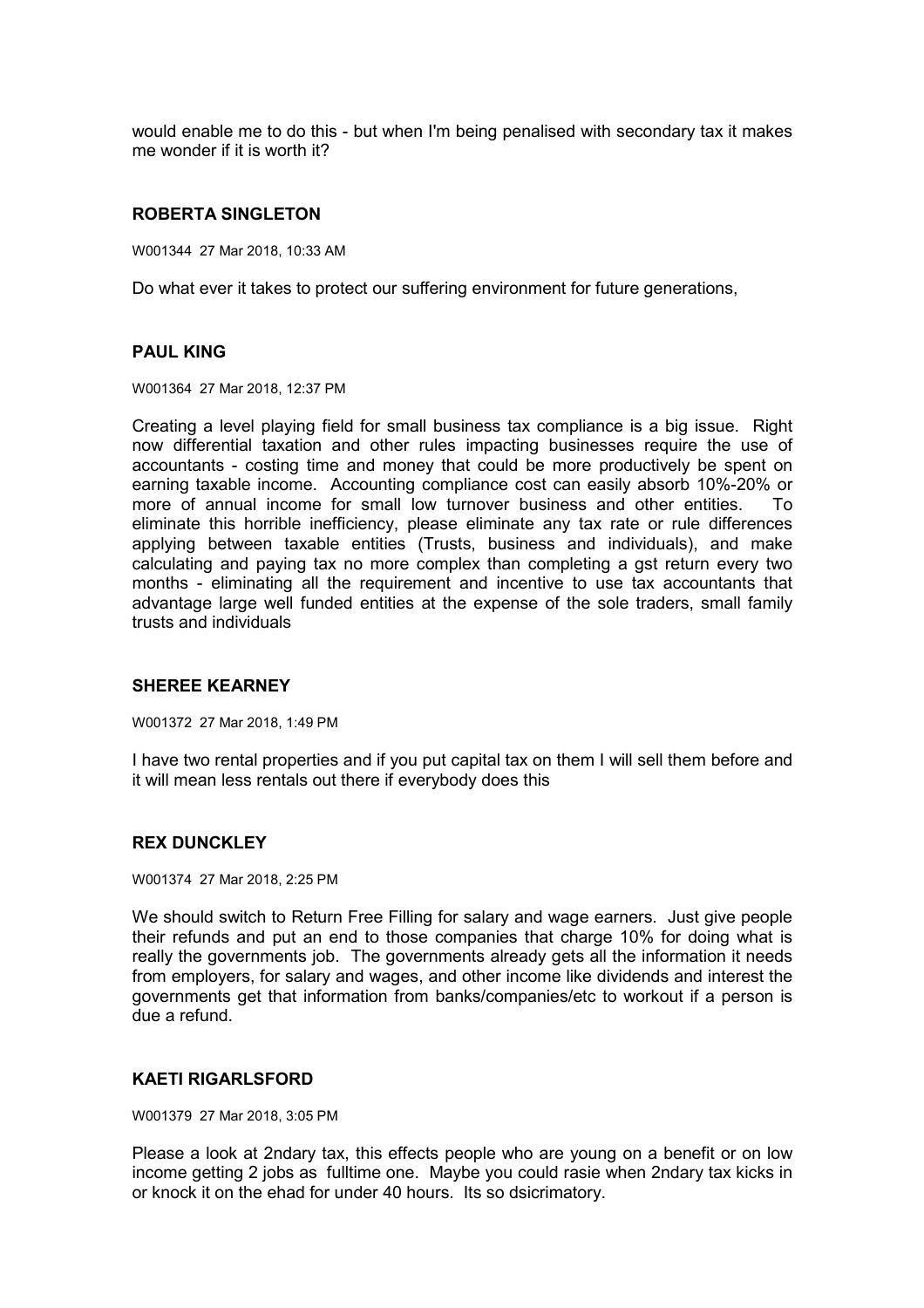would enable me to do this - but when I'm being penalised with secondary tax it makes me wonder if it is worth it?

### ROBERTA SINGLETON

W001344 27 Mar 2018, 10:33 AM

Do what ever it takes to protect our suffering environment for future generations,

### PAUL KING

W001364 27 Mar 2018, 12:37 PM

Creating a level playing field for small business tax compliance is a big issue. Right now differential taxation and other rules impacting businesses require the use of accountants - costing time and money that could be more productively be spent on earning taxable income. Accounting compliance cost can easily absorb 10%-20% or more of annual income for small low turnover business and other entities. To eliminate this horrible inefficiency, please eliminate any tax rate or rule differences applying between taxable entities (Trusts, business and individuals), and make calculating and paying tax no more complex than completing a gst return every two months - eliminating all the requirement and incentive to use tax accountants that advantage large well funded entities at the expense of the sole traders, small family trusts and individuals

### SHEREE KEARNEY

W001372 27 Mar 2018, 1:49 PM

I have two rental properties and if you put capital tax on them I will sell them before and it will mean less rentals out there if everybody does this

### REX DUNCKLEY

W001374 27 Mar 2018, 2:25 PM

We should switch to Return Free Filling for salary and wage earners. Just give people their refunds and put an end to those companies that charge 10% for doing what is really the governments job. The governments already gets all the information it needs from employers, for salary and wages, and other income like dividends and interest the governments get that information from banks/companies/etc to workout if a person is due a refund.

### KAETI RIGARLSFORD

W001379 27 Mar 2018, 3:05 PM

Please a look at 2ndary tax, this effects people who are young on a benefit or on low income getting 2 jobs as fulltime one. Maybe you could rasie when 2ndary tax kicks in or knock it on the ehad for under 40 hours. Its so dsicrimatory.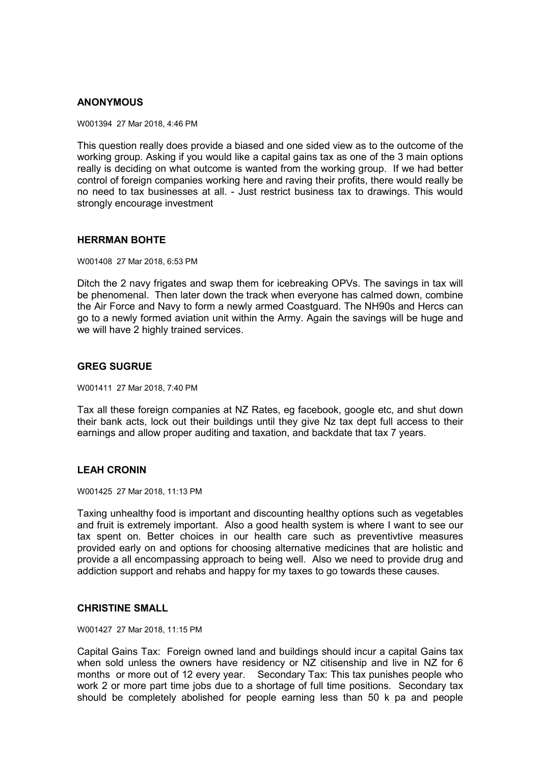**ANONYMOUS**

W001394 27 Mar 2018, 4:46 PM

This question really does provide a biased and one sided view as to the outcome of the working group. Asking if you would like a capital gains tax as one of the 3 main options really is deciding on what outcome is wanted from the working group. If we had better control of foreign companies working here and raving their profits, there would really be no need to tax businesses at all. - Just restrict business tax to drawings. This would strongly encourage investment

**HERRMAN BOHTE**

W001408 27 Mar 2018, 6:53 PM

Ditch the 2 navy frigates and swap them for icebreaking OPVs. The savings in tax will be phenomenal. Then later down the track when everyone has calmed down, combine the Air Force and Navy to form a newly armed Coastguard. The NH90s and Hercs can go to a newly formed aviation unit within the Army. Again the savings will be huge and we will have 2 highly trained services.

**GREG SUGRUE**

W001411 27 Mar 2018, 7:40 PM

Tax all these foreign companies at NZ Rates, eg facebook, google etc, and shut down their bank acts, lock out their buildings until they give Nz tax dept full access to their earnings and allow proper auditing and taxation, and backdate that tax 7 years.

**LEAH CRONIN**

W001425 27 Mar 2018, 11:13 PM

Taxing unhealthy food is important and discounting healthy options such as vegetables and fruit is extremely important. Also a good health system is where I want to see our tax spent on. Better choices in our health care such as preventivtive measures provided early on and options for choosing alternative medicines that are holistic and provide a all encompassing approach to being well. Also we need to provide drug and addiction support and rehabs and happy for my taxes to go towards these causes.

**CHRISTINE SMALL**

W001427 27 Mar 2018, 11:15 PM

Capital Gains Tax: Foreign owned land and buildings should incur a capital Gains tax when sold unless the owners have residency or NZ citisenship and live in NZ for 6 months or more out of 12 every year. Secondary Tax: This tax punishes people who work 2 or more part time jobs due to a shortage of full time positions. Secondary tax should be completely abolished for people earning less than 50 k pa and people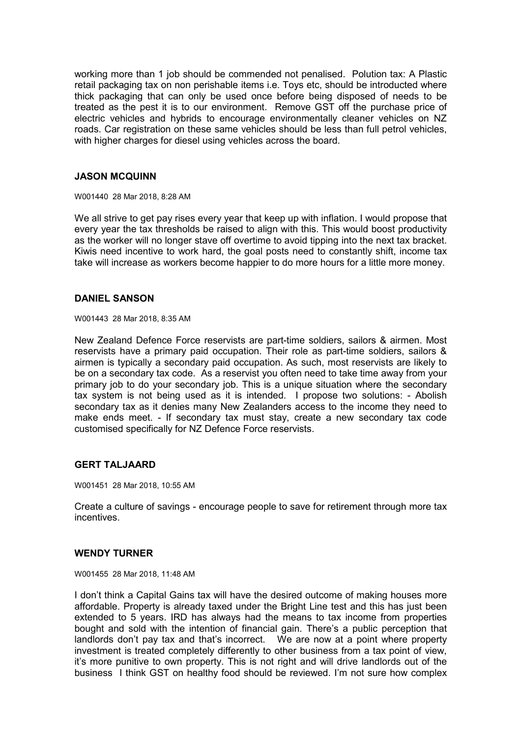working more than 1 job should be commended not penalised. Polution tax: A Plastic retail packaging tax on non perishable items i.e. Toys etc, should be introducted where thick packaging that can only be used once before being disposed of needs to be treated as the pest it is to our environment. Remove GST off the purchase price of electric vehicles and hybrids to encourage environmentally cleaner vehicles on NZ roads. Car registration on these same vehicles should be less than full petrol vehicles, with higher charges for diesel using vehicles across the board.

### JASON MCQUINN

W001440 28 Mar 2018, 8:28 AM

We all strive to get pay rises every year that keep up with inflation. I would propose that every year the tax thresholds be raised to align with this. This would boost productivity as the worker will no longer stave off overtime to avoid tipping into the next tax bracket. Kiwis need incentive to work hard, the goal posts need to constantly shift, income tax take will increase as workers become happier to do more hours for a little more money.

### DANIEL SANSON

W001443 28 Mar 2018, 8:35 AM

New Zealand Defence Force reservists are part-time soldiers, sailors & airmen. Most reservists have a primary paid occupation. Their role as part-time soldiers, sailors & airmen is typically a secondary paid occupation. As such, most reservists are likely to be on a secondary tax code. As a reservist you often need to take time away from your primary job to do your secondary job. This is a unique situation where the secondary tax system is not being used as it is intended. I propose two solutions: - Abolish secondary tax as it denies many New Zealanders access to the income they need to make ends meet. - If secondary tax must stay, create a new secondary tax code customised specifically for NZ Defence Force reservists.

### GERT TALJAARD

W001451 28 Mar 2018, 10:55 AM

Create a culture of savings - encourage people to save for retirement through more tax incentives.

### WENDY TURNER

W001455 28 Mar 2018, 11:48 AM

I don't think a Capital Gains tax will have the desired outcome of making houses more affordable. Property is already taxed under the Bright Line test and this has just been extended to 5 years. IRD has always had the means to tax income from properties bought and sold with the intention of financial gain. There's a public perception that landlords don't pay tax and that's incorrect. We are now at a point where property investment is treated completely differently to other business from a tax point of view, it's more punitive to own property. This is not right and will drive landlords out of the business I think GST on healthy food should be reviewed. I'm not sure how complex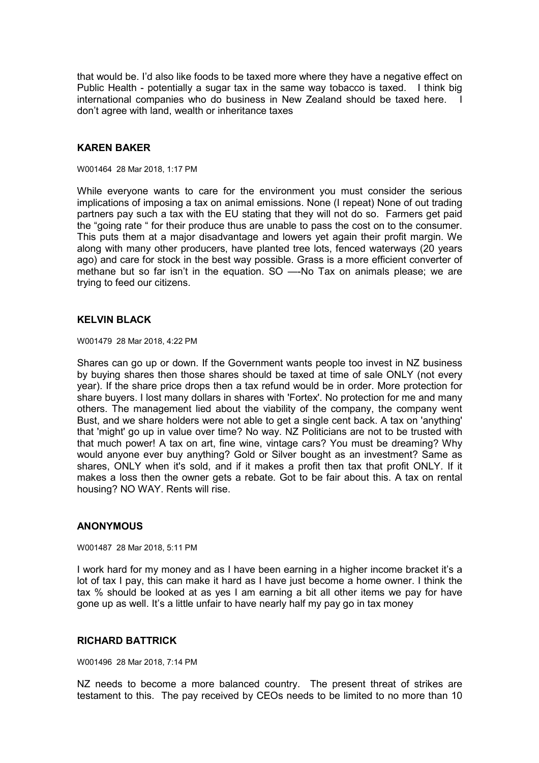that would be. I'd also like foods to be taxed more where they have a negative effect on Public Health - potentially a sugar tax in the same way tobacco is taxed. I think big international companies who do business in New Zealand should be taxed here. I don't agree with land, wealth or inheritance taxes

### KAREN BAKER

W001464 28 Mar 2018, 1:17 PM

While everyone wants to care for the environment you must consider the serious implications of imposing a tax on animal emissions. None (I repeat) None of out trading partners pay such a tax with the EU stating that they will not do so. Farmers get paid the "going rate " for their produce thus are unable to pass the cost on to the consumer. This puts them at a major disadvantage and lowers yet again their profit margin. We along with many other producers, have planted tree lots, fenced waterways (20 years ago) and care for stock in the best way possible. Grass is a more efficient converter of methane but so far isn't in the equation. SO —-No Tax on animals please; we are trying to feed our citizens.

### KELVIN BLACK

W001479 28 Mar 2018, 4:22 PM

Shares can go up or down. If the Government wants people too invest in NZ business by buying shares then those shares should be taxed at time of sale ONLY (not every year). If the share price drops then a tax refund would be in order. More protection for share buyers. I lost many dollars in shares with 'Fortex'. No protection for me and many others. The management lied about the viability of the company, the company went Bust, and we share holders were not able to get a single cent back. A tax on 'anything' that 'might' go up in value over time? No way. NZ Politicians are not to be trusted with that much power! A tax on art, fine wine, vintage cars? You must be dreaming? Why would anyone ever buy anything? Gold or Silver bought as an investment? Same as shares, ONLY when it's sold, and if it makes a profit then tax that profit ONLY. If it makes a loss then the owner gets a rebate. Got to be fair about this. A tax on rental housing? NO WAY. Rents will rise.

### ANONYMOUS

W001487 28 Mar 2018, 5:11 PM

I work hard for my money and as I have been earning in a higher income bracket it's a lot of tax I pay, this can make it hard as I have just become a home owner. I think the tax % should be looked at as yes I am earning a bit all other items we pay for have gone up as well. It's a little unfair to have nearly half my pay go in tax money

### RICHARD BATTRICK

W001496 28 Mar 2018, 7:14 PM

NZ needs to become a more balanced country. The present threat of strikes are testament to this. The pay received by CEOs needs to be limited to no more than 10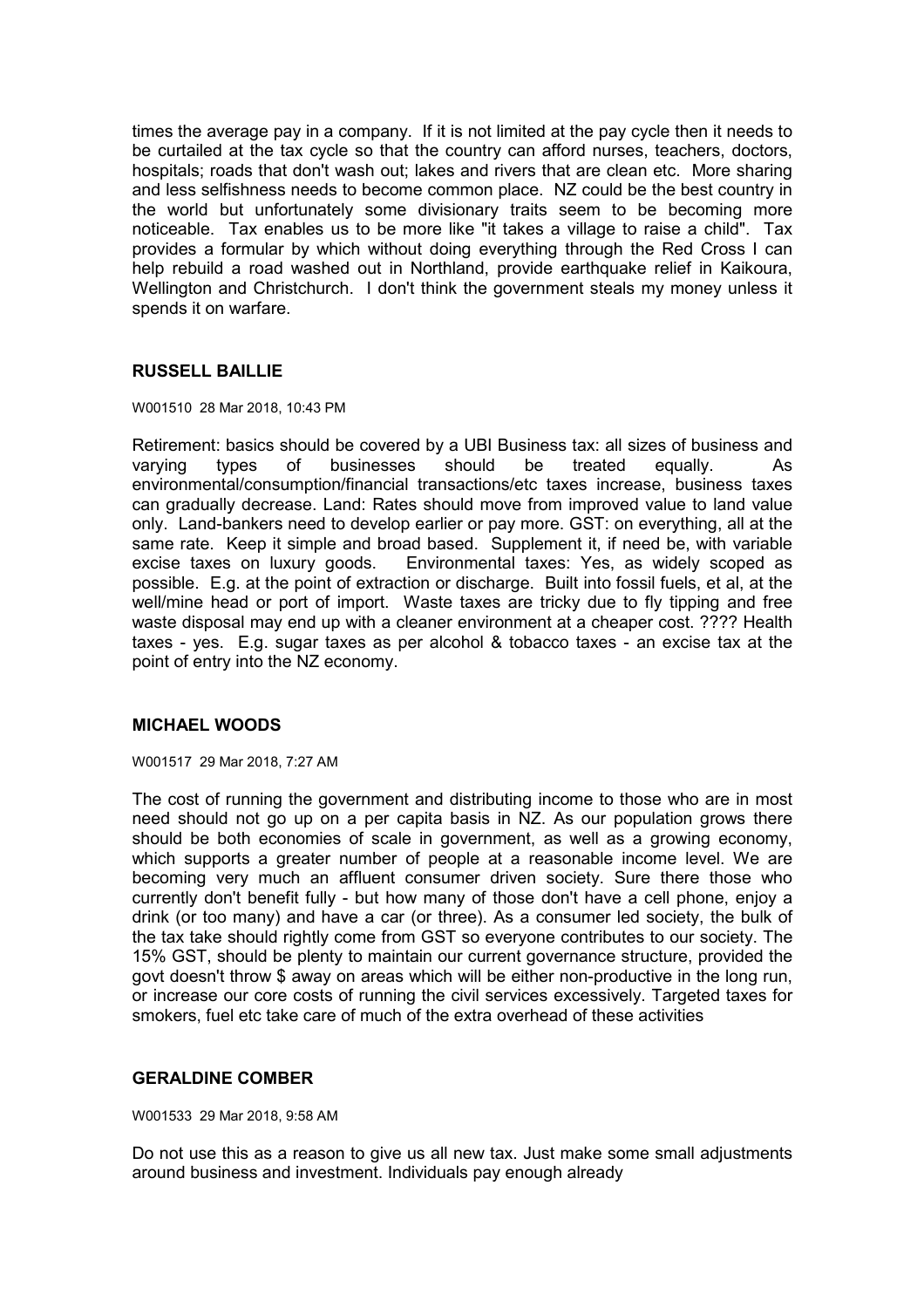times the average pay in a company. If it is not limited at the pay cycle then it needs to be curtailed at the tax cycle so that the country can afford nurses, teachers, doctors, hospitals; roads that don't wash out; lakes and rivers that are clean etc. More sharing and less selfishness needs to become common place. NZ could be the best country in the world but unfortunately some divisionary traits seem to be becoming more noticeable. Tax enables us to be more like "it takes a village to raise a child". Tax provides a formular by which without doing everything through the Red Cross I can help rebuild a road washed out in Northland, provide earthquake relief in Kaikoura, Wellington and Christchurch. I don't think the government steals my money unless it spends it on warfare.

### RUSSELL BAILLIE

W001510 28 Mar 2018, 10:43 PM

Retirement: basics should be covered by a UBI Business tax: all sizes of business and varying types of businesses should be treated equally. As environmental/consumption/financial transactions/etc taxes increase, business taxes can gradually decrease. Land: Rates should move from improved value to land value only. Land-bankers need to develop earlier or pay more. GST: on everything, all at the same rate. Keep it simple and broad based. Supplement it, if need be, with variable excise taxes on luxury goods. Environmental taxes: Yes, as widely scoped as possible. E.g. at the point of extraction or discharge. Built into fossil fuels, et al, at the well/mine head or port of import. Waste taxes are tricky due to fly tipping and free waste disposal may end up with a cleaner environment at a cheaper cost. ???? Health taxes - yes. E.g. sugar taxes as per alcohol & tobacco taxes - an excise tax at the point of entry into the NZ economy.

### MICHAEL WOODS

W001517 29 Mar 2018, 7:27 AM

The cost of running the government and distributing income to those who are in most need should not go up on a per capita basis in NZ. As our population grows there should be both economies of scale in government, as well as a growing economy, which supports a greater number of people at a reasonable income level. We are becoming very much an affluent consumer driven society. Sure there those who currently don't benefit fully - but how many of those don't have a cell phone, enjoy a drink (or too many) and have a car (or three). As a consumer led society, the bulk of the tax take should rightly come from GST so everyone contributes to our society. The 15% GST, should be plenty to maintain our current governance structure, provided the govt doesn't throw $ away on areas which will be either non-productive in the long run, or increase our core costs of running the civil services excessively. Targeted taxes for smokers, fuel etc take care of much of the extra overhead of these activities

### GERALDINE COMBER

W001533 29 Mar 2018, 9:58 AM

Do not use this as a reason to give us all new tax. Just make some small adjustments around business and investment. Individuals pay enough already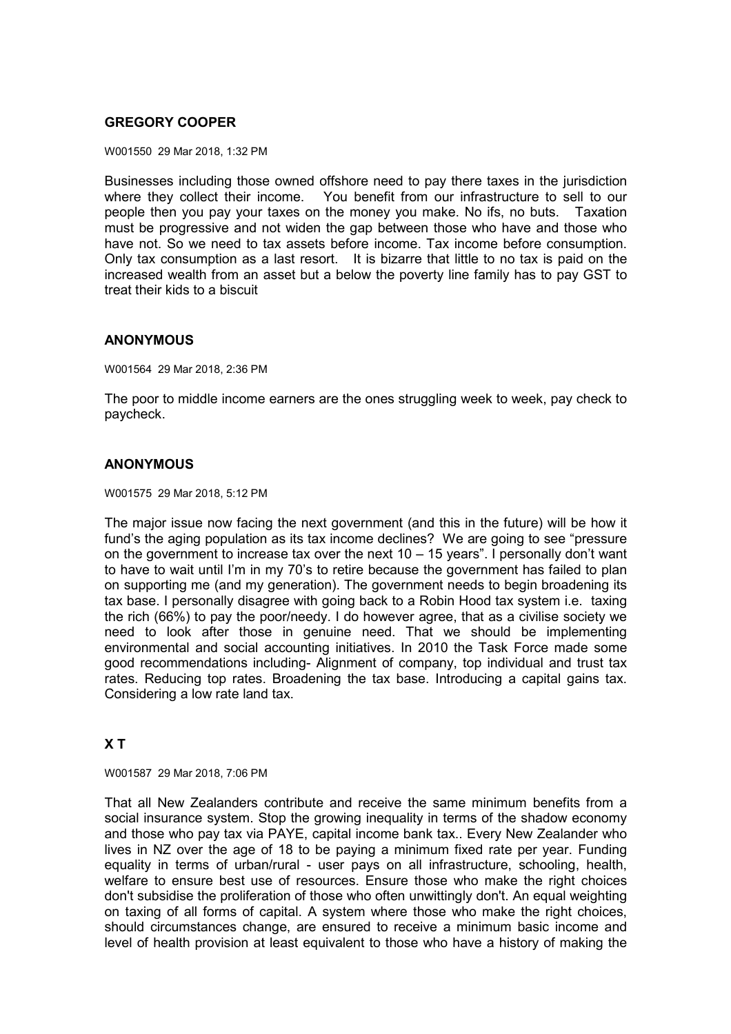### GREGORY COOPER

W001550 29 Mar 2018, 1:32 PM

Businesses including those owned offshore need to pay there taxes in the jurisdiction where they collect their income. You benefit from our infrastructure to sell to our people then you pay your taxes on the money you make. No ifs, no buts. Taxation must be progressive and not widen the gap between those who have and those who have not. So we need to tax assets before income. Tax income before consumption. Only tax consumption as a last resort. It is bizarre that little to no tax is paid on the increased wealth from an asset but a below the poverty line family has to pay GST to treat their kids to a biscuit

### ANONYMOUS

W001564 29 Mar 2018, 2:36 PM

The poor to middle income earners are the ones struggling week to week, pay check to paycheck.

### ANONYMOUS

W001575 29 Mar 2018, 5:12 PM

The major issue now facing the next government (and this in the future) will be how it fund's the aging population as its tax income declines? We are going to see "pressure on the government to increase tax over the next 10 – 15 years". I personally don't want to have to wait until I'm in my 70's to retire because the government has failed to plan on supporting me (and my generation). The government needs to begin broadening its tax base. I personally disagree with going back to a Robin Hood tax system i.e. taxing the rich (66%) to pay the poor/needy. I do however agree, that as a civilise society we need to look after those in genuine need. That we should be implementing environmental and social accounting initiatives. In 2010 the Task Force made some good recommendations including- Alignment of company, top individual and trust tax rates. Reducing top rates. Broadening the tax base. Introducing a capital gains tax. Considering a low rate land tax.

### X T

W001587 29 Mar 2018, 7:06 PM

That all New Zealanders contribute and receive the same minimum benefits from a social insurance system. Stop the growing inequality in terms of the shadow economy and those who pay tax via PAYE, capital income bank tax.. Every New Zealander who lives in NZ over the age of 18 to be paying a minimum fixed rate per year. Funding equality in terms of urban/rural - user pays on all infrastructure, schooling, health, welfare to ensure best use of resources. Ensure those who make the right choices don't subsidise the proliferation of those who often unwittingly don't. An equal weighting on taxing of all forms of capital. A system where those who make the right choices, should circumstances change, are ensured to receive a minimum basic income and level of health provision at least equivalent to those who have a history of making the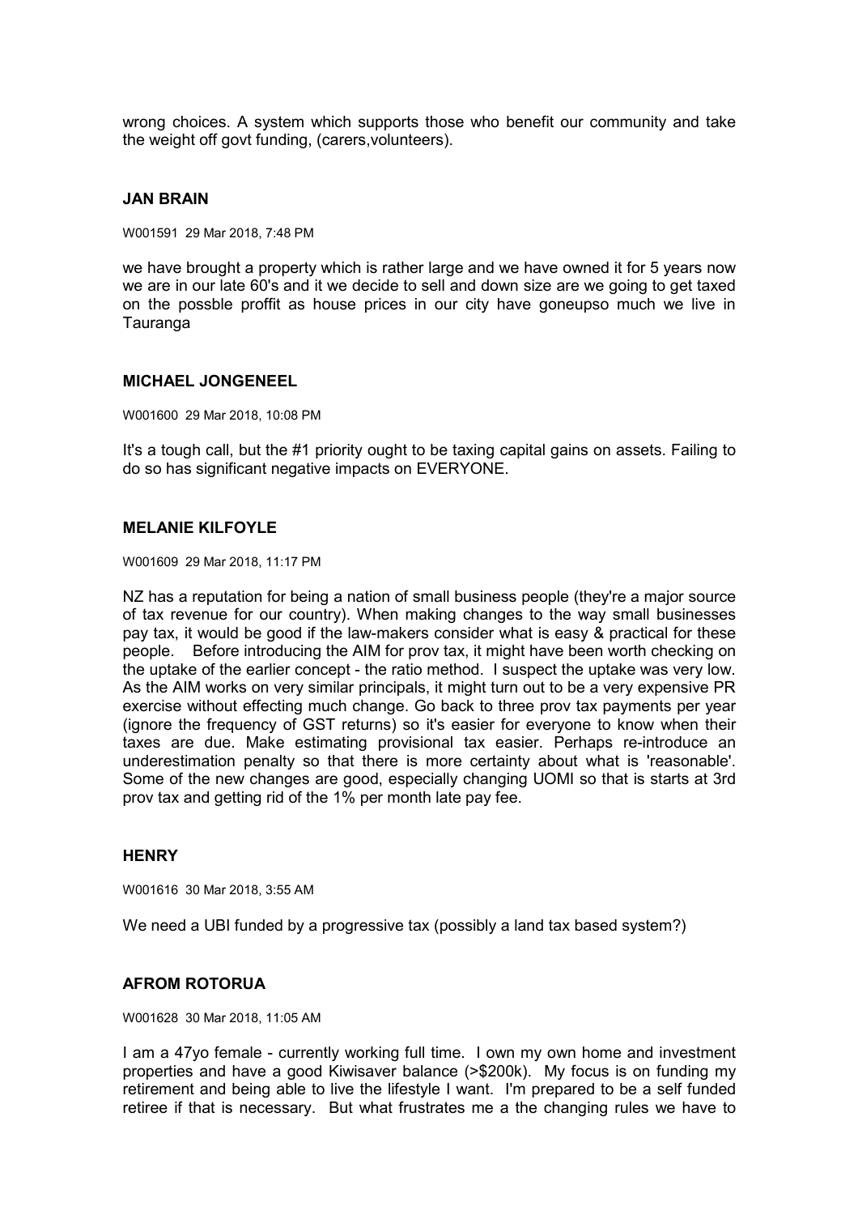wrong choices. A system which supports those who benefit our community and take the weight off govt funding, (carers,volunteers).

### JAN BRAIN

W001591 29 Mar 2018, 7:48 PM

we have brought a property which is rather large and we have owned it for 5 years now we are in our late 60's and it we decide to sell and down size are we going to get taxed on the possble proffit as house prices in our city have goneupso much we live in Tauranga

### MICHAEL JONGENEEL

W001600 29 Mar 2018, 10:08 PM

It's a tough call, but the #1 priority ought to be taxing capital gains on assets. Failing to do so has significant negative impacts on EVERYONE.

### MELANIE KILFOYLE

W001609 29 Mar 2018, 11:17 PM

NZ has a reputation for being a nation of small business people (they're a major source of tax revenue for our country). When making changes to the way small businesses pay tax, it would be good if the law-makers consider what is easy & practical for these people. Before introducing the AIM for prov tax, it might have been worth checking on the uptake of the earlier concept - the ratio method. I suspect the uptake was very low. As the AIM works on very similar principals, it might turn out to be a very expensive PR exercise without effecting much change. Go back to three prov tax payments per year (ignore the frequency of GST returns) so it's easier for everyone to know when their taxes are due. Make estimating provisional tax easier. Perhaps re-introduce an underestimation penalty so that there is more certainty about what is 'reasonable'. Some of the new changes are good, especially changing UOMI so that is starts at 3rd prov tax and getting rid of the 1% per month late pay fee.

### HENRY

W001616 30 Mar 2018, 3:55 AM

We need a UBI funded by a progressive tax (possibly a land tax based system?)

### AFROM ROTORUA

W001628 30 Mar 2018, 11:05 AM

I am a 47yo female - currently working full time. I own my own home and investment properties and have a good Kiwisaver balance (>$200k). My focus is on funding my retirement and being able to live the lifestyle I want. I'm prepared to be a self funded retiree if that is necessary. But what frustrates me a the changing rules we have to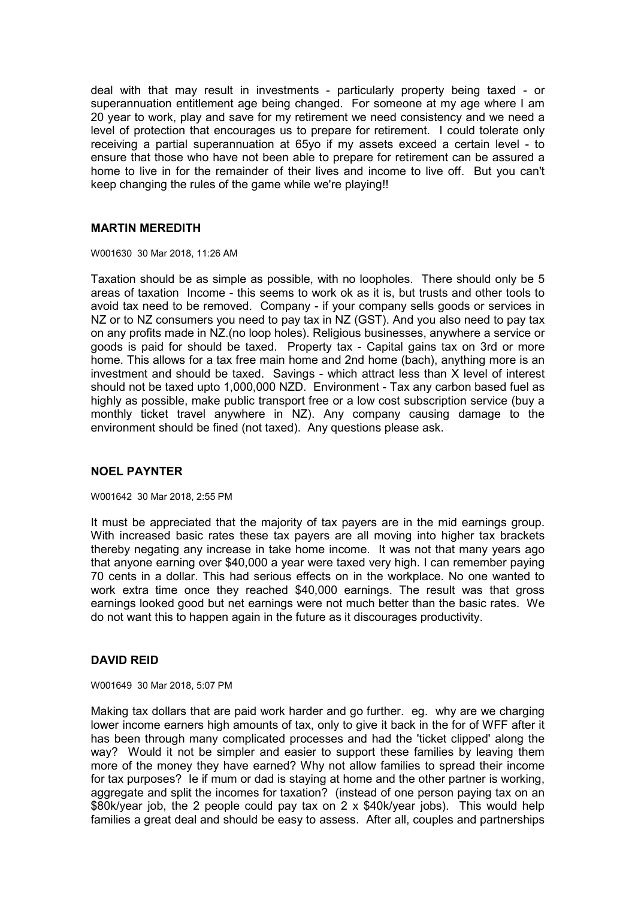deal with that may result in investments - particularly property being taxed - or superannuation entitlement age being changed. For someone at my age where I am 20 year to work, play and save for my retirement we need consistency and we need a level of protection that encourages us to prepare for retirement. I could tolerate only receiving a partial superannuation at 65yo if my assets exceed a certain level - to ensure that those who have not been able to prepare for retirement can be assured a home to live in for the remainder of their lives and income to live off. But you can't keep changing the rules of the game while we're playing!!

### MARTIN MEREDITH

W001630 30 Mar 2018, 11:26 AM

Taxation should be as simple as possible, with no loopholes. There should only be 5 areas of taxation Income - this seems to work ok as it is, but trusts and other tools to avoid tax need to be removed. Company - if your company sells goods or services in NZ or to NZ consumers you need to pay tax in NZ (GST). And you also need to pay tax on any profits made in NZ.(no loop holes). Religious businesses, anywhere a service or goods is paid for should be taxed. Property tax - Capital gains tax on 3rd or more home. This allows for a tax free main home and 2nd home (bach), anything more is an investment and should be taxed. Savings - which attract less than X level of interest should not be taxed upto 1,000,000 NZD. Environment - Tax any carbon based fuel as highly as possible, make public transport free or a low cost subscription service (buy a monthly ticket travel anywhere in NZ). Any company causing damage to the environment should be fined (not taxed). Any questions please ask.

### NOEL PAYNTER

W001642 30 Mar 2018, 2:55 PM

It must be appreciated that the majority of tax payers are in the mid earnings group. With increased basic rates these tax payers are all moving into higher tax brackets thereby negating any increase in take home income. It was not that many years ago that anyone earning over $40,000 a year were taxed very high. I can remember paying 70 cents in a dollar. This had serious effects on in the workplace. No one wanted to work extra time once they reached $40,000 earnings. The result was that gross earnings looked good but net earnings were not much better than the basic rates. We do not want this to happen again in the future as it discourages productivity.

### DAVID REID

W001649 30 Mar 2018, 5:07 PM

Making tax dollars that are paid work harder and go further. eg. why are we charging lower income earners high amounts of tax, only to give it back in the for of WFF after it has been through many complicated processes and had the 'ticket clipped' along the way? Would it not be simpler and easier to support these families by leaving them more of the money they have earned? Why not allow families to spread their income for tax purposes? Ie if mum or dad is staying at home and the other partner is working, aggregate and split the incomes for taxation? (instead of one person paying tax on an $80k/year job, the 2 people could pay tax on 2 x $40k/year jobs). This would help families a great deal and should be easy to assess. After all, couples and partnerships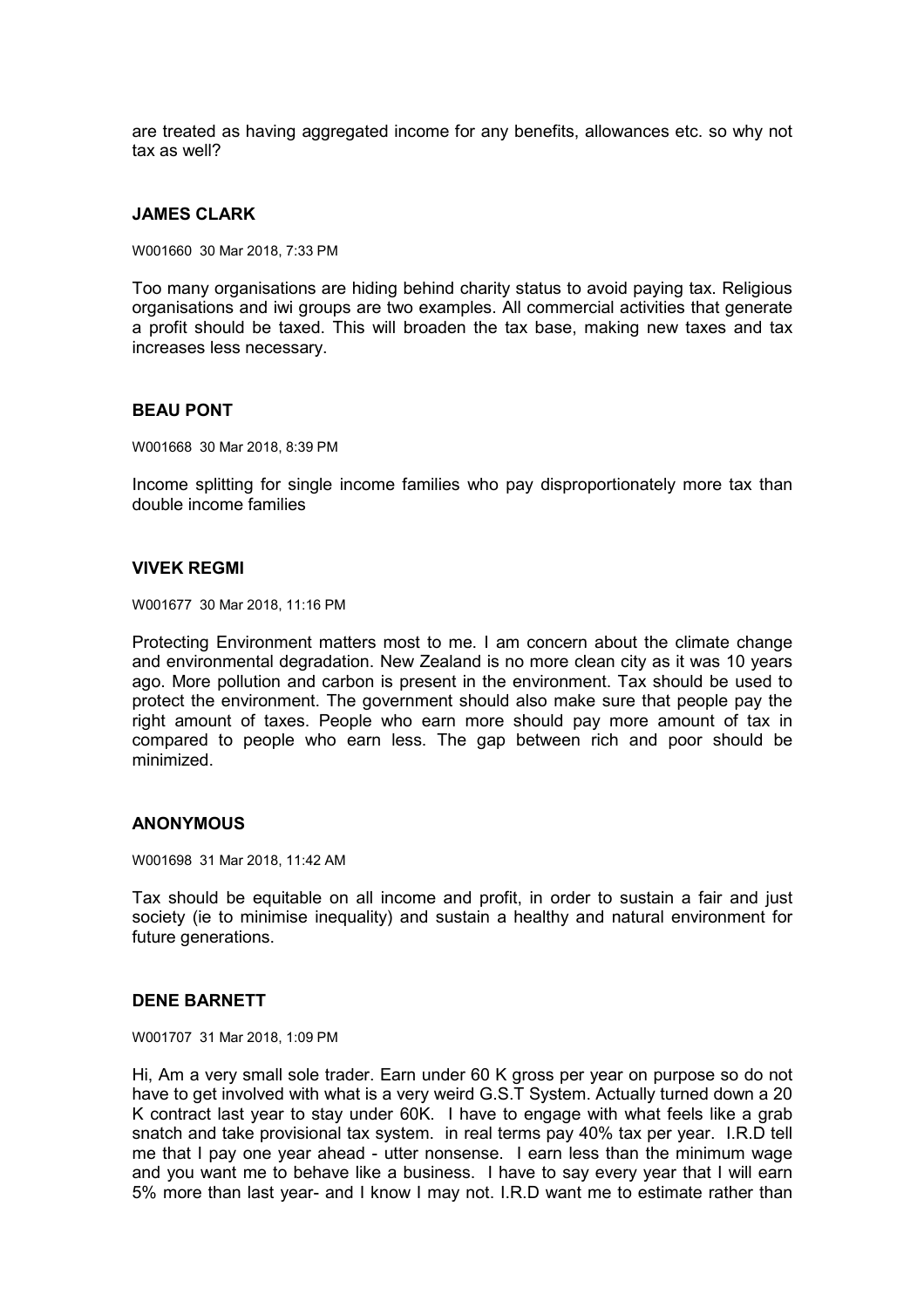are treated as having aggregated income for any benefits, allowances etc. so why not tax as well?

### JAMES CLARK

W001660 30 Mar 2018, 7:33 PM

Too many organisations are hiding behind charity status to avoid paying tax. Religious organisations and iwi groups are two examples. All commercial activities that generate a profit should be taxed. This will broaden the tax base, making new taxes and tax increases less necessary.

### BEAU PONT

W001668 30 Mar 2018, 8:39 PM

Income splitting for single income families who pay disproportionately more tax than double income families

### VIVEK REGMI

W001677 30 Mar 2018, 11:16 PM

Protecting Environment matters most to me. I am concern about the climate change and environmental degradation. New Zealand is no more clean city as it was 10 years ago. More pollution and carbon is present in the environment. Tax should be used to protect the environment. The government should also make sure that people pay the right amount of taxes. People who earn more should pay more amount of tax in compared to people who earn less. The gap between rich and poor should be minimized.

### ANONYMOUS

W001698 31 Mar 2018, 11:42 AM

Tax should be equitable on all income and profit, in order to sustain a fair and just society (ie to minimise inequality) and sustain a healthy and natural environment for future generations.

### DENE BARNETT

W001707 31 Mar 2018, 1:09 PM

Hi, Am a very small sole trader. Earn under 60 K gross per year on purpose so do not have to get involved with what is a very weird G.S.T System. Actually turned down a 20 K contract last year to stay under 60K. I have to engage with what feels like a grab snatch and take provisional tax system. in real terms pay 40% tax per year. I.R.D tell me that I pay one year ahead - utter nonsense. I earn less than the minimum wage and you want me to behave like a business. I have to say every year that I will earn 5% more than last year- and I know I may not. I.R.D want me to estimate rather than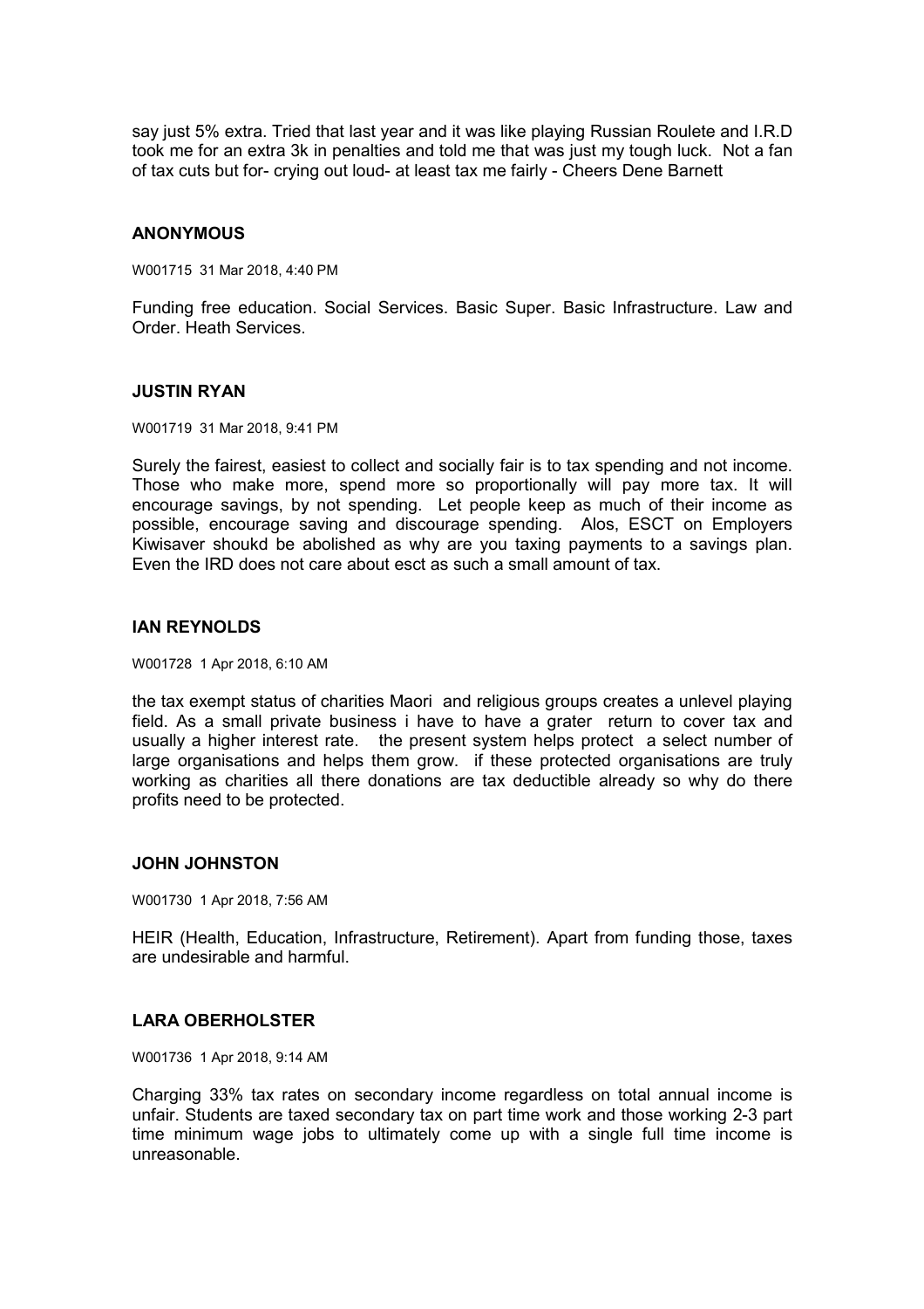say just 5% extra. Tried that last year and it was like playing Russian Roulete and I.R.D took me for an extra 3k in penalties and told me that was just my tough luck. Not a fan of tax cuts but for- crying out loud- at least tax me fairly - Cheers Dene Barnett

### ANONYMOUS

W001715 31 Mar 2018, 4:40 PM

Funding free education. Social Services. Basic Super. Basic Infrastructure. Law and Order. Heath Services.

### JUSTIN RYAN

W001719 31 Mar 2018, 9:41 PM

Surely the fairest, easiest to collect and socially fair is to tax spending and not income. Those who make more, spend more so proportionally will pay more tax. It will encourage savings, by not spending. Let people keep as much of their income as possible, encourage saving and discourage spending. Alos, ESCT on Employers Kiwisaver shoukd be abolished as why are you taxing payments to a savings plan. Even the IRD does not care about esct as such a small amount of tax.

### IAN REYNOLDS

W001728 1 Apr 2018, 6:10 AM

the tax exempt status of charities Maori and religious groups creates a unlevel playing field. As a small private business i have to have a grater return to cover tax and usually a higher interest rate. the present system helps protect a select number of large organisations and helps them grow. if these protected organisations are truly working as charities all there donations are tax deductible already so why do there profits need to be protected.

### JOHN JOHNSTON

W001730 1 Apr 2018, 7:56 AM

HEIR (Health, Education, Infrastructure, Retirement). Apart from funding those, taxes are undesirable and harmful.

### LARA OBERHOLSTER

W001736 1 Apr 2018, 9:14 AM

Charging 33% tax rates on secondary income regardless on total annual income is unfair. Students are taxed secondary tax on part time work and those working 2-3 part time minimum wage jobs to ultimately come up with a single full time income is unreasonable.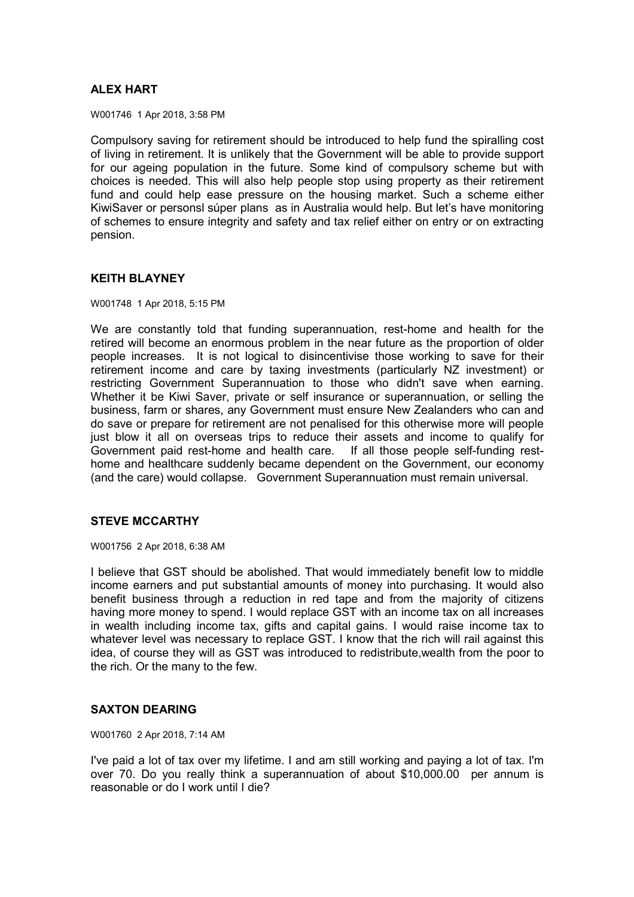### ALEX HART

W001746 1 Apr 2018, 3:58 PM

Compulsory saving for retirement should be introduced to help fund the spiralling cost of living in retirement. It is unlikely that the Government will be able to provide support for our ageing population in the future. Some kind of compulsory scheme but with choices is needed. This will also help people stop using property as their retirement fund and could help ease pressure on the housing market. Such a scheme either KiwiSaver or personsl súper plans as in Australia would help. But let's have monitoring of schemes to ensure integrity and safety and tax relief either on entry or on extracting pension.

### KEITH BLAYNEY

W001748 1 Apr 2018, 5:15 PM

We are constantly told that funding superannuation, rest-home and health for the retired will become an enormous problem in the near future as the proportion of older people increases. It is not logical to disincentivise those working to save for their retirement income and care by taxing investments (particularly NZ investment) or restricting Government Superannuation to those who didn't save when earning. Whether it be Kiwi Saver, private or self insurance or superannuation, or selling the business, farm or shares, any Government must ensure New Zealanders who can and do save or prepare for retirement are not penalised for this otherwise more will people just blow it all on overseas trips to reduce their assets and income to qualify for Government paid rest-home and health care. If all those people self-funding rest-home and healthcare suddenly became dependent on the Government, our economy (and the care) would collapse. Government Superannuation must remain universal.

### STEVE MCCARTHY

W001756 2 Apr 2018, 6:38 AM

I believe that GST should be abolished. That would immediately benefit low to middle income earners and put substantial amounts of money into purchasing. It would also benefit business through a reduction in red tape and from the majority of citizens having more money to spend. I would replace GST with an income tax on all increases in wealth including income tax, gifts and capital gains. I would raise income tax to whatever level was necessary to replace GST. I know that the rich will rail against this idea, of course they will as GST was introduced to redistribute,wealth from the poor to the rich. Or the many to the few.

### SAXTON DEARING

W001760 2 Apr 2018, 7:14 AM

I've paid a lot of tax over my lifetime. I and am still working and paying a lot of tax. I'm over 70. Do you really think a superannuation of about $10,000.00 per annum is reasonable or do I work until I die?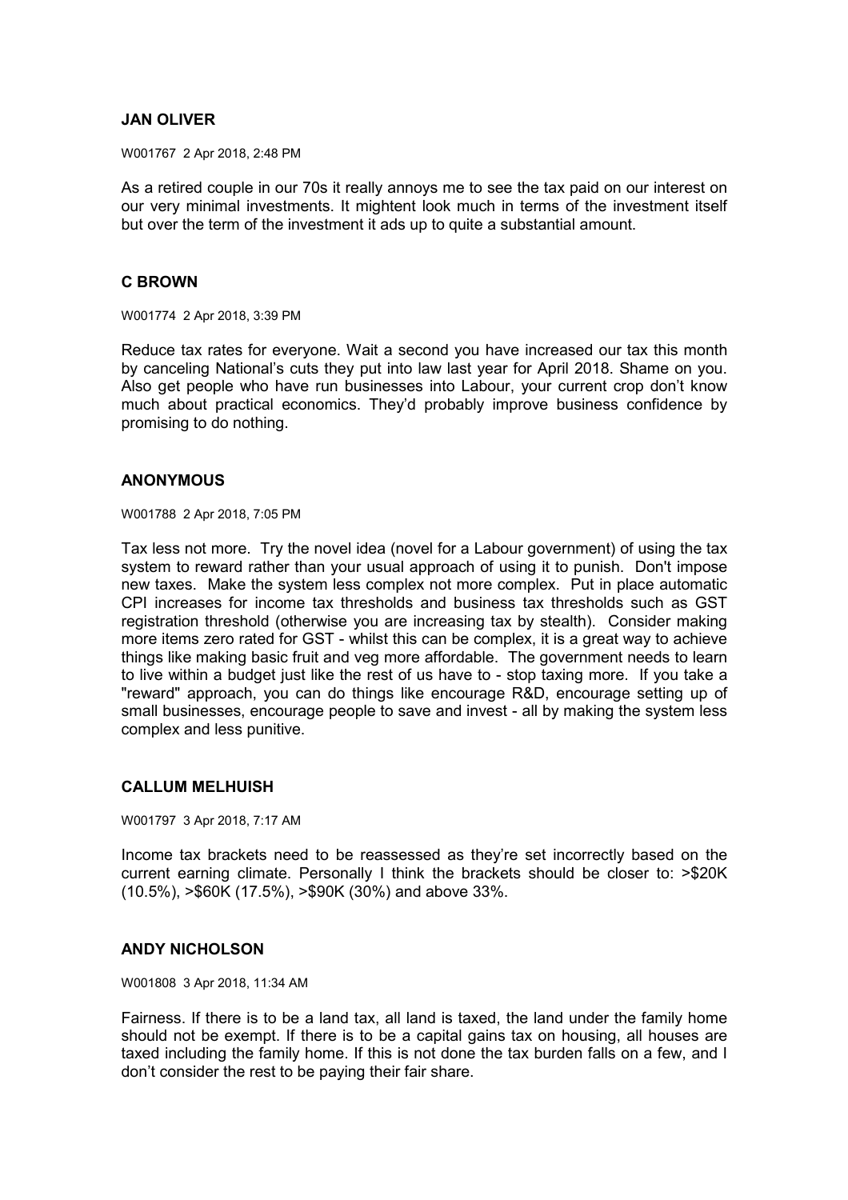## JAN OLIVER

W001767 2 Apr 2018, 2:48 PM

As a retired couple in our 70s it really annoys me to see the tax paid on our interest on our very minimal investments. It mightent look much in terms of the investment itself but over the term of the investment it ads up to quite a substantial amount.

## C BROWN

W001774 2 Apr 2018, 3:39 PM

Reduce tax rates for everyone. Wait a second you have increased our tax this month by canceling National's cuts they put into law last year for April 2018. Shame on you. Also get people who have run businesses into Labour, your current crop don't know much about practical economics. They'd probably improve business confidence by promising to do nothing.

## ANONYMOUS

W001788 2 Apr 2018, 7:05 PM

Tax less not more. Try the novel idea (novel for a Labour government) of using the tax system to reward rather than your usual approach of using it to punish. Don't impose new taxes. Make the system less complex not more complex. Put in place automatic CPI increases for income tax thresholds and business tax thresholds such as GST registration threshold (otherwise you are increasing tax by stealth). Consider making more items zero rated for GST - whilst this can be complex, it is a great way to achieve things like making basic fruit and veg more affordable. The government needs to learn to live within a budget just like the rest of us have to - stop taxing more. If you take a "reward" approach, you can do things like encourage R&D, encourage setting up of small businesses, encourage people to save and invest - all by making the system less complex and less punitive.

## CALLUM MELHUISH

W001797 3 Apr 2018, 7:17 AM

Income tax brackets need to be reassessed as they're set incorrectly based on the current earning climate. Personally I think the brackets should be closer to: >$20K (10.5%), >$60K (17.5%), >$90K (30%) and above 33%.

## ANDY NICHOLSON

W001808 3 Apr 2018, 11:34 AM

Fairness. If there is to be a land tax, all land is taxed, the land under the family home should not be exempt. If there is to be a capital gains tax on housing, all houses are taxed including the family home. If this is not done the tax burden falls on a few, and I don't consider the rest to be paying their fair share.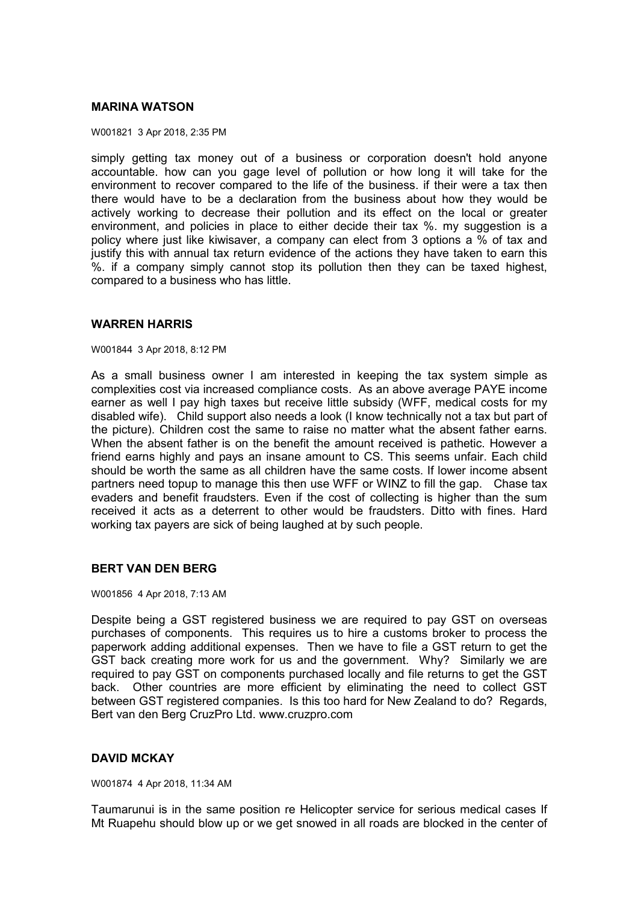### MARINA WATSON

W001821 3 Apr 2018, 2:35 PM

simply getting tax money out of a business or corporation doesn't hold anyone accountable. how can you gage level of pollution or how long it will take for the environment to recover compared to the life of the business. if their were a tax then there would have to be a declaration from the business about how they would be actively working to decrease their pollution and its effect on the local or greater environment, and policies in place to either decide their tax %. my suggestion is a policy where just like kiwisaver, a company can elect from 3 options a % of tax and justify this with annual tax return evidence of the actions they have taken to earn this %. if a company simply cannot stop its pollution then they can be taxed highest, compared to a business who has little.

### WARREN HARRIS

W001844 3 Apr 2018, 8:12 PM

As a small business owner I am interested in keeping the tax system simple as complexities cost via increased compliance costs. As an above average PAYE income earner as well I pay high taxes but receive little subsidy (WFF, medical costs for my disabled wife). Child support also needs a look (I know technically not a tax but part of the picture). Children cost the same to raise no matter what the absent father earns. When the absent father is on the benefit the amount received is pathetic. However a friend earns highly and pays an insane amount to CS. This seems unfair. Each child should be worth the same as all children have the same costs. If lower income absent partners need topup to manage this then use WFF or WINZ to fill the gap. Chase tax evaders and benefit fraudsters. Even if the cost of collecting is higher than the sum received it acts as a deterrent to other would be fraudsters. Ditto with fines. Hard working tax payers are sick of being laughed at by such people.

### BERT VAN DEN BERG

W001856 4 Apr 2018, 7:13 AM

Despite being a GST registered business we are required to pay GST on overseas purchases of components. This requires us to hire a customs broker to process the paperwork adding additional expenses. Then we have to file a GST return to get the GST back creating more work for us and the government. Why? Similarly we are required to pay GST on components purchased locally and file returns to get the GST back. Other countries are more efficient by eliminating the need to collect GST between GST registered companies. Is this too hard for New Zealand to do? Regards, Bert van den Berg CruzPro Ltd. www.cruzpro.com

### DAVID MCKAY

W001874 4 Apr 2018, 11:34 AM

Taumarunui is in the same position re Helicopter service for serious medical cases If Mt Ruapehu should blow up or we get snowed in all roads are blocked in the center of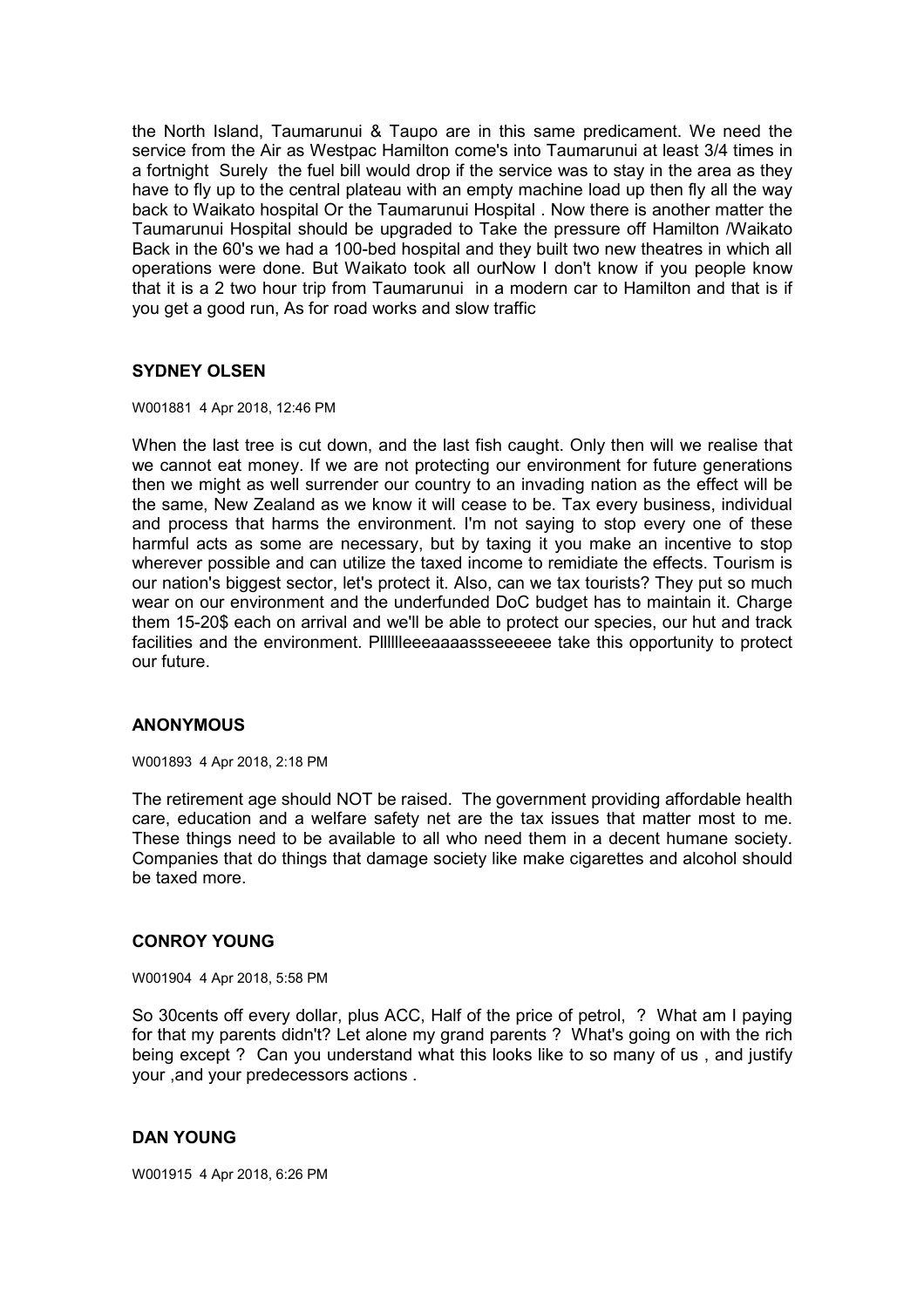the North Island, Taumarunui & Taupo are in this same predicament. We need the service from the Air as Westpac Hamilton come's into Taumarunui at least 3/4 times in a fortnight Surely the fuel bill would drop if the service was to stay in the area as they have to fly up to the central plateau with an empty machine load up then fly all the way back to Waikato hospital Or the Taumarunui Hospital . Now there is another matter the Taumarunui Hospital should be upgraded to Take the pressure off Hamilton /Waikato Back in the 60's we had a 100-bed hospital and they built two new theatres in which all operations were done. But Waikato took all ourNow I don't know if you people know that it is a 2 two hour trip from Taumarunui in a modern car to Hamilton and that is if you get a good run, As for road works and slow traffic

### SYDNEY OLSEN

W001881 4 Apr 2018, 12:46 PM

When the last tree is cut down, and the last fish caught. Only then will we realise that we cannot eat money. If we are not protecting our environment for future generations then we might as well surrender our country to an invading nation as the effect will be the same, New Zealand as we know it will cease to be. Tax every business, individual and process that harms the environment. I'm not saying to stop every one of these harmful acts as some are necessary, but by taxing it you make an incentive to stop wherever possible and can utilize the taxed income to remidiate the effects. Tourism is our nation's biggest sector, let's protect it. Also, can we tax tourists? They put so much wear on our environment and the underfunded DoC budget has to maintain it. Charge them 15-20$ each on arrival and we'll be able to protect our species, our hut and track facilities and the environment. Pllllleeeaaaassseeeeee take this opportunity to protect our future.

### ANONYMOUS

W001893 4 Apr 2018, 2:18 PM

The retirement age should NOT be raised. The government providing affordable health care, education and a welfare safety net are the tax issues that matter most to me. These things need to be available to all who need them in a decent humane society. Companies that do things that damage society like make cigarettes and alcohol should be taxed more.

### CONROY YOUNG

W001904 4 Apr 2018, 5:58 PM

So 30cents off every dollar, plus ACC, Half of the price of petrol, ? What am I paying for that my parents didn't? Let alone my grand parents ? What's going on with the rich being except ? Can you understand what this looks like to so many of us , and justify your ,and your predecessors actions .

### DAN YOUNG

W001915 4 Apr 2018, 6:26 PM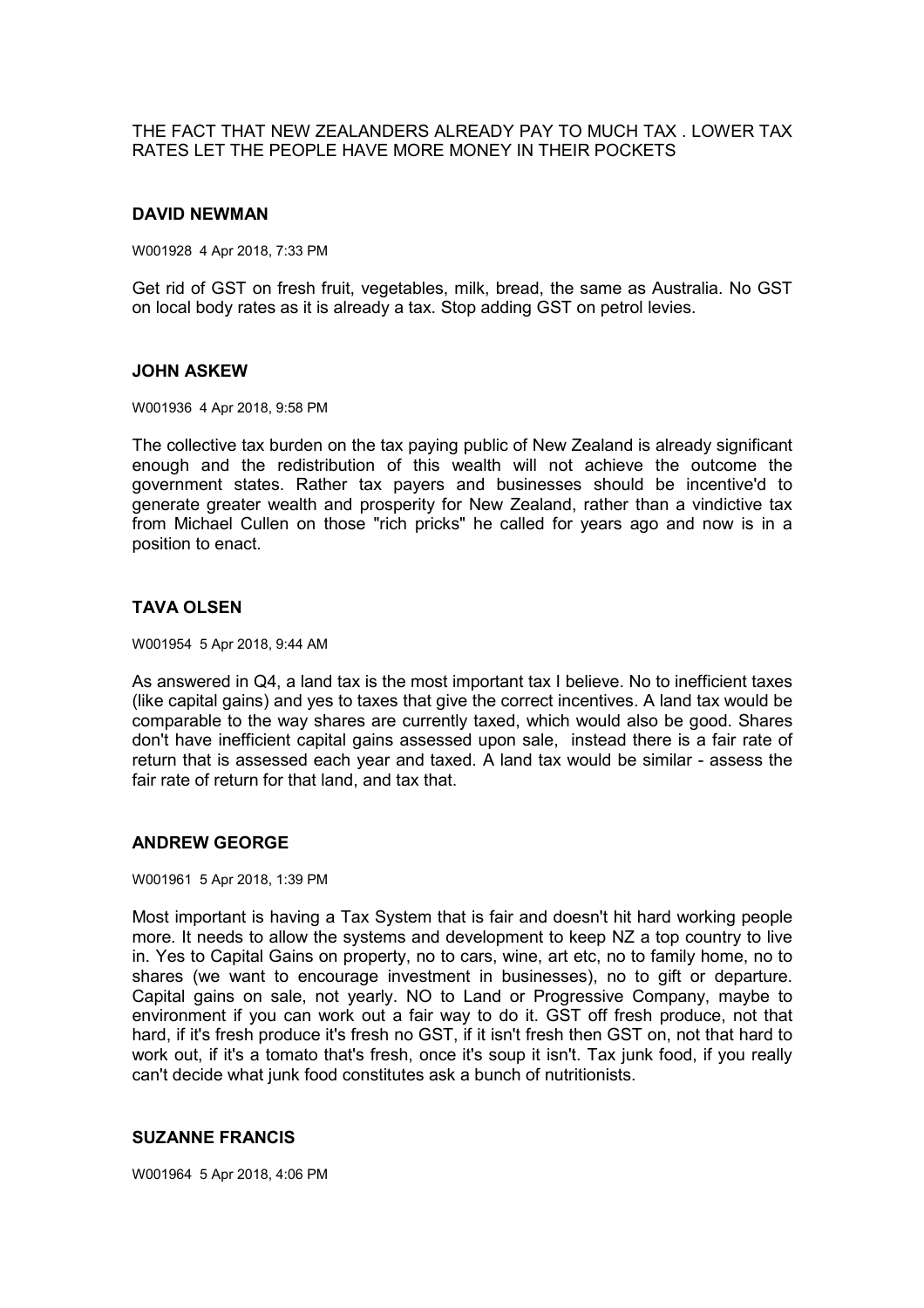THE FACT THAT NEW ZEALANDERS ALREADY PAY TO MUCH TAX . LOWER TAX RATES LET THE PEOPLE HAVE MORE MONEY IN THEIR POCKETS

### DAVID NEWMAN

W001928 4 Apr 2018, 7:33 PM

Get rid of GST on fresh fruit, vegetables, milk, bread, the same as Australia. No GST on local body rates as it is already a tax. Stop adding GST on petrol levies.

### JOHN ASKEW

W001936 4 Apr 2018, 9:58 PM

The collective tax burden on the tax paying public of New Zealand is already significant enough and the redistribution of this wealth will not achieve the outcome the government states. Rather tax payers and businesses should be incentive'd to generate greater wealth and prosperity for New Zealand, rather than a vindictive tax from Michael Cullen on those "rich pricks" he called for years ago and now is in a position to enact.

### TAVA OLSEN

W001954 5 Apr 2018, 9:44 AM

As answered in Q4, a land tax is the most important tax I believe. No to inefficient taxes (like capital gains) and yes to taxes that give the correct incentives. A land tax would be comparable to the way shares are currently taxed, which would also be good. Shares don't have inefficient capital gains assessed upon sale, instead there is a fair rate of return that is assessed each year and taxed. A land tax would be similar - assess the fair rate of return for that land, and tax that.

### ANDREW GEORGE

W001961 5 Apr 2018, 1:39 PM

Most important is having a Tax System that is fair and doesn't hit hard working people more. It needs to allow the systems and development to keep NZ a top country to live in. Yes to Capital Gains on property, no to cars, wine, art etc, no to family home, no to shares (we want to encourage investment in businesses), no to gift or departure. Capital gains on sale, not yearly. NO to Land or Progressive Company, maybe to environment if you can work out a fair way to do it. GST off fresh produce, not that hard, if it's fresh produce it's fresh no GST, if it isn't fresh then GST on, not that hard to work out, if it's a tomato that's fresh, once it's soup it isn't. Tax junk food, if you really can't decide what junk food constitutes ask a bunch of nutritionists.

### SUZANNE FRANCIS

W001964 5 Apr 2018, 4:06 PM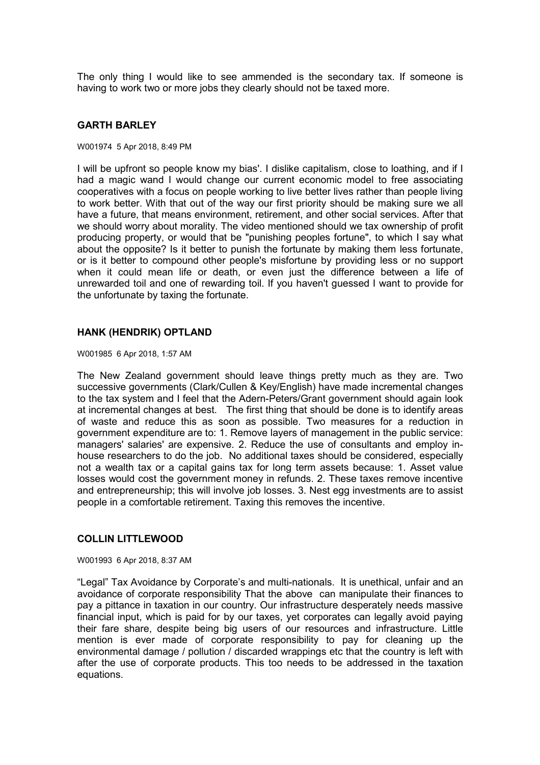The only thing I would like to see ammended is the secondary tax. If someone is having to work two or more jobs they clearly should not be taxed more.

## GARTH BARLEY

W001974 5 Apr 2018, 8:49 PM

I will be upfront so people know my bias'. I dislike capitalism, close to loathing, and if I had a magic wand I would change our current economic model to free associating cooperatives with a focus on people working to live better lives rather than people living to work better. With that out of the way our first priority should be making sure we all have a future, that means environment, retirement, and other social services. After that we should worry about morality. The video mentioned should we tax ownership of profit producing property, or would that be "punishing peoples fortune", to which I say what about the opposite? Is it better to punish the fortunate by making them less fortunate, or is it better to compound other people's misfortune by providing less or no support when it could mean life or death, or even just the difference between a life of unrewarded toil and one of rewarding toil. If you haven't guessed I want to provide for the unfortunate by taxing the fortunate.

## HANK (HENDRIK) OPTLAND

W001985 6 Apr 2018, 1:57 AM

The New Zealand government should leave things pretty much as they are. Two successive governments (Clark/Cullen & Key/English) have made incremental changes to the tax system and I feel that the Adern-Peters/Grant government should again look at incremental changes at best. The first thing that should be done is to identify areas of waste and reduce this as soon as possible. Two measures for a reduction in government expenditure are to: 1. Remove layers of management in the public service: managers' salaries' are expensive. 2. Reduce the use of consultants and employ in-house researchers to do the job. No additional taxes should be considered, especially not a wealth tax or a capital gains tax for long term assets because: 1. Asset value losses would cost the government money in refunds. 2. These taxes remove incentive and entrepreneurship; this will involve job losses. 3. Nest egg investments are to assist people in a comfortable retirement. Taxing this removes the incentive.

## COLLIN LITTLEWOOD

W001993 6 Apr 2018, 8:37 AM

“Legal” Tax Avoidance by Corporate’s and multi-nationals. It is unethical, unfair and an avoidance of corporate responsibility That the above can manipulate their finances to pay a pittance in taxation in our country. Our infrastructure desperately needs massive financial input, which is paid for by our taxes, yet corporates can legally avoid paying their fare share, despite being big users of our resources and infrastructure. Little mention is ever made of corporate responsibility to pay for cleaning up the environmental damage / pollution / discarded wrappings etc that the country is left with after the use of corporate products. This too needs to be addressed in the taxation equations.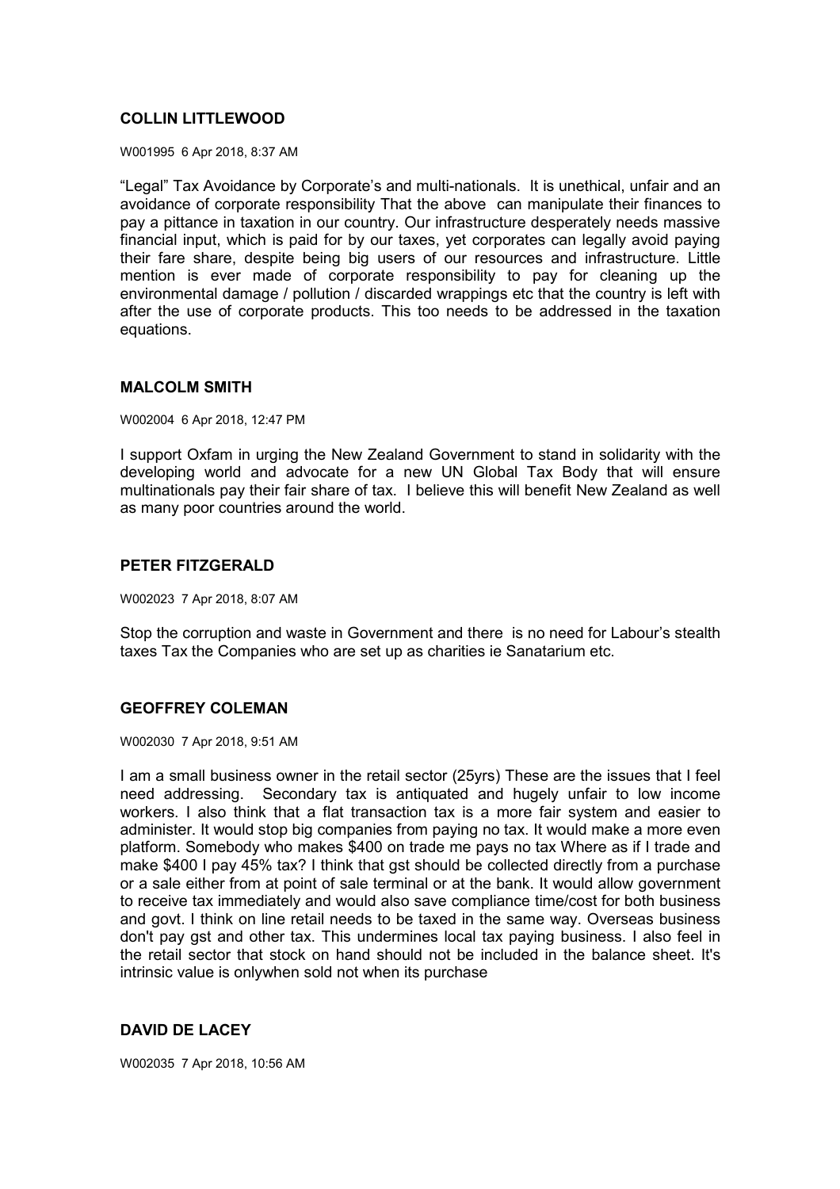### COLLIN LITTLEWOOD

W001995 6 Apr 2018, 8:37 AM

“Legal” Tax Avoidance by Corporate’s and multi-nationals. It is unethical, unfair and an avoidance of corporate responsibility That the above can manipulate their finances to pay a pittance in taxation in our country. Our infrastructure desperately needs massive financial input, which is paid for by our taxes, yet corporates can legally avoid paying their fare share, despite being big users of our resources and infrastructure. Little mention is ever made of corporate responsibility to pay for cleaning up the environmental damage / pollution / discarded wrappings etc that the country is left with after the use of corporate products. This too needs to be addressed in the taxation equations.

### MALCOLM SMITH

W002004 6 Apr 2018, 12:47 PM

I support Oxfam in urging the New Zealand Government to stand in solidarity with the developing world and advocate for a new UN Global Tax Body that will ensure multinationals pay their fair share of tax. I believe this will benefit New Zealand as well as many poor countries around the world.

### PETER FITZGERALD

W002023 7 Apr 2018, 8:07 AM

Stop the corruption and waste in Government and there is no need for Labour’s stealth taxes Tax the Companies who are set up as charities ie Sanatarium etc.

### GEOFFREY COLEMAN

W002030 7 Apr 2018, 9:51 AM

I am a small business owner in the retail sector (25yrs) These are the issues that I feel need addressing. Secondary tax is antiquated and hugely unfair to low income workers. I also think that a flat transaction tax is a more fair system and easier to administer. It would stop big companies from paying no tax. It would make a more even platform. Somebody who makes $400 on trade me pays no tax Where as if I trade and make $400 I pay 45% tax? I think that gst should be collected directly from a purchase or a sale either from at point of sale terminal or at the bank. It would allow government to receive tax immediately and would also save compliance time/cost for both business and govt. I think on line retail needs to be taxed in the same way. Overseas business don't pay gst and other tax. This undermines local tax paying business. I also feel in the retail sector that stock on hand should not be included in the balance sheet. It's intrinsic value is onlywhen sold not when its purchase

### DAVID DE LACEY

W002035 7 Apr 2018, 10:56 AM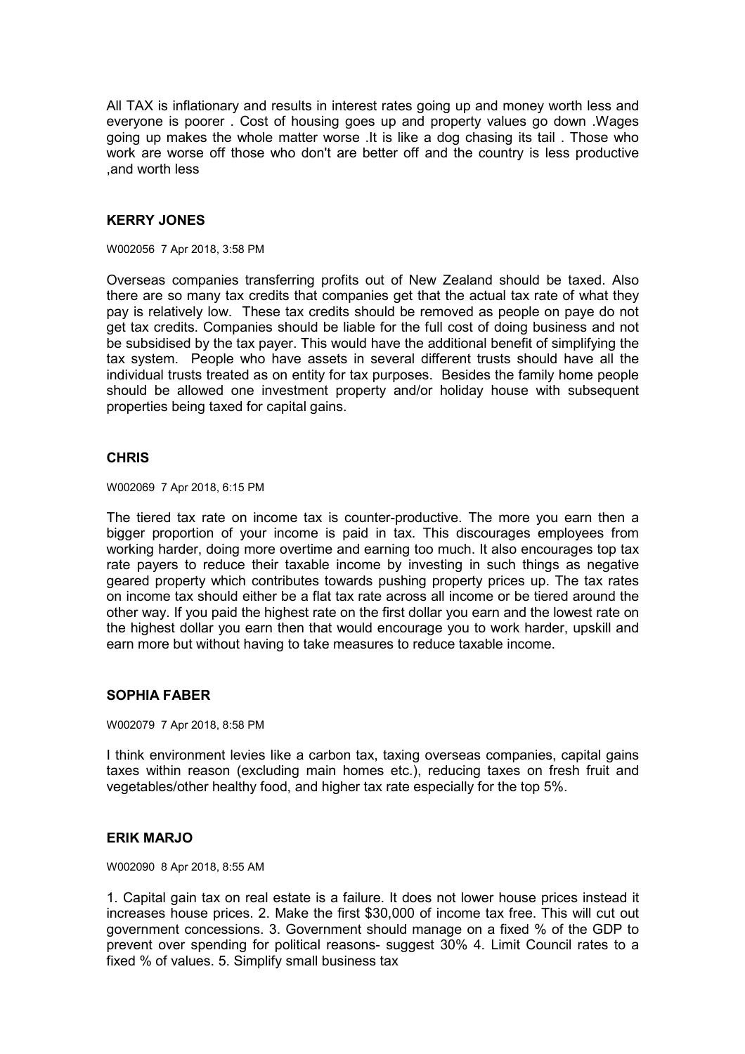All TAX is inflationary and results in interest rates going up and money worth less and everyone is poorer . Cost of housing goes up and property values go down .Wages going up makes the whole matter worse .It is like a dog chasing its tail . Those who work are worse off those who don't are better off and the country is less productive ,and worth less

**KERRY JONES**

W002056 7 Apr 2018, 3:58 PM

Overseas companies transferring profits out of New Zealand should be taxed. Also there are so many tax credits that companies get that the actual tax rate of what they pay is relatively low. These tax credits should be removed as people on paye do not get tax credits. Companies should be liable for the full cost of doing business and not be subsidised by the tax payer. This would have the additional benefit of simplifying the tax system. People who have assets in several different trusts should have all the individual trusts treated as on entity for tax purposes. Besides the family home people should be allowed one investment property and/or holiday house with subsequent properties being taxed for capital gains.

**CHRIS**

W002069 7 Apr 2018, 6:15 PM

The tiered tax rate on income tax is counter-productive. The more you earn then a bigger proportion of your income is paid in tax. This discourages employees from working harder, doing more overtime and earning too much. It also encourages top tax rate payers to reduce their taxable income by investing in such things as negative geared property which contributes towards pushing property prices up. The tax rates on income tax should either be a flat tax rate across all income or be tiered around the other way. If you paid the highest rate on the first dollar you earn and the lowest rate on the highest dollar you earn then that would encourage you to work harder, upskill and earn more but without having to take measures to reduce taxable income.

**SOPHIA FABER**

W002079 7 Apr 2018, 8:58 PM

I think environment levies like a carbon tax, taxing overseas companies, capital gains taxes within reason (excluding main homes etc.), reducing taxes on fresh fruit and vegetables/other healthy food, and higher tax rate especially for the top 5%.

**ERIK MARJO**

W002090 8 Apr 2018, 8:55 AM

1. Capital gain tax on real estate is a failure. It does not lower house prices instead it increases house prices. 2. Make the first $30,000 of income tax free. This will cut out government concessions. 3. Government should manage on a fixed % of the GDP to prevent over spending for political reasons- suggest 30% 4. Limit Council rates to a fixed % of values. 5. Simplify small business tax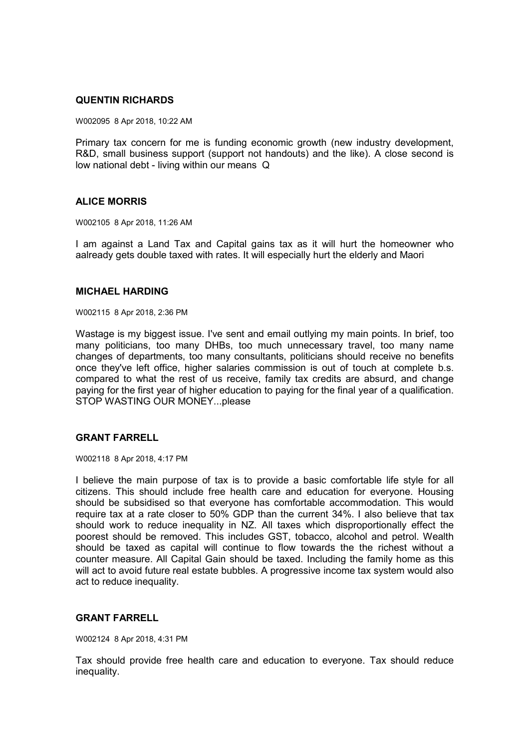**QUENTIN RICHARDS**

W002095 8 Apr 2018, 10:22 AM

Primary tax concern for me is funding economic growth (new industry development, R&D, small business support (support not handouts) and the like). A close second is low national debt - living within our means Q

**ALICE MORRIS**

W002105 8 Apr 2018, 11:26 AM

I am against a Land Tax and Capital gains tax as it will hurt the homeowner who aalready gets double taxed with rates. It will especially hurt the elderly and Maori

**MICHAEL HARDING**

W002115 8 Apr 2018, 2:36 PM

Wastage is my biggest issue. I've sent and email outlying my main points. In brief, too many politicians, too many DHBs, too much unnecessary travel, too many name changes of departments, too many consultants, politicians should receive no benefits once they've left office, higher salaries commission is out of touch at complete b.s. compared to what the rest of us receive, family tax credits are absurd, and change paying for the first year of higher education to paying for the final year of a qualification. STOP WASTING OUR MONEY...please

**GRANT FARRELL**

W002118 8 Apr 2018, 4:17 PM

I believe the main purpose of tax is to provide a basic comfortable life style for all citizens. This should include free health care and education for everyone. Housing should be subsidised so that everyone has comfortable accommodation. This would require tax at a rate closer to 50% GDP than the current 34%. I also believe that tax should work to reduce inequality in NZ. All taxes which disproportionally effect the poorest should be removed. This includes GST, tobacco, alcohol and petrol. Wealth should be taxed as capital will continue to flow towards the the richest without a counter measure. All Capital Gain should be taxed. Including the family home as this will act to avoid future real estate bubbles. A progressive income tax system would also act to reduce inequality.

**GRANT FARRELL**

W002124 8 Apr 2018, 4:31 PM

Tax should provide free health care and education to everyone. Tax should reduce inequality.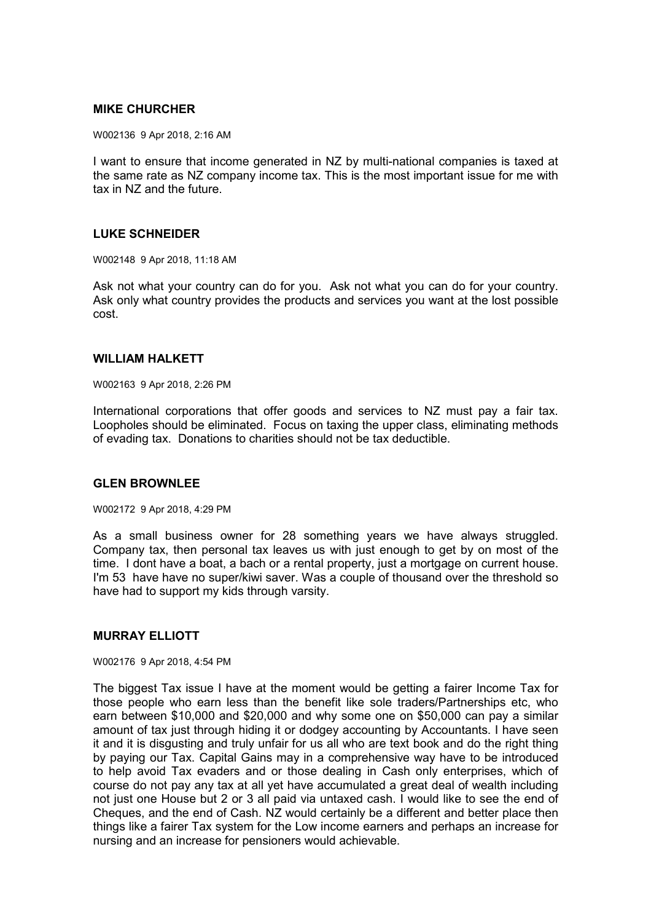### MIKE CHURCHER

W002136 9 Apr 2018, 2:16 AM

I want to ensure that income generated in NZ by multi-national companies is taxed at the same rate as NZ company income tax. This is the most important issue for me with tax in NZ and the future.

### LUKE SCHNEIDER

W002148 9 Apr 2018, 11:18 AM

Ask not what your country can do for you. Ask not what you can do for your country. Ask only what country provides the products and services you want at the lost possible cost.

### WILLIAM HALKETT

W002163 9 Apr 2018, 2:26 PM

International corporations that offer goods and services to NZ must pay a fair tax. Loopholes should be eliminated. Focus on taxing the upper class, eliminating methods of evading tax. Donations to charities should not be tax deductible.

### GLEN BROWNLEE

W002172 9 Apr 2018, 4:29 PM

As a small business owner for 28 something years we have always struggled. Company tax, then personal tax leaves us with just enough to get by on most of the time. I dont have a boat, a bach or a rental property, just a mortgage on current house. I'm 53 have have no super/kiwi saver. Was a couple of thousand over the threshold so have had to support my kids through varsity.

### MURRAY ELLIOTT

W002176 9 Apr 2018, 4:54 PM

The biggest Tax issue I have at the moment would be getting a fairer Income Tax for those people who earn less than the benefit like sole traders/Partnerships etc, who earn between $10,000 and $20,000 and why some one on $50,000 can pay a similar amount of tax just through hiding it or dodgey accounting by Accountants. I have seen it and it is disgusting and truly unfair for us all who are text book and do the right thing by paying our Tax. Capital Gains may in a comprehensive way have to be introduced to help avoid Tax evaders and or those dealing in Cash only enterprises, which of course do not pay any tax at all yet have accumulated a great deal of wealth including not just one House but 2 or 3 all paid via untaxed cash. I would like to see the end of Cheques, and the end of Cash. NZ would certainly be a different and better place then things like a fairer Tax system for the Low income earners and perhaps an increase for nursing and an increase for pensioners would achievable.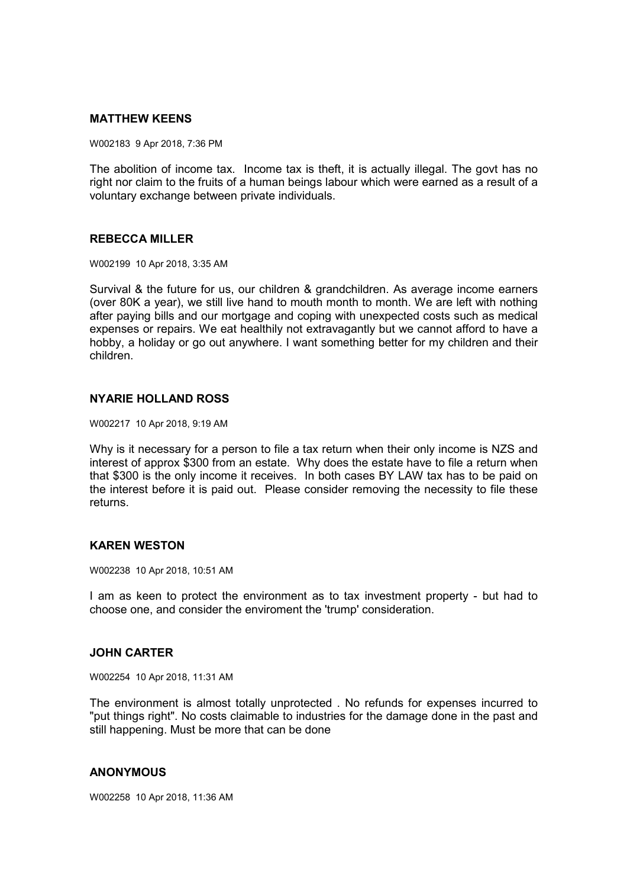**MATTHEW KEENS**

W002183 9 Apr 2018, 7:36 PM

The abolition of income tax. Income tax is theft, it is actually illegal. The govt has no right nor claim to the fruits of a human beings labour which were earned as a result of a voluntary exchange between private individuals.

**REBECCA MILLER**

W002199 10 Apr 2018, 3:35 AM

Survival & the future for us, our children & grandchildren. As average income earners (over 80K a year), we still live hand to mouth month to month. We are left with nothing after paying bills and our mortgage and coping with unexpected costs such as medical expenses or repairs. We eat healthily not extravagantly but we cannot afford to have a hobby, a holiday or go out anywhere. I want something better for my children and their children.

**NYARIE HOLLAND ROSS**

W002217 10 Apr 2018, 9:19 AM

Why is it necessary for a person to file a tax return when their only income is NZS and interest of approx $300 from an estate. Why does the estate have to file a return when that $300 is the only income it receives. In both cases BY LAW tax has to be paid on the interest before it is paid out. Please consider removing the necessity to file these returns.

**KAREN WESTON**

W002238 10 Apr 2018, 10:51 AM

I am as keen to protect the environment as to tax investment property - but had to choose one, and consider the enviroment the 'trump' consideration.

**JOHN CARTER**

W002254 10 Apr 2018, 11:31 AM

The environment is almost totally unprotected . No refunds for expenses incurred to "put things right". No costs claimable to industries for the damage done in the past and still happening. Must be more that can be done

**ANONYMOUS**

W002258 10 Apr 2018, 11:36 AM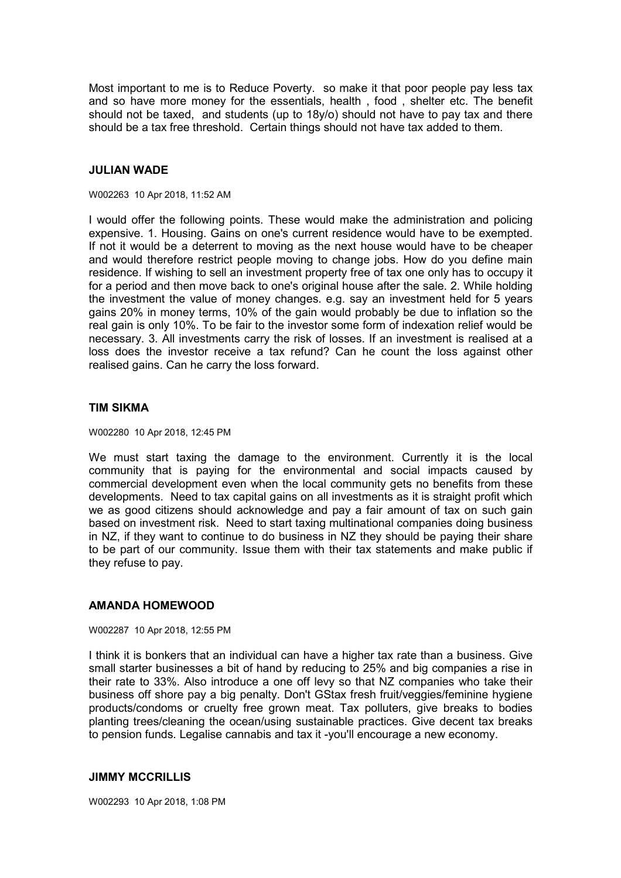Most important to me is to Reduce Poverty. so make it that poor people pay less tax and so have more money for the essentials, health , food , shelter etc. The benefit should not be taxed, and students (up to 18y/o) should not have to pay tax and there should be a tax free threshold. Certain things should not have tax added to them.

### JULIAN WADE

W002263 10 Apr 2018, 11:52 AM

I would offer the following points. These would make the administration and policing expensive. 1. Housing. Gains on one's current residence would have to be exempted. If not it would be a deterrent to moving as the next house would have to be cheaper and would therefore restrict people moving to change jobs. How do you define main residence. If wishing to sell an investment property free of tax one only has to occupy it for a period and then move back to one's original house after the sale. 2. While holding the investment the value of money changes. e.g. say an investment held for 5 years gains 20% in money terms, 10% of the gain would probably be due to inflation so the real gain is only 10%. To be fair to the investor some form of indexation relief would be necessary. 3. All investments carry the risk of losses. If an investment is realised at a loss does the investor receive a tax refund? Can he count the loss against other realised gains. Can he carry the loss forward.

### TIM SIKMA

W002280 10 Apr 2018, 12:45 PM

We must start taxing the damage to the environment. Currently it is the local community that is paying for the environmental and social impacts caused by commercial development even when the local community gets no benefits from these developments. Need to tax capital gains on all investments as it is straight profit which we as good citizens should acknowledge and pay a fair amount of tax on such gain based on investment risk. Need to start taxing multinational companies doing business in NZ, if they want to continue to do business in NZ they should be paying their share to be part of our community. Issue them with their tax statements and make public if they refuse to pay.

### AMANDA HOMEWOOD

W002287 10 Apr 2018, 12:55 PM

I think it is bonkers that an individual can have a higher tax rate than a business. Give small starter businesses a bit of hand by reducing to 25% and big companies a rise in their rate to 33%. Also introduce a one off levy so that NZ companies who take their business off shore pay a big penalty. Don't GStax fresh fruit/veggies/feminine hygiene products/condoms or cruelty free grown meat. Tax polluters, give breaks to bodies planting trees/cleaning the ocean/using sustainable practices. Give decent tax breaks to pension funds. Legalise cannabis and tax it -you'll encourage a new economy.

### JIMMY MCCRILLIS

W002293 10 Apr 2018, 1:08 PM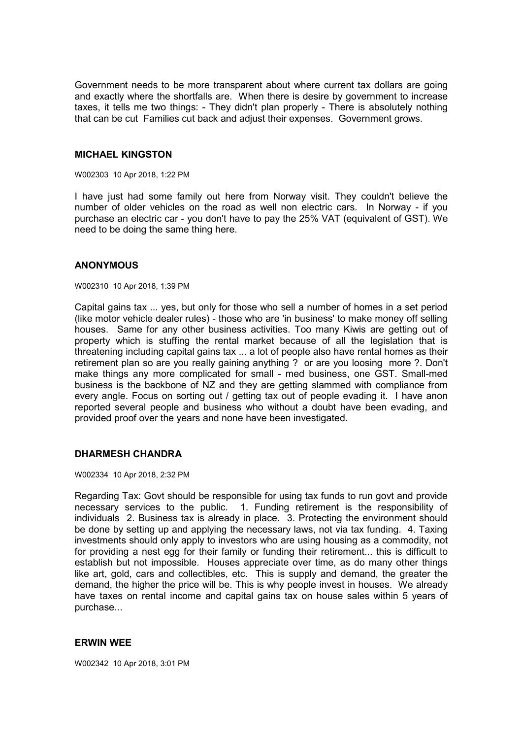Government needs to be more transparent about where current tax dollars are going and exactly where the shortfalls are. When there is desire by government to increase taxes, it tells me two things: - They didn't plan properly - There is absolutely nothing that can be cut Families cut back and adjust their expenses. Government grows.

### MICHAEL KINGSTON

W002303 10 Apr 2018, 1:22 PM

I have just had some family out here from Norway visit. They couldn't believe the number of older vehicles on the road as well non electric cars. In Norway - if you purchase an electric car - you don't have to pay the 25% VAT (equivalent of GST). We need to be doing the same thing here.

### ANONYMOUS

W002310 10 Apr 2018, 1:39 PM

Capital gains tax ... yes, but only for those who sell a number of homes in a set period (like motor vehicle dealer rules) - those who are 'in business' to make money off selling houses. Same for any other business activities. Too many Kiwis are getting out of property which is stuffing the rental market because of all the legislation that is threatening including capital gains tax ... a lot of people also have rental homes as their retirement plan so are you really gaining anything ? or are you loosing more ?. Don't make things any more complicated for small - med business, one GST. Small-med business is the backbone of NZ and they are getting slammed with compliance from every angle. Focus on sorting out / getting tax out of people evading it. I have anon reported several people and business who without a doubt have been evading, and provided proof over the years and none have been investigated.

### DHARMESH CHANDRA

W002334 10 Apr 2018, 2:32 PM

Regarding Tax: Govt should be responsible for using tax funds to run govt and provide necessary services to the public. 1. Funding retirement is the responsibility of individuals 2. Business tax is already in place. 3. Protecting the environment should be done by setting up and applying the necessary laws, not via tax funding. 4. Taxing investments should only apply to investors who are using housing as a commodity, not for providing a nest egg for their family or funding their retirement... this is difficult to establish but not impossible. Houses appreciate over time, as do many other things like art, gold, cars and collectibles, etc. This is supply and demand, the greater the demand, the higher the price will be. This is why people invest in houses. We already have taxes on rental income and capital gains tax on house sales within 5 years of purchase...

### ERWIN WEE

W002342 10 Apr 2018, 3:01 PM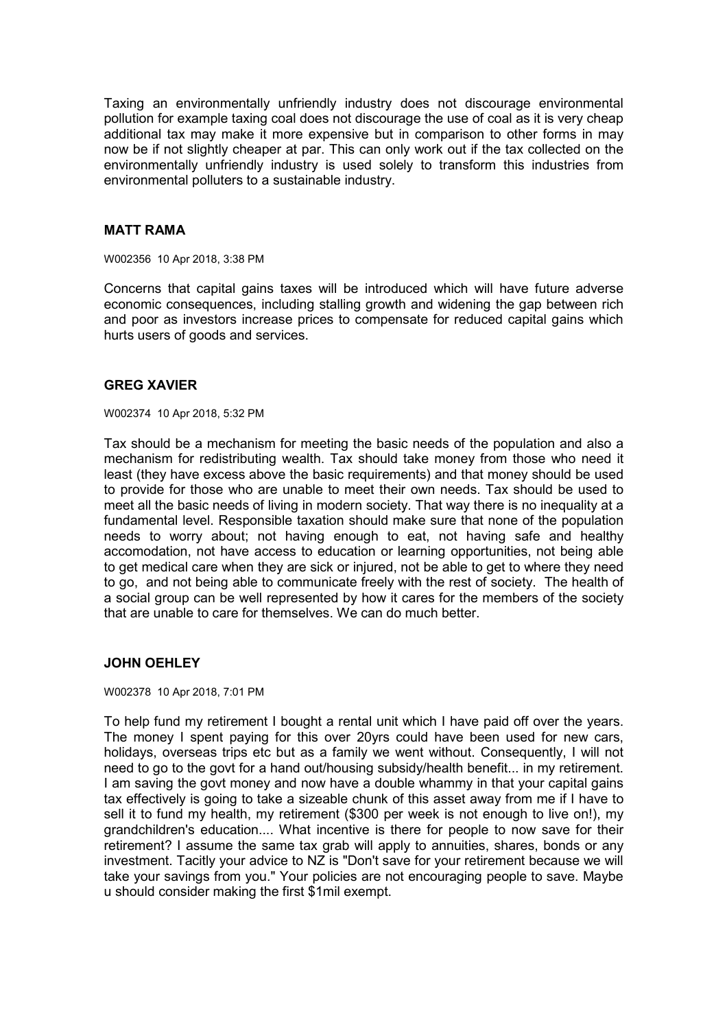Taxing an environmentally unfriendly industry does not discourage environmental pollution for example taxing coal does not discourage the use of coal as it is very cheap additional tax may make it more expensive but in comparison to other forms in may now be if not slightly cheaper at par. This can only work out if the tax collected on the environmentally unfriendly industry is used solely to transform this industries from environmental polluters to a sustainable industry.

### MATT RAMA

W002356 10 Apr 2018, 3:38 PM

Concerns that capital gains taxes will be introduced which will have future adverse economic consequences, including stalling growth and widening the gap between rich and poor as investors increase prices to compensate for reduced capital gains which hurts users of goods and services.

### GREG XAVIER

W002374 10 Apr 2018, 5:32 PM

Tax should be a mechanism for meeting the basic needs of the population and also a mechanism for redistributing wealth. Tax should take money from those who need it least (they have excess above the basic requirements) and that money should be used to provide for those who are unable to meet their own needs. Tax should be used to meet all the basic needs of living in modern society. That way there is no inequality at a fundamental level. Responsible taxation should make sure that none of the population needs to worry about; not having enough to eat, not having safe and healthy accomodation, not have access to education or learning opportunities, not being able to get medical care when they are sick or injured, not be able to get to where they need to go, and not being able to communicate freely with the rest of society. The health of a social group can be well represented by how it cares for the members of the society that are unable to care for themselves. We can do much better.

### JOHN OEHLEY

W002378 10 Apr 2018, 7:01 PM

To help fund my retirement I bought a rental unit which I have paid off over the years. The money I spent paying for this over 20yrs could have been used for new cars, holidays, overseas trips etc but as a family we went without. Consequently, I will not need to go to the govt for a hand out/housing subsidy/health benefit... in my retirement. I am saving the govt money and now have a double whammy in that your capital gains tax effectively is going to take a sizeable chunk of this asset away from me if I have to sell it to fund my health, my retirement ($300 per week is not enough to live on!), my grandchildren's education.... What incentive is there for people to now save for their retirement? I assume the same tax grab will apply to annuities, shares, bonds or any investment. Tacitly your advice to NZ is "Don't save for your retirement because we will take your savings from you." Your policies are not encouraging people to save. Maybe u should consider making the first $1mil exempt.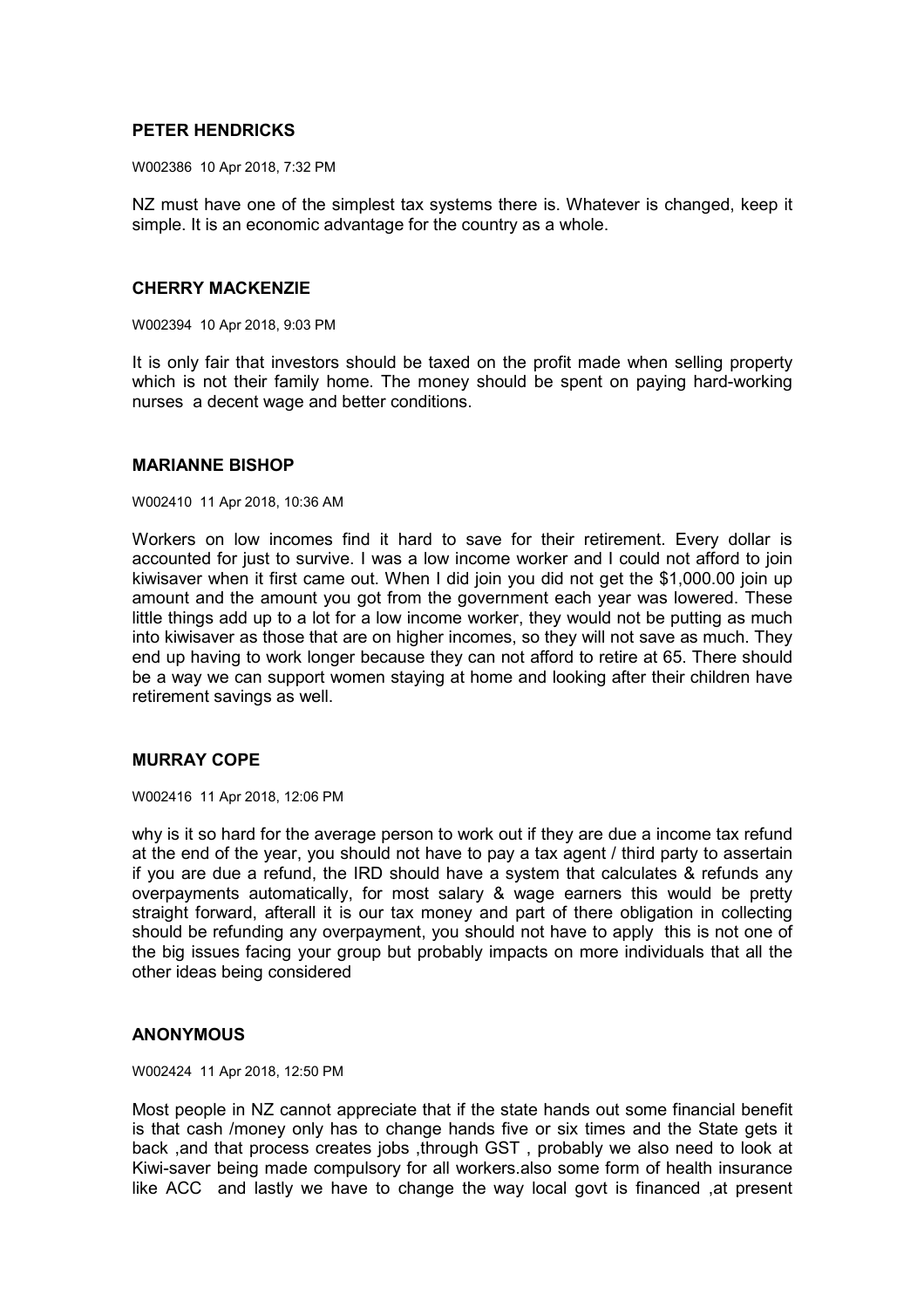**PETER HENDRICKS**

W002386 10 Apr 2018, 7:32 PM

NZ must have one of the simplest tax systems there is. Whatever is changed, keep it simple. It is an economic advantage for the country as a whole.

**CHERRY MACKENZIE**

W002394 10 Apr 2018, 9:03 PM

It is only fair that investors should be taxed on the profit made when selling property which is not their family home. The money should be spent on paying hard-working nurses a decent wage and better conditions.

**MARIANNE BISHOP**

W002410 11 Apr 2018, 10:36 AM

Workers on low incomes find it hard to save for their retirement. Every dollar is accounted for just to survive. I was a low income worker and I could not afford to join kiwisaver when it first came out. When I did join you did not get the $1,000.00 join up amount and the amount you got from the government each year was lowered. These little things add up to a lot for a low income worker, they would not be putting as much into kiwisaver as those that are on higher incomes, so they will not save as much. They end up having to work longer because they can not afford to retire at 65. There should be a way we can support women staying at home and looking after their children have retirement savings as well.

**MURRAY COPE**

W002416 11 Apr 2018, 12:06 PM

why is it so hard for the average person to work out if they are due a income tax refund at the end of the year, you should not have to pay a tax agent / third party to assertain if you are due a refund, the IRD should have a system that calculates & refunds any overpayments automatically, for most salary & wage earners this would be pretty straight forward, afterall it is our tax money and part of there obligation in collecting should be refunding any overpayment, you should not have to apply this is not one of the big issues facing your group but probably impacts on more individuals that all the other ideas being considered

**ANONYMOUS**

W002424 11 Apr 2018, 12:50 PM

Most people in NZ cannot appreciate that if the state hands out some financial benefit is that cash /money only has to change hands five or six times and the State gets it back ,and that process creates jobs ,through GST , probably we also need to look at Kiwi-saver being made compulsory for all workers.also some form of health insurance like ACC and lastly we have to change the way local govt is financed ,at present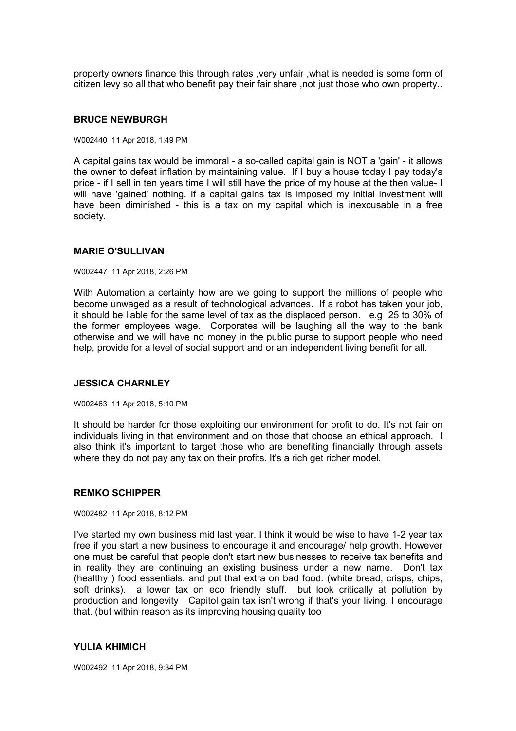property owners finance this through rates ,very unfair ,what is needed is some form of citizen levy so all that who benefit pay their fair share ,not just those who own property..

### BRUCE NEWBURGH

W002440 11 Apr 2018, 1:49 PM

A capital gains tax would be immoral - a so-called capital gain is NOT a 'gain' - it allows the owner to defeat inflation by maintaining value. If I buy a house today I pay today's price - if I sell in ten years time I will still have the price of my house at the then value- I will have 'gained' nothing. If a capital gains tax is imposed my initial investment will have been diminished - this is a tax on my capital which is inexcusable in a free society.

### MARIE O'SULLIVAN

W002447 11 Apr 2018, 2:26 PM

With Automation a certainty how are we going to support the millions of people who become unwaged as a result of technological advances. If a robot has taken your job, it should be liable for the same level of tax as the displaced person. e.g 25 to 30% of the former employees wage. Corporates will be laughing all the way to the bank otherwise and we will have no money in the public purse to support people who need help, provide for a level of social support and or an independent living benefit for all.

### JESSICA CHARNLEY

W002463 11 Apr 2018, 5:10 PM

It should be harder for those exploiting our environment for profit to do. It's not fair on individuals living in that environment and on those that choose an ethical approach. I also think it's important to target those who are benefiting financially through assets where they do not pay any tax on their profits. It's a rich get richer model.

### REMKO SCHIPPER

W002482 11 Apr 2018, 8:12 PM

I've started my own business mid last year. I think it would be wise to have 1-2 year tax free if you start a new business to encourage it and encourage/ help growth. However one must be careful that people don't start new businesses to receive tax benefits and in reality they are continuing an existing business under a new name. Don't tax (healthy ) food essentials. and put that extra on bad food. (white bread, crisps, chips, soft drinks). a lower tax on eco friendly stuff. but look critically at pollution by production and longevity Capitol gain tax isn't wrong if that's your living. I encourage that. (but within reason as its improving housing quality too

### YULIA KHIMICH

W002492 11 Apr 2018, 9:34 PM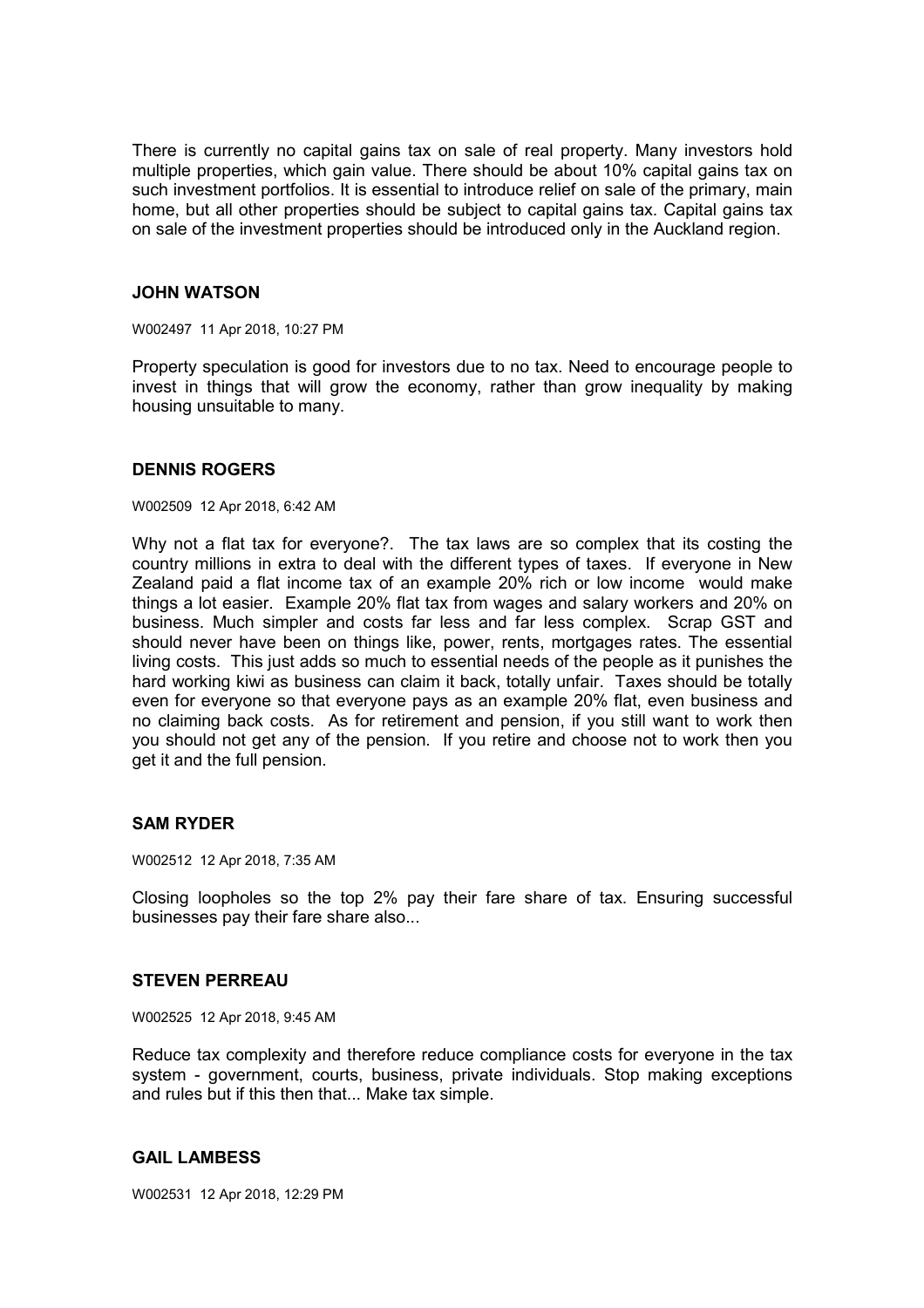There is currently no capital gains tax on sale of real property. Many investors hold multiple properties, which gain value. There should be about 10% capital gains tax on such investment portfolios. It is essential to introduce relief on sale of the primary, main home, but all other properties should be subject to capital gains tax. Capital gains tax on sale of the investment properties should be introduced only in the Auckland region.

### JOHN WATSON

W002497 11 Apr 2018, 10:27 PM

Property speculation is good for investors due to no tax. Need to encourage people to invest in things that will grow the economy, rather than grow inequality by making housing unsuitable to many.

### DENNIS ROGERS

W002509 12 Apr 2018, 6:42 AM

Why not a flat tax for everyone?. The tax laws are so complex that its costing the country millions in extra to deal with the different types of taxes. If everyone in New Zealand paid a flat income tax of an example 20% rich or low income would make things a lot easier. Example 20% flat tax from wages and salary workers and 20% on business. Much simpler and costs far less and far less complex. Scrap GST and should never have been on things like, power, rents, mortgages rates. The essential living costs. This just adds so much to essential needs of the people as it punishes the hard working kiwi as business can claim it back, totally unfair. Taxes should be totally even for everyone so that everyone pays as an example 20% flat, even business and no claiming back costs. As for retirement and pension, if you still want to work then you should not get any of the pension. If you retire and choose not to work then you get it and the full pension.

### SAM RYDER

W002512 12 Apr 2018, 7:35 AM

Closing loopholes so the top 2% pay their fare share of tax. Ensuring successful businesses pay their fare share also...

### STEVEN PERREAU

W002525 12 Apr 2018, 9:45 AM

Reduce tax complexity and therefore reduce compliance costs for everyone in the tax system - government, courts, business, private individuals. Stop making exceptions and rules but if this then that... Make tax simple.

### GAIL LAMBESS

W002531 12 Apr 2018, 12:29 PM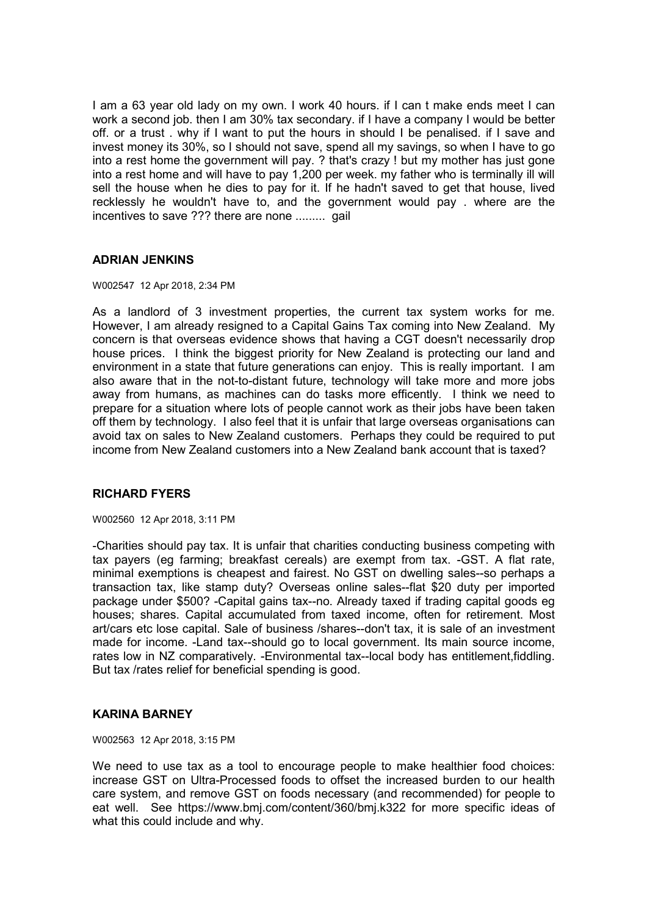I am a 63 year old lady on my own. I work 40 hours. if I can t make ends meet I can work a second job. then I am 30% tax secondary. if I have a company I would be better off. or a trust . why if I want to put the hours in should I be penalised. if I save and invest money its 30%, so I should not save, spend all my savings, so when I have to go into a rest home the government will pay. ? that's crazy ! but my mother has just gone into a rest home and will have to pay 1,200 per week. my father who is terminally ill will sell the house when he dies to pay for it. If he hadn't saved to get that house, lived recklessly he wouldn't have to, and the government would pay . where are the incentives to save ??? there are none ......... gail

### ADRIAN JENKINS

W002547 12 Apr 2018, 2:34 PM

As a landlord of 3 investment properties, the current tax system works for me. However, I am already resigned to a Capital Gains Tax coming into New Zealand. My concern is that overseas evidence shows that having a CGT doesn't necessarily drop house prices. I think the biggest priority for New Zealand is protecting our land and environment in a state that future generations can enjoy. This is really important. I am also aware that in the not-to-distant future, technology will take more and more jobs away from humans, as machines can do tasks more efficently. I think we need to prepare for a situation where lots of people cannot work as their jobs have been taken off them by technology. I also feel that it is unfair that large overseas organisations can avoid tax on sales to New Zealand customers. Perhaps they could be required to put income from New Zealand customers into a New Zealand bank account that is taxed?

### RICHARD FYERS

W002560 12 Apr 2018, 3:11 PM

-Charities should pay tax. It is unfair that charities conducting business competing with tax payers (eg farming; breakfast cereals) are exempt from tax. -GST. A flat rate, minimal exemptions is cheapest and fairest. No GST on dwelling sales--so perhaps a transaction tax, like stamp duty? Overseas online sales--flat $20 duty per imported package under $500? -Capital gains tax--no. Already taxed if trading capital goods eg houses; shares. Capital accumulated from taxed income, often for retirement. Most art/cars etc lose capital. Sale of business /shares--don't tax, it is sale of an investment made for income. -Land tax--should go to local government. Its main source income, rates low in NZ comparatively. -Environmental tax--local body has entitlement,fiddling. But tax /rates relief for beneficial spending is good.

### KARINA BARNEY

W002563 12 Apr 2018, 3:15 PM

We need to use tax as a tool to encourage people to make healthier food choices: increase GST on Ultra-Processed foods to offset the increased burden to our health care system, and remove GST on foods necessary (and recommended) for people to eat well. See https://www.bmj.com/content/360/bmj.k322 for more specific ideas of what this could include and why.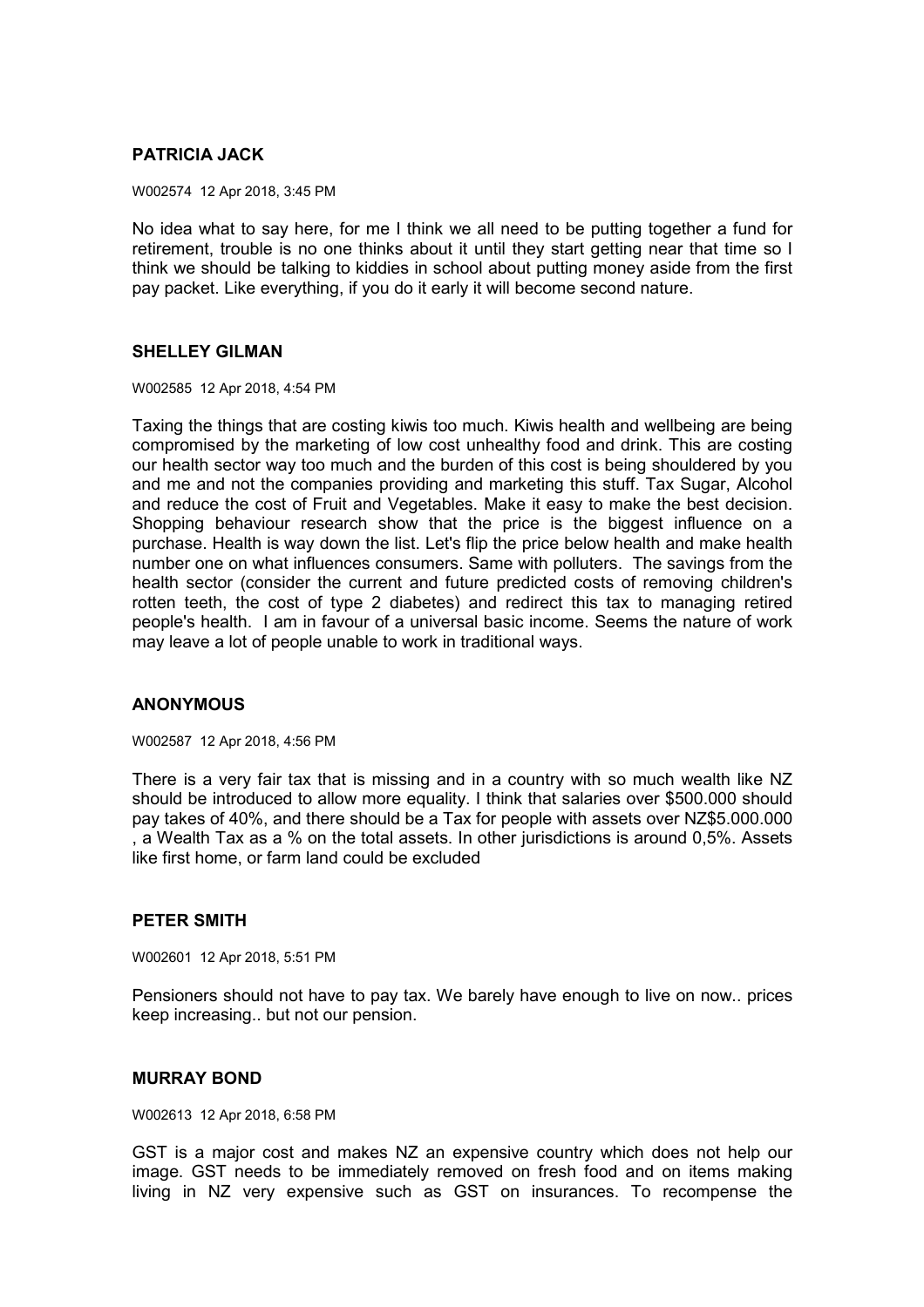**PATRICIA JACK**

W002574 12 Apr 2018, 3:45 PM

No idea what to say here, for me I think we all need to be putting together a fund for retirement, trouble is no one thinks about it until they start getting near that time so I think we should be talking to kiddies in school about putting money aside from the first pay packet. Like everything, if you do it early it will become second nature.

**SHELLEY GILMAN**

W002585 12 Apr 2018, 4:54 PM

Taxing the things that are costing kiwis too much. Kiwis health and wellbeing are being compromised by the marketing of low cost unhealthy food and drink. This are costing our health sector way too much and the burden of this cost is being shouldered by you and me and not the companies providing and marketing this stuff. Tax Sugar, Alcohol and reduce the cost of Fruit and Vegetables. Make it easy to make the best decision. Shopping behaviour research show that the price is the biggest influence on a purchase. Health is way down the list. Let's flip the price below health and make health number one on what influences consumers. Same with polluters. The savings from the health sector (consider the current and future predicted costs of removing children's rotten teeth, the cost of type 2 diabetes) and redirect this tax to managing retired people's health. I am in favour of a universal basic income. Seems the nature of work may leave a lot of people unable to work in traditional ways.

**ANONYMOUS**

W002587 12 Apr 2018, 4:56 PM

There is a very fair tax that is missing and in a country with so much wealth like NZ should be introduced to allow more equality. I think that salaries over $500.000 should pay takes of 40%, and there should be a Tax for people with assets over NZ$5.000.000 , a Wealth Tax as a % on the total assets. In other jurisdictions is around 0,5%. Assets like first home, or farm land could be excluded

**PETER SMITH**

W002601 12 Apr 2018, 5:51 PM

Pensioners should not have to pay tax. We barely have enough to live on now.. prices keep increasing.. but not our pension.

**MURRAY BOND**

W002613 12 Apr 2018, 6:58 PM

GST is a major cost and makes NZ an expensive country which does not help our image. GST needs to be immediately removed on fresh food and on items making living in NZ very expensive such as GST on insurances. To recompense the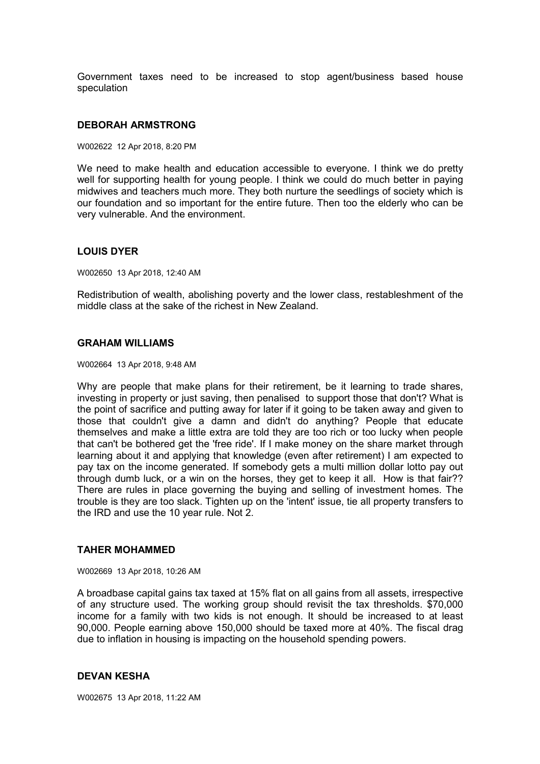Government taxes need to be increased to stop agent/business based house speculation

### DEBORAH ARMSTRONG

W002622 12 Apr 2018, 8:20 PM

We need to make health and education accessible to everyone. I think we do pretty well for supporting health for young people. I think we could do much better in paying midwives and teachers much more. They both nurture the seedlings of society which is our foundation and so important for the entire future. Then too the elderly who can be very vulnerable. And the environment.

### LOUIS DYER

W002650 13 Apr 2018, 12:40 AM

Redistribution of wealth, abolishing poverty and the lower class, restableshment of the middle class at the sake of the richest in New Zealand.

### GRAHAM WILLIAMS

W002664 13 Apr 2018, 9:48 AM

Why are people that make plans for their retirement, be it learning to trade shares, investing in property or just saving, then penalised to support those that don't? What is the point of sacrifice and putting away for later if it going to be taken away and given to those that couldn't give a damn and didn't do anything? People that educate themselves and make a little extra are told they are too rich or too lucky when people that can't be bothered get the 'free ride'. If I make money on the share market through learning about it and applying that knowledge (even after retirement) I am expected to pay tax on the income generated. If somebody gets a multi million dollar lotto pay out through dumb luck, or a win on the horses, they get to keep it all. How is that fair?? There are rules in place governing the buying and selling of investment homes. The trouble is they are too slack. Tighten up on the 'intent' issue, tie all property transfers to the IRD and use the 10 year rule. Not 2.

### TAHER MOHAMMED

W002669 13 Apr 2018, 10:26 AM

A broadbase capital gains tax taxed at 15% flat on all gains from all assets, irrespective of any structure used. The working group should revisit the tax thresholds. $70,000 income for a family with two kids is not enough. It should be increased to at least 90,000. People earning above 150,000 should be taxed more at 40%. The fiscal drag due to inflation in housing is impacting on the household spending powers.

### DEVAN KESHA

W002675 13 Apr 2018, 11:22 AM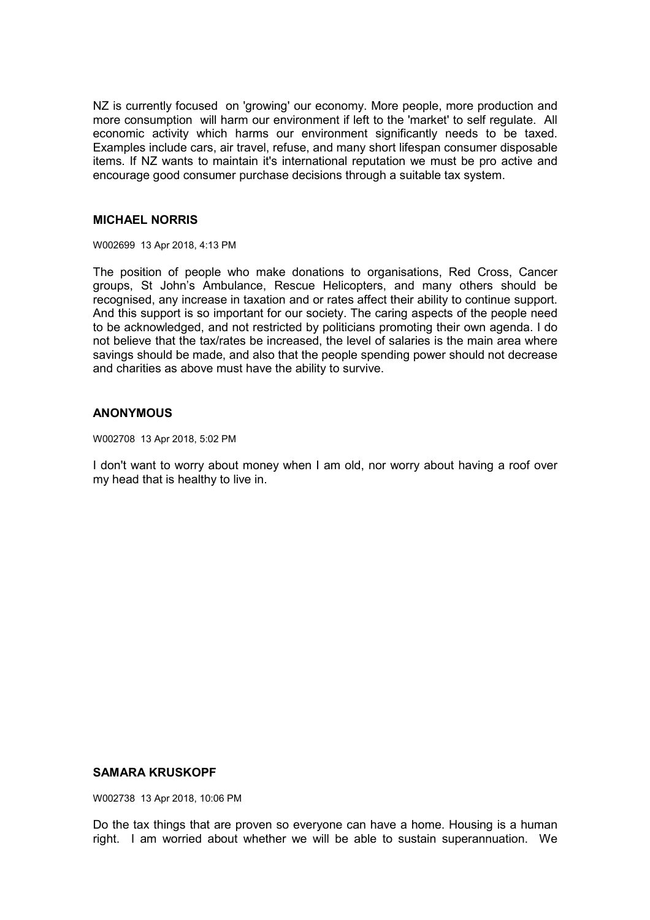NZ is currently focused on 'growing' our economy. More people, more production and more consumption will harm our environment if left to the 'market' to self regulate. All economic activity which harms our environment significantly needs to be taxed. Examples include cars, air travel, refuse, and many short lifespan consumer disposable items. If NZ wants to maintain it's international reputation we must be pro active and encourage good consumer purchase decisions through a suitable tax system.

### MICHAEL NORRIS

W002699 13 Apr 2018, 4:13 PM

The position of people who make donations to organisations, Red Cross, Cancer groups, St John's Ambulance, Rescue Helicopters, and many others should be recognised, any increase in taxation and or rates affect their ability to continue support. And this support is so important for our society. The caring aspects of the people need to be acknowledged, and not restricted by politicians promoting their own agenda. I do not believe that the tax/rates be increased, the level of salaries is the main area where savings should be made, and also that the people spending power should not decrease and charities as above must have the ability to survive.

### ANONYMOUS

W002708 13 Apr 2018, 5:02 PM

I don't want to worry about money when I am old, nor worry about having a roof over my head that is healthy to live in.

### SAMARA KRUSKOPF

W002738 13 Apr 2018, 10:06 PM

Do the tax things that are proven so everyone can have a home. Housing is a human right. I am worried about whether we will be able to sustain superannuation. We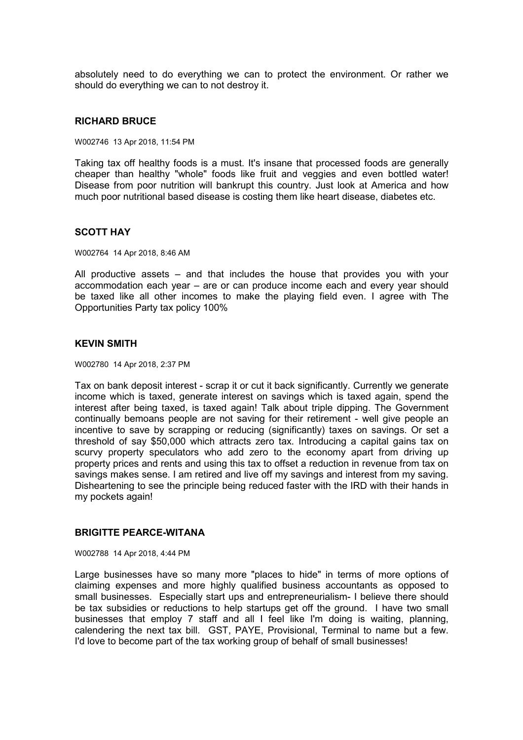absolutely need to do everything we can to protect the environment. Or rather we should do everything we can to not destroy it.

### RICHARD BRUCE

W002746 13 Apr 2018, 11:54 PM

Taking tax off healthy foods is a must. It's insane that processed foods are generally cheaper than healthy "whole" foods like fruit and veggies and even bottled water! Disease from poor nutrition will bankrupt this country. Just look at America and how much poor nutritional based disease is costing them like heart disease, diabetes etc.

### SCOTT HAY

W002764 14 Apr 2018, 8:46 AM

All productive assets – and that includes the house that provides you with your accommodation each year – are or can produce income each and every year should be taxed like all other incomes to make the playing field even. I agree with The Opportunities Party tax policy 100%

### KEVIN SMITH

W002780 14 Apr 2018, 2:37 PM

Tax on bank deposit interest - scrap it or cut it back significantly. Currently we generate income which is taxed, generate interest on savings which is taxed again, spend the interest after being taxed, is taxed again! Talk about triple dipping. The Government continually bemoans people are not saving for their retirement - well give people an incentive to save by scrapping or reducing (significantly) taxes on savings. Or set a threshold of say $50,000 which attracts zero tax. Introducing a capital gains tax on scurvy property speculators who add zero to the economy apart from driving up property prices and rents and using this tax to offset a reduction in revenue from tax on savings makes sense. I am retired and live off my savings and interest from my saving. Disheartening to see the principle being reduced faster with the IRD with their hands in my pockets again!

### BRIGITTE PEARCE-WITANA

W002788 14 Apr 2018, 4:44 PM

Large businesses have so many more "places to hide" in terms of more options of claiming expenses and more highly qualified business accountants as opposed to small businesses. Especially start ups and entrepreneurialism- I believe there should be tax subsidies or reductions to help startups get off the ground. I have two small businesses that employ 7 staff and all I feel like I'm doing is waiting, planning, calendering the next tax bill. GST, PAYE, Provisional, Terminal to name but a few. I'd love to become part of the tax working group of behalf of small businesses!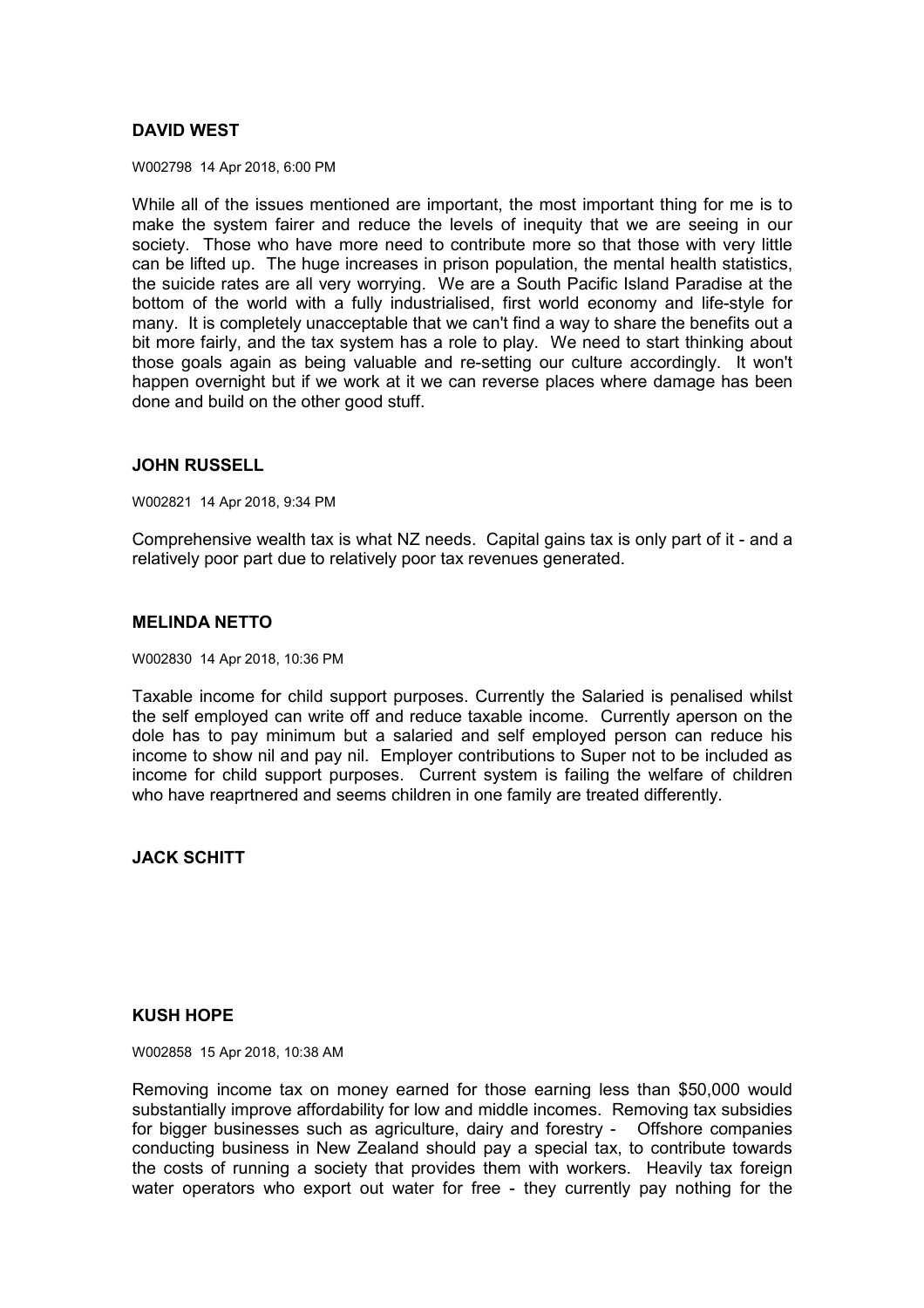**DAVID WEST**

W002798 14 Apr 2018, 6:00 PM

While all of the issues mentioned are important, the most important thing for me is to make the system fairer and reduce the levels of inequity that we are seeing in our society. Those who have more need to contribute more so that those with very little can be lifted up. The huge increases in prison population, the mental health statistics, the suicide rates are all very worrying. We are a South Pacific Island Paradise at the bottom of the world with a fully industrialised, first world economy and life-style for many. It is completely unacceptable that we can't find a way to share the benefits out a bit more fairly, and the tax system has a role to play. We need to start thinking about those goals again as being valuable and re-setting our culture accordingly. It won't happen overnight but if we work at it we can reverse places where damage has been done and build on the other good stuff.

**JOHN RUSSELL**

W002821 14 Apr 2018, 9:34 PM

Comprehensive wealth tax is what NZ needs. Capital gains tax is only part of it - and a relatively poor part due to relatively poor tax revenues generated.

**MELINDA NETTO**

W002830 14 Apr 2018, 10:36 PM

Taxable income for child support purposes. Currently the Salaried is penalised whilst the self employed can write off and reduce taxable income. Currently aperson on the dole has to pay minimum but a salaried and self employed person can reduce his income to show nil and pay nil. Employer contributions to Super not to be included as income for child support purposes. Current system is failing the welfare of children who have reaprtnered and seems children in one family are treated differently.

**JACK SCHITT**

**KUSH HOPE**

W002858 15 Apr 2018, 10:38 AM

Removing income tax on money earned for those earning less than $50,000 would substantially improve affordability for low and middle incomes. Removing tax subsidies for bigger businesses such as agriculture, dairy and forestry - Offshore companies conducting business in New Zealand should pay a special tax, to contribute towards the costs of running a society that provides them with workers. Heavily tax foreign water operators who export out water for free - they currently pay nothing for the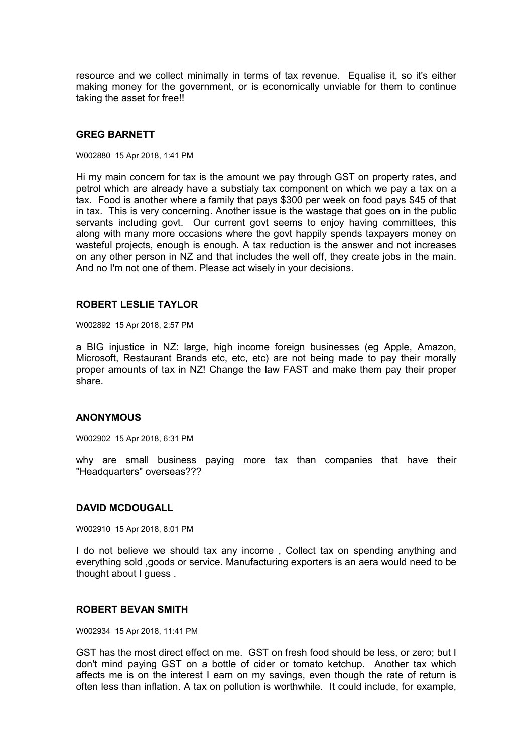resource and we collect minimally in terms of tax revenue. Equalise it, so it's either making money for the government, or is economically unviable for them to continue taking the asset for free!!

### GREG BARNETT

W002880 15 Apr 2018, 1:41 PM

Hi my main concern for tax is the amount we pay through GST on property rates, and petrol which are already have a substialy tax component on which we pay a tax on a tax. Food is another where a family that pays $300 per week on food pays $45 of that in tax. This is very concerning. Another issue is the wastage that goes on in the public servants including govt. Our current govt seems to enjoy having committees, this along with many more occasions where the govt happily spends taxpayers money on wasteful projects, enough is enough. A tax reduction is the answer and not increases on any other person in NZ and that includes the well off, they create jobs in the main. And no I'm not one of them. Please act wisely in your decisions.

### ROBERT LESLIE TAYLOR

W002892 15 Apr 2018, 2:57 PM

a BIG injustice in NZ: large, high income foreign businesses (eg Apple, Amazon, Microsoft, Restaurant Brands etc, etc, etc) are not being made to pay their morally proper amounts of tax in NZ! Change the law FAST and make them pay their proper share.

### ANONYMOUS

W002902 15 Apr 2018, 6:31 PM

why are small business paying more tax than companies that have their "Headquarters" overseas???

### DAVID MCDOUGALL

W002910 15 Apr 2018, 8:01 PM

I do not believe we should tax any income , Collect tax on spending anything and everything sold ,goods or service. Manufacturing exporters is an aera would need to be thought about I guess .

### ROBERT BEVAN SMITH

W002934 15 Apr 2018, 11:41 PM

GST has the most direct effect on me. GST on fresh food should be less, or zero; but I don't mind paying GST on a bottle of cider or tomato ketchup. Another tax which affects me is on the interest I earn on my savings, even though the rate of return is often less than inflation. A tax on pollution is worthwhile. It could include, for example,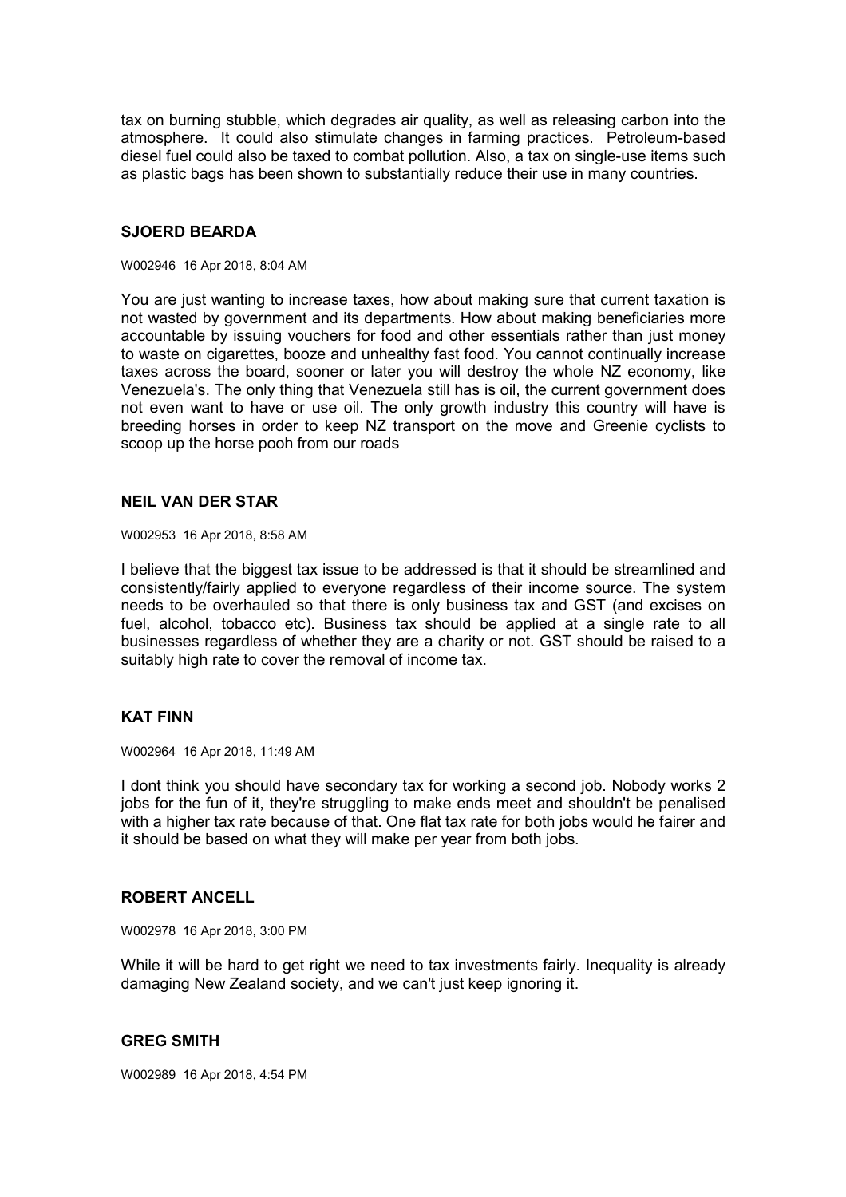tax on burning stubble, which degrades air quality, as well as releasing carbon into the atmosphere. It could also stimulate changes in farming practices. Petroleum-based diesel fuel could also be taxed to combat pollution. Also, a tax on single-use items such as plastic bags has been shown to substantially reduce their use in many countries.

### SJOERD BEARDA

W002946 16 Apr 2018, 8:04 AM

You are just wanting to increase taxes, how about making sure that current taxation is not wasted by government and its departments. How about making beneficiaries more accountable by issuing vouchers for food and other essentials rather than just money to waste on cigarettes, booze and unhealthy fast food. You cannot continually increase taxes across the board, sooner or later you will destroy the whole NZ economy, like Venezuela's. The only thing that Venezuela still has is oil, the current government does not even want to have or use oil. The only growth industry this country will have is breeding horses in order to keep NZ transport on the move and Greenie cyclists to scoop up the horse pooh from our roads

### NEIL VAN DER STAR

W002953 16 Apr 2018, 8:58 AM

I believe that the biggest tax issue to be addressed is that it should be streamlined and consistently/fairly applied to everyone regardless of their income source. The system needs to be overhauled so that there is only business tax and GST (and excises on fuel, alcohol, tobacco etc). Business tax should be applied at a single rate to all businesses regardless of whether they are a charity or not. GST should be raised to a suitably high rate to cover the removal of income tax.

### KAT FINN

W002964 16 Apr 2018, 11:49 AM

I dont think you should have secondary tax for working a second job. Nobody works 2 jobs for the fun of it, they're struggling to make ends meet and shouldn't be penalised with a higher tax rate because of that. One flat tax rate for both jobs would he fairer and it should be based on what they will make per year from both jobs.

### ROBERT ANCELL

W002978 16 Apr 2018, 3:00 PM

While it will be hard to get right we need to tax investments fairly. Inequality is already damaging New Zealand society, and we can't just keep ignoring it.

### GREG SMITH

W002989 16 Apr 2018, 4:54 PM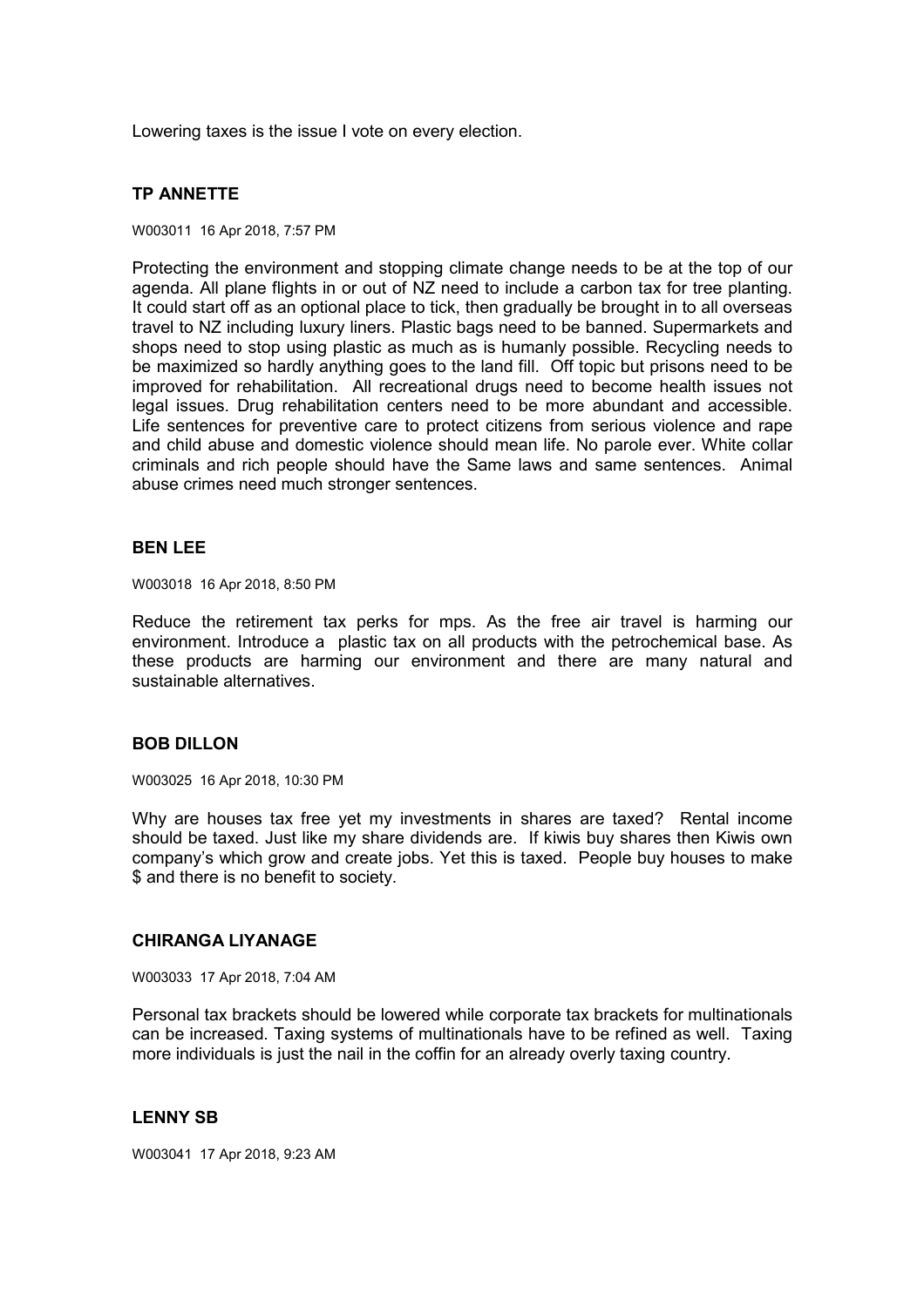Lowering taxes is the issue I vote on every election.

### TP ANNETTE

W003011 16 Apr 2018, 7:57 PM

Protecting the environment and stopping climate change needs to be at the top of our agenda. All plane flights in or out of NZ need to include a carbon tax for tree planting. It could start off as an optional place to tick, then gradually be brought in to all overseas travel to NZ including luxury liners. Plastic bags need to be banned. Supermarkets and shops need to stop using plastic as much as is humanly possible. Recycling needs to be maximized so hardly anything goes to the land fill. Off topic but prisons need to be improved for rehabilitation. All recreational drugs need to become health issues not legal issues. Drug rehabilitation centers need to be more abundant and accessible. Life sentences for preventive care to protect citizens from serious violence and rape and child abuse and domestic violence should mean life. No parole ever. White collar criminals and rich people should have the Same laws and same sentences. Animal abuse crimes need much stronger sentences.

### BEN LEE

W003018 16 Apr 2018, 8:50 PM

Reduce the retirement tax perks for mps. As the free air travel is harming our environment. Introduce a plastic tax on all products with the petrochemical base. As these products are harming our environment and there are many natural and sustainable alternatives.

### BOB DILLON

W003025 16 Apr 2018, 10:30 PM

Why are houses tax free yet my investments in shares are taxed? Rental income should be taxed. Just like my share dividends are. If kiwis buy shares then Kiwis own company's which grow and create jobs. Yet this is taxed. People buy houses to make $ and there is no benefit to society.

### CHIRANGA LIYANAGE

W003033 17 Apr 2018, 7:04 AM

Personal tax brackets should be lowered while corporate tax brackets for multinationals can be increased. Taxing systems of multinationals have to be refined as well. Taxing more individuals is just the nail in the coffin for an already overly taxing country.

### LENNY SB

W003041 17 Apr 2018, 9:23 AM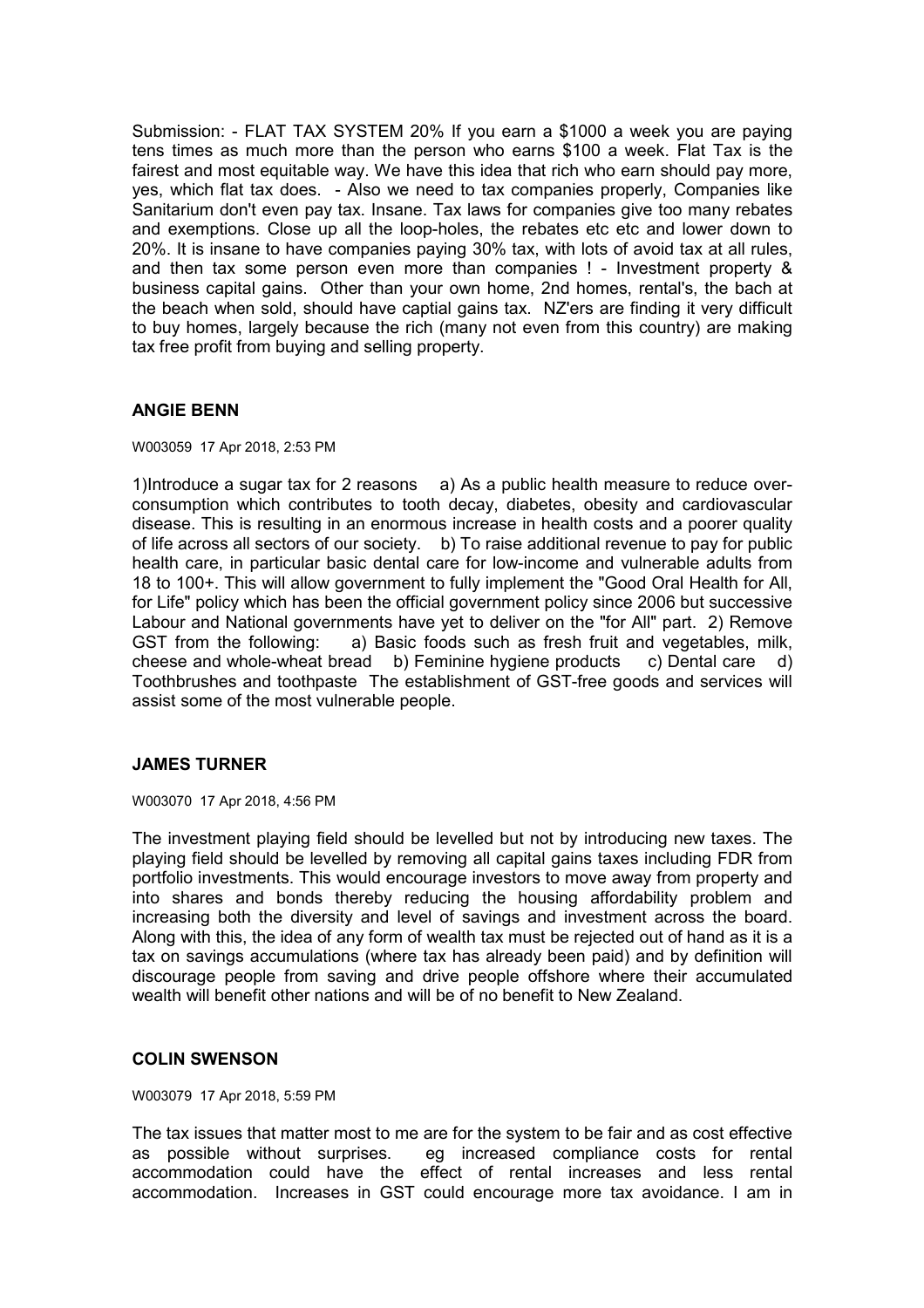Submission: - FLAT TAX SYSTEM 20% If you earn a $1000 a week you are paying tens times as much more than the person who earns $100 a week. Flat Tax is the fairest and most equitable way. We have this idea that rich who earn should pay more, yes, which flat tax does. - Also we need to tax companies properly, Companies like Sanitarium don't even pay tax. Insane. Tax laws for companies give too many rebates and exemptions. Close up all the loop-holes, the rebates etc etc and lower down to 20%. It is insane to have companies paying 30% tax, with lots of avoid tax at all rules, and then tax some person even more than companies ! - Investment property & business capital gains. Other than your own home, 2nd homes, rental's, the bach at the beach when sold, should have captial gains tax. NZ'ers are finding it very difficult to buy homes, largely because the rich (many not even from this country) are making tax free profit from buying and selling property.

### ANGIE BENN

W003059 17 Apr 2018, 2:53 PM

1)Introduce a sugar tax for 2 reasons a) As a public health measure to reduce over-consumption which contributes to tooth decay, diabetes, obesity and cardiovascular disease. This is resulting in an enormous increase in health costs and a poorer quality of life across all sectors of our society. b) To raise additional revenue to pay for public health care, in particular basic dental care for low-income and vulnerable adults from 18 to 100+. This will allow government to fully implement the "Good Oral Health for All, for Life" policy which has been the official government policy since 2006 but successive Labour and National governments have yet to deliver on the "for All" part. 2) Remove GST from the following: a) Basic foods such as fresh fruit and vegetables, milk, cheese and whole-wheat bread b) Feminine hygiene products c) Dental care d) Toothbrushes and toothpaste The establishment of GST-free goods and services will assist some of the most vulnerable people.

### JAMES TURNER

W003070 17 Apr 2018, 4:56 PM

The investment playing field should be levelled but not by introducing new taxes. The playing field should be levelled by removing all capital gains taxes including FDR from portfolio investments. This would encourage investors to move away from property and into shares and bonds thereby reducing the housing affordability problem and increasing both the diversity and level of savings and investment across the board. Along with this, the idea of any form of wealth tax must be rejected out of hand as it is a tax on savings accumulations (where tax has already been paid) and by definition will discourage people from saving and drive people offshore where their accumulated wealth will benefit other nations and will be of no benefit to New Zealand.

### COLIN SWENSON

W003079 17 Apr 2018, 5:59 PM

The tax issues that matter most to me are for the system to be fair and as cost effective as possible without surprises. eg increased compliance costs for rental accommodation could have the effect of rental increases and less rental accommodation. Increases in GST could encourage more tax avoidance. I am in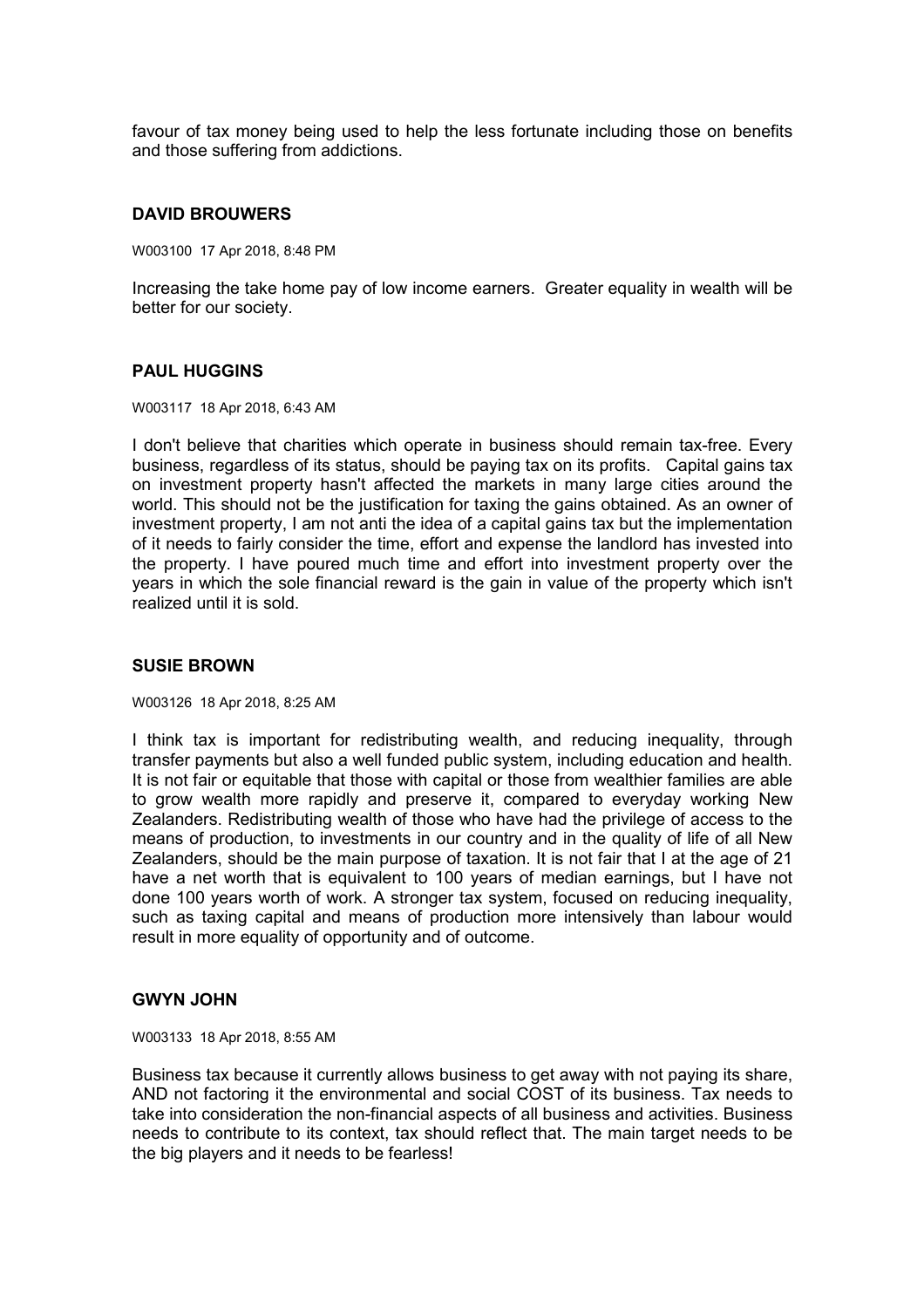favour of tax money being used to help the less fortunate including those on benefits and those suffering from addictions.

### DAVID BROUWERS

W003100 17 Apr 2018, 8:48 PM

Increasing the take home pay of low income earners. Greater equality in wealth will be better for our society.

### PAUL HUGGINS

W003117 18 Apr 2018, 6:43 AM

I don't believe that charities which operate in business should remain tax-free. Every business, regardless of its status, should be paying tax on its profits. Capital gains tax on investment property hasn't affected the markets in many large cities around the world. This should not be the justification for taxing the gains obtained. As an owner of investment property, I am not anti the idea of a capital gains tax but the implementation of it needs to fairly consider the time, effort and expense the landlord has invested into the property. I have poured much time and effort into investment property over the years in which the sole financial reward is the gain in value of the property which isn't realized until it is sold.

### SUSIE BROWN

W003126 18 Apr 2018, 8:25 AM

I think tax is important for redistributing wealth, and reducing inequality, through transfer payments but also a well funded public system, including education and health. It is not fair or equitable that those with capital or those from wealthier families are able to grow wealth more rapidly and preserve it, compared to everyday working New Zealanders. Redistributing wealth of those who have had the privilege of access to the means of production, to investments in our country and in the quality of life of all New Zealanders, should be the main purpose of taxation. It is not fair that I at the age of 21 have a net worth that is equivalent to 100 years of median earnings, but I have not done 100 years worth of work. A stronger tax system, focused on reducing inequality, such as taxing capital and means of production more intensively than labour would result in more equality of opportunity and of outcome.

### GWYN JOHN

W003133 18 Apr 2018, 8:55 AM

Business tax because it currently allows business to get away with not paying its share, AND not factoring it the environmental and social COST of its business. Tax needs to take into consideration the non-financial aspects of all business and activities. Business needs to contribute to its context, tax should reflect that. The main target needs to be the big players and it needs to be fearless!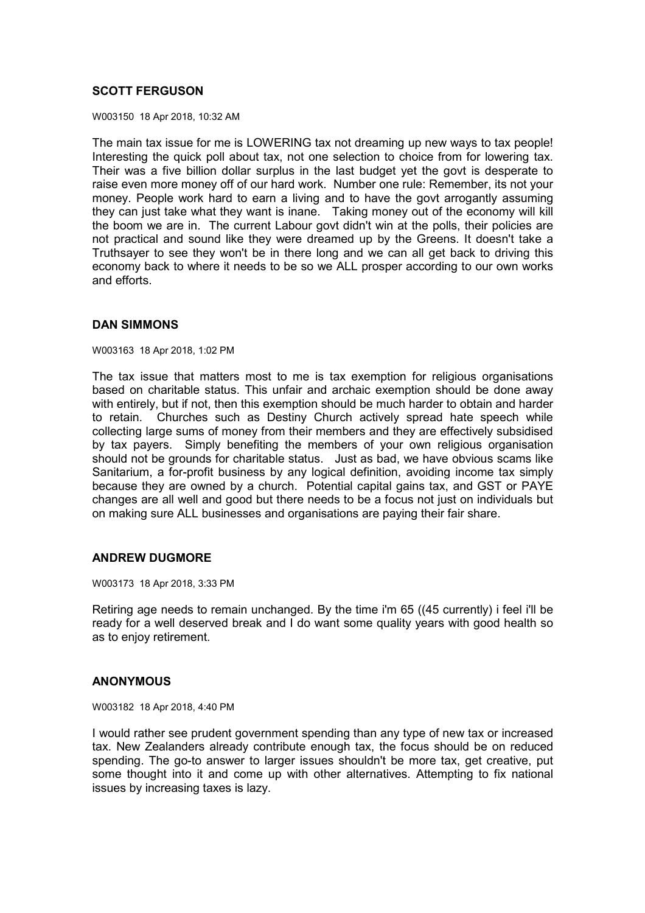**SCOTT FERGUSON**

W003150 18 Apr 2018, 10:32 AM

The main tax issue for me is LOWERING tax not dreaming up new ways to tax people! Interesting the quick poll about tax, not one selection to choice from for lowering tax. Their was a five billion dollar surplus in the last budget yet the govt is desperate to raise even more money off of our hard work. Number one rule: Remember, its not your money. People work hard to earn a living and to have the govt arrogantly assuming they can just take what they want is inane. Taking money out of the economy will kill the boom we are in. The current Labour govt didn't win at the polls, their policies are not practical and sound like they were dreamed up by the Greens. It doesn't take a Truthsayer to see they won't be in there long and we can all get back to driving this economy back to where it needs to be so we ALL prosper according to our own works and efforts.

**DAN SIMMONS**

W003163 18 Apr 2018, 1:02 PM

The tax issue that matters most to me is tax exemption for religious organisations based on charitable status. This unfair and archaic exemption should be done away with entirely, but if not, then this exemption should be much harder to obtain and harder to retain. Churches such as Destiny Church actively spread hate speech while collecting large sums of money from their members and they are effectively subsidised by tax payers. Simply benefiting the members of your own religious organisation should not be grounds for charitable status. Just as bad, we have obvious scams like Sanitarium, a for-profit business by any logical definition, avoiding income tax simply because they are owned by a church. Potential capital gains tax, and GST or PAYE changes are all well and good but there needs to be a focus not just on individuals but on making sure ALL businesses and organisations are paying their fair share.

**ANDREW DUGMORE**

W003173 18 Apr 2018, 3:33 PM

Retiring age needs to remain unchanged. By the time i'm 65 ((45 currently) i feel i'll be ready for a well deserved break and I do want some quality years with good health so as to enjoy retirement.

**ANONYMOUS**

W003182 18 Apr 2018, 4:40 PM

I would rather see prudent government spending than any type of new tax or increased tax. New Zealanders already contribute enough tax, the focus should be on reduced spending. The go-to answer to larger issues shouldn't be more tax, get creative, put some thought into it and come up with other alternatives. Attempting to fix national issues by increasing taxes is lazy.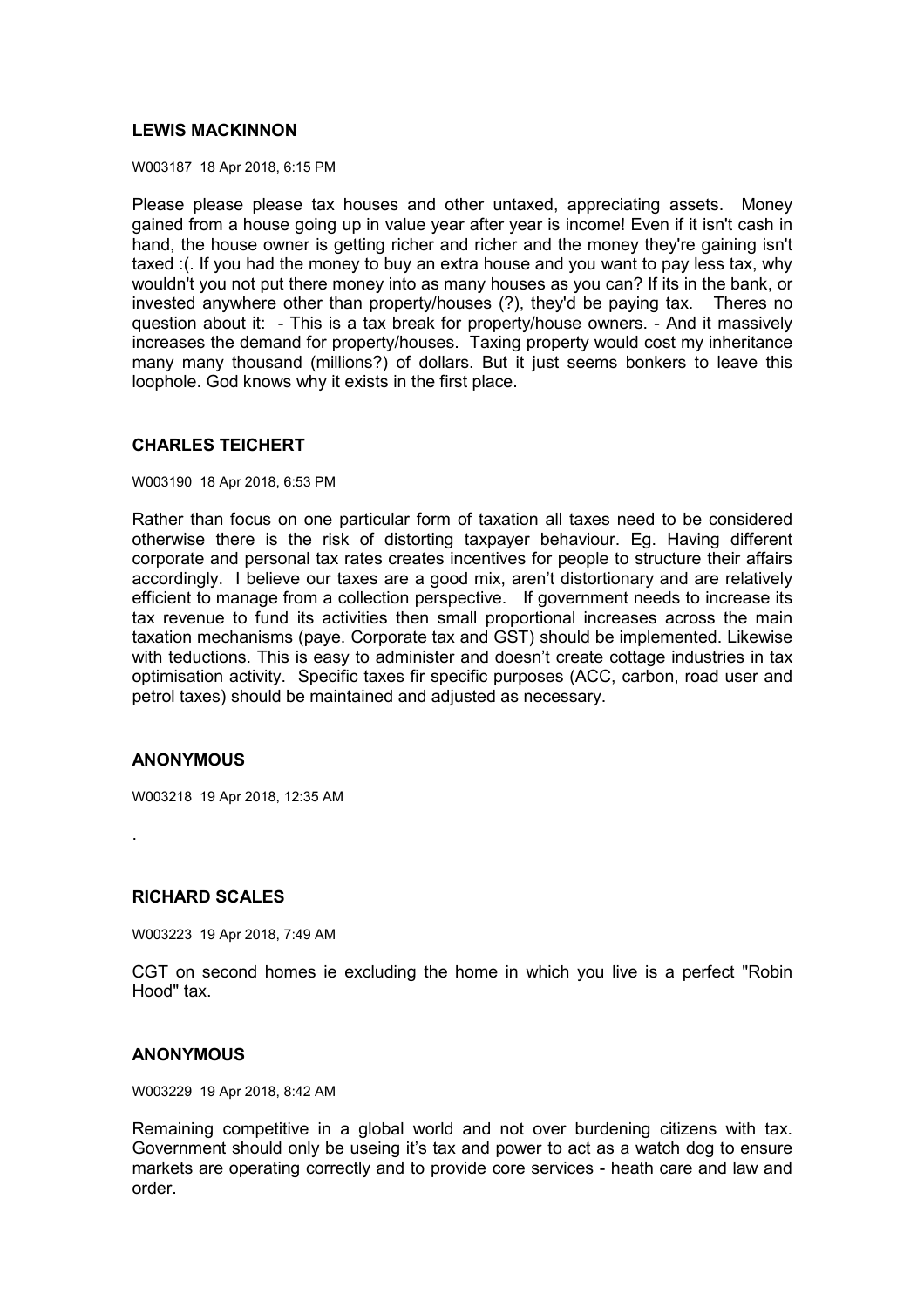**LEWIS MACKINNON**

W003187 18 Apr 2018, 6:15 PM

Please please please tax houses and other untaxed, appreciating assets. Money gained from a house going up in value year after year is income! Even if it isn't cash in hand, the house owner is getting richer and richer and the money they're gaining isn't taxed :(. If you had the money to buy an extra house and you want to pay less tax, why wouldn't you not put there money into as many houses as you can? If its in the bank, or invested anywhere other than property/houses (?), they'd be paying tax. Theres no question about it: - This is a tax break for property/house owners. - And it massively increases the demand for property/houses. Taxing property would cost my inheritance many many thousand (millions?) of dollars. But it just seems bonkers to leave this loophole. God knows why it exists in the first place.

**CHARLES TEICHERT**

W003190 18 Apr 2018, 6:53 PM

Rather than focus on one particular form of taxation all taxes need to be considered otherwise there is the risk of distorting taxpayer behaviour. Eg. Having different corporate and personal tax rates creates incentives for people to structure their affairs accordingly. I believe our taxes are a good mix, aren't distortionary and are relatively efficient to manage from a collection perspective. If government needs to increase its tax revenue to fund its activities then small proportional increases across the main taxation mechanisms (paye. Corporate tax and GST) should be implemented. Likewise with teductions. This is easy to administer and doesn't create cottage industries in tax optimisation activity. Specific taxes fir specific purposes (ACC, carbon, road user and petrol taxes) should be maintained and adjusted as necessary.

**ANONYMOUS**

W003218 19 Apr 2018, 12:35 AM

.

**RICHARD SCALES**

W003223 19 Apr 2018, 7:49 AM

CGT on second homes ie excluding the home in which you live is a perfect "Robin Hood" tax.

**ANONYMOUS**

W003229 19 Apr 2018, 8:42 AM

Remaining competitive in a global world and not over burdening citizens with tax. Government should only be useing it's tax and power to act as a watch dog to ensure markets are operating correctly and to provide core services - heath care and law and order.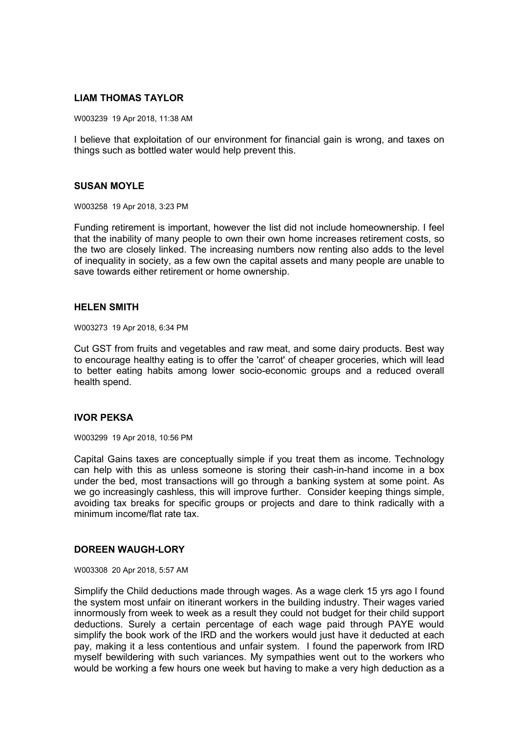**LIAM THOMAS TAYLOR**

W003239 19 Apr 2018, 11:38 AM

I believe that exploitation of our environment for financial gain is wrong, and taxes on things such as bottled water would help prevent this.

**SUSAN MOYLE**

W003258 19 Apr 2018, 3:23 PM

Funding retirement is important, however the list did not include homeownership. I feel that the inability of many people to own their own home increases retirement costs, so the two are closely linked. The increasing numbers now renting also adds to the level of inequality in society, as a few own the capital assets and many people are unable to save towards either retirement or home ownership.

**HELEN SMITH**

W003273 19 Apr 2018, 6:34 PM

Cut GST from fruits and vegetables and raw meat, and some dairy products. Best way to encourage healthy eating is to offer the 'carrot' of cheaper groceries, which will lead to better eating habits among lower socio-economic groups and a reduced overall health spend.

**IVOR PEKSA**

W003299 19 Apr 2018, 10:56 PM

Capital Gains taxes are conceptually simple if you treat them as income. Technology can help with this as unless someone is storing their cash-in-hand income in a box under the bed, most transactions will go through a banking system at some point. As we go increasingly cashless, this will improve further. Consider keeping things simple, avoiding tax breaks for specific groups or projects and dare to think radically with a minimum income/flat rate tax.

**DOREEN WAUGH-LORY**

W003308 20 Apr 2018, 5:57 AM

Simplify the Child deductions made through wages. As a wage clerk 15 yrs ago I found the system most unfair on itinerant workers in the building industry. Their wages varied innormously from week to week as a result they could not budget for their child support deductions. Surely a certain percentage of each wage paid through PAYE would simplify the book work of the IRD and the workers would just have it deducted at each pay, making it a less contentious and unfair system. I found the paperwork from IRD myself bewildering with such variances. My sympathies went out to the workers who would be working a few hours one week but having to make a very high deduction as a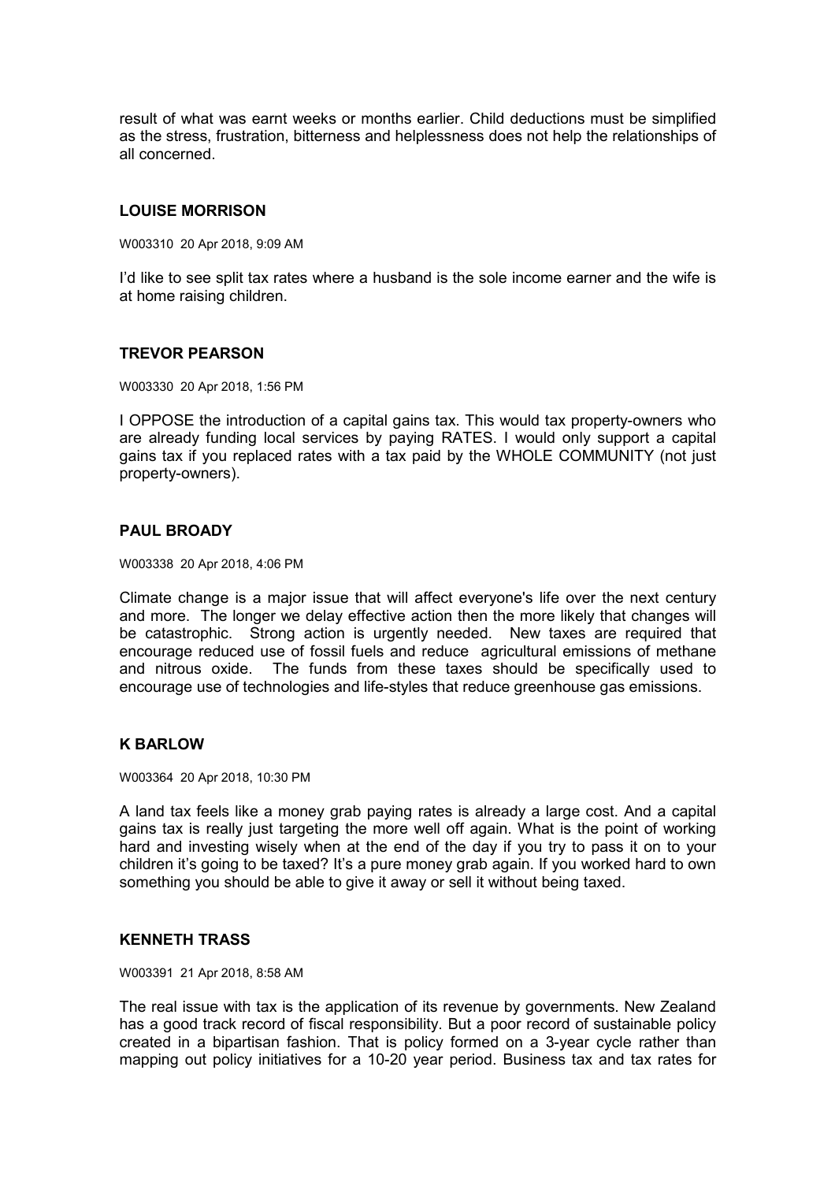result of what was earnt weeks or months earlier. Child deductions must be simplified as the stress, frustration, bitterness and helplessness does not help the relationships of all concerned.

### LOUISE MORRISON

W003310 20 Apr 2018, 9:09 AM

I'd like to see split tax rates where a husband is the sole income earner and the wife is at home raising children.

### TREVOR PEARSON

W003330 20 Apr 2018, 1:56 PM

I OPPOSE the introduction of a capital gains tax. This would tax property-owners who are already funding local services by paying RATES. I would only support a capital gains tax if you replaced rates with a tax paid by the WHOLE COMMUNITY (not just property-owners).

### PAUL BROADY

W003338 20 Apr 2018, 4:06 PM

Climate change is a major issue that will affect everyone's life over the next century and more. The longer we delay effective action then the more likely that changes will be catastrophic. Strong action is urgently needed. New taxes are required that encourage reduced use of fossil fuels and reduce agricultural emissions of methane and nitrous oxide. The funds from these taxes should be specifically used to encourage use of technologies and life-styles that reduce greenhouse gas emissions.

### K BARLOW

W003364 20 Apr 2018, 10:30 PM

A land tax feels like a money grab paying rates is already a large cost. And a capital gains tax is really just targeting the more well off again. What is the point of working hard and investing wisely when at the end of the day if you try to pass it on to your children it's going to be taxed? It's a pure money grab again. If you worked hard to own something you should be able to give it away or sell it without being taxed.

### KENNETH TRASS

W003391 21 Apr 2018, 8:58 AM

The real issue with tax is the application of its revenue by governments. New Zealand has a good track record of fiscal responsibility. But a poor record of sustainable policy created in a bipartisan fashion. That is policy formed on a 3-year cycle rather than mapping out policy initiatives for a 10-20 year period. Business tax and tax rates for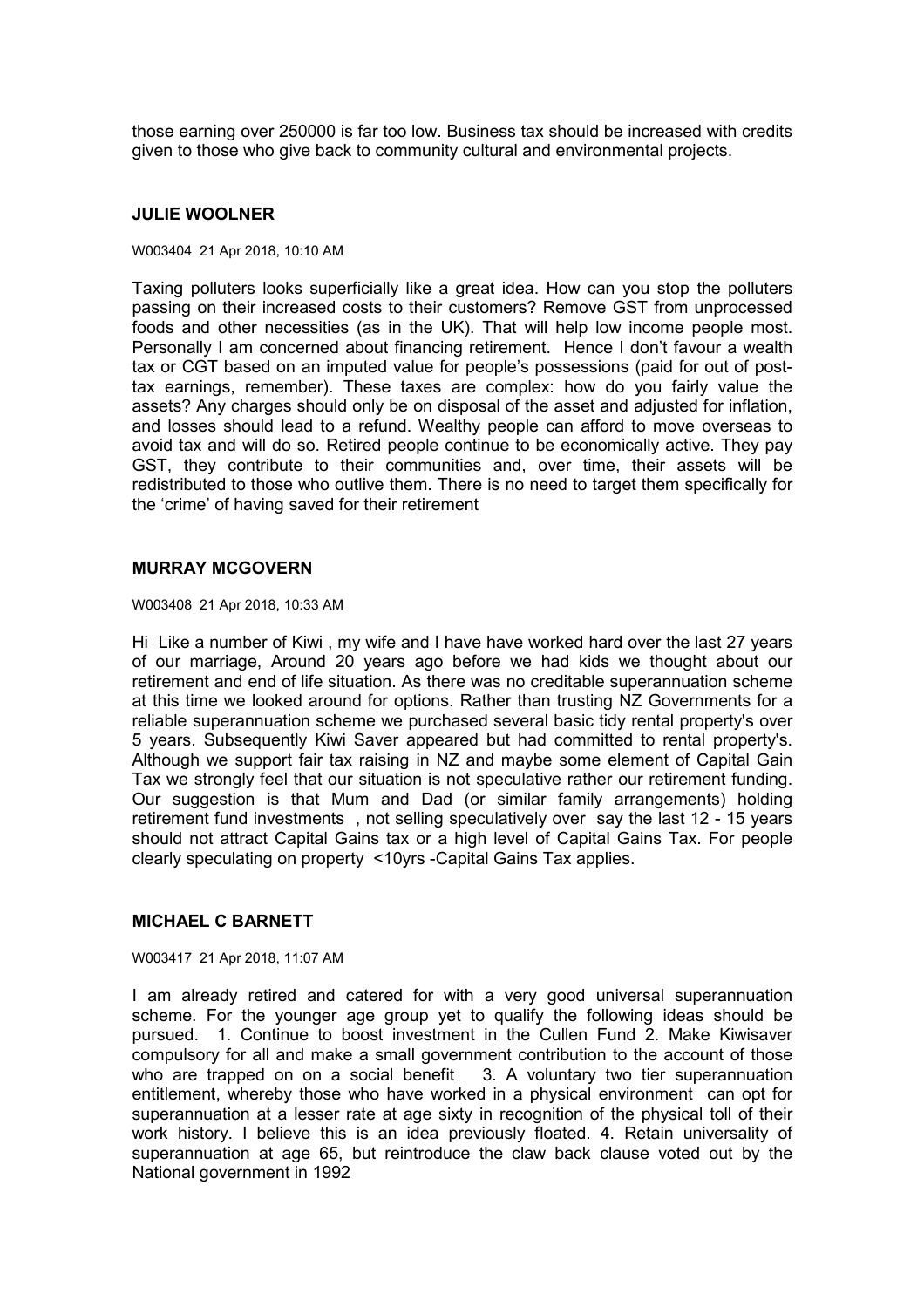those earning over 250000 is far too low. Business tax should be increased with credits given to those who give back to community cultural and environmental projects.

### JULIE WOOLNER

W003404 21 Apr 2018, 10:10 AM

Taxing polluters looks superficially like a great idea. How can you stop the polluters passing on their increased costs to their customers? Remove GST from unprocessed foods and other necessities (as in the UK). That will help low income people most. Personally I am concerned about financing retirement. Hence I don't favour a wealth tax or CGT based on an imputed value for people's possessions (paid for out of post-tax earnings, remember). These taxes are complex: how do you fairly value the assets? Any charges should only be on disposal of the asset and adjusted for inflation, and losses should lead to a refund. Wealthy people can afford to move overseas to avoid tax and will do so. Retired people continue to be economically active. They pay GST, they contribute to their communities and, over time, their assets will be redistributed to those who outlive them. There is no need to target them specifically for the 'crime' of having saved for their retirement

### MURRAY MCGOVERN

W003408 21 Apr 2018, 10:33 AM

Hi Like a number of Kiwi , my wife and I have have worked hard over the last 27 years of our marriage, Around 20 years ago before we had kids we thought about our retirement and end of life situation. As there was no creditable superannuation scheme at this time we looked around for options. Rather than trusting NZ Governments for a reliable superannuation scheme we purchased several basic tidy rental property's over 5 years. Subsequently Kiwi Saver appeared but had committed to rental property's. Although we support fair tax raising in NZ and maybe some element of Capital Gain Tax we strongly feel that our situation is not speculative rather our retirement funding. Our suggestion is that Mum and Dad (or similar family arrangements) holding retirement fund investments , not selling speculatively over say the last 12 - 15 years should not attract Capital Gains tax or a high level of Capital Gains Tax. For people clearly speculating on property <10yrs -Capital Gains Tax applies.

### MICHAEL C BARNETT

W003417 21 Apr 2018, 11:07 AM

I am already retired and catered for with a very good universal superannuation scheme. For the younger age group yet to qualify the following ideas should be pursued. 1. Continue to boost investment in the Cullen Fund 2. Make Kiwisaver compulsory for all and make a small government contribution to the account of those who are trapped on on a social benefit 3. A voluntary two tier superannuation entitlement, whereby those who have worked in a physical environment can opt for superannuation at a lesser rate at age sixty in recognition of the physical toll of their work history. I believe this is an idea previously floated. 4. Retain universality of superannuation at age 65, but reintroduce the claw back clause voted out by the National government in 1992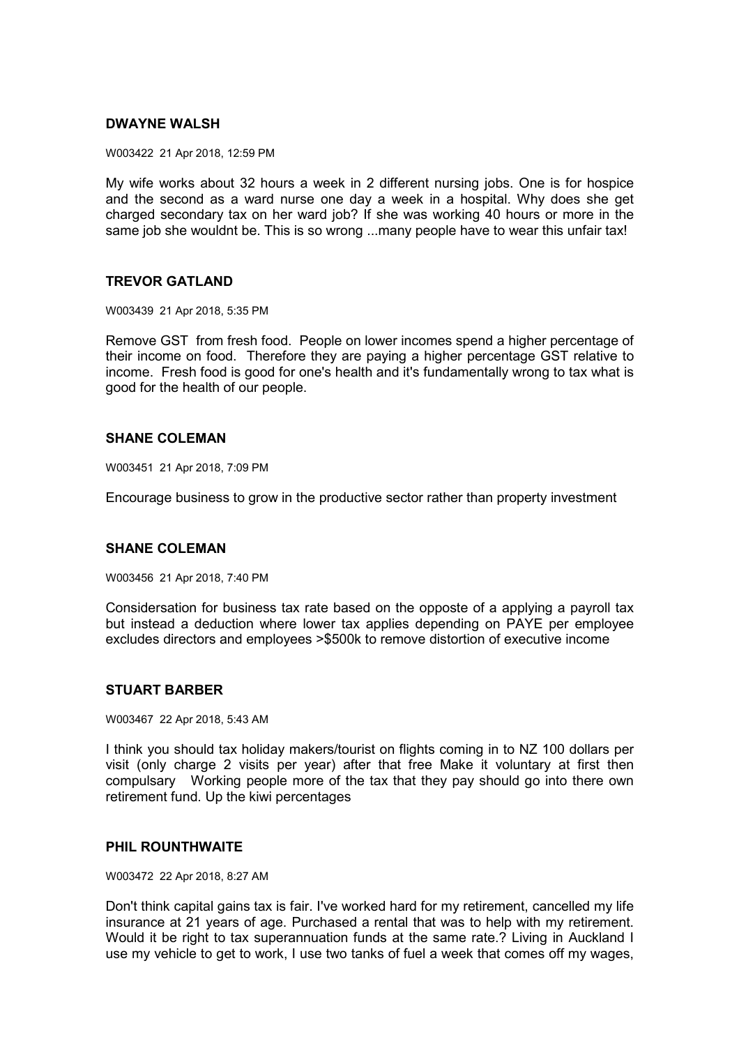### DWAYNE WALSH

W003422 21 Apr 2018, 12:59 PM

My wife works about 32 hours a week in 2 different nursing jobs. One is for hospice and the second as a ward nurse one day a week in a hospital. Why does she get charged secondary tax on her ward job? If she was working 40 hours or more in the same job she wouldnt be. This is so wrong ...many people have to wear this unfair tax!

### TREVOR GATLAND

W003439 21 Apr 2018, 5:35 PM

Remove GST from fresh food. People on lower incomes spend a higher percentage of their income on food. Therefore they are paying a higher percentage GST relative to income. Fresh food is good for one's health and it's fundamentally wrong to tax what is good for the health of our people.

### SHANE COLEMAN

W003451 21 Apr 2018, 7:09 PM

Encourage business to grow in the productive sector rather than property investment

### SHANE COLEMAN

W003456 21 Apr 2018, 7:40 PM

Considersation for business tax rate based on the opposte of a applying a payroll tax but instead a deduction where lower tax applies depending on PAYE per employee excludes directors and employees >$500k to remove distortion of executive income

### STUART BARBER

W003467 22 Apr 2018, 5:43 AM

I think you should tax holiday makers/tourist on flights coming in to NZ 100 dollars per visit (only charge 2 visits per year) after that free Make it voluntary at first then compulsary Working people more of the tax that they pay should go into there own retirement fund. Up the kiwi percentages

### PHIL ROUNTHWAITE

W003472 22 Apr 2018, 8:27 AM

Don't think capital gains tax is fair. I've worked hard for my retirement, cancelled my life insurance at 21 years of age. Purchased a rental that was to help with my retirement. Would it be right to tax superannuation funds at the same rate.? Living in Auckland I use my vehicle to get to work, I use two tanks of fuel a week that comes off my wages,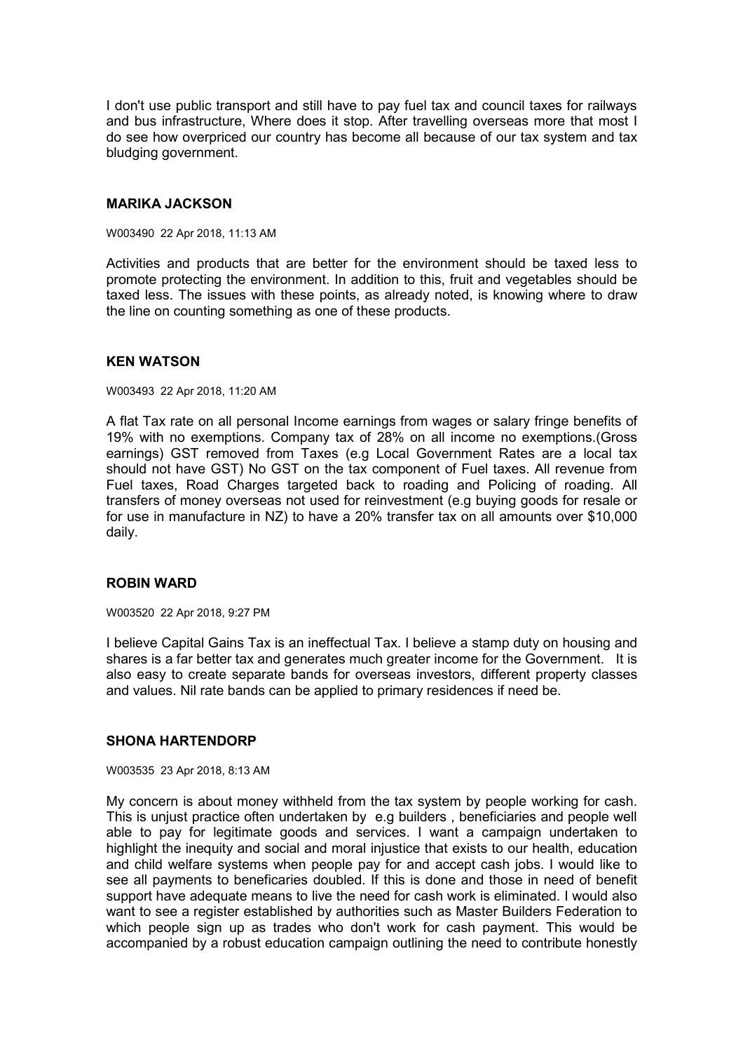I don't use public transport and still have to pay fuel tax and council taxes for railways and bus infrastructure, Where does it stop. After travelling overseas more that most I do see how overpriced our country has become all because of our tax system and tax bludging government.

### MARIKA JACKSON

W003490 22 Apr 2018, 11:13 AM

Activities and products that are better for the environment should be taxed less to promote protecting the environment. In addition to this, fruit and vegetables should be taxed less. The issues with these points, as already noted, is knowing where to draw the line on counting something as one of these products.

### KEN WATSON

W003493 22 Apr 2018, 11:20 AM

A flat Tax rate on all personal Income earnings from wages or salary fringe benefits of 19% with no exemptions. Company tax of 28% on all income no exemptions.(Gross earnings) GST removed from Taxes (e.g Local Government Rates are a local tax should not have GST) No GST on the tax component of Fuel taxes. All revenue from Fuel taxes, Road Charges targeted back to roading and Policing of roading. All transfers of money overseas not used for reinvestment (e.g buying goods for resale or for use in manufacture in NZ) to have a 20% transfer tax on all amounts over $10,000 daily.

### ROBIN WARD

W003520 22 Apr 2018, 9:27 PM

I believe Capital Gains Tax is an ineffectual Tax. I believe a stamp duty on housing and shares is a far better tax and generates much greater income for the Government. It is also easy to create separate bands for overseas investors, different property classes and values. Nil rate bands can be applied to primary residences if need be.

### SHONA HARTENDORP

W003535 23 Apr 2018, 8:13 AM

My concern is about money withheld from the tax system by people working for cash. This is unjust practice often undertaken by e.g builders , beneficiaries and people well able to pay for legitimate goods and services. I want a campaign undertaken to highlight the inequity and social and moral injustice that exists to our health, education and child welfare systems when people pay for and accept cash jobs. I would like to see all payments to beneficaries doubled. If this is done and those in need of benefit support have adequate means to live the need for cash work is eliminated. I would also want to see a register established by authorities such as Master Builders Federation to which people sign up as trades who don't work for cash payment. This would be accompanied by a robust education campaign outlining the need to contribute honestly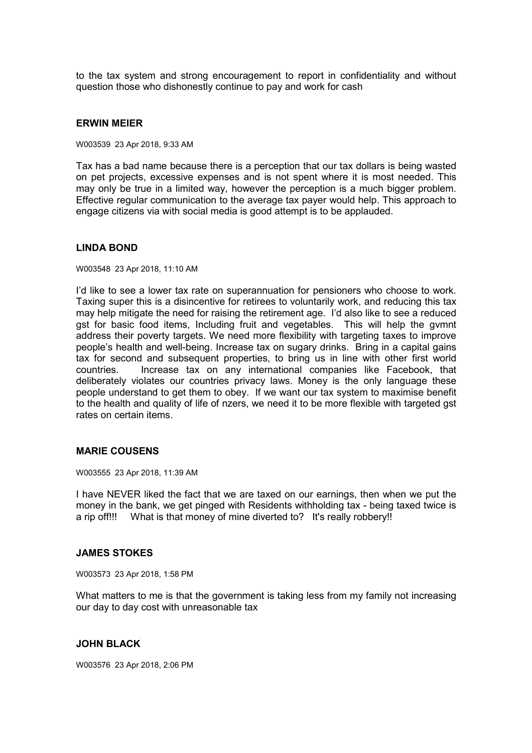to the tax system and strong encouragement to report in confidentiality and without question those who dishonestly continue to pay and work for cash

**ERWIN MEIER**

W003539 23 Apr 2018, 9:33 AM

Tax has a bad name because there is a perception that our tax dollars is being wasted on pet projects, excessive expenses and is not spent where it is most needed. This may only be true in a limited way, however the perception is a much bigger problem. Effective regular communication to the average tax payer would help. This approach to engage citizens via with social media is good attempt is to be applauded.

**LINDA BOND**

W003548 23 Apr 2018, 11:10 AM

I'd like to see a lower tax rate on superannuation for pensioners who choose to work. Taxing super this is a disincentive for retirees to voluntarily work, and reducing this tax may help mitigate the need for raising the retirement age. I'd also like to see a reduced gst for basic food items, Including fruit and vegetables. This will help the gvmnt address their poverty targets. We need more flexibility with targeting taxes to improve people's health and well-being. Increase tax on sugary drinks. Bring in a capital gains tax for second and subsequent properties, to bring us in line with other first world countries. Increase tax on any international companies like Facebook, that deliberately violates our countries privacy laws. Money is the only language these people understand to get them to obey. If we want our tax system to maximise benefit to the health and quality of life of nzers, we need it to be more flexible with targeted gst rates on certain items.

**MARIE COUSENS**

W003555 23 Apr 2018, 11:39 AM

I have NEVER liked the fact that we are taxed on our earnings, then when we put the money in the bank, we get pinged with Residents withholding tax - being taxed twice is a rip off!!! What is that money of mine diverted to? It's really robbery!!

**JAMES STOKES**

W003573 23 Apr 2018, 1:58 PM

What matters to me is that the government is taking less from my family not increasing our day to day cost with unreasonable tax

**JOHN BLACK**

W003576 23 Apr 2018, 2:06 PM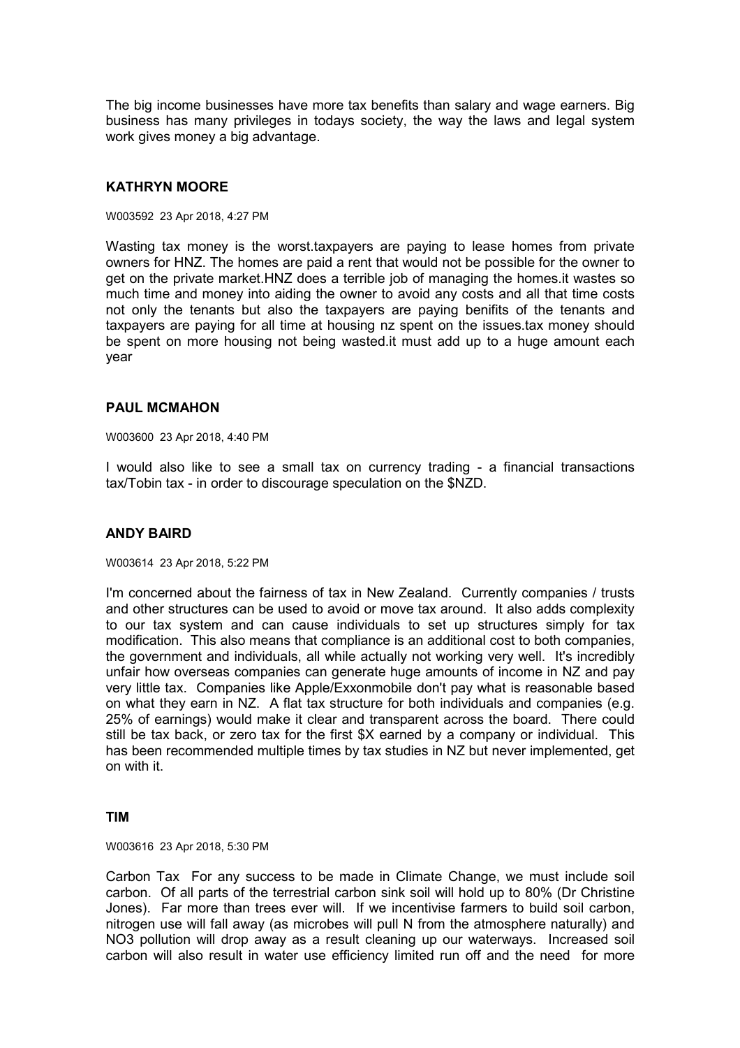The big income businesses have more tax benefits than salary and wage earners. Big business has many privileges in todays society, the way the laws and legal system work gives money a big advantage.

### KATHRYN MOORE

W003592 23 Apr 2018, 4:27 PM

Wasting tax money is the worst.taxpayers are paying to lease homes from private owners for HNZ. The homes are paid a rent that would not be possible for the owner to get on the private market.HNZ does a terrible job of managing the homes.it wastes so much time and money into aiding the owner to avoid any costs and all that time costs not only the tenants but also the taxpayers are paying benifits of the tenants and taxpayers are paying for all time at housing nz spent on the issues.tax money should be spent on more housing not being wasted.it must add up to a huge amount each year

### PAUL MCMAHON

W003600 23 Apr 2018, 4:40 PM

I would also like to see a small tax on currency trading - a financial transactions tax/Tobin tax - in order to discourage speculation on the $NZD.

### ANDY BAIRD

W003614 23 Apr 2018, 5:22 PM

I'm concerned about the fairness of tax in New Zealand. Currently companies / trusts and other structures can be used to avoid or move tax around. It also adds complexity to our tax system and can cause individuals to set up structures simply for tax modification. This also means that compliance is an additional cost to both companies, the government and individuals, all while actually not working very well. It's incredibly unfair how overseas companies can generate huge amounts of income in NZ and pay very little tax. Companies like Apple/Exxonmobile don't pay what is reasonable based on what they earn in NZ. A flat tax structure for both individuals and companies (e.g. 25% of earnings) would make it clear and transparent across the board. There could still be tax back, or zero tax for the first $X earned by a company or individual. This has been recommended multiple times by tax studies in NZ but never implemented, get on with it.

### TIM

W003616 23 Apr 2018, 5:30 PM

Carbon Tax For any success to be made in Climate Change, we must include soil carbon. Of all parts of the terrestrial carbon sink soil will hold up to 80% (Dr Christine Jones). Far more than trees ever will. If we incentivise farmers to build soil carbon, nitrogen use will fall away (as microbes will pull N from the atmosphere naturally) and NO3 pollution will drop away as a result cleaning up our waterways. Increased soil carbon will also result in water use efficiency limited run off and the need for more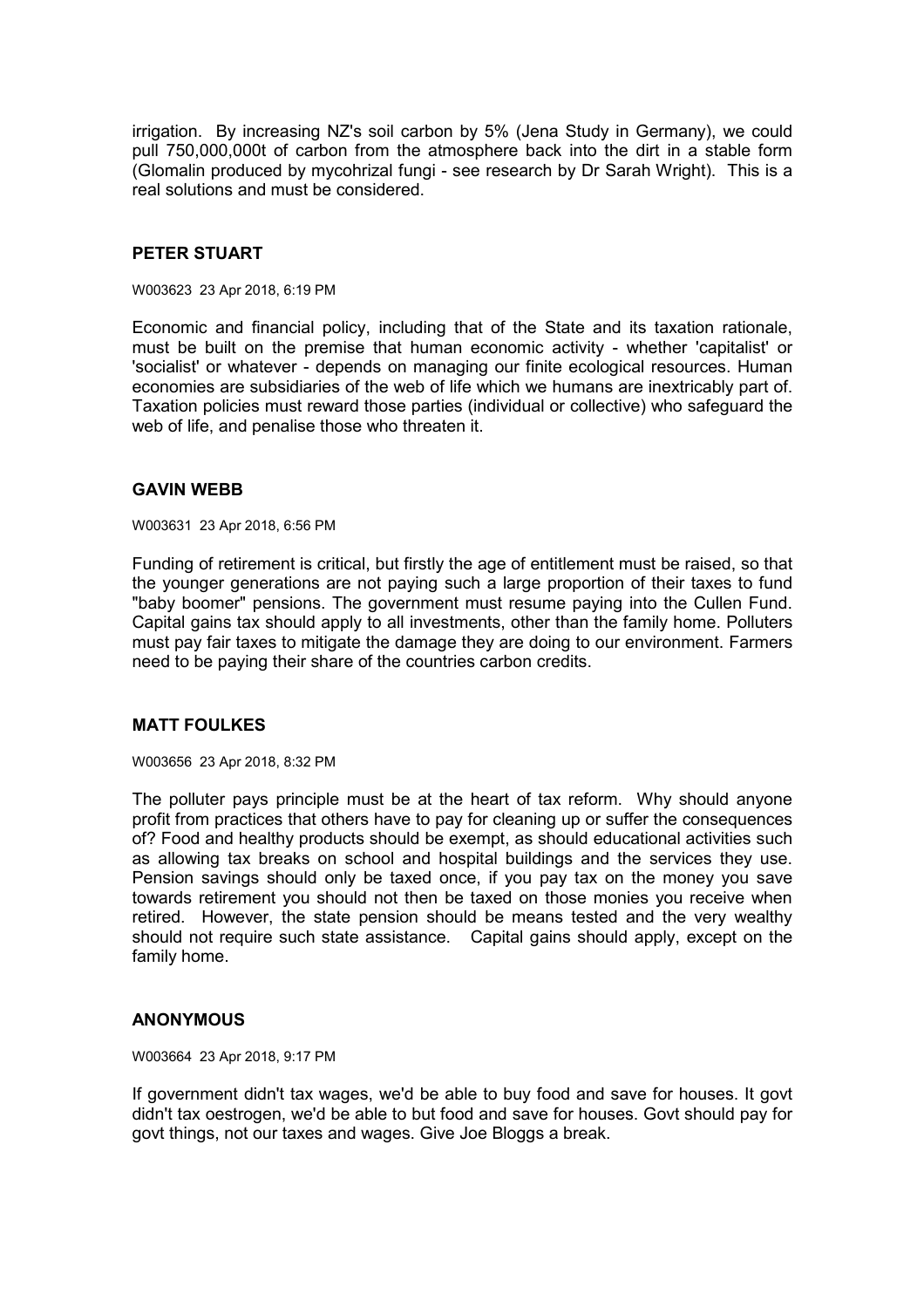irrigation. By increasing NZ's soil carbon by 5% (Jena Study in Germany), we could pull 750,000,000t of carbon from the atmosphere back into the dirt in a stable form (Glomalin produced by mycohrizal fungi - see research by Dr Sarah Wright). This is a real solutions and must be considered.

### PETER STUART

W003623 23 Apr 2018, 6:19 PM

Economic and financial policy, including that of the State and its taxation rationale, must be built on the premise that human economic activity - whether 'capitalist' or 'socialist' or whatever - depends on managing our finite ecological resources. Human economies are subsidiaries of the web of life which we humans are inextricably part of. Taxation policies must reward those parties (individual or collective) who safeguard the web of life, and penalise those who threaten it.

### GAVIN WEBB

W003631 23 Apr 2018, 6:56 PM

Funding of retirement is critical, but firstly the age of entitlement must be raised, so that the younger generations are not paying such a large proportion of their taxes to fund "baby boomer" pensions. The government must resume paying into the Cullen Fund. Capital gains tax should apply to all investments, other than the family home. Polluters must pay fair taxes to mitigate the damage they are doing to our environment. Farmers need to be paying their share of the countries carbon credits.

### MATT FOULKES

W003656 23 Apr 2018, 8:32 PM

The polluter pays principle must be at the heart of tax reform. Why should anyone profit from practices that others have to pay for cleaning up or suffer the consequences of? Food and healthy products should be exempt, as should educational activities such as allowing tax breaks on school and hospital buildings and the services they use. Pension savings should only be taxed once, if you pay tax on the money you save towards retirement you should not then be taxed on those monies you receive when retired. However, the state pension should be means tested and the very wealthy should not require such state assistance. Capital gains should apply, except on the family home.

### ANONYMOUS

W003664 23 Apr 2018, 9:17 PM

If government didn't tax wages, we'd be able to buy food and save for houses. It govt didn't tax oestrogen, we'd be able to but food and save for houses. Govt should pay for govt things, not our taxes and wages. Give Joe Bloggs a break.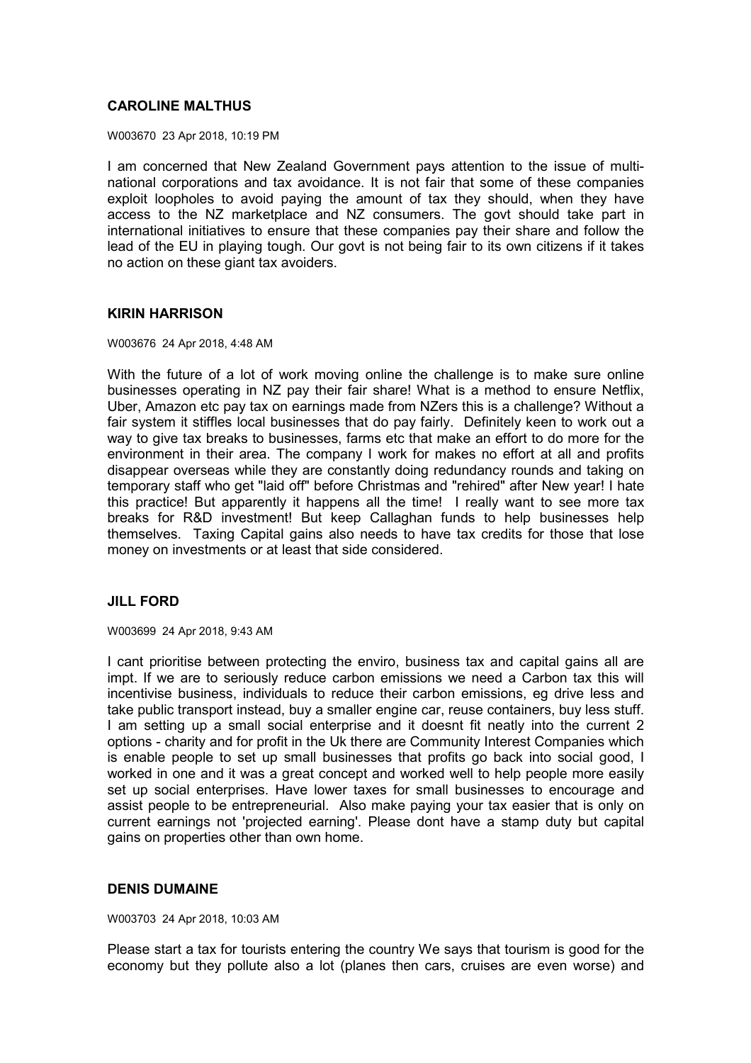**CAROLINE MALTHUS**

W003670 23 Apr 2018, 10:19 PM

I am concerned that New Zealand Government pays attention to the issue of multi-national corporations and tax avoidance. It is not fair that some of these companies exploit loopholes to avoid paying the amount of tax they should, when they have access to the NZ marketplace and NZ consumers. The govt should take part in international initiatives to ensure that these companies pay their share and follow the lead of the EU in playing tough. Our govt is not being fair to its own citizens if it takes no action on these giant tax avoiders.

**KIRIN HARRISON**

W003676 24 Apr 2018, 4:48 AM

With the future of a lot of work moving online the challenge is to make sure online businesses operating in NZ pay their fair share! What is a method to ensure Netflix, Uber, Amazon etc pay tax on earnings made from NZers this is a challenge? Without a fair system it stiffles local businesses that do pay fairly. Definitely keen to work out a way to give tax breaks to businesses, farms etc that make an effort to do more for the environment in their area. The company I work for makes no effort at all and profits disappear overseas while they are constantly doing redundancy rounds and taking on temporary staff who get "laid off" before Christmas and "rehired" after New year! I hate this practice! But apparently it happens all the time! I really want to see more tax breaks for R&D investment! But keep Callaghan funds to help businesses help themselves. Taxing Capital gains also needs to have tax credits for those that lose money on investments or at least that side considered.

**JILL FORD**

W003699 24 Apr 2018, 9:43 AM

I cant prioritise between protecting the enviro, business tax and capital gains all are impt. If we are to seriously reduce carbon emissions we need a Carbon tax this will incentivise business, individuals to reduce their carbon emissions, eg drive less and take public transport instead, buy a smaller engine car, reuse containers, buy less stuff. I am setting up a small social enterprise and it doesnt fit neatly into the current 2 options - charity and for profit in the Uk there are Community Interest Companies which is enable people to set up small businesses that profits go back into social good, I worked in one and it was a great concept and worked well to help people more easily set up social enterprises. Have lower taxes for small businesses to encourage and assist people to be entrepreneurial. Also make paying your tax easier that is only on current earnings not 'projected earning'. Please dont have a stamp duty but capital gains on properties other than own home.

**DENIS DUMAINE**

W003703 24 Apr 2018, 10:03 AM

Please start a tax for tourists entering the country We says that tourism is good for the economy but they pollute also a lot (planes then cars, cruises are even worse) and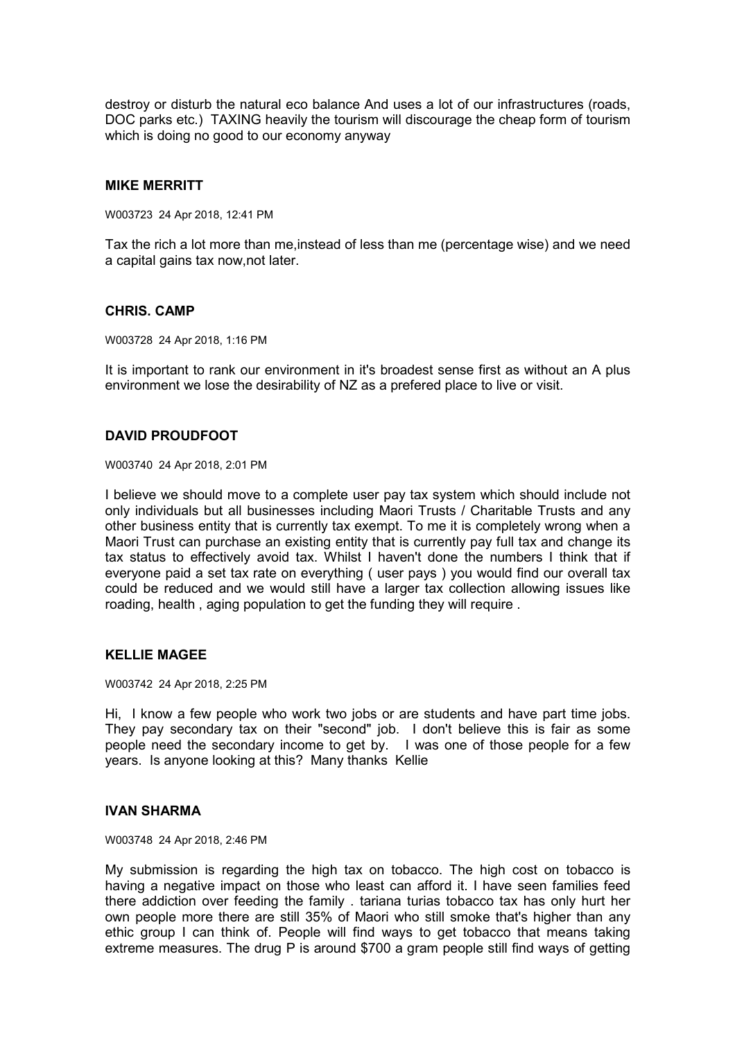destroy or disturb the natural eco balance And uses a lot of our infrastructures (roads, DOC parks etc.) TAXING heavily the tourism will discourage the cheap form of tourism which is doing no good to our economy anyway

### MIKE MERRITT

W003723 24 Apr 2018, 12:41 PM

Tax the rich a lot more than me,instead of less than me (percentage wise) and we need a capital gains tax now,not later.

### CHRIS. CAMP

W003728 24 Apr 2018, 1:16 PM

It is important to rank our environment in it's broadest sense first as without an A plus environment we lose the desirability of NZ as a prefered place to live or visit.

### DAVID PROUDFOOT

W003740 24 Apr 2018, 2:01 PM

I believe we should move to a complete user pay tax system which should include not only individuals but all businesses including Maori Trusts / Charitable Trusts and any other business entity that is currently tax exempt. To me it is completely wrong when a Maori Trust can purchase an existing entity that is currently pay full tax and change its tax status to effectively avoid tax. Whilst I haven't done the numbers I think that if everyone paid a set tax rate on everything ( user pays ) you would find our overall tax could be reduced and we would still have a larger tax collection allowing issues like roading, health , aging population to get the funding they will require .

### KELLIE MAGEE

W003742 24 Apr 2018, 2:25 PM

Hi, I know a few people who work two jobs or are students and have part time jobs. They pay secondary tax on their "second" job. I don't believe this is fair as some people need the secondary income to get by. I was one of those people for a few years. Is anyone looking at this? Many thanks Kellie

### IVAN SHARMA

W003748 24 Apr 2018, 2:46 PM

My submission is regarding the high tax on tobacco. The high cost on tobacco is having a negative impact on those who least can afford it. I have seen families feed there addiction over feeding the family . tariana turias tobacco tax has only hurt her own people more there are still 35% of Maori who still smoke that's higher than any ethic group I can think of. People will find ways to get tobacco that means taking extreme measures. The drug P is around $700 a gram people still find ways of getting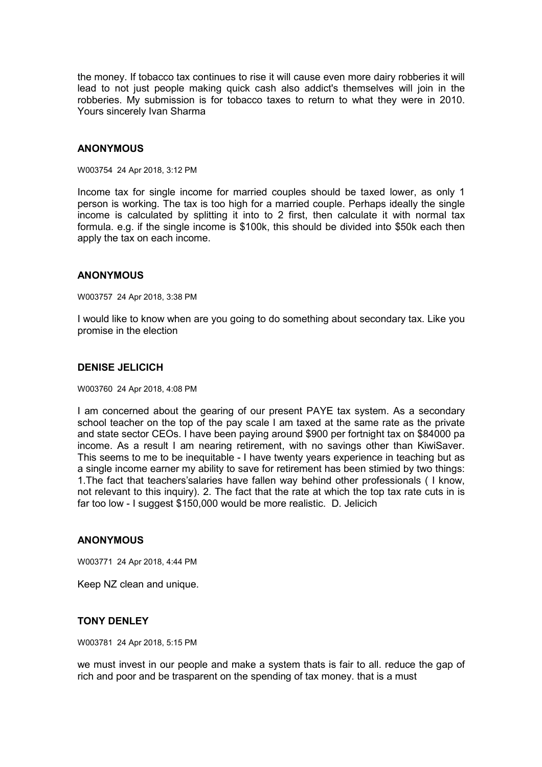the money. If tobacco tax continues to rise it will cause even more dairy robberies it will lead to not just people making quick cash also addict's themselves will join in the robberies. My submission is for tobacco taxes to return to what they were in 2010. Yours sincerely Ivan Sharma

### ANONYMOUS

W003754 24 Apr 2018, 3:12 PM

Income tax for single income for married couples should be taxed lower, as only 1 person is working. The tax is too high for a married couple. Perhaps ideally the single income is calculated by splitting it into to 2 first, then calculate it with normal tax formula. e.g. if the single income is $100k, this should be divided into $50k each then apply the tax on each income.

### ANONYMOUS

W003757 24 Apr 2018, 3:38 PM

I would like to know when are you going to do something about secondary tax. Like you promise in the election

### DENISE JELICICH

W003760 24 Apr 2018, 4:08 PM

I am concerned about the gearing of our present PAYE tax system. As a secondary school teacher on the top of the pay scale I am taxed at the same rate as the private and state sector CEOs. I have been paying around $900 per fortnight tax on $84000 pa income. As a result I am nearing retirement, with no savings other than KiwiSaver. This seems to me to be inequitable - I have twenty years experience in teaching but as a single income earner my ability to save for retirement has been stimied by two things: 1.The fact that teachers'salaries have fallen way behind other professionals ( I know, not relevant to this inquiry). 2. The fact that the rate at which the top tax rate cuts in is far too low - I suggest $150,000 would be more realistic. D. Jelicich

### ANONYMOUS

W003771 24 Apr 2018, 4:44 PM

Keep NZ clean and unique.

### TONY DENLEY

W003781 24 Apr 2018, 5:15 PM

we must invest in our people and make a system thats is fair to all. reduce the gap of rich and poor and be trasparent on the spending of tax money. that is a must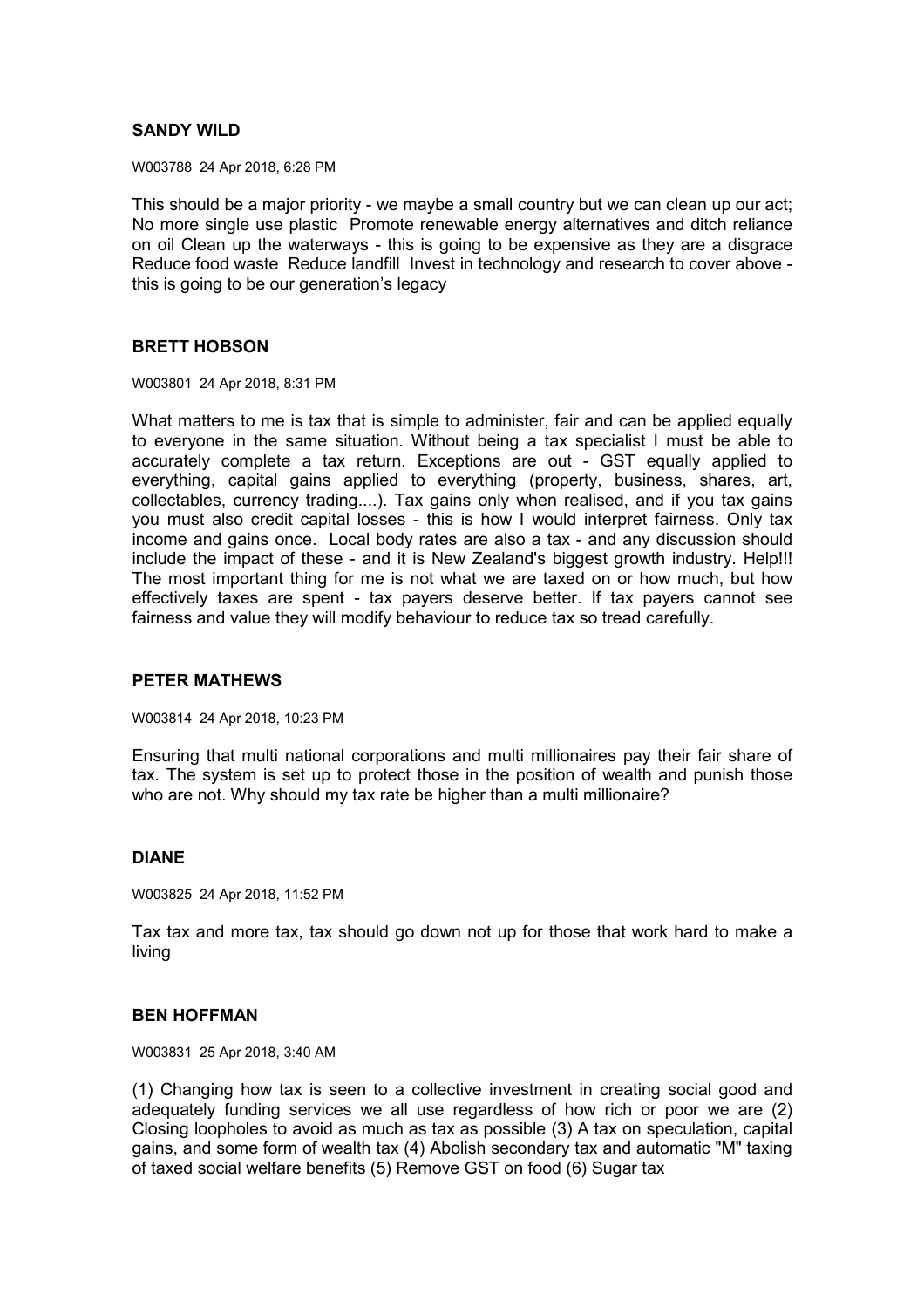**SANDY WILD**

W003788 24 Apr 2018, 6:28 PM

This should be a major priority - we maybe a small country but we can clean up our act; No more single use plastic Promote renewable energy alternatives and ditch reliance on oil Clean up the waterways - this is going to be expensive as they are a disgrace Reduce food waste Reduce landfill Invest in technology and research to cover above - this is going to be our generation's legacy

**BRETT HOBSON**

W003801 24 Apr 2018, 8:31 PM

What matters to me is tax that is simple to administer, fair and can be applied equally to everyone in the same situation. Without being a tax specialist I must be able to accurately complete a tax return. Exceptions are out - GST equally applied to everything, capital gains applied to everything (property, business, shares, art, collectables, currency trading....). Tax gains only when realised, and if you tax gains you must also credit capital losses - this is how I would interpret fairness. Only tax income and gains once. Local body rates are also a tax - and any discussion should include the impact of these - and it is New Zealand's biggest growth industry. Help!!! The most important thing for me is not what we are taxed on or how much, but how effectively taxes are spent - tax payers deserve better. If tax payers cannot see fairness and value they will modify behaviour to reduce tax so tread carefully.

**PETER MATHEWS**

W003814 24 Apr 2018, 10:23 PM

Ensuring that multi national corporations and multi millionaires pay their fair share of tax. The system is set up to protect those in the position of wealth and punish those who are not. Why should my tax rate be higher than a multi millionaire?

**DIANE**

W003825 24 Apr 2018, 11:52 PM

Tax tax and more tax, tax should go down not up for those that work hard to make a living

**BEN HOFFMAN**

W003831 25 Apr 2018, 3:40 AM

(1) Changing how tax is seen to a collective investment in creating social good and adequately funding services we all use regardless of how rich or poor we are (2) Closing loopholes to avoid as much as tax as possible (3) A tax on speculation, capital gains, and some form of wealth tax (4) Abolish secondary tax and automatic "M" taxing of taxed social welfare benefits (5) Remove GST on food (6) Sugar tax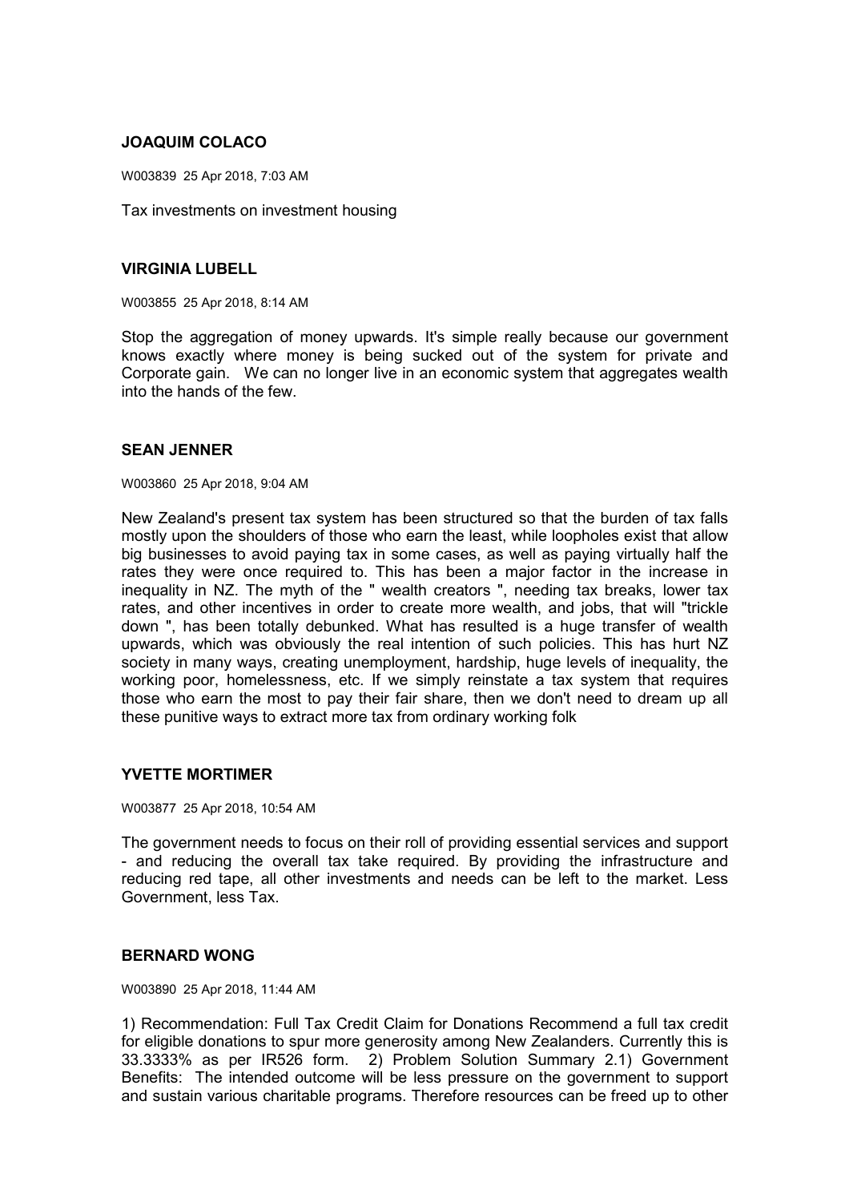**JOAQUIM COLACO**

W003839 25 Apr 2018, 7:03 AM

Tax investments on investment housing

**VIRGINIA LUBELL**

W003855 25 Apr 2018, 8:14 AM

Stop the aggregation of money upwards. It's simple really because our government knows exactly where money is being sucked out of the system for private and Corporate gain. We can no longer live in an economic system that aggregates wealth into the hands of the few.

**SEAN JENNER**

W003860 25 Apr 2018, 9:04 AM

New Zealand's present tax system has been structured so that the burden of tax falls mostly upon the shoulders of those who earn the least, while loopholes exist that allow big businesses to avoid paying tax in some cases, as well as paying virtually half the rates they were once required to. This has been a major factor in the increase in inequality in NZ. The myth of the " wealth creators ", needing tax breaks, lower tax rates, and other incentives in order to create more wealth, and jobs, that will "trickle down ", has been totally debunked. What has resulted is a huge transfer of wealth upwards, which was obviously the real intention of such policies. This has hurt NZ society in many ways, creating unemployment, hardship, huge levels of inequality, the working poor, homelessness, etc. If we simply reinstate a tax system that requires those who earn the most to pay their fair share, then we don't need to dream up all these punitive ways to extract more tax from ordinary working folk

**YVETTE MORTIMER**

W003877 25 Apr 2018, 10:54 AM

The government needs to focus on their roll of providing essential services and support - and reducing the overall tax take required. By providing the infrastructure and reducing red tape, all other investments and needs can be left to the market. Less Government, less Tax.

**BERNARD WONG**

W003890 25 Apr 2018, 11:44 AM

1) Recommendation: Full Tax Credit Claim for Donations Recommend a full tax credit for eligible donations to spur more generosity among New Zealanders. Currently this is 33.3333% as per IR526 form. 2) Problem Solution Summary 2.1) Government Benefits: The intended outcome will be less pressure on the government to support and sustain various charitable programs. Therefore resources can be freed up to other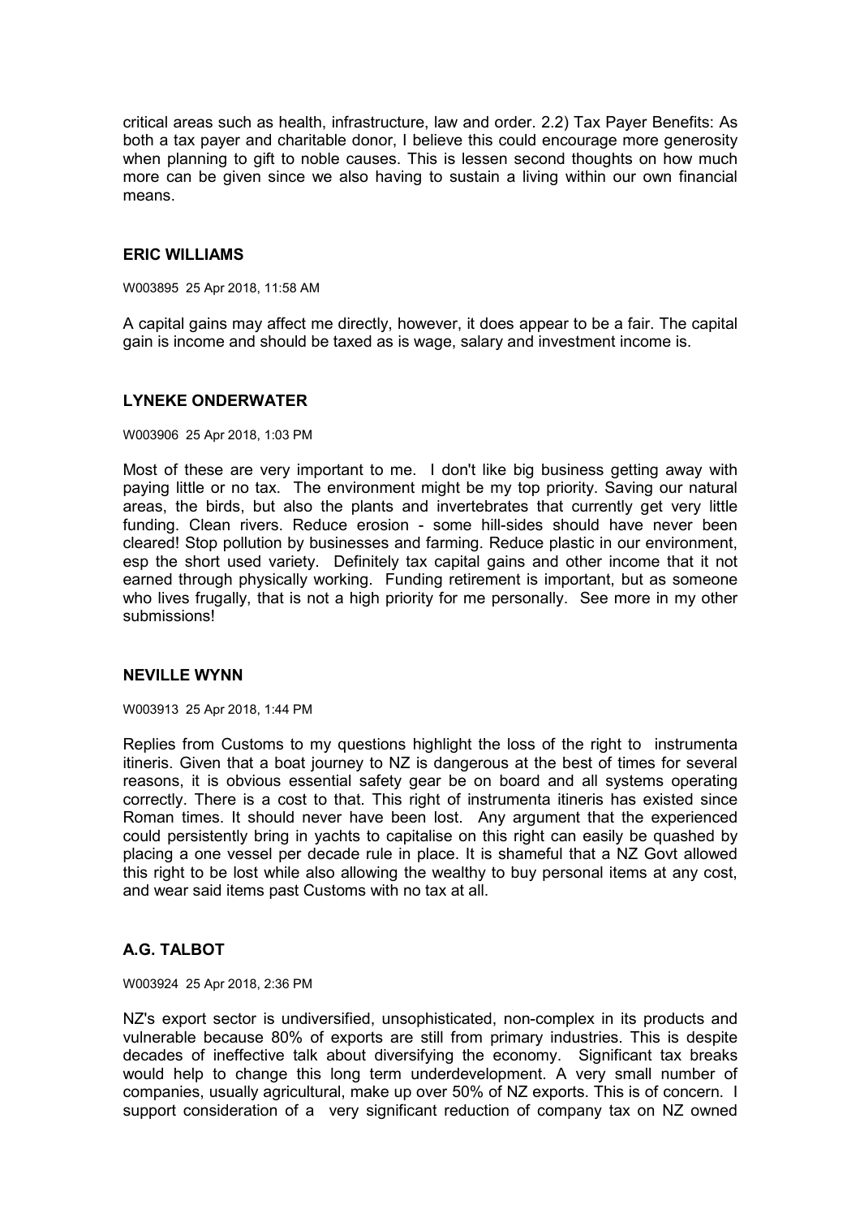critical areas such as health, infrastructure, law and order. 2.2) Tax Payer Benefits: As both a tax payer and charitable donor, I believe this could encourage more generosity when planning to gift to noble causes. This is lessen second thoughts on how much more can be given since we also having to sustain a living within our own financial means.

### ERIC WILLIAMS

W003895 25 Apr 2018, 11:58 AM

A capital gains may affect me directly, however, it does appear to be a fair. The capital gain is income and should be taxed as is wage, salary and investment income is.

### LYNEKE ONDERWATER

W003906 25 Apr 2018, 1:03 PM

Most of these are very important to me. I don't like big business getting away with paying little or no tax. The environment might be my top priority. Saving our natural areas, the birds, but also the plants and invertebrates that currently get very little funding. Clean rivers. Reduce erosion - some hill-sides should have never been cleared! Stop pollution by businesses and farming. Reduce plastic in our environment, esp the short used variety. Definitely tax capital gains and other income that it not earned through physically working. Funding retirement is important, but as someone who lives frugally, that is not a high priority for me personally. See more in my other submissions!

### NEVILLE WYNN

W003913 25 Apr 2018, 1:44 PM

Replies from Customs to my questions highlight the loss of the right to instrumenta itineris. Given that a boat journey to NZ is dangerous at the best of times for several reasons, it is obvious essential safety gear be on board and all systems operating correctly. There is a cost to that. This right of instrumenta itineris has existed since Roman times. It should never have been lost. Any argument that the experienced could persistently bring in yachts to capitalise on this right can easily be quashed by placing a one vessel per decade rule in place. It is shameful that a NZ Govt allowed this right to be lost while also allowing the wealthy to buy personal items at any cost, and wear said items past Customs with no tax at all.

### A.G. TALBOT

W003924 25 Apr 2018, 2:36 PM

NZ's export sector is undiversified, unsophisticated, non-complex in its products and vulnerable because 80% of exports are still from primary industries. This is despite decades of ineffective talk about diversifying the economy. Significant tax breaks would help to change this long term underdevelopment. A very small number of companies, usually agricultural, make up over 50% of NZ exports. This is of concern. I support consideration of a very significant reduction of company tax on NZ owned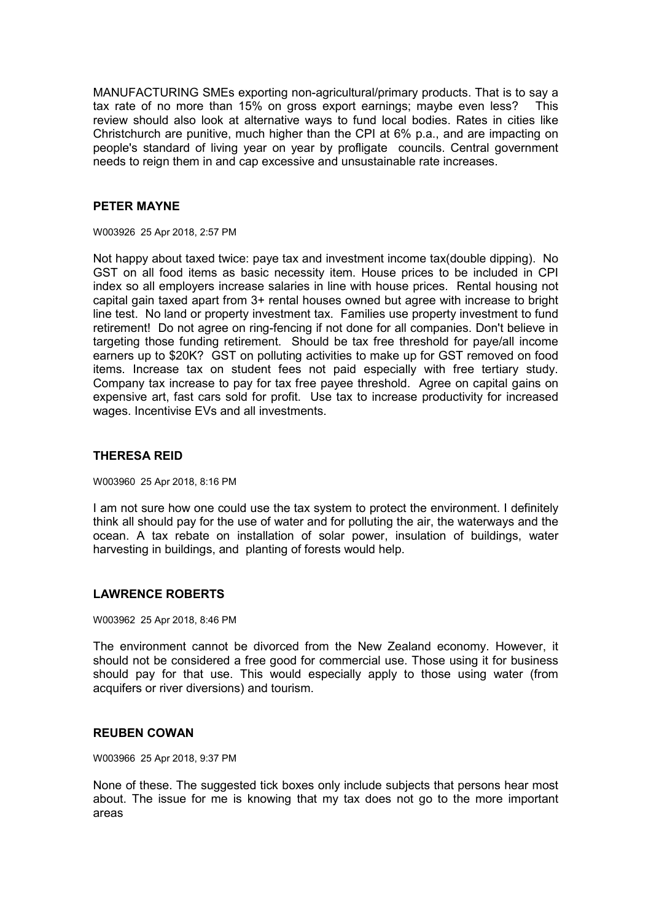MANUFACTURING SMEs exporting non-agricultural/primary products. That is to say a tax rate of no more than 15% on gross export earnings; maybe even less? This review should also look at alternative ways to fund local bodies. Rates in cities like Christchurch are punitive, much higher than the CPI at 6% p.a., and are impacting on people's standard of living year on year by profligate councils. Central government needs to reign them in and cap excessive and unsustainable rate increases.

### PETER MAYNE

W003926 25 Apr 2018, 2:57 PM

Not happy about taxed twice: paye tax and investment income tax(double dipping). No GST on all food items as basic necessity item. House prices to be included in CPI index so all employers increase salaries in line with house prices. Rental housing not capital gain taxed apart from 3+ rental houses owned but agree with increase to bright line test. No land or property investment tax. Families use property investment to fund retirement! Do not agree on ring-fencing if not done for all companies. Don't believe in targeting those funding retirement. Should be tax free threshold for paye/all income earners up to $20K? GST on polluting activities to make up for GST removed on food items. Increase tax on student fees not paid especially with free tertiary study. Company tax increase to pay for tax free payee threshold. Agree on capital gains on expensive art, fast cars sold for profit. Use tax to increase productivity for increased wages. Incentivise EVs and all investments.

### THERESA REID

W003960 25 Apr 2018, 8:16 PM

I am not sure how one could use the tax system to protect the environment. I definitely think all should pay for the use of water and for polluting the air, the waterways and the ocean. A tax rebate on installation of solar power, insulation of buildings, water harvesting in buildings, and planting of forests would help.

### LAWRENCE ROBERTS

W003962 25 Apr 2018, 8:46 PM

The environment cannot be divorced from the New Zealand economy. However, it should not be considered a free good for commercial use. Those using it for business should pay for that use. This would especially apply to those using water (from acquifers or river diversions) and tourism.

### REUBEN COWAN

W003966 25 Apr 2018, 9:37 PM

None of these. The suggested tick boxes only include subjects that persons hear most about. The issue for me is knowing that my tax does not go to the more important areas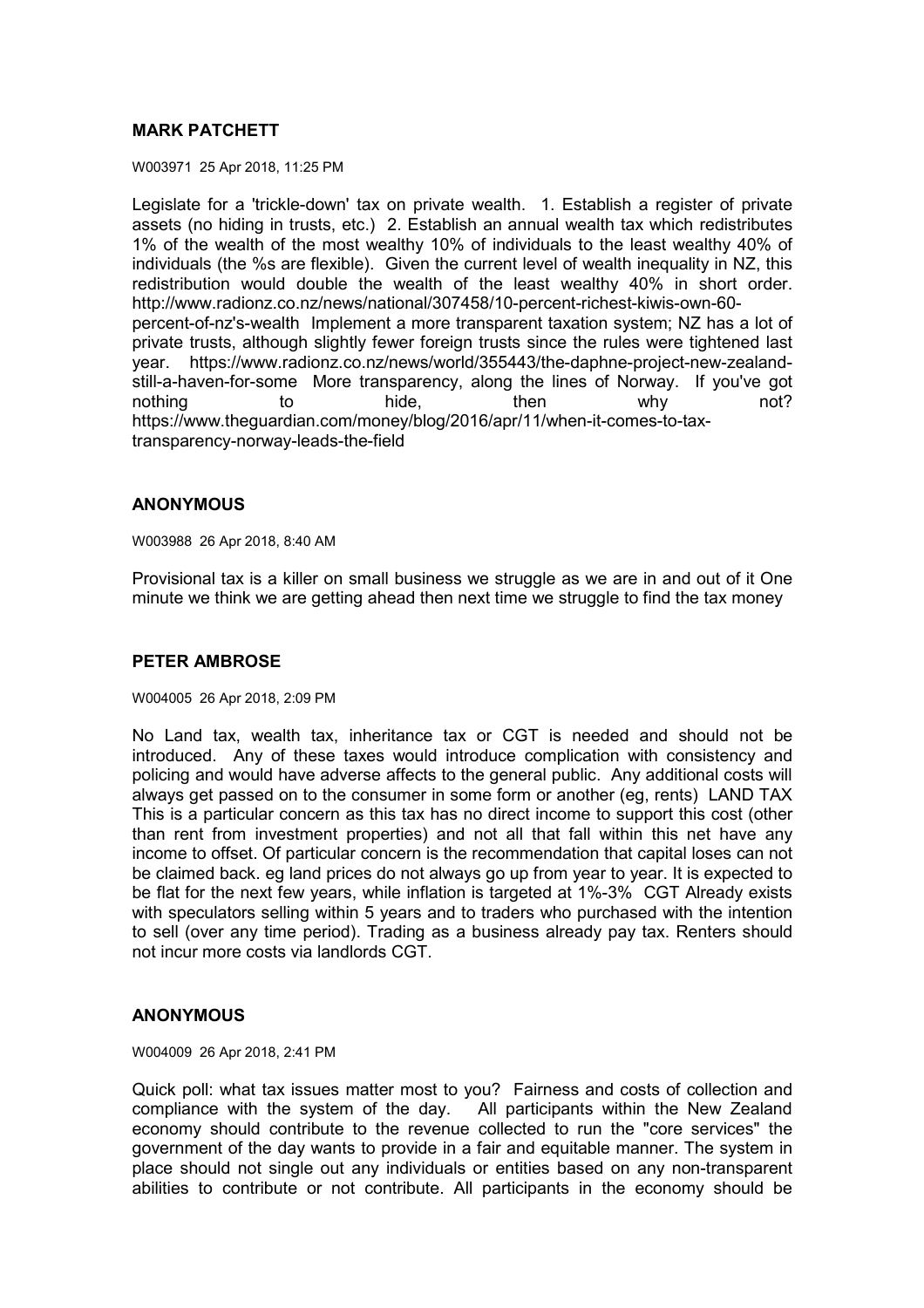**MARK PATCHETT**

W003971 25 Apr 2018, 11:25 PM

Legislate for a 'trickle-down' tax on private wealth. 1. Establish a register of private assets (no hiding in trusts, etc.) 2. Establish an annual wealth tax which redistributes 1% of the wealth of the most wealthy 10% of individuals to the least wealthy 40% of individuals (the %s are flexible). Given the current level of wealth inequality in NZ, this redistribution would double the wealth of the least wealthy 40% in short order. http://www.radionz.co.nz/news/national/307458/10-percent-richest-kiwis-own-60-percent-of-nz's-wealth Implement a more transparent taxation system; NZ has a lot of private trusts, although slightly fewer foreign trusts since the rules were tightened last year. https://www.radionz.co.nz/news/world/355443/the-daphne-project-new-zealand-still-a-haven-for-some More transparency, along the lines of Norway. If you've got nothing to hide, then why not? https://www.theguardian.com/money/blog/2016/apr/11/when-it-comes-to-tax-transparency-norway-leads-the-field

**ANONYMOUS**

W003988 26 Apr 2018, 8:40 AM

Provisional tax is a killer on small business we struggle as we are in and out of it One minute we think we are getting ahead then next time we struggle to find the tax money

**PETER AMBROSE**

W004005 26 Apr 2018, 2:09 PM

No Land tax, wealth tax, inheritance tax or CGT is needed and should not be introduced. Any of these taxes would introduce complication with consistency and policing and would have adverse affects to the general public. Any additional costs will always get passed on to the consumer in some form or another (eg, rents) LAND TAX This is a particular concern as this tax has no direct income to support this cost (other than rent from investment properties) and not all that fall within this net have any income to offset. Of particular concern is the recommendation that capital loses can not be claimed back. eg land prices do not always go up from year to year. It is expected to be flat for the next few years, while inflation is targeted at 1%-3% CGT Already exists with speculators selling within 5 years and to traders who purchased with the intention to sell (over any time period). Trading as a business already pay tax. Renters should not incur more costs via landlords CGT.

**ANONYMOUS**

W004009 26 Apr 2018, 2:41 PM

Quick poll: what tax issues matter most to you? Fairness and costs of collection and compliance with the system of the day. All participants within the New Zealand economy should contribute to the revenue collected to run the "core services" the government of the day wants to provide in a fair and equitable manner. The system in place should not single out any individuals or entities based on any non-transparent abilities to contribute or not contribute. All participants in the economy should be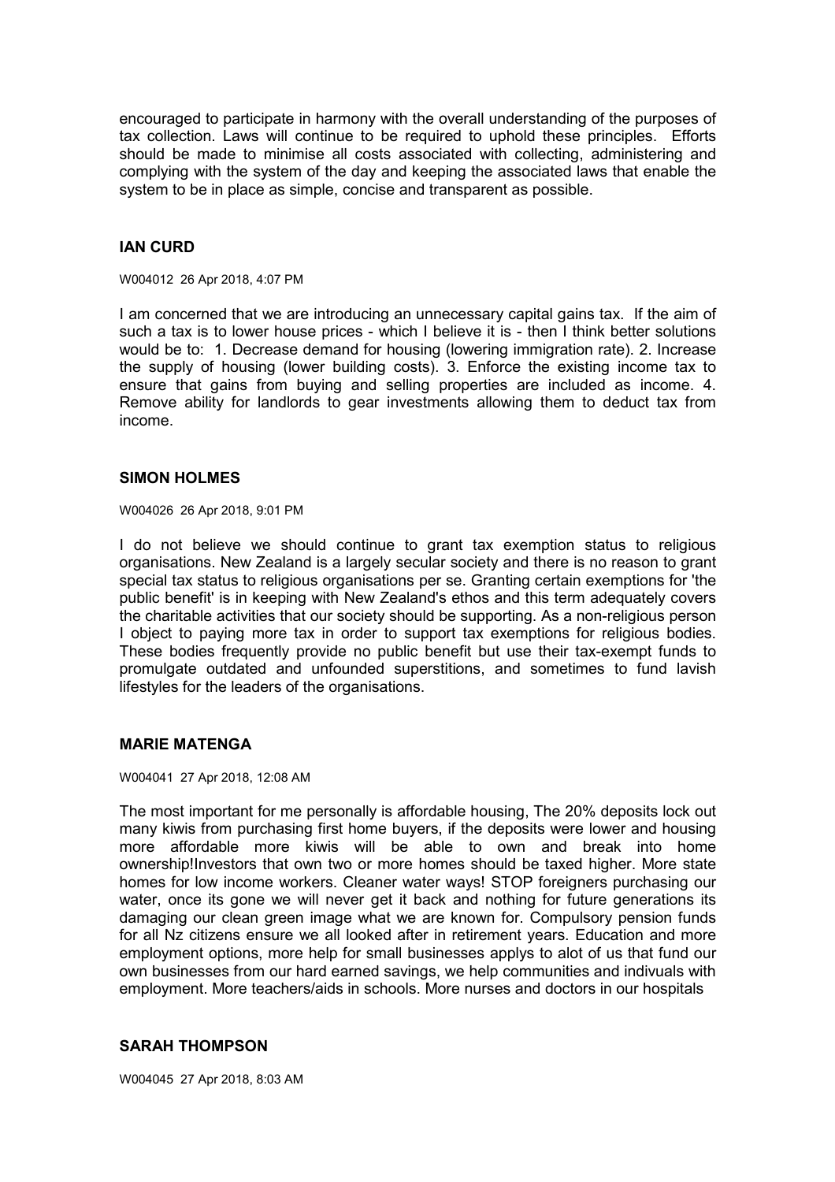encouraged to participate in harmony with the overall understanding of the purposes of tax collection. Laws will continue to be required to uphold these principles. Efforts should be made to minimise all costs associated with collecting, administering and complying with the system of the day and keeping the associated laws that enable the system to be in place as simple, concise and transparent as possible.

### IAN CURD

W004012 26 Apr 2018, 4:07 PM

I am concerned that we are introducing an unnecessary capital gains tax. If the aim of such a tax is to lower house prices - which I believe it is - then I think better solutions would be to: 1. Decrease demand for housing (lowering immigration rate). 2. Increase the supply of housing (lower building costs). 3. Enforce the existing income tax to ensure that gains from buying and selling properties are included as income. 4. Remove ability for landlords to gear investments allowing them to deduct tax from income.

### SIMON HOLMES

W004026 26 Apr 2018, 9:01 PM

I do not believe we should continue to grant tax exemption status to religious organisations. New Zealand is a largely secular society and there is no reason to grant special tax status to religious organisations per se. Granting certain exemptions for 'the public benefit' is in keeping with New Zealand's ethos and this term adequately covers the charitable activities that our society should be supporting. As a non-religious person I object to paying more tax in order to support tax exemptions for religious bodies. These bodies frequently provide no public benefit but use their tax-exempt funds to promulgate outdated and unfounded superstitions, and sometimes to fund lavish lifestyles for the leaders of the organisations.

### MARIE MATENGA

W004041 27 Apr 2018, 12:08 AM

The most important for me personally is affordable housing, The 20% deposits lock out many kiwis from purchasing first home buyers, if the deposits were lower and housing more affordable more kiwis will be able to own and break into home ownership!Investors that own two or more homes should be taxed higher. More state homes for low income workers. Cleaner water ways! STOP foreigners purchasing our water, once its gone we will never get it back and nothing for future generations its damaging our clean green image what we are known for. Compulsory pension funds for all Nz citizens ensure we all looked after in retirement years. Education and more employment options, more help for small businesses applys to alot of us that fund our own businesses from our hard earned savings, we help communities and indivuals with employment. More teachers/aids in schools. More nurses and doctors in our hospitals

### SARAH THOMPSON

W004045 27 Apr 2018, 8:03 AM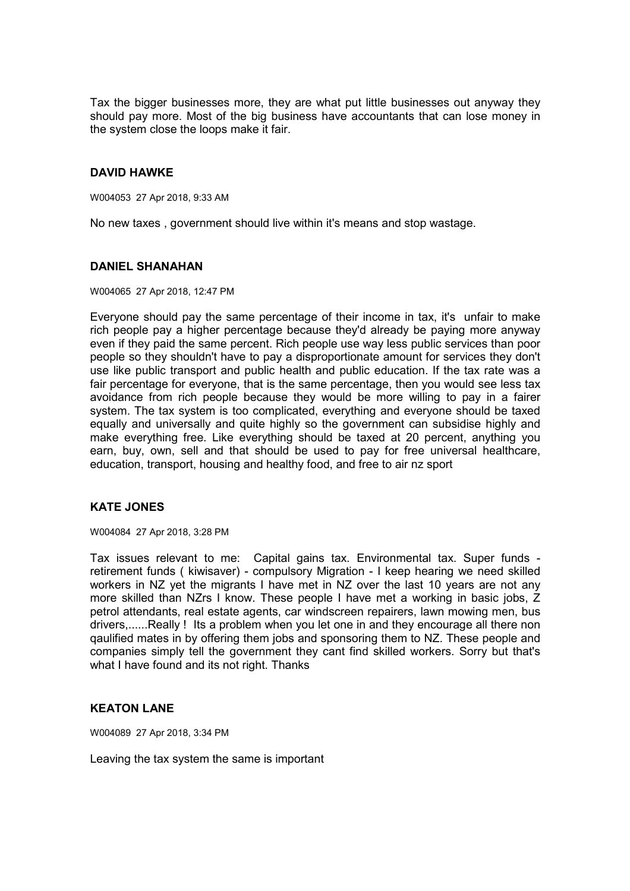Tax the bigger businesses more, they are what put little businesses out anyway they should pay more. Most of the big business have accountants that can lose money in the system close the loops make it fair.

### DAVID HAWKE

W004053 27 Apr 2018, 9:33 AM

No new taxes , government should live within it's means and stop wastage.

### DANIEL SHANAHAN

W004065 27 Apr 2018, 12:47 PM

Everyone should pay the same percentage of their income in tax, it's unfair to make rich people pay a higher percentage because they'd already be paying more anyway even if they paid the same percent. Rich people use way less public services than poor people so they shouldn't have to pay a disproportionate amount for services they don't use like public transport and public health and public education. If the tax rate was a fair percentage for everyone, that is the same percentage, then you would see less tax avoidance from rich people because they would be more willing to pay in a fairer system. The tax system is too complicated, everything and everyone should be taxed equally and universally and quite highly so the government can subsidise highly and make everything free. Like everything should be taxed at 20 percent, anything you earn, buy, own, sell and that should be used to pay for free universal healthcare, education, transport, housing and healthy food, and free to air nz sport

### KATE JONES

W004084 27 Apr 2018, 3:28 PM

Tax issues relevant to me: Capital gains tax. Environmental tax. Super funds - retirement funds ( kiwisaver) - compulsory Migration - I keep hearing we need skilled workers in NZ yet the migrants I have met in NZ over the last 10 years are not any more skilled than NZrs I know. These people I have met a working in basic jobs, Z petrol attendants, real estate agents, car windscreen repairers, lawn mowing men, bus drivers,......Really ! Its a problem when you let one in and they encourage all there non qaulified mates in by offering them jobs and sponsoring them to NZ. These people and companies simply tell the government they cant find skilled workers. Sorry but that's what I have found and its not right. Thanks

### KEATON LANE

W004089 27 Apr 2018, 3:34 PM

Leaving the tax system the same is important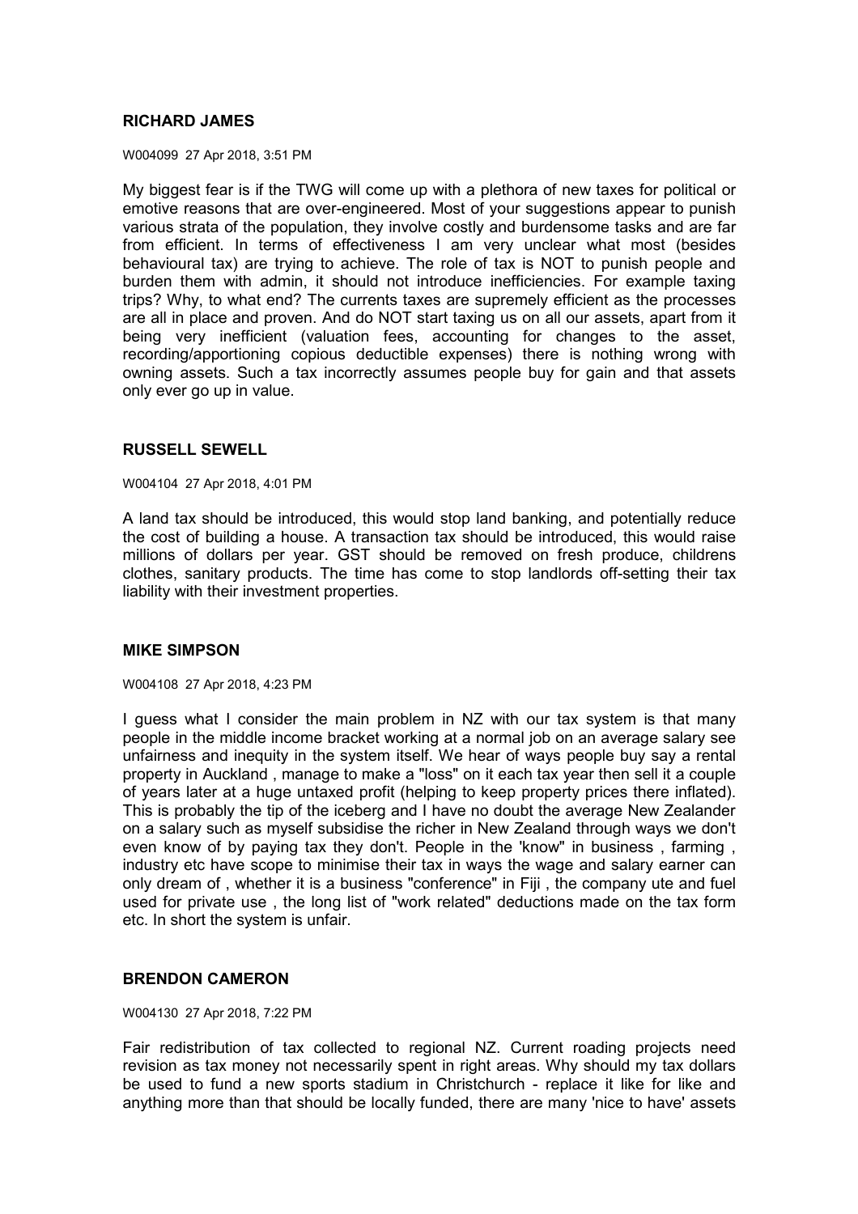### RICHARD JAMES

W004099 27 Apr 2018, 3:51 PM

My biggest fear is if the TWG will come up with a plethora of new taxes for political or emotive reasons that are over-engineered. Most of your suggestions appear to punish various strata of the population, they involve costly and burdensome tasks and are far from efficient. In terms of effectiveness I am very unclear what most (besides behavioural tax) are trying to achieve. The role of tax is NOT to punish people and burden them with admin, it should not introduce inefficiencies. For example taxing trips? Why, to what end? The currents taxes are supremely efficient as the processes are all in place and proven. And do NOT start taxing us on all our assets, apart from it being very inefficient (valuation fees, accounting for changes to the asset, recording/apportioning copious deductible expenses) there is nothing wrong with owning assets. Such a tax incorrectly assumes people buy for gain and that assets only ever go up in value.

### RUSSELL SEWELL

W004104 27 Apr 2018, 4:01 PM

A land tax should be introduced, this would stop land banking, and potentially reduce the cost of building a house. A transaction tax should be introduced, this would raise millions of dollars per year. GST should be removed on fresh produce, childrens clothes, sanitary products. The time has come to stop landlords off-setting their tax liability with their investment properties.

### MIKE SIMPSON

W004108 27 Apr 2018, 4:23 PM

I guess what I consider the main problem in NZ with our tax system is that many people in the middle income bracket working at a normal job on an average salary see unfairness and inequity in the system itself. We hear of ways people buy say a rental property in Auckland , manage to make a "loss" on it each tax year then sell it a couple of years later at a huge untaxed profit (helping to keep property prices there inflated). This is probably the tip of the iceberg and I have no doubt the average New Zealander on a salary such as myself subsidise the richer in New Zealand through ways we don't even know of by paying tax they don't. People in the 'know" in business , farming , industry etc have scope to minimise their tax in ways the wage and salary earner can only dream of , whether it is a business "conference" in Fiji , the company ute and fuel used for private use , the long list of "work related" deductions made on the tax form etc. In short the system is unfair.

### BRENDON CAMERON

W004130 27 Apr 2018, 7:22 PM

Fair redistribution of tax collected to regional NZ. Current roading projects need revision as tax money not necessarily spent in right areas. Why should my tax dollars be used to fund a new sports stadium in Christchurch - replace it like for like and anything more than that should be locally funded, there are many 'nice to have' assets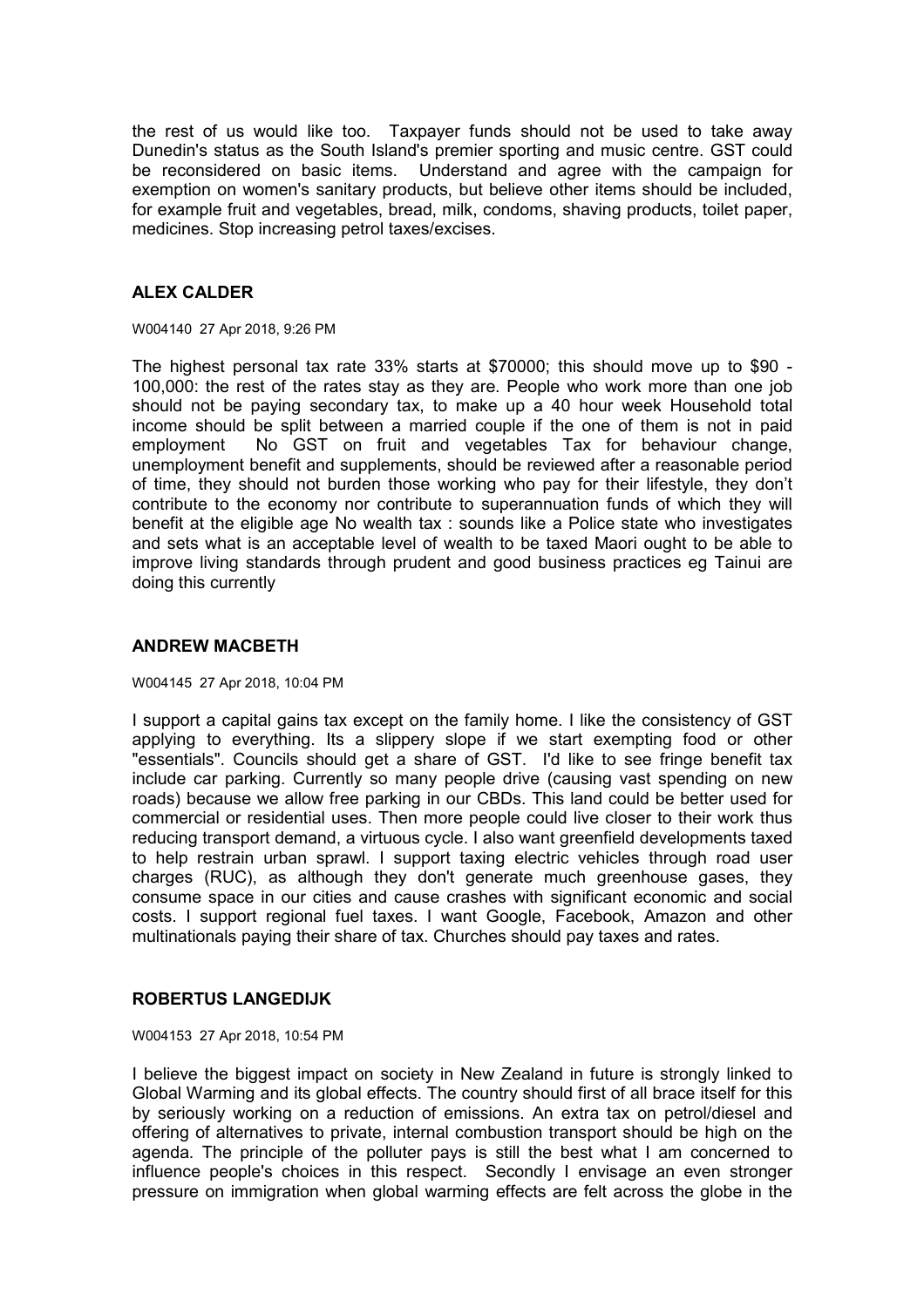the rest of us would like too. Taxpayer funds should not be used to take away Dunedin's status as the South Island's premier sporting and music centre. GST could be reconsidered on basic items. Understand and agree with the campaign for exemption on women's sanitary products, but believe other items should be included, for example fruit and vegetables, bread, milk, condoms, shaving products, toilet paper, medicines. Stop increasing petrol taxes/excises.

### ALEX CALDER

W004140 27 Apr 2018, 9:26 PM

The highest personal tax rate 33% starts at $70000; this should move up to $90 - 100,000: the rest of the rates stay as they are. People who work more than one job should not be paying secondary tax, to make up a 40 hour week Household total income should be split between a married couple if the one of them is not in paid employment No GST on fruit and vegetables Tax for behaviour change, unemployment benefit and supplements, should be reviewed after a reasonable period of time, they should not burden those working who pay for their lifestyle, they don't contribute to the economy nor contribute to superannuation funds of which they will benefit at the eligible age No wealth tax : sounds like a Police state who investigates and sets what is an acceptable level of wealth to be taxed Maori ought to be able to improve living standards through prudent and good business practices eg Tainui are doing this currently

### ANDREW MACBETH

W004145 27 Apr 2018, 10:04 PM

I support a capital gains tax except on the family home. I like the consistency of GST applying to everything. Its a slippery slope if we start exempting food or other "essentials". Councils should get a share of GST. I'd like to see fringe benefit tax include car parking. Currently so many people drive (causing vast spending on new roads) because we allow free parking in our CBDs. This land could be better used for commercial or residential uses. Then more people could live closer to their work thus reducing transport demand, a virtuous cycle. I also want greenfield developments taxed to help restrain urban sprawl. I support taxing electric vehicles through road user charges (RUC), as although they don't generate much greenhouse gases, they consume space in our cities and cause crashes with significant economic and social costs. I support regional fuel taxes. I want Google, Facebook, Amazon and other multinationals paying their share of tax. Churches should pay taxes and rates.

### ROBERTUS LANGEDIJK

W004153 27 Apr 2018, 10:54 PM

I believe the biggest impact on society in New Zealand in future is strongly linked to Global Warming and its global effects. The country should first of all brace itself for this by seriously working on a reduction of emissions. An extra tax on petrol/diesel and offering of alternatives to private, internal combustion transport should be high on the agenda. The principle of the polluter pays is still the best what I am concerned to influence people's choices in this respect. Secondly I envisage an even stronger pressure on immigration when global warming effects are felt across the globe in the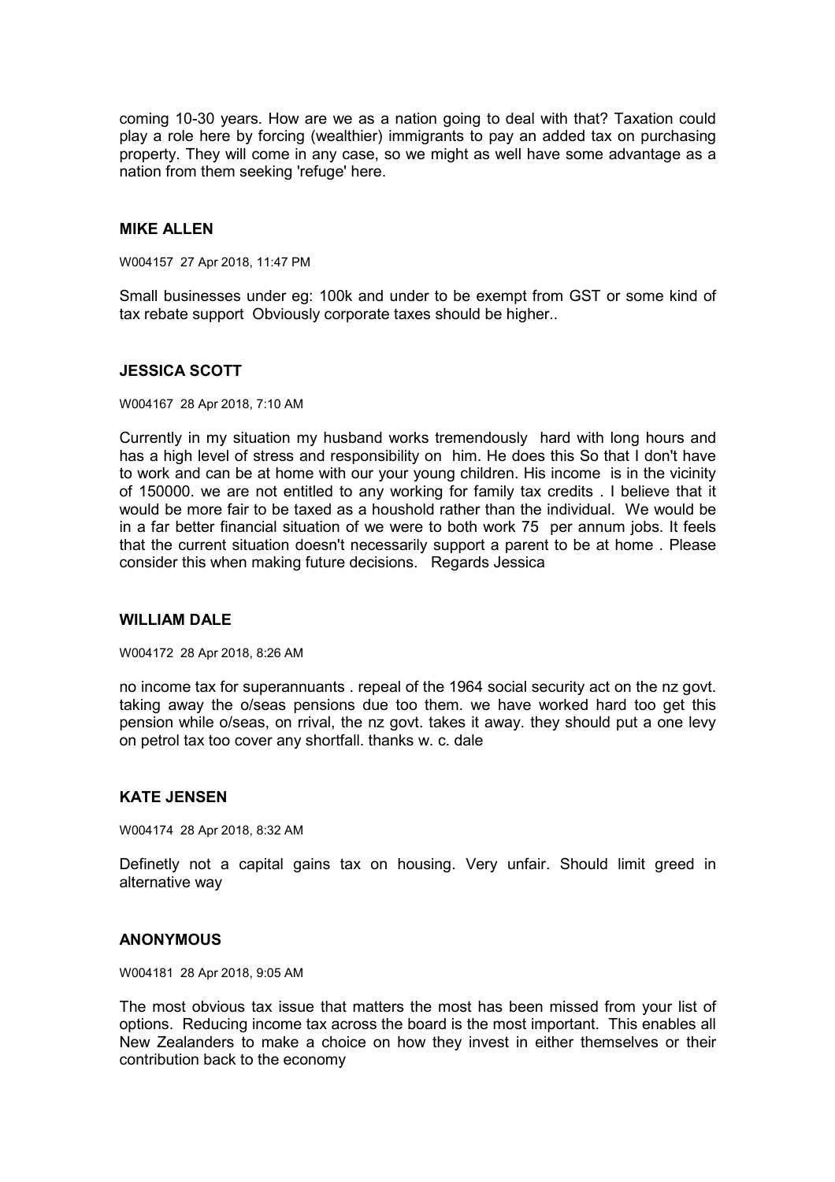coming 10-30 years. How are we as a nation going to deal with that? Taxation could play a role here by forcing (wealthier) immigrants to pay an added tax on purchasing property. They will come in any case, so we might as well have some advantage as a nation from them seeking 'refuge' here.

### MIKE ALLEN

W004157 27 Apr 2018, 11:47 PM

Small businesses under eg: 100k and under to be exempt from GST or some kind of tax rebate support Obviously corporate taxes should be higher..

### JESSICA SCOTT

W004167 28 Apr 2018, 7:10 AM

Currently in my situation my husband works tremendously hard with long hours and has a high level of stress and responsibility on him. He does this So that I don't have to work and can be at home with our your young children. His income is in the vicinity of 150000. we are not entitled to any working for family tax credits . I believe that it would be more fair to be taxed as a houshold rather than the individual. We would be in a far better financial situation of we were to both work 75 per annum jobs. It feels that the current situation doesn't necessarily support a parent to be at home . Please consider this when making future decisions. Regards Jessica

### WILLIAM DALE

W004172 28 Apr 2018, 8:26 AM

no income tax for superannuants . repeal of the 1964 social security act on the nz govt. taking away the o/seas pensions due too them. we have worked hard too get this pension while o/seas, on rrival, the nz govt. takes it away. they should put a one levy on petrol tax too cover any shortfall. thanks w. c. dale

### KATE JENSEN

W004174 28 Apr 2018, 8:32 AM

Definetly not a capital gains tax on housing. Very unfair. Should limit greed in alternative way

### ANONYMOUS

W004181 28 Apr 2018, 9:05 AM

The most obvious tax issue that matters the most has been missed from your list of options. Reducing income tax across the board is the most important. This enables all New Zealanders to make a choice on how they invest in either themselves or their contribution back to the economy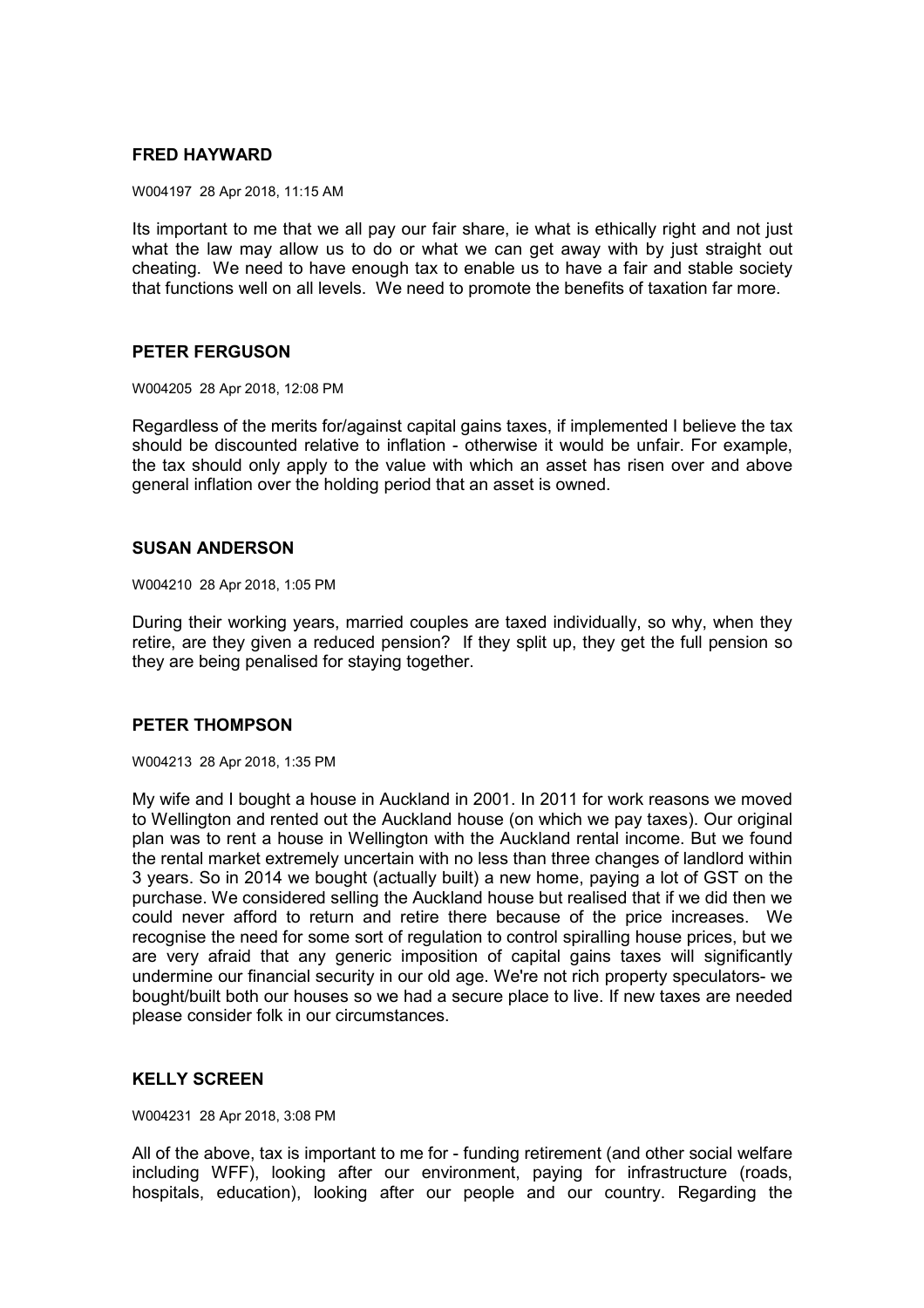**FRED HAYWARD**

W004197 28 Apr 2018, 11:15 AM

Its important to me that we all pay our fair share, ie what is ethically right and not just what the law may allow us to do or what we can get away with by just straight out cheating. We need to have enough tax to enable us to have a fair and stable society that functions well on all levels. We need to promote the benefits of taxation far more.

**PETER FERGUSON**

W004205 28 Apr 2018, 12:08 PM

Regardless of the merits for/against capital gains taxes, if implemented I believe the tax should be discounted relative to inflation - otherwise it would be unfair. For example, the tax should only apply to the value with which an asset has risen over and above general inflation over the holding period that an asset is owned.

**SUSAN ANDERSON**

W004210 28 Apr 2018, 1:05 PM

During their working years, married couples are taxed individually, so why, when they retire, are they given a reduced pension? If they split up, they get the full pension so they are being penalised for staying together.

**PETER THOMPSON**

W004213 28 Apr 2018, 1:35 PM

My wife and I bought a house in Auckland in 2001. In 2011 for work reasons we moved to Wellington and rented out the Auckland house (on which we pay taxes). Our original plan was to rent a house in Wellington with the Auckland rental income. But we found the rental market extremely uncertain with no less than three changes of landlord within 3 years. So in 2014 we bought (actually built) a new home, paying a lot of GST on the purchase. We considered selling the Auckland house but realised that if we did then we could never afford to return and retire there because of the price increases. We recognise the need for some sort of regulation to control spiralling house prices, but we are very afraid that any generic imposition of capital gains taxes will significantly undermine our financial security in our old age. We're not rich property speculators- we bought/built both our houses so we had a secure place to live. If new taxes are needed please consider folk in our circumstances.

**KELLY SCREEN**

W004231 28 Apr 2018, 3:08 PM

All of the above, tax is important to me for - funding retirement (and other social welfare including WFF), looking after our environment, paying for infrastructure (roads, hospitals, education), looking after our people and our country. Regarding the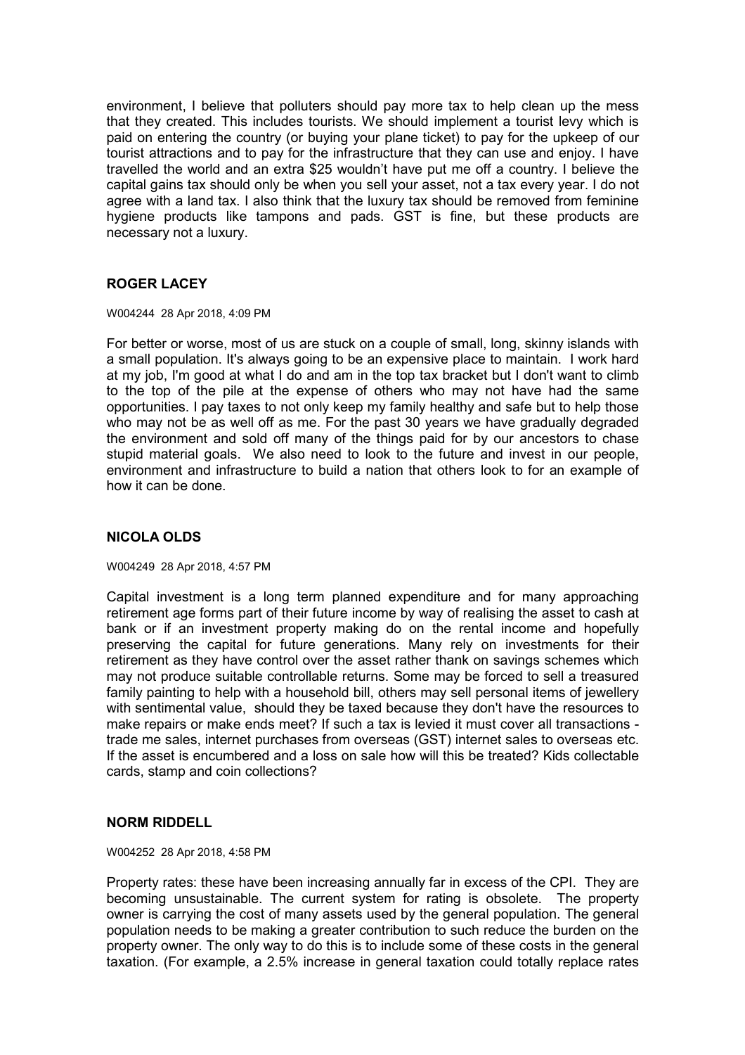environment, I believe that polluters should pay more tax to help clean up the mess that they created. This includes tourists. We should implement a tourist levy which is paid on entering the country (or buying your plane ticket) to pay for the upkeep of our tourist attractions and to pay for the infrastructure that they can use and enjoy. I have travelled the world and an extra $25 wouldn't have put me off a country. I believe the capital gains tax should only be when you sell your asset, not a tax every year. I do not agree with a land tax. I also think that the luxury tax should be removed from feminine hygiene products like tampons and pads. GST is fine, but these products are necessary not a luxury.

### ROGER LACEY

W004244 28 Apr 2018, 4:09 PM

For better or worse, most of us are stuck on a couple of small, long, skinny islands with a small population. It's always going to be an expensive place to maintain. I work hard at my job, I'm good at what I do and am in the top tax bracket but I don't want to climb to the top of the pile at the expense of others who may not have had the same opportunities. I pay taxes to not only keep my family healthy and safe but to help those who may not be as well off as me. For the past 30 years we have gradually degraded the environment and sold off many of the things paid for by our ancestors to chase stupid material goals. We also need to look to the future and invest in our people, environment and infrastructure to build a nation that others look to for an example of how it can be done.

### NICOLA OLDS

W004249 28 Apr 2018, 4:57 PM

Capital investment is a long term planned expenditure and for many approaching retirement age forms part of their future income by way of realising the asset to cash at bank or if an investment property making do on the rental income and hopefully preserving the capital for future generations. Many rely on investments for their retirement as they have control over the asset rather thank on savings schemes which may not produce suitable controllable returns. Some may be forced to sell a treasured family painting to help with a household bill, others may sell personal items of jewellery with sentimental value, should they be taxed because they don't have the resources to make repairs or make ends meet? If such a tax is levied it must cover all transactions - trade me sales, internet purchases from overseas (GST) internet sales to overseas etc. If the asset is encumbered and a loss on sale how will this be treated? Kids collectable cards, stamp and coin collections?

### NORM RIDDELL

W004252 28 Apr 2018, 4:58 PM

Property rates: these have been increasing annually far in excess of the CPI. They are becoming unsustainable. The current system for rating is obsolete. The property owner is carrying the cost of many assets used by the general population. The general population needs to be making a greater contribution to such reduce the burden on the property owner. The only way to do this is to include some of these costs in the general taxation. (For example, a 2.5% increase in general taxation could totally replace rates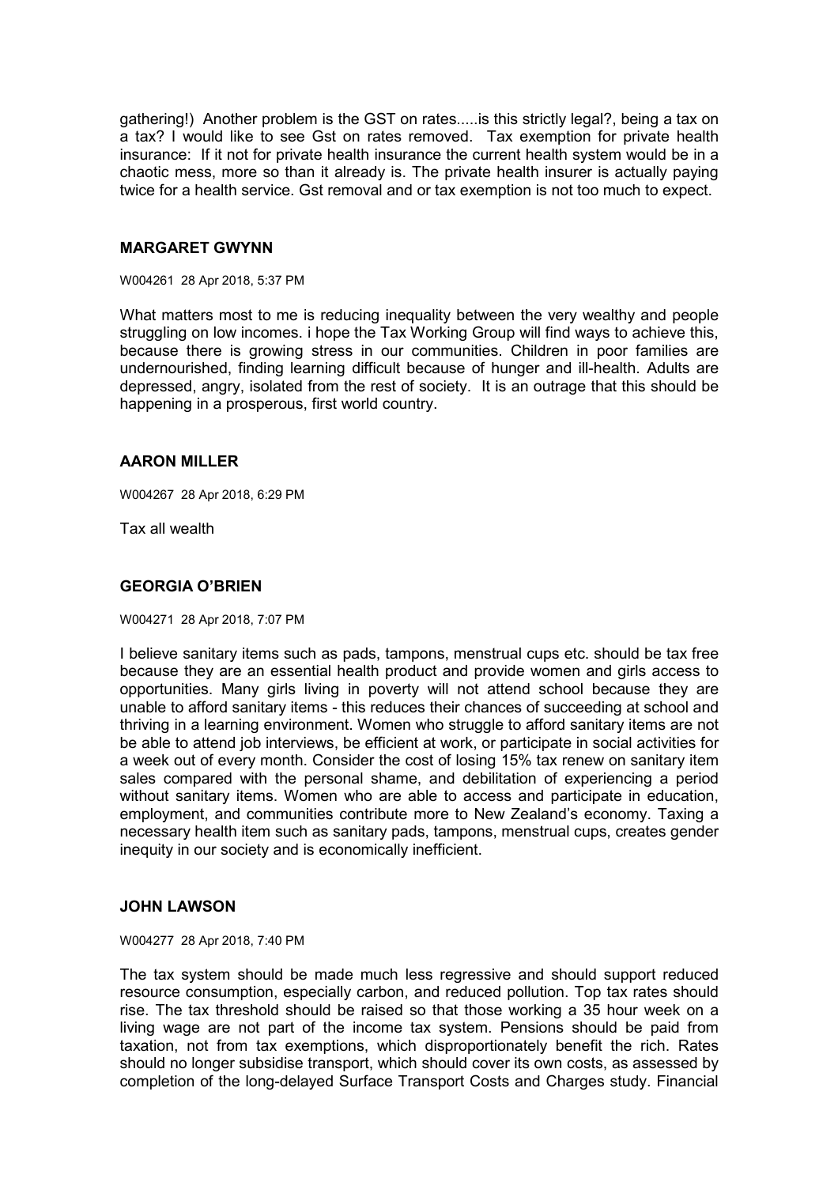gathering!) Another problem is the GST on rates.....is this strictly legal?, being a tax on a tax? I would like to see Gst on rates removed. Tax exemption for private health insurance: If it not for private health insurance the current health system would be in a chaotic mess, more so than it already is. The private health insurer is actually paying twice for a health service. Gst removal and or tax exemption is not too much to expect.

### MARGARET GWYNN

W004261 28 Apr 2018, 5:37 PM

What matters most to me is reducing inequality between the very wealthy and people struggling on low incomes. i hope the Tax Working Group will find ways to achieve this, because there is growing stress in our communities. Children in poor families are undernourished, finding learning difficult because of hunger and ill-health. Adults are depressed, angry, isolated from the rest of society. It is an outrage that this should be happening in a prosperous, first world country.

### AARON MILLER

W004267 28 Apr 2018, 6:29 PM

Tax all wealth

### GEORGIA O'BRIEN

W004271 28 Apr 2018, 7:07 PM

I believe sanitary items such as pads, tampons, menstrual cups etc. should be tax free because they are an essential health product and provide women and girls access to opportunities. Many girls living in poverty will not attend school because they are unable to afford sanitary items - this reduces their chances of succeeding at school and thriving in a learning environment. Women who struggle to afford sanitary items are not be able to attend job interviews, be efficient at work, or participate in social activities for a week out of every month. Consider the cost of losing 15% tax renew on sanitary item sales compared with the personal shame, and debilitation of experiencing a period without sanitary items. Women who are able to access and participate in education, employment, and communities contribute more to New Zealand's economy. Taxing a necessary health item such as sanitary pads, tampons, menstrual cups, creates gender inequity in our society and is economically inefficient.

### JOHN LAWSON

W004277 28 Apr 2018, 7:40 PM

The tax system should be made much less regressive and should support reduced resource consumption, especially carbon, and reduced pollution. Top tax rates should rise. The tax threshold should be raised so that those working a 35 hour week on a living wage are not part of the income tax system. Pensions should be paid from taxation, not from tax exemptions, which disproportionately benefit the rich. Rates should no longer subsidise transport, which should cover its own costs, as assessed by completion of the long-delayed Surface Transport Costs and Charges study. Financial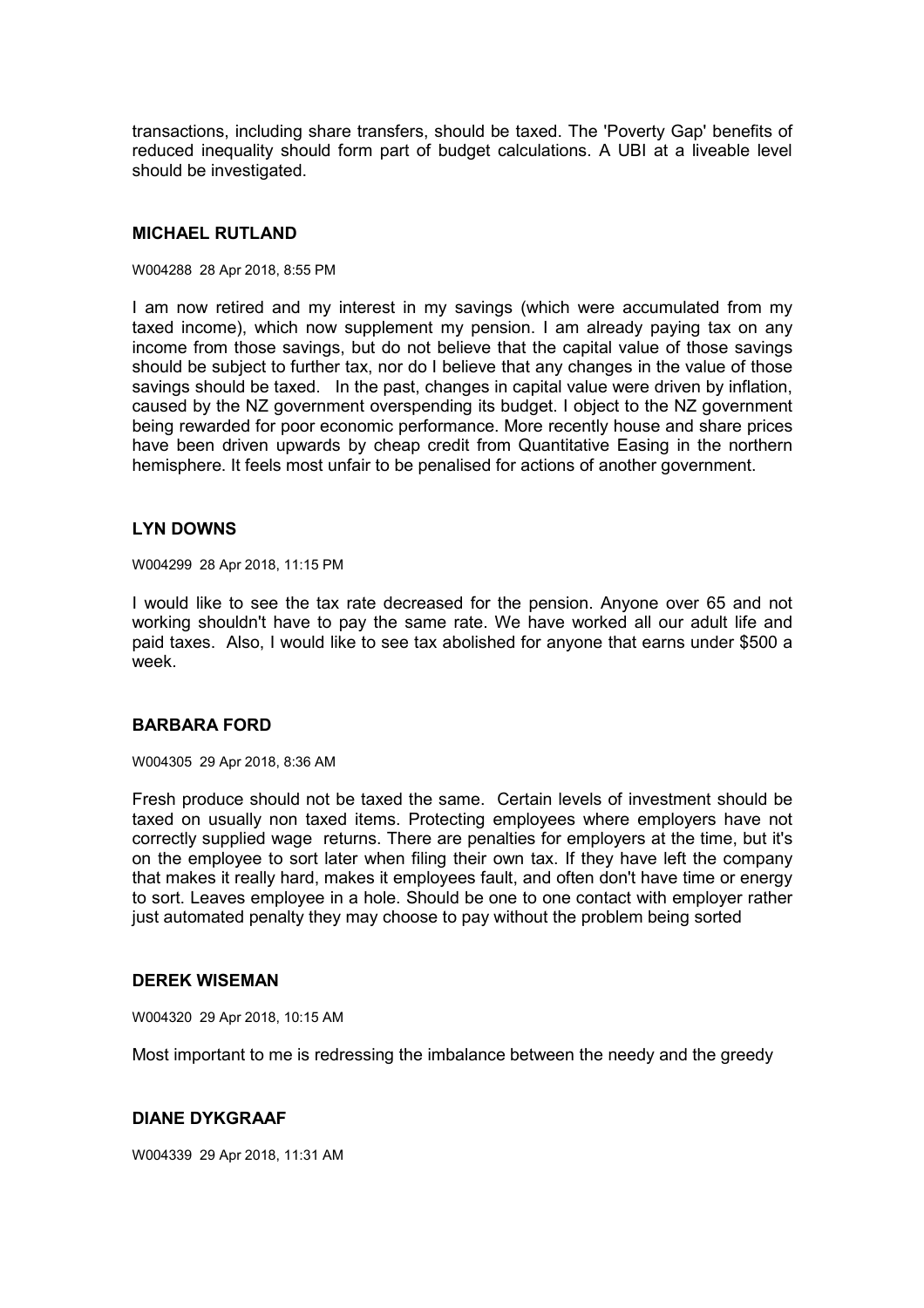transactions, including share transfers, should be taxed. The 'Poverty Gap' benefits of reduced inequality should form part of budget calculations. A UBI at a liveable level should be investigated.

### MICHAEL RUTLAND

W004288 28 Apr 2018, 8:55 PM

I am now retired and my interest in my savings (which were accumulated from my taxed income), which now supplement my pension. I am already paying tax on any income from those savings, but do not believe that the capital value of those savings should be subject to further tax, nor do I believe that any changes in the value of those savings should be taxed. In the past, changes in capital value were driven by inflation, caused by the NZ government overspending its budget. I object to the NZ government being rewarded for poor economic performance. More recently house and share prices have been driven upwards by cheap credit from Quantitative Easing in the northern hemisphere. It feels most unfair to be penalised for actions of another government.

### LYN DOWNS

W004299 28 Apr 2018, 11:15 PM

I would like to see the tax rate decreased for the pension. Anyone over 65 and not working shouldn't have to pay the same rate. We have worked all our adult life and paid taxes. Also, I would like to see tax abolished for anyone that earns under $500 a week.

### BARBARA FORD

W004305 29 Apr 2018, 8:36 AM

Fresh produce should not be taxed the same. Certain levels of investment should be taxed on usually non taxed items. Protecting employees where employers have not correctly supplied wage returns. There are penalties for employers at the time, but it's on the employee to sort later when filing their own tax. If they have left the company that makes it really hard, makes it employees fault, and often don't have time or energy to sort. Leaves employee in a hole. Should be one to one contact with employer rather just automated penalty they may choose to pay without the problem being sorted

### DEREK WISEMAN

W004320 29 Apr 2018, 10:15 AM

Most important to me is redressing the imbalance between the needy and the greedy

### DIANE DYKGRAAF

W004339 29 Apr 2018, 11:31 AM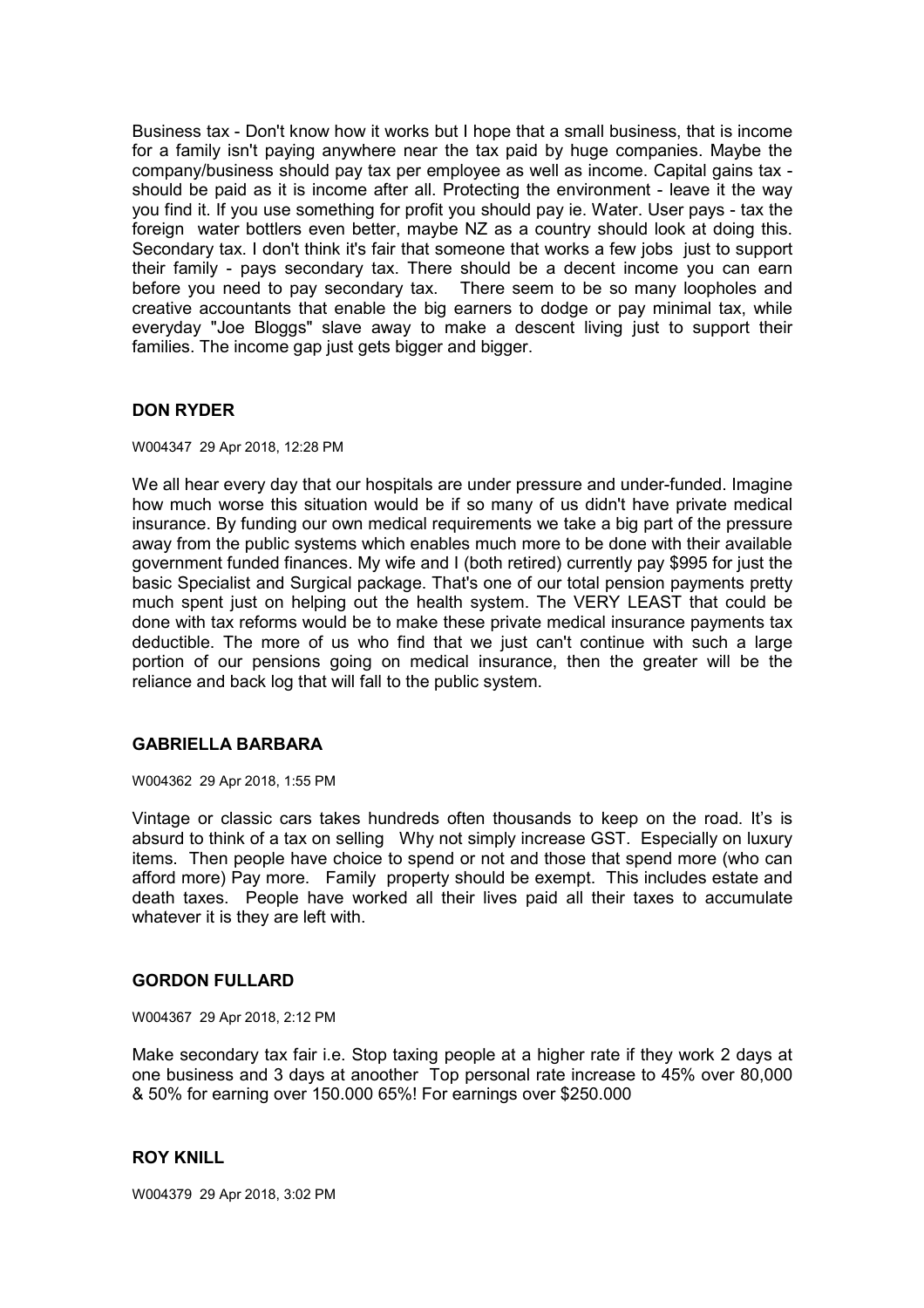Business tax - Don't know how it works but I hope that a small business, that is income for a family isn't paying anywhere near the tax paid by huge companies. Maybe the company/business should pay tax per employee as well as income. Capital gains tax - should be paid as it is income after all. Protecting the environment - leave it the way you find it. If you use something for profit you should pay ie. Water. User pays - tax the foreign water bottlers even better, maybe NZ as a country should look at doing this. Secondary tax. I don't think it's fair that someone that works a few jobs just to support their family - pays secondary tax. There should be a decent income you can earn before you need to pay secondary tax. There seem to be so many loopholes and creative accountants that enable the big earners to dodge or pay minimal tax, while everyday "Joe Bloggs" slave away to make a descent living just to support their families. The income gap just gets bigger and bigger.

### DON RYDER

W004347 29 Apr 2018, 12:28 PM

We all hear every day that our hospitals are under pressure and under-funded. Imagine how much worse this situation would be if so many of us didn't have private medical insurance. By funding our own medical requirements we take a big part of the pressure away from the public systems which enables much more to be done with their available government funded finances. My wife and I (both retired) currently pay $995 for just the basic Specialist and Surgical package. That's one of our total pension payments pretty much spent just on helping out the health system. The VERY LEAST that could be done with tax reforms would be to make these private medical insurance payments tax deductible. The more of us who find that we just can't continue with such a large portion of our pensions going on medical insurance, then the greater will be the reliance and back log that will fall to the public system.

### GABRIELLA BARBARA

W004362 29 Apr 2018, 1:55 PM

Vintage or classic cars takes hundreds often thousands to keep on the road. It's is absurd to think of a tax on selling Why not simply increase GST. Especially on luxury items. Then people have choice to spend or not and those that spend more (who can afford more) Pay more. Family property should be exempt. This includes estate and death taxes. People have worked all their lives paid all their taxes to accumulate whatever it is they are left with.

### GORDON FULLARD

W004367 29 Apr 2018, 2:12 PM

Make secondary tax fair i.e. Stop taxing people at a higher rate if they work 2 days at one business and 3 days at anoother Top personal rate increase to 45% over 80,000 & 50% for earning over 150.000 65%! For earnings over $250.000

### ROY KNILL

W004379 29 Apr 2018, 3:02 PM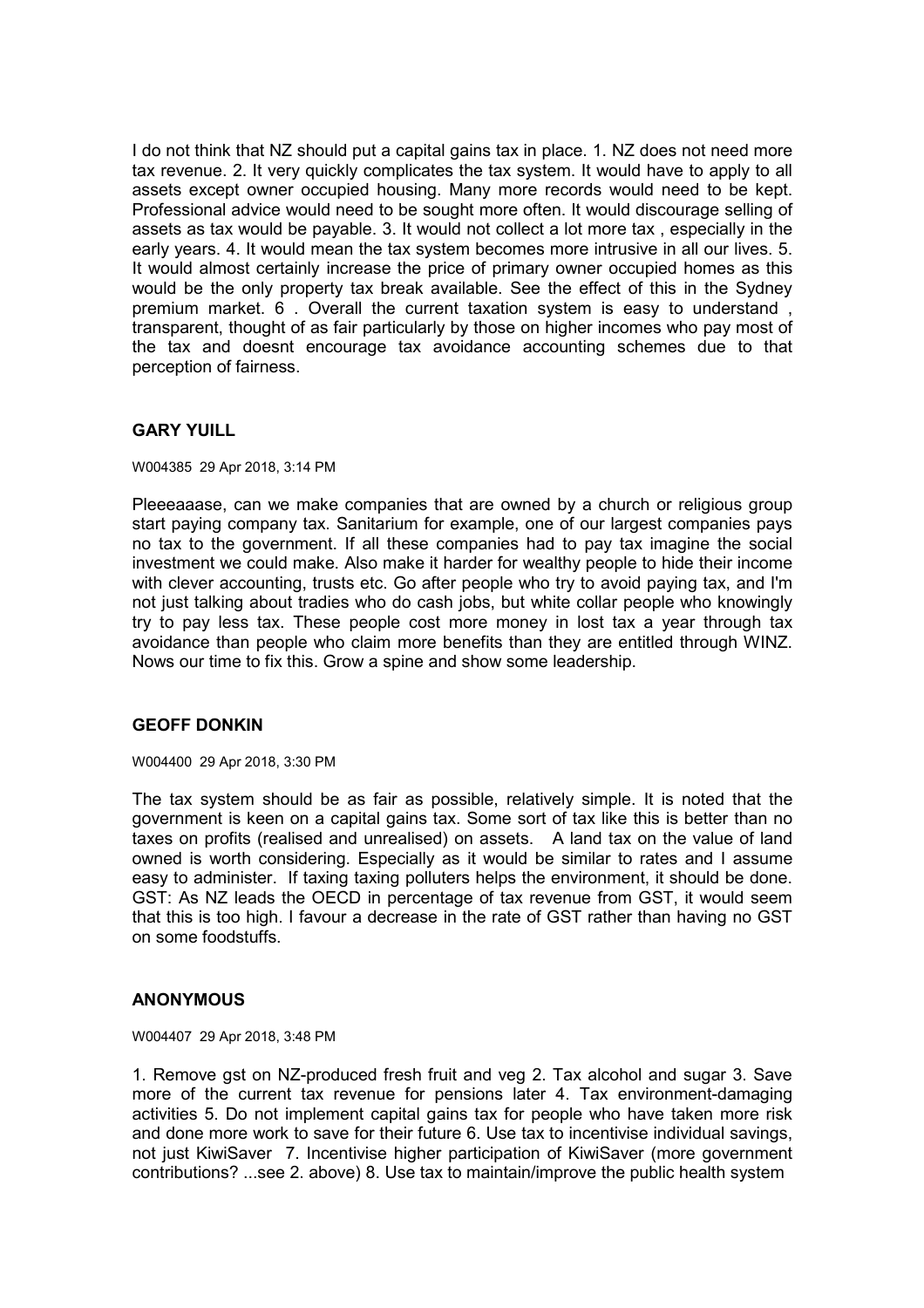I do not think that NZ should put a capital gains tax in place. 1. NZ does not need more tax revenue. 2. It very quickly complicates the tax system. It would have to apply to all assets except owner occupied housing. Many more records would need to be kept. Professional advice would need to be sought more often. It would discourage selling of assets as tax would be payable. 3. It would not collect a lot more tax , especially in the early years. 4. It would mean the tax system becomes more intrusive in all our lives. 5. It would almost certainly increase the price of primary owner occupied homes as this would be the only property tax break available. See the effect of this in the Sydney premium market. 6 . Overall the current taxation system is easy to understand , transparent, thought of as fair particularly by those on higher incomes who pay most of the tax and doesnt encourage tax avoidance accounting schemes due to that perception of fairness.

### GARY YUILL

W004385 29 Apr 2018, 3:14 PM

Pleeeaaase, can we make companies that are owned by a church or religious group start paying company tax. Sanitarium for example, one of our largest companies pays no tax to the government. If all these companies had to pay tax imagine the social investment we could make. Also make it harder for wealthy people to hide their income with clever accounting, trusts etc. Go after people who try to avoid paying tax, and I'm not just talking about tradies who do cash jobs, but white collar people who knowingly try to pay less tax. These people cost more money in lost tax a year through tax avoidance than people who claim more benefits than they are entitled through WINZ. Nows our time to fix this. Grow a spine and show some leadership.

### GEOFF DONKIN

W004400 29 Apr 2018, 3:30 PM

The tax system should be as fair as possible, relatively simple. It is noted that the government is keen on a capital gains tax. Some sort of tax like this is better than no taxes on profits (realised and unrealised) on assets. A land tax on the value of land owned is worth considering. Especially as it would be similar to rates and I assume easy to administer. If taxing taxing polluters helps the environment, it should be done. GST: As NZ leads the OECD in percentage of tax revenue from GST, it would seem that this is too high. I favour a decrease in the rate of GST rather than having no GST on some foodstuffs.

### ANONYMOUS

W004407 29 Apr 2018, 3:48 PM

1. Remove gst on NZ-produced fresh fruit and veg 2. Tax alcohol and sugar 3. Save more of the current tax revenue for pensions later 4. Tax environment-damaging activities 5. Do not implement capital gains tax for people who have taken more risk and done more work to save for their future 6. Use tax to incentivise individual savings, not just KiwiSaver 7. Incentivise higher participation of KiwiSaver (more government contributions? ...see 2. above) 8. Use tax to maintain/improve the public health system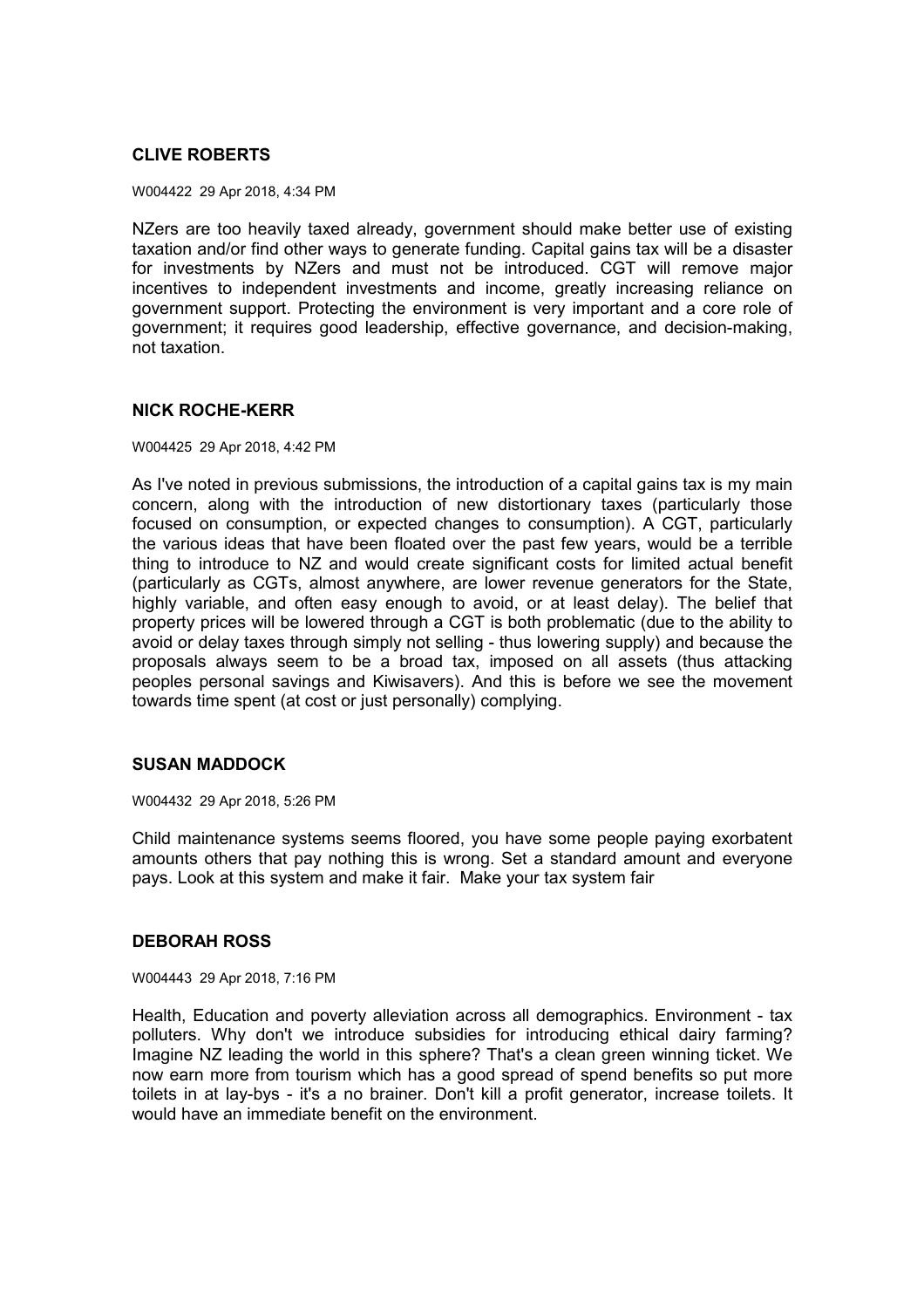### CLIVE ROBERTS

W004422 29 Apr 2018, 4:34 PM

NZers are too heavily taxed already, government should make better use of existing taxation and/or find other ways to generate funding. Capital gains tax will be a disaster for investments by NZers and must not be introduced. CGT will remove major incentives to independent investments and income, greatly increasing reliance on government support. Protecting the environment is very important and a core role of government; it requires good leadership, effective governance, and decision-making, not taxation.

### NICK ROCHE-KERR

W004425 29 Apr 2018, 4:42 PM

As I've noted in previous submissions, the introduction of a capital gains tax is my main concern, along with the introduction of new distortionary taxes (particularly those focused on consumption, or expected changes to consumption). A CGT, particularly the various ideas that have been floated over the past few years, would be a terrible thing to introduce to NZ and would create significant costs for limited actual benefit (particularly as CGTs, almost anywhere, are lower revenue generators for the State, highly variable, and often easy enough to avoid, or at least delay). The belief that property prices will be lowered through a CGT is both problematic (due to the ability to avoid or delay taxes through simply not selling - thus lowering supply) and because the proposals always seem to be a broad tax, imposed on all assets (thus attacking peoples personal savings and Kiwisavers). And this is before we see the movement towards time spent (at cost or just personally) complying.

### SUSAN MADDOCK

W004432 29 Apr 2018, 5:26 PM

Child maintenance systems seems floored, you have some people paying exorbatent amounts others that pay nothing this is wrong. Set a standard amount and everyone pays. Look at this system and make it fair. Make your tax system fair

### DEBORAH ROSS

W004443 29 Apr 2018, 7:16 PM

Health, Education and poverty alleviation across all demographics. Environment - tax polluters. Why don't we introduce subsidies for introducing ethical dairy farming? Imagine NZ leading the world in this sphere? That's a clean green winning ticket. We now earn more from tourism which has a good spread of spend benefits so put more toilets in at lay-bys - it's a no brainer. Don't kill a profit generator, increase toilets. It would have an immediate benefit on the environment.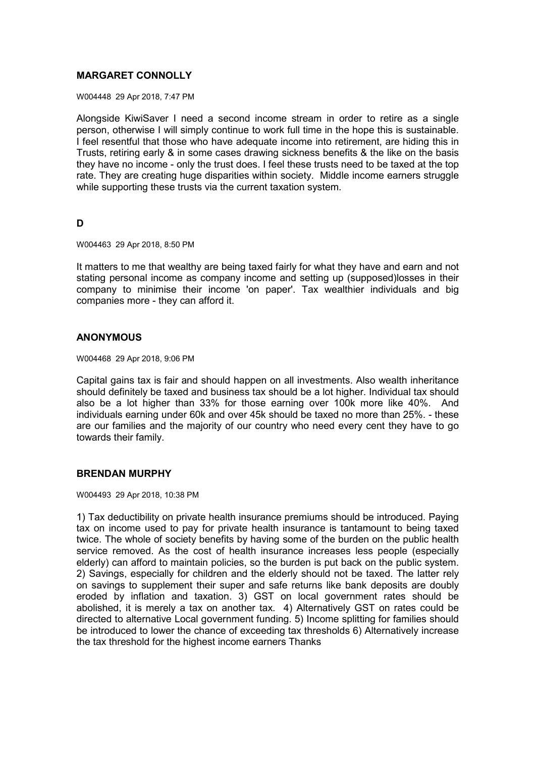### MARGARET CONNOLLY

W004448 29 Apr 2018, 7:47 PM

Alongside KiwiSaver I need a second income stream in order to retire as a single person, otherwise I will simply continue to work full time in the hope this is sustainable. I feel resentful that those who have adequate income into retirement, are hiding this in Trusts, retiring early & in some cases drawing sickness benefits & the like on the basis they have no income - only the trust does. I feel these trusts need to be taxed at the top rate. They are creating huge disparities within society. Middle income earners struggle while supporting these trusts via the current taxation system.

### D

W004463 29 Apr 2018, 8:50 PM

It matters to me that wealthy are being taxed fairly for what they have and earn and not stating personal income as company income and setting up (supposed)losses in their company to minimise their income 'on paper'. Tax wealthier individuals and big companies more - they can afford it.

### ANONYMOUS

W004468 29 Apr 2018, 9:06 PM

Capital gains tax is fair and should happen on all investments. Also wealth inheritance should definitely be taxed and business tax should be a lot higher. Individual tax should also be a lot higher than 33% for those earning over 100k more like 40%. And individuals earning under 60k and over 45k should be taxed no more than 25%. - these are our families and the majority of our country who need every cent they have to go towards their family.

### BRENDAN MURPHY

W004493 29 Apr 2018, 10:38 PM

1) Tax deductibility on private health insurance premiums should be introduced. Paying tax on income used to pay for private health insurance is tantamount to being taxed twice. The whole of society benefits by having some of the burden on the public health service removed. As the cost of health insurance increases less people (especially elderly) can afford to maintain policies, so the burden is put back on the public system. 2) Savings, especially for children and the elderly should not be taxed. The latter rely on savings to supplement their super and safe returns like bank deposits are doubly eroded by inflation and taxation. 3) GST on local government rates should be abolished, it is merely a tax on another tax. 4) Alternatively GST on rates could be directed to alternative Local government funding. 5) Income splitting for families should be introduced to lower the chance of exceeding tax thresholds 6) Alternatively increase the tax threshold for the highest income earners Thanks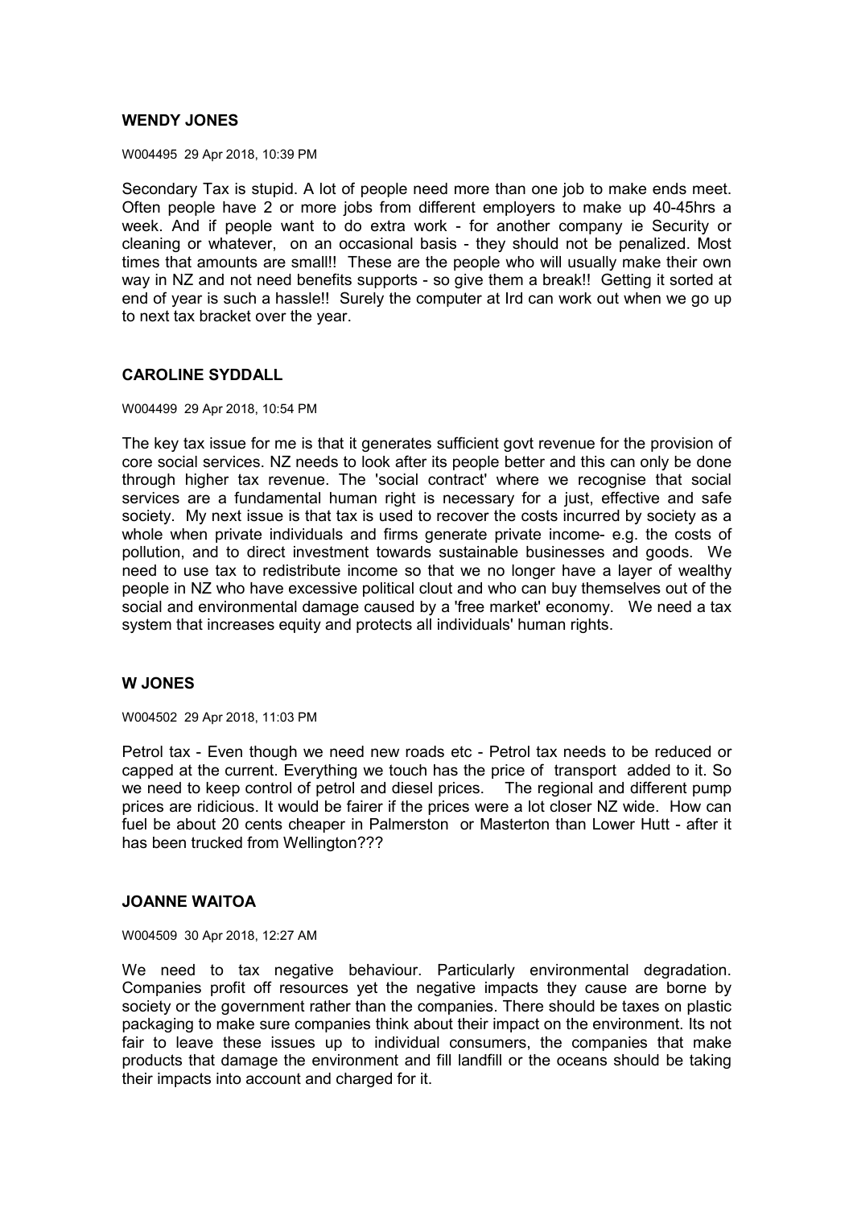### WENDY JONES

W004495 29 Apr 2018, 10:39 PM

Secondary Tax is stupid. A lot of people need more than one job to make ends meet. Often people have 2 or more jobs from different employers to make up 40-45hrs a week. And if people want to do extra work - for another company ie Security or cleaning or whatever, on an occasional basis - they should not be penalized. Most times that amounts are small!! These are the people who will usually make their own way in NZ and not need benefits supports - so give them a break!! Getting it sorted at end of year is such a hassle!! Surely the computer at Ird can work out when we go up to next tax bracket over the year.

### CAROLINE SYDDALL

W004499 29 Apr 2018, 10:54 PM

The key tax issue for me is that it generates sufficient govt revenue for the provision of core social services. NZ needs to look after its people better and this can only be done through higher tax revenue. The 'social contract' where we recognise that social services are a fundamental human right is necessary for a just, effective and safe society. My next issue is that tax is used to recover the costs incurred by society as a whole when private individuals and firms generate private income- e.g. the costs of pollution, and to direct investment towards sustainable businesses and goods. We need to use tax to redistribute income so that we no longer have a layer of wealthy people in NZ who have excessive political clout and who can buy themselves out of the social and environmental damage caused by a 'free market' economy. We need a tax system that increases equity and protects all individuals' human rights.

### W JONES

W004502 29 Apr 2018, 11:03 PM

Petrol tax - Even though we need new roads etc - Petrol tax needs to be reduced or capped at the current. Everything we touch has the price of transport added to it. So we need to keep control of petrol and diesel prices. The regional and different pump prices are ridicious. It would be fairer if the prices were a lot closer NZ wide. How can fuel be about 20 cents cheaper in Palmerston or Masterton than Lower Hutt - after it has been trucked from Wellington???

### JOANNE WAITOA

W004509 30 Apr 2018, 12:27 AM

We need to tax negative behaviour. Particularly environmental degradation. Companies profit off resources yet the negative impacts they cause are borne by society or the government rather than the companies. There should be taxes on plastic packaging to make sure companies think about their impact on the environment. Its not fair to leave these issues up to individual consumers, the companies that make products that damage the environment and fill landfill or the oceans should be taking their impacts into account and charged for it.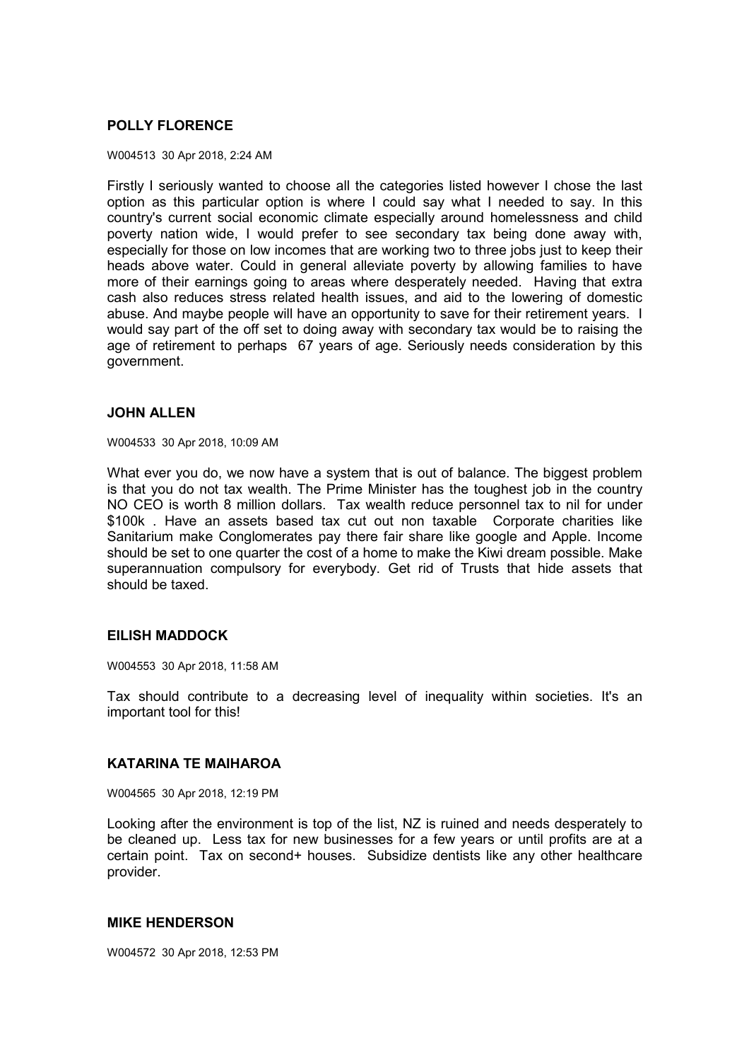### POLLY FLORENCE

W004513 30 Apr 2018, 2:24 AM

Firstly I seriously wanted to choose all the categories listed however I chose the last option as this particular option is where I could say what I needed to say. In this country's current social economic climate especially around homelessness and child poverty nation wide, I would prefer to see secondary tax being done away with, especially for those on low incomes that are working two to three jobs just to keep their heads above water. Could in general alleviate poverty by allowing families to have more of their earnings going to areas where desperately needed. Having that extra cash also reduces stress related health issues, and aid to the lowering of domestic abuse. And maybe people will have an opportunity to save for their retirement years. I would say part of the off set to doing away with secondary tax would be to raising the age of retirement to perhaps 67 years of age. Seriously needs consideration by this government.

### JOHN ALLEN

W004533 30 Apr 2018, 10:09 AM

What ever you do, we now have a system that is out of balance. The biggest problem is that you do not tax wealth. The Prime Minister has the toughest job in the country NO CEO is worth 8 million dollars. Tax wealth reduce personnel tax to nil for under $100k . Have an assets based tax cut out non taxable Corporate charities like Sanitarium make Conglomerates pay there fair share like google and Apple. Income should be set to one quarter the cost of a home to make the Kiwi dream possible. Make superannuation compulsory for everybody. Get rid of Trusts that hide assets that should be taxed.

### EILISH MADDOCK

W004553 30 Apr 2018, 11:58 AM

Tax should contribute to a decreasing level of inequality within societies. It's an important tool for this!

### KATARINA TE MAIHAROA

W004565 30 Apr 2018, 12:19 PM

Looking after the environment is top of the list, NZ is ruined and needs desperately to be cleaned up. Less tax for new businesses for a few years or until profits are at a certain point. Tax on second+ houses. Subsidize dentists like any other healthcare provider.

### MIKE HENDERSON

W004572 30 Apr 2018, 12:53 PM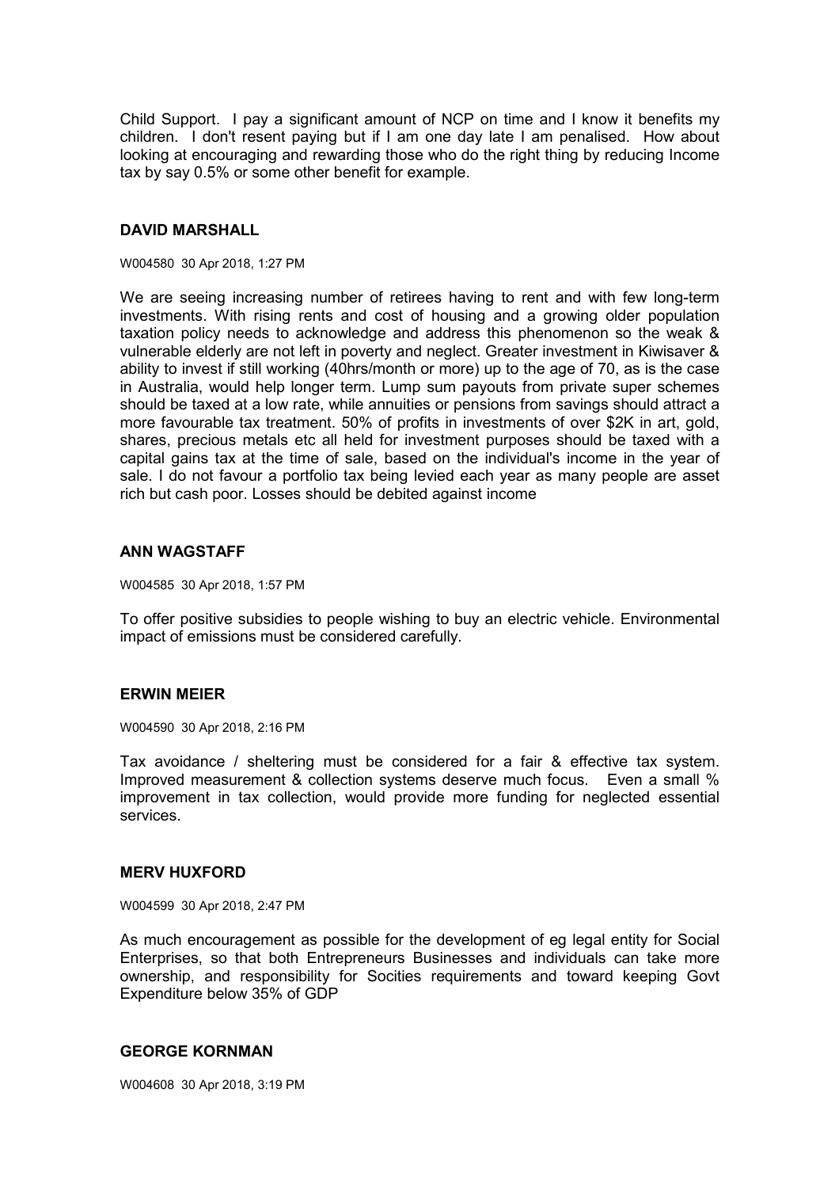Child Support. I pay a significant amount of NCP on time and I know it benefits my children. I don't resent paying but if I am one day late I am penalised. How about looking at encouraging and rewarding those who do the right thing by reducing Income tax by say 0.5% or some other benefit for example.

### DAVID MARSHALL

W004580 30 Apr 2018, 1:27 PM

We are seeing increasing number of retirees having to rent and with few long-term investments. With rising rents and cost of housing and a growing older population taxation policy needs to acknowledge and address this phenomenon so the weak & vulnerable elderly are not left in poverty and neglect. Greater investment in Kiwisaver & ability to invest if still working (40hrs/month or more) up to the age of 70, as is the case in Australia, would help longer term. Lump sum payouts from private super schemes should be taxed at a low rate, while annuities or pensions from savings should attract a more favourable tax treatment. 50% of profits in investments of over $2K in art, gold, shares, precious metals etc all held for investment purposes should be taxed with a capital gains tax at the time of sale, based on the individual's income in the year of sale. I do not favour a portfolio tax being levied each year as many people are asset rich but cash poor. Losses should be debited against income

### ANN WAGSTAFF

W004585 30 Apr 2018, 1:57 PM

To offer positive subsidies to people wishing to buy an electric vehicle. Environmental impact of emissions must be considered carefully.

### ERWIN MEIER

W004590 30 Apr 2018, 2:16 PM

Tax avoidance / sheltering must be considered for a fair & effective tax system. Improved measurement & collection systems deserve much focus. Even a small % improvement in tax collection, would provide more funding for neglected essential services.

### MERV HUXFORD

W004599 30 Apr 2018, 2:47 PM

As much encouragement as possible for the development of eg legal entity for Social Enterprises, so that both Entrepreneurs Businesses and individuals can take more ownership, and responsibility for Socities requirements and toward keeping Govt Expenditure below 35% of GDP

### GEORGE KORNMAN

W004608 30 Apr 2018, 3:19 PM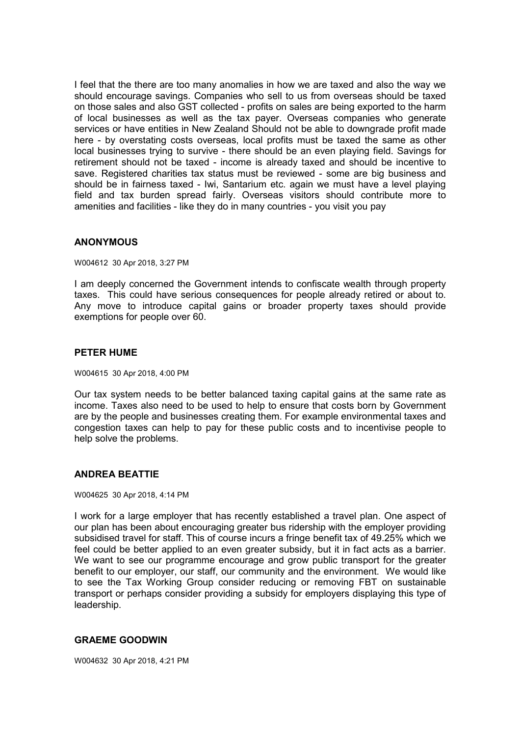I feel that the there are too many anomalies in how we are taxed and also the way we should encourage savings. Companies who sell to us from overseas should be taxed on those sales and also GST collected - profits on sales are being exported to the harm of local businesses as well as the tax payer. Overseas companies who generate services or have entities in New Zealand Should not be able to downgrade profit made here - by overstating costs overseas, local profits must be taxed the same as other local businesses trying to survive - there should be an even playing field. Savings for retirement should not be taxed - income is already taxed and should be incentive to save. Registered charities tax status must be reviewed - some are big business and should be in fairness taxed - Iwi, Santarium etc. again we must have a level playing field and tax burden spread fairly. Overseas visitors should contribute more to amenities and facilities - like they do in many countries - you visit you pay

### ANONYMOUS

W004612 30 Apr 2018, 3:27 PM

I am deeply concerned the Government intends to confiscate wealth through property taxes. This could have serious consequences for people already retired or about to. Any move to introduce capital gains or broader property taxes should provide exemptions for people over 60.

### PETER HUME

W004615 30 Apr 2018, 4:00 PM

Our tax system needs to be better balanced taxing capital gains at the same rate as income. Taxes also need to be used to help to ensure that costs born by Government are by the people and businesses creating them. For example environmental taxes and congestion taxes can help to pay for these public costs and to incentivise people to help solve the problems.

### ANDREA BEATTIE

W004625 30 Apr 2018, 4:14 PM

I work for a large employer that has recently established a travel plan. One aspect of our plan has been about encouraging greater bus ridership with the employer providing subsidised travel for staff. This of course incurs a fringe benefit tax of 49.25% which we feel could be better applied to an even greater subsidy, but it in fact acts as a barrier. We want to see our programme encourage and grow public transport for the greater benefit to our employer, our staff, our community and the environment. We would like to see the Tax Working Group consider reducing or removing FBT on sustainable transport or perhaps consider providing a subsidy for employers displaying this type of leadership.

### GRAEME GOODWIN

W004632 30 Apr 2018, 4:21 PM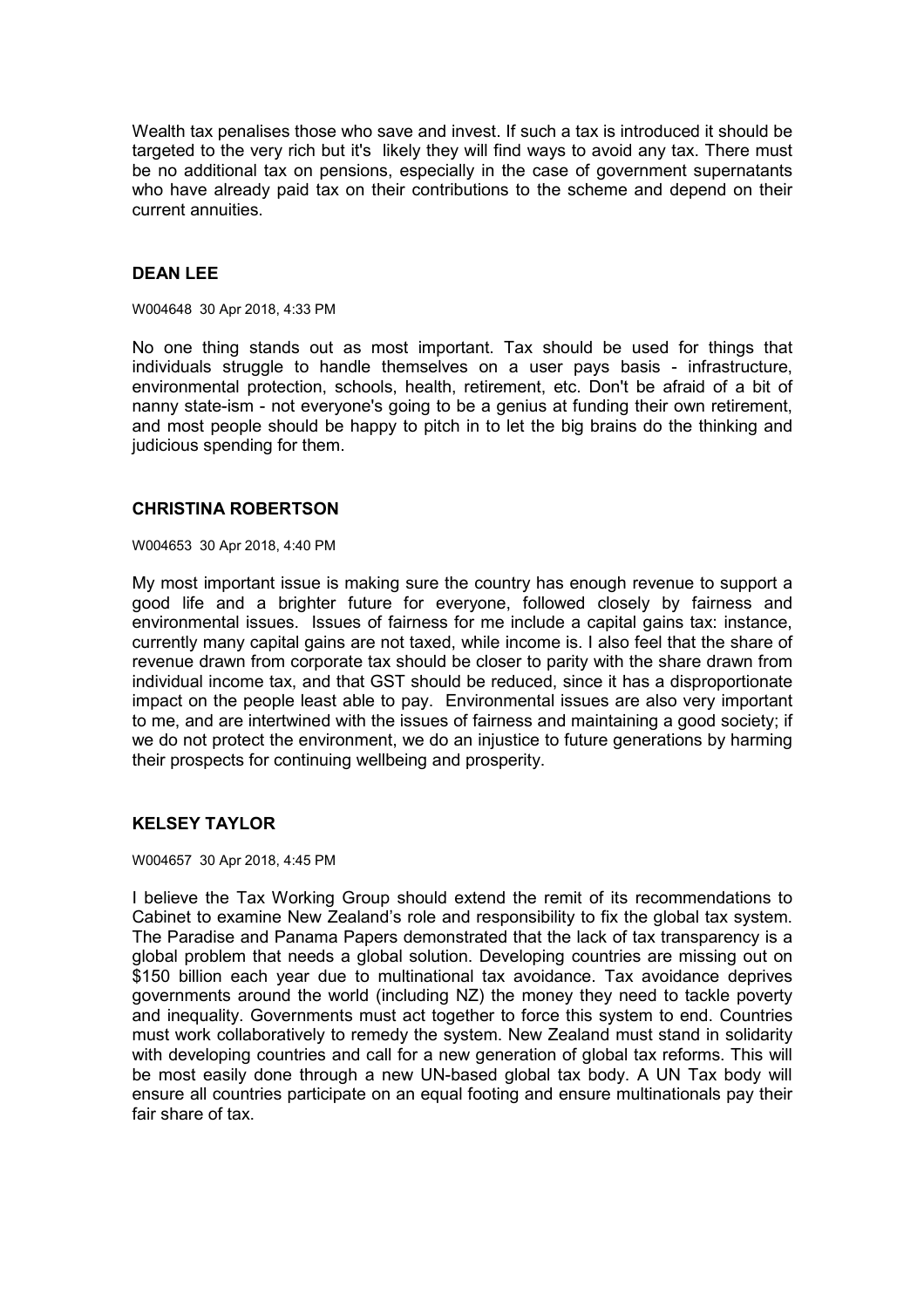Wealth tax penalises those who save and invest. If such a tax is introduced it should be targeted to the very rich but it's likely they will find ways to avoid any tax. There must be no additional tax on pensions, especially in the case of government supernatants who have already paid tax on their contributions to the scheme and depend on their current annuities.

### DEAN LEE

W004648 30 Apr 2018, 4:33 PM

No one thing stands out as most important. Tax should be used for things that individuals struggle to handle themselves on a user pays basis - infrastructure, environmental protection, schools, health, retirement, etc. Don't be afraid of a bit of nanny state-ism - not everyone's going to be a genius at funding their own retirement, and most people should be happy to pitch in to let the big brains do the thinking and judicious spending for them.

### CHRISTINA ROBERTSON

W004653 30 Apr 2018, 4:40 PM

My most important issue is making sure the country has enough revenue to support a good life and a brighter future for everyone, followed closely by fairness and environmental issues. Issues of fairness for me include a capital gains tax: instance, currently many capital gains are not taxed, while income is. I also feel that the share of revenue drawn from corporate tax should be closer to parity with the share drawn from individual income tax, and that GST should be reduced, since it has a disproportionate impact on the people least able to pay. Environmental issues are also very important to me, and are intertwined with the issues of fairness and maintaining a good society; if we do not protect the environment, we do an injustice to future generations by harming their prospects for continuing wellbeing and prosperity.

### KELSEY TAYLOR

W004657 30 Apr 2018, 4:45 PM

I believe the Tax Working Group should extend the remit of its recommendations to Cabinet to examine New Zealand's role and responsibility to fix the global tax system. The Paradise and Panama Papers demonstrated that the lack of tax transparency is a global problem that needs a global solution. Developing countries are missing out on $150 billion each year due to multinational tax avoidance. Tax avoidance deprives governments around the world (including NZ) the money they need to tackle poverty and inequality. Governments must act together to force this system to end. Countries must work collaboratively to remedy the system. New Zealand must stand in solidarity with developing countries and call for a new generation of global tax reforms. This will be most easily done through a new UN-based global tax body. A UN Tax body will ensure all countries participate on an equal footing and ensure multinationals pay their fair share of tax.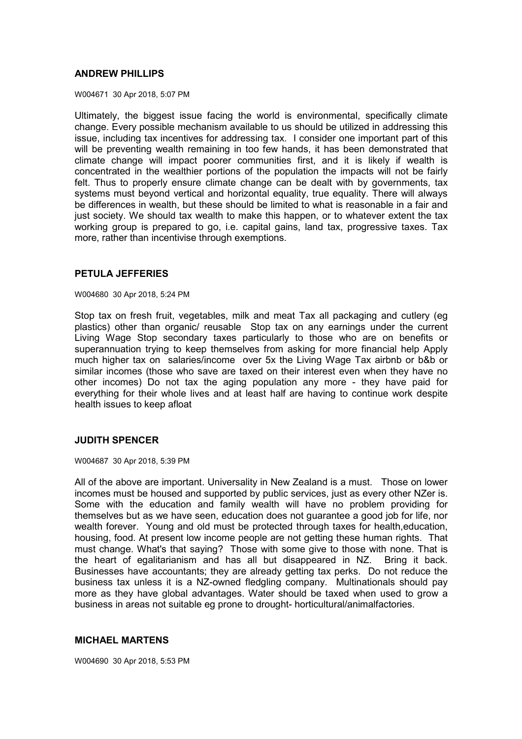### ANDREW PHILLIPS

W004671 30 Apr 2018, 5:07 PM

Ultimately, the biggest issue facing the world is environmental, specifically climate change. Every possible mechanism available to us should be utilized in addressing this issue, including tax incentives for addressing tax. I consider one important part of this will be preventing wealth remaining in too few hands, it has been demonstrated that climate change will impact poorer communities first, and it is likely if wealth is concentrated in the wealthier portions of the population the impacts will not be fairly felt. Thus to properly ensure climate change can be dealt with by governments, tax systems must beyond vertical and horizontal equality, true equality. There will always be differences in wealth, but these should be limited to what is reasonable in a fair and just society. We should tax wealth to make this happen, or to whatever extent the tax working group is prepared to go, i.e. capital gains, land tax, progressive taxes. Tax more, rather than incentivise through exemptions.

### PETULA JEFFERIES

W004680 30 Apr 2018, 5:24 PM

Stop tax on fresh fruit, vegetables, milk and meat Tax all packaging and cutlery (eg plastics) other than organic/ reusable Stop tax on any earnings under the current Living Wage Stop secondary taxes particularly to those who are on benefits or superannuation trying to keep themselves from asking for more financial help Apply much higher tax on salaries/income over 5x the Living Wage Tax airbnb or b&b or similar incomes (those who save are taxed on their interest even when they have no other incomes) Do not tax the aging population any more - they have paid for everything for their whole lives and at least half are having to continue work despite health issues to keep afloat

### JUDITH SPENCER

W004687 30 Apr 2018, 5:39 PM

All of the above are important. Universality in New Zealand is a must. Those on lower incomes must be housed and supported by public services, just as every other NZer is. Some with the education and family wealth will have no problem providing for themselves but as we have seen, education does not guarantee a good job for life, nor wealth forever. Young and old must be protected through taxes for health,education, housing, food. At present low income people are not getting these human rights. That must change. What's that saying? Those with some give to those with none. That is the heart of egalitarianism and has all but disappeared in NZ. Bring it back. Businesses have accountants; they are already getting tax perks. Do not reduce the business tax unless it is a NZ-owned fledgling company. Multinationals should pay more as they have global advantages. Water should be taxed when used to grow a business in areas not suitable eg prone to drought- horticultural/animalfactories.

### MICHAEL MARTENS

W004690 30 Apr 2018, 5:53 PM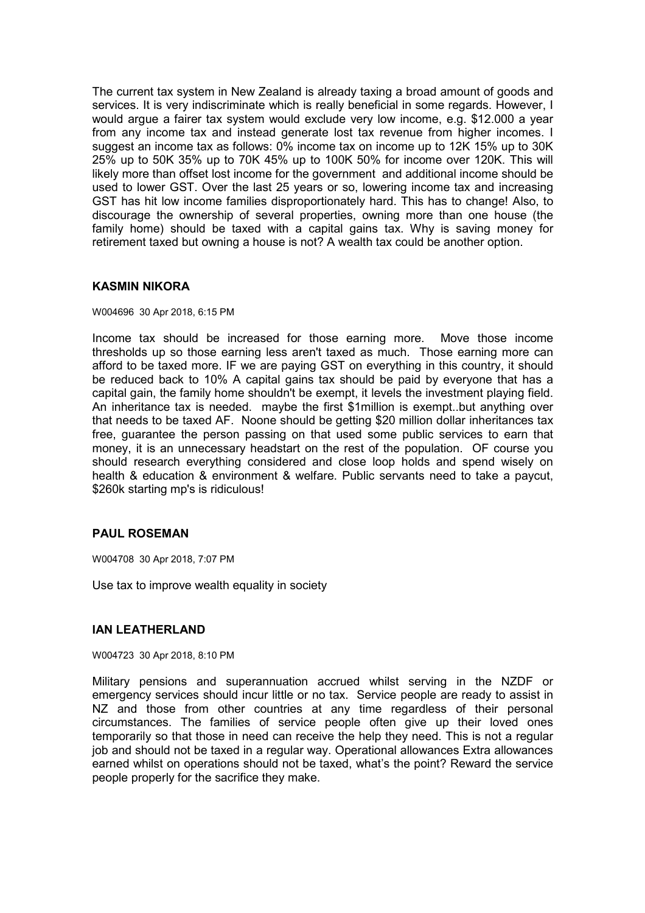The current tax system in New Zealand is already taxing a broad amount of goods and services. It is very indiscriminate which is really beneficial in some regards. However, I would argue a fairer tax system would exclude very low income, e.g. $12.000 a year from any income tax and instead generate lost tax revenue from higher incomes. I suggest an income tax as follows: 0% income tax on income up to 12K 15% up to 30K 25% up to 50K 35% up to 70K 45% up to 100K 50% for income over 120K. This will likely more than offset lost income for the government  and additional income should be used to lower GST. Over the last 25 years or so, lowering income tax and increasing GST has hit low income families disproportionately hard. This has to change! Also, to discourage the ownership of several properties, owning more than one house (the family home) should be taxed with a capital gains tax. Why is saving money for retirement taxed but owning a house is not? A wealth tax could be another option.

## KASMIN NIKORA

W004696  30 Apr 2018, 6:15 PM

Income tax should be increased for those earning more.  Move those income thresholds up so those earning less aren't taxed as much.  Those earning more can afford to be taxed more. IF we are paying GST on everything in this country, it should be reduced back to 10% A capital gains tax should be paid by everyone that has a capital gain, the family home shouldn't be exempt, it levels the investment playing field. An inheritance tax is needed.  maybe the first $1million is exempt..but anything over that needs to be taxed AF.  Noone should be getting $20 million dollar inheritances tax free, guarantee the person passing on that used some public services to earn that money, it is an unnecessary headstart on the rest of the population.  OF course you should research everything considered and close loop holds and spend wisely on health & education & environment & welfare. Public servants need to take a paycut, $260k starting mp's is ridiculous!

## PAUL ROSEMAN

W004708  30 Apr 2018, 7:07 PM

Use tax to improve wealth equality in society

## IAN LEATHERLAND

W004723  30 Apr 2018, 8:10 PM

Military pensions and superannuation accrued whilst serving in the NZDF or emergency services should incur little or no tax.  Service people are ready to assist in NZ and those from other countries at any time regardless of their personal circumstances. The families of service people often give up their loved ones temporarily so that those in need can receive the help they need. This is not a regular job and should not be taxed in a regular way. Operational allowances Extra allowances earned whilst on operations should not be taxed, what's the point? Reward the service people properly for the sacrifice they make.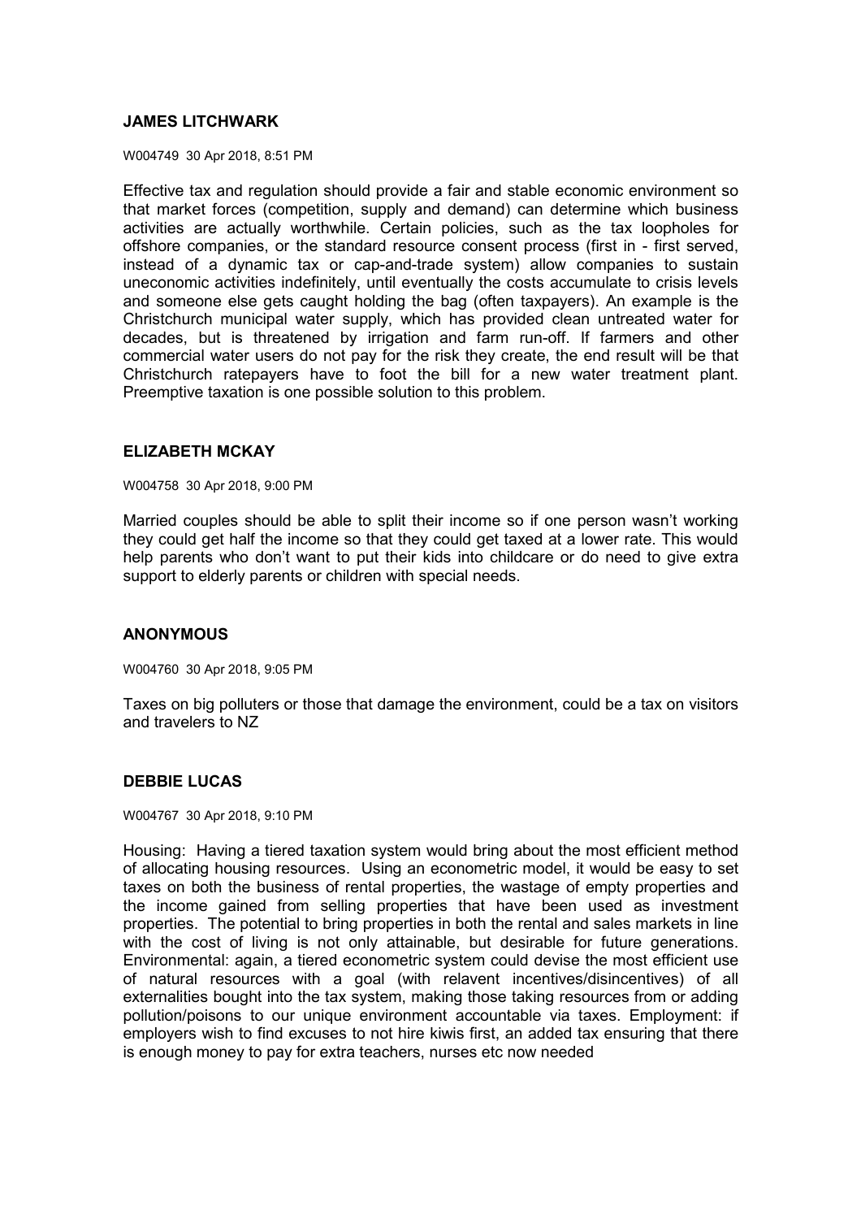**JAMES LITCHWARK**

W004749 30 Apr 2018, 8:51 PM

Effective tax and regulation should provide a fair and stable economic environment so that market forces (competition, supply and demand) can determine which business activities are actually worthwhile. Certain policies, such as the tax loopholes for offshore companies, or the standard resource consent process (first in - first served, instead of a dynamic tax or cap-and-trade system) allow companies to sustain uneconomic activities indefinitely, until eventually the costs accumulate to crisis levels and someone else gets caught holding the bag (often taxpayers). An example is the Christchurch municipal water supply, which has provided clean untreated water for decades, but is threatened by irrigation and farm run-off. If farmers and other commercial water users do not pay for the risk they create, the end result will be that Christchurch ratepayers have to foot the bill for a new water treatment plant. Preemptive taxation is one possible solution to this problem.

**ELIZABETH MCKAY**

W004758 30 Apr 2018, 9:00 PM

Married couples should be able to split their income so if one person wasn't working they could get half the income so that they could get taxed at a lower rate. This would help parents who don't want to put their kids into childcare or do need to give extra support to elderly parents or children with special needs.

**ANONYMOUS**

W004760 30 Apr 2018, 9:05 PM

Taxes on big polluters or those that damage the environment, could be a tax on visitors and travelers to NZ

**DEBBIE LUCAS**

W004767 30 Apr 2018, 9:10 PM

Housing: Having a tiered taxation system would bring about the most efficient method of allocating housing resources. Using an econometric model, it would be easy to set taxes on both the business of rental properties, the wastage of empty properties and the income gained from selling properties that have been used as investment properties. The potential to bring properties in both the rental and sales markets in line with the cost of living is not only attainable, but desirable for future generations. Environmental: again, a tiered econometric system could devise the most efficient use of natural resources with a goal (with relavent incentives/disincentives) of all externalities bought into the tax system, making those taking resources from or adding pollution/poisons to our unique environment accountable via taxes. Employment: if employers wish to find excuses to not hire kiwis first, an added tax ensuring that there is enough money to pay for extra teachers, nurses etc now needed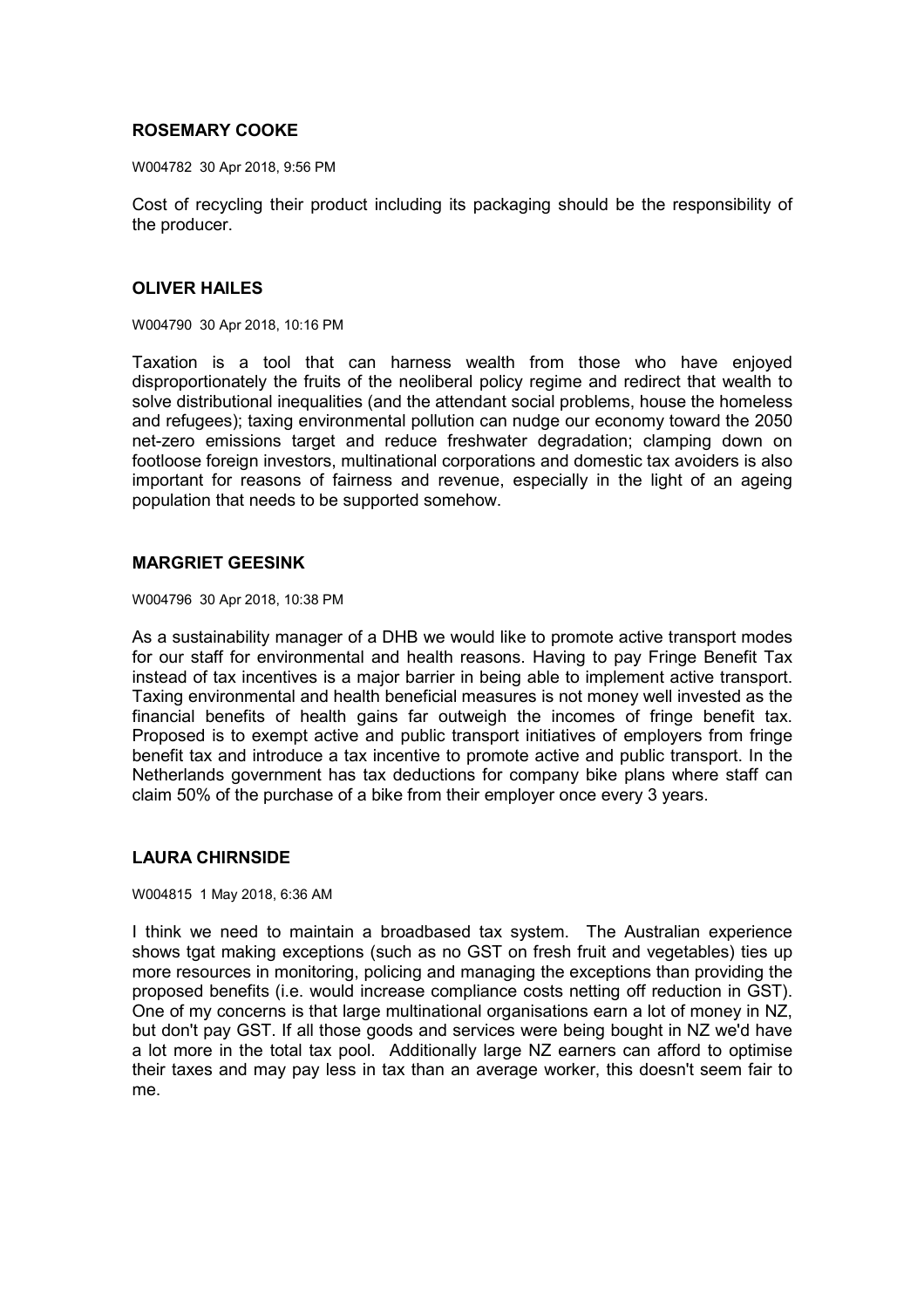### ROSEMARY COOKE

W004782 30 Apr 2018, 9:56 PM

Cost of recycling their product including its packaging should be the responsibility of the producer.

### OLIVER HAILES

W004790 30 Apr 2018, 10:16 PM

Taxation is a tool that can harness wealth from those who have enjoyed disproportionately the fruits of the neoliberal policy regime and redirect that wealth to solve distributional inequalities (and the attendant social problems, house the homeless and refugees); taxing environmental pollution can nudge our economy toward the 2050 net-zero emissions target and reduce freshwater degradation; clamping down on footloose foreign investors, multinational corporations and domestic tax avoiders is also important for reasons of fairness and revenue, especially in the light of an ageing population that needs to be supported somehow.

### MARGRIET GEESINK

W004796 30 Apr 2018, 10:38 PM

As a sustainability manager of a DHB we would like to promote active transport modes for our staff for environmental and health reasons. Having to pay Fringe Benefit Tax instead of tax incentives is a major barrier in being able to implement active transport. Taxing environmental and health beneficial measures is not money well invested as the financial benefits of health gains far outweigh the incomes of fringe benefit tax. Proposed is to exempt active and public transport initiatives of employers from fringe benefit tax and introduce a tax incentive to promote active and public transport. In the Netherlands government has tax deductions for company bike plans where staff can claim 50% of the purchase of a bike from their employer once every 3 years.

### LAURA CHIRNSIDE

W004815 1 May 2018, 6:36 AM

I think we need to maintain a broadbased tax system. The Australian experience shows tgat making exceptions (such as no GST on fresh fruit and vegetables) ties up more resources in monitoring, policing and managing the exceptions than providing the proposed benefits (i.e. would increase compliance costs netting off reduction in GST). One of my concerns is that large multinational organisations earn a lot of money in NZ, but don't pay GST. If all those goods and services were being bought in NZ we'd have a lot more in the total tax pool. Additionally large NZ earners can afford to optimise their taxes and may pay less in tax than an average worker, this doesn't seem fair to me.